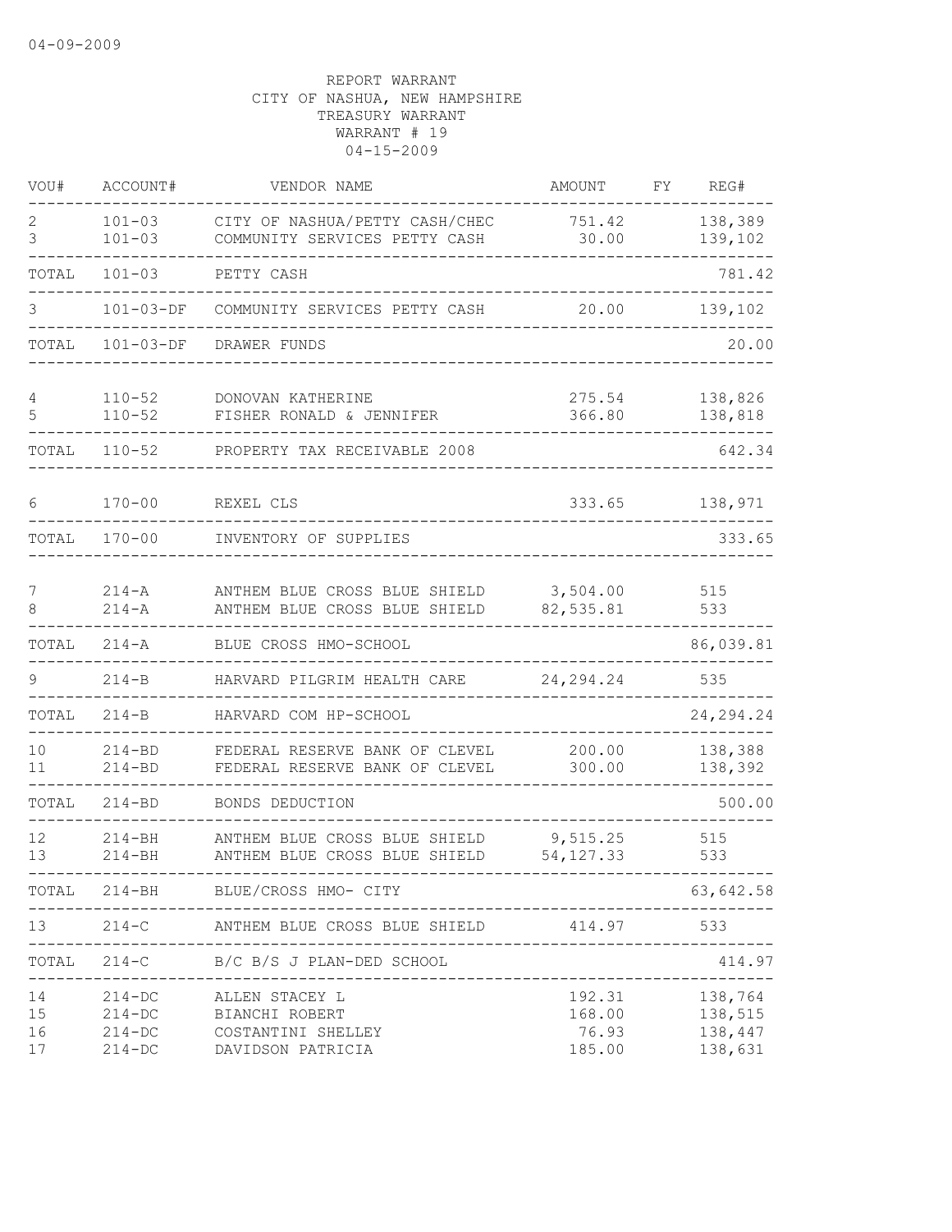04-09-2009

REPORT WARRANT
CITY OF NASHUA, NEW HAMPSHIRE
TREASURY WARRANT
WARRANT # 19
04-15-2009

| VOU# | ACCOUNT# | VENDOR NAME | AMOUNT | FY | REG# |
|---|---|---|---|---|---|
| 2 | 101-03 | CITY OF NASHUA/PETTY CASH/CHEC | 751.42 | | 138,389 |
| 3 | 101-03 | COMMUNITY SERVICES PETTY CASH | 30.00 | | 139,102 |
| TOTAL | 101-03 | PETTY CASH | | | 781.42 |
| 3 | 101-03-DF | COMMUNITY SERVICES PETTY CASH | 20.00 | | 139,102 |
| TOTAL | 101-03-DF | DRAWER FUNDS | | | 20.00 |
| 4 | 110-52 | DONOVAN KATHERINE | 275.54 | | 138,826 |
| 5 | 110-52 | FISHER RONALD & JENNIFER | 366.80 | | 138,818 |
| TOTAL | 110-52 | PROPERTY TAX RECEIVABLE 2008 | | | 642.34 |
| 6 | 170-00 | REXEL CLS | 333.65 | | 138,971 |
| TOTAL | 170-00 | INVENTORY OF SUPPLIES | | | 333.65 |
| 7 | 214-A | ANTHEM BLUE CROSS BLUE SHIELD | 3,504.00 | | 515 |
| 8 | 214-A | ANTHEM BLUE CROSS BLUE SHIELD | 82,535.81 | | 533 |
| TOTAL | 214-A | BLUE CROSS HMO-SCHOOL | | | 86,039.81 |
| 9 | 214-B | HARVARD PILGRIM HEALTH CARE | 24,294.24 | | 535 |
| TOTAL | 214-B | HARVARD COM HP-SCHOOL | | | 24,294.24 |
| 10 | 214-BD | FEDERAL RESERVE BANK OF CLEVEL | 200.00 | | 138,388 |
| 11 | 214-BD | FEDERAL RESERVE BANK OF CLEVEL | 300.00 | | 138,392 |
| TOTAL | 214-BD | BONDS DEDUCTION | | | 500.00 |
| 12 | 214-BH | ANTHEM BLUE CROSS BLUE SHIELD | 9,515.25 | | 515 |
| 13 | 214-BH | ANTHEM BLUE CROSS BLUE SHIELD | 54,127.33 | | 533 |
| TOTAL | 214-BH | BLUE/CROSS HMO- CITY | | | 63,642.58 |
| 13 | 214-C | ANTHEM BLUE CROSS BLUE SHIELD | 414.97 | | 533 |
| TOTAL | 214-C | B/C B/S J PLAN-DED SCHOOL | | | 414.97 |
| 14 | 214-DC | ALLEN STACEY L | 192.31 | | 138,764 |
| 15 | 214-DC | BIANCHI ROBERT | 168.00 | | 138,515 |
| 16 | 214-DC | COSTANTINI SHELLEY | 76.93 | | 138,447 |
| 17 | 214-DC | DAVIDSON PATRICIA | 185.00 | | 138,631 |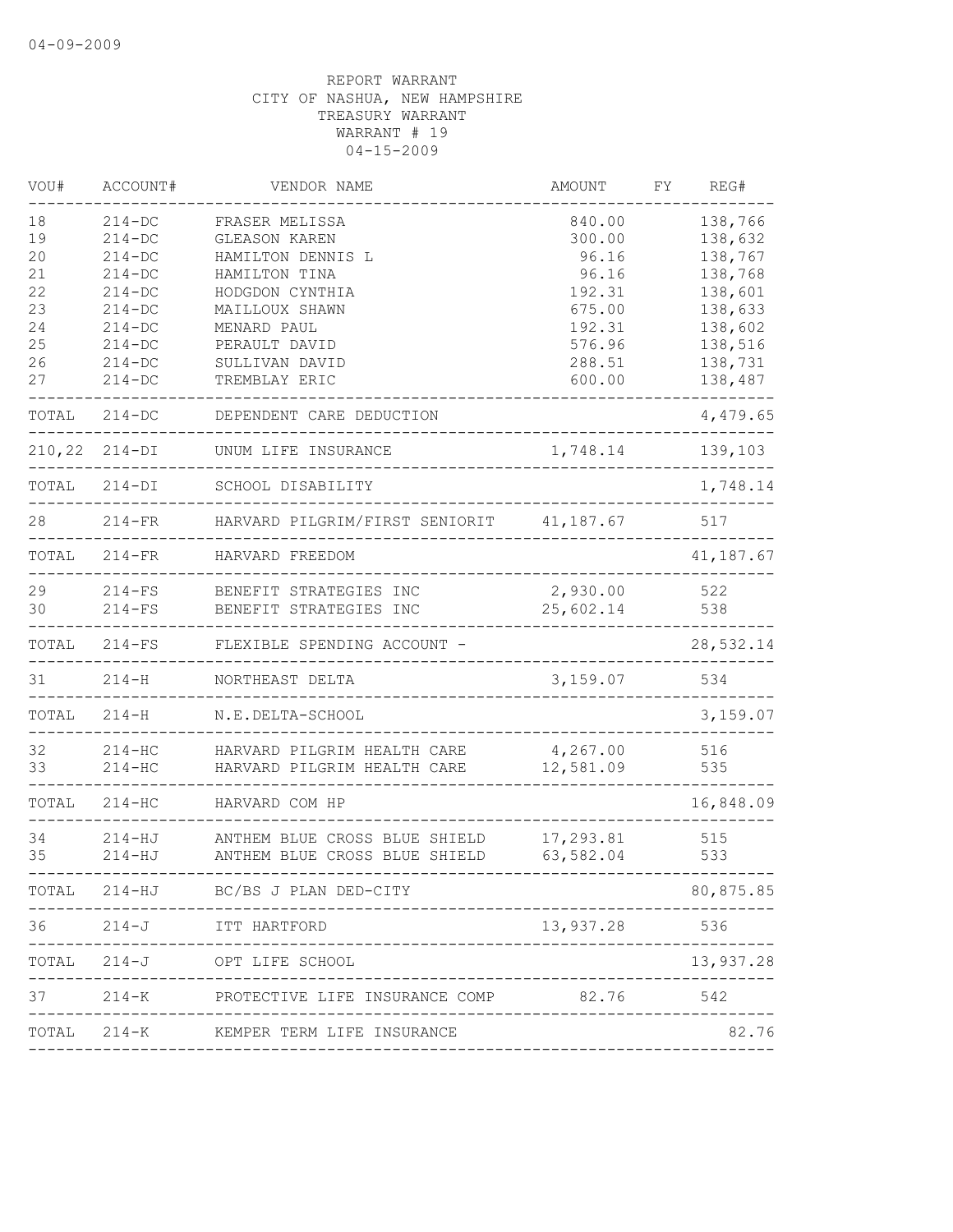04-09-2009

REPORT WARRANT
CITY OF NASHUA, NEW HAMPSHIRE
TREASURY WARRANT
WARRANT # 19
04-15-2009

| VOU# | ACCOUNT# | VENDOR NAME | AMOUNT | FY | REG# |
|---|---|---|---|---|---|
| 18 | 214-DC | FRASER MELISSA | 840.00 | | 138,766 |
| 19 | 214-DC | GLEASON KAREN | 300.00 | | 138,632 |
| 20 | 214-DC | HAMILTON DENNIS L | 96.16 | | 138,767 |
| 21 | 214-DC | HAMILTON TINA | 96.16 | | 138,768 |
| 22 | 214-DC | HODGDON CYNTHIA | 192.31 | | 138,601 |
| 23 | 214-DC | MAILLOUX SHAWN | 675.00 | | 138,633 |
| 24 | 214-DC | MENARD PAUL | 192.31 | | 138,602 |
| 25 | 214-DC | PERAULT DAVID | 576.96 | | 138,516 |
| 26 | 214-DC | SULLIVAN DAVID | 288.51 | | 138,731 |
| 27 | 214-DC | TREMBLAY ERIC | 600.00 | | 138,487 |
| TOTAL | 214-DC | DEPENDENT CARE DEDUCTION | | | 4,479.65 |
| 210,22 | 214-DI | UNUM LIFE INSURANCE | 1,748.14 | | 139,103 |
| TOTAL | 214-DI | SCHOOL DISABILITY | | | 1,748.14 |
| 28 | 214-FR | HARVARD PILGRIM/FIRST SENIORIT | 41,187.67 | | 517 |
| TOTAL | 214-FR | HARVARD FREEDOM | | | 41,187.67 |
| 29 | 214-FS | BENEFIT STRATEGIES INC | 2,930.00 | | 522 |
| 30 | 214-FS | BENEFIT STRATEGIES INC | 25,602.14 | | 538 |
| TOTAL | 214-FS | FLEXIBLE SPENDING ACCOUNT - | | | 28,532.14 |
| 31 | 214-H | NORTHEAST DELTA | 3,159.07 | | 534 |
| TOTAL | 214-H | N.E.DELTA-SCHOOL | | | 3,159.07 |
| 32 | 214-HC | HARVARD PILGRIM HEALTH CARE | 4,267.00 | | 516 |
| 33 | 214-HC | HARVARD PILGRIM HEALTH CARE | 12,581.09 | | 535 |
| TOTAL | 214-HC | HARVARD COM HP | | | 16,848.09 |
| 34 | 214-HJ | ANTHEM BLUE CROSS BLUE SHIELD | 17,293.81 | | 515 |
| 35 | 214-HJ | ANTHEM BLUE CROSS BLUE SHIELD | 63,582.04 | | 533 |
| TOTAL | 214-HJ | BC/BS J PLAN DED-CITY | | | 80,875.85 |
| 36 | 214-J | ITT HARTFORD | 13,937.28 | | 536 |
| TOTAL | 214-J | OPT LIFE SCHOOL | | | 13,937.28 |
| 37 | 214-K | PROTECTIVE LIFE INSURANCE COMP | 82.76 | | 542 |
| TOTAL | 214-K | KEMPER TERM LIFE INSURANCE | | | 82.76 |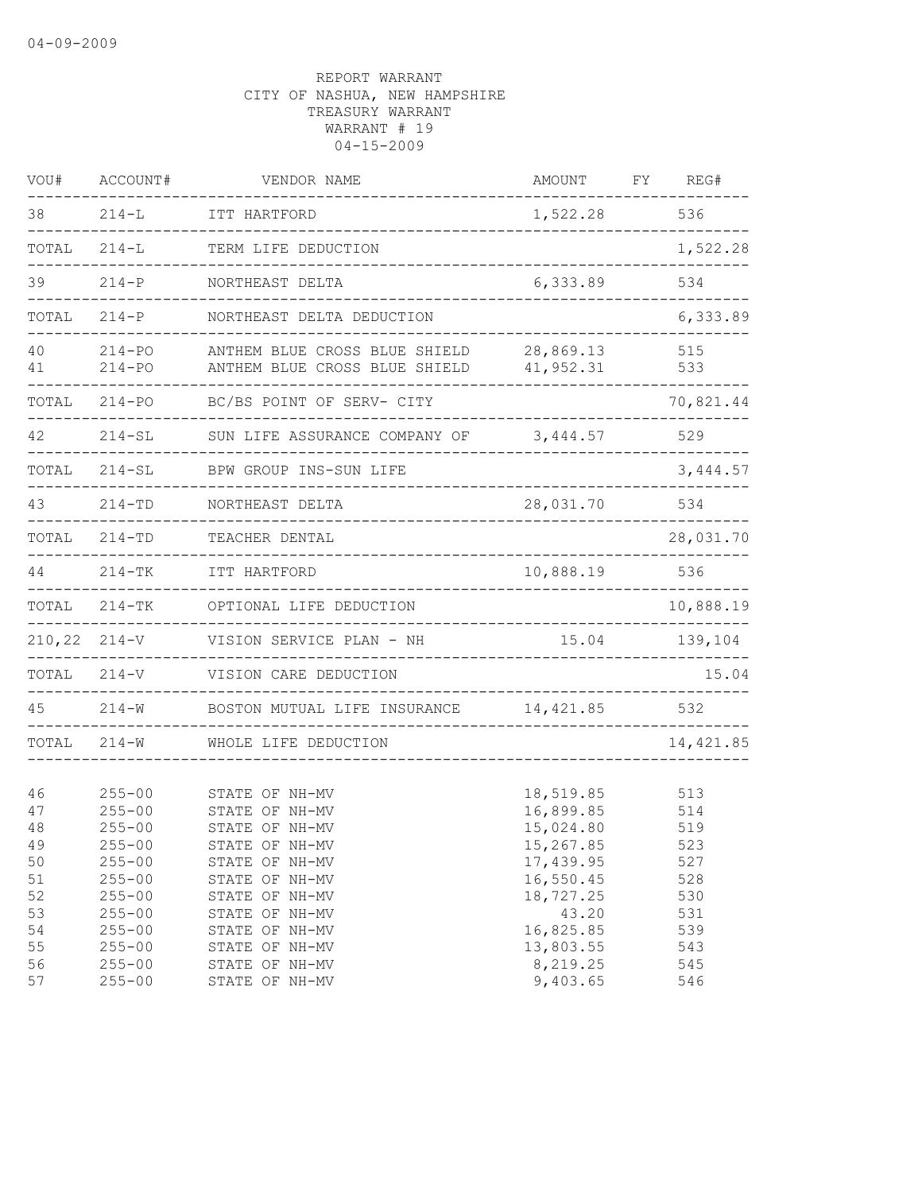04-09-2009

REPORT WARRANT
CITY OF NASHUA, NEW HAMPSHIRE
TREASURY WARRANT
WARRANT # 19
04-15-2009

| VOU# | ACCOUNT# | VENDOR NAME | AMOUNT | FY | REG# |
|---|---|---|---|---|---|
| 38 | 214-L | ITT HARTFORD | 1,522.28 | | 536 |
| TOTAL | 214-L | TERM LIFE DEDUCTION | | | 1,522.28 |
| 39 | 214-P | NORTHEAST DELTA | 6,333.89 | | 534 |
| TOTAL | 214-P | NORTHEAST DELTA DEDUCTION | | | 6,333.89 |
| 40 | 214-PO | ANTHEM BLUE CROSS BLUE SHIELD | 28,869.13 | | 515 |
| 41 | 214-PO | ANTHEM BLUE CROSS BLUE SHIELD | 41,952.31 | | 533 |
| TOTAL | 214-PO | BC/BS POINT OF SERV- CITY | | | 70,821.44 |
| 42 | 214-SL | SUN LIFE ASSURANCE COMPANY OF | 3,444.57 | | 529 |
| TOTAL | 214-SL | BPW GROUP INS-SUN LIFE | | | 3,444.57 |
| 43 | 214-TD | NORTHEAST DELTA | 28,031.70 | | 534 |
| TOTAL | 214-TD | TEACHER DENTAL | | | 28,031.70 |
| 44 | 214-TK | ITT HARTFORD | 10,888.19 | | 536 |
| TOTAL | 214-TK | OPTIONAL LIFE DEDUCTION | | | 10,888.19 |
| 210,22 | 214-V | VISION SERVICE PLAN - NH | 15.04 | | 139,104 |
| TOTAL | 214-V | VISION CARE DEDUCTION | | | 15.04 |
| 45 | 214-W | BOSTON MUTUAL LIFE INSURANCE | 14,421.85 | | 532 |
| TOTAL | 214-W | WHOLE LIFE DEDUCTION | | | 14,421.85 |
| 46 | 255-00 | STATE OF NH-MV | 18,519.85 | | 513 |
| 47 | 255-00 | STATE OF NH-MV | 16,899.85 | | 514 |
| 48 | 255-00 | STATE OF NH-MV | 15,024.80 | | 519 |
| 49 | 255-00 | STATE OF NH-MV | 15,267.85 | | 523 |
| 50 | 255-00 | STATE OF NH-MV | 17,439.95 | | 527 |
| 51 | 255-00 | STATE OF NH-MV | 16,550.45 | | 528 |
| 52 | 255-00 | STATE OF NH-MV | 18,727.25 | | 530 |
| 53 | 255-00 | STATE OF NH-MV | 43.20 | | 531 |
| 54 | 255-00 | STATE OF NH-MV | 16,825.85 | | 539 |
| 55 | 255-00 | STATE OF NH-MV | 13,803.55 | | 543 |
| 56 | 255-00 | STATE OF NH-MV | 8,219.25 | | 545 |
| 57 | 255-00 | STATE OF NH-MV | 9,403.65 | | 546 |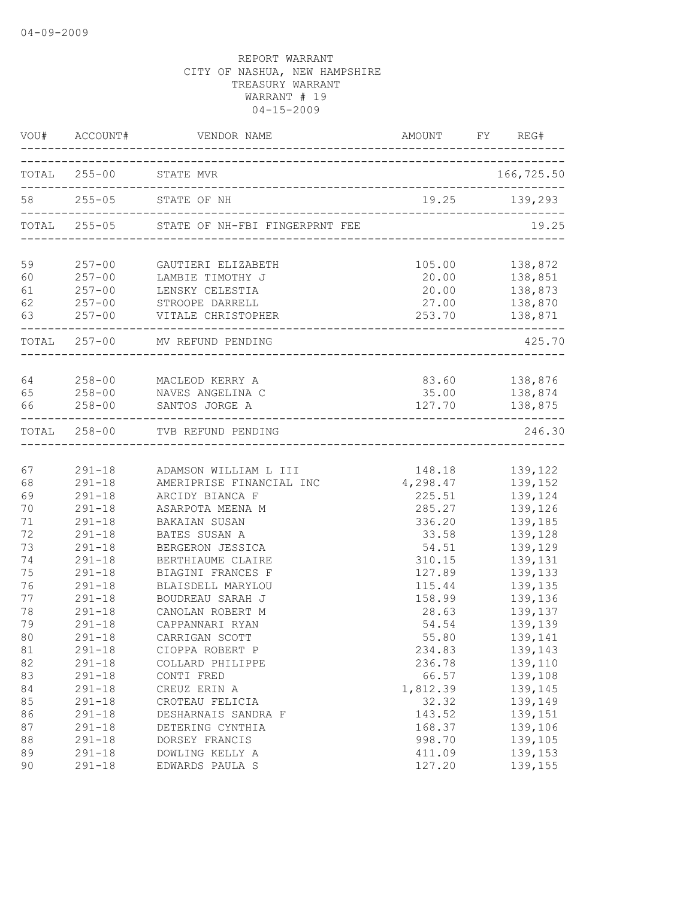04-09-2009

REPORT WARRANT
CITY OF NASHUA, NEW HAMPSHIRE
TREASURY WARRANT
WARRANT # 19
04-15-2009

| VOU# | ACCOUNT# | VENDOR NAME | AMOUNT | FY | REG# |
|---|---|---|---|---|---|
| TOTAL | 255-00 | STATE MVR | | | 166,725.50 |
| 58 | 255-05 | STATE OF NH | 19.25 | | 139,293 |
| TOTAL | 255-05 | STATE OF NH-FBI FINGERPRNT FEE | | | 19.25 |
| 59 | 257-00 | GAUTIERI ELIZABETH | 105.00 | | 138,872 |
| 60 | 257-00 | LAMBIE TIMOTHY J | 20.00 | | 138,851 |
| 61 | 257-00 | LENSKY CELESTIA | 20.00 | | 138,873 |
| 62 | 257-00 | STROOPE DARRELL | 27.00 | | 138,870 |
| 63 | 257-00 | VITALE CHRISTOPHER | 253.70 | | 138,871 |
| TOTAL | 257-00 | MV REFUND PENDING | | | 425.70 |
| 64 | 258-00 | MACLEOD KERRY A | 83.60 | | 138,876 |
| 65 | 258-00 | NAVES ANGELINA C | 35.00 | | 138,874 |
| 66 | 258-00 | SANTOS JORGE A | 127.70 | | 138,875 |
| TOTAL | 258-00 | TVB REFUND PENDING | | | 246.30 |
| 67 | 291-18 | ADAMSON WILLIAM L III | 148.18 | | 139,122 |
| 68 | 291-18 | AMERIPRISE FINANCIAL INC | 4,298.47 | | 139,152 |
| 69 | 291-18 | ARCIDY BIANCA F | 225.51 | | 139,124 |
| 70 | 291-18 | ASARPOTA MEENA M | 285.27 | | 139,126 |
| 71 | 291-18 | BAKAIAN SUSAN | 336.20 | | 139,185 |
| 72 | 291-18 | BATES SUSAN A | 33.58 | | 139,128 |
| 73 | 291-18 | BERGERON JESSICA | 54.51 | | 139,129 |
| 74 | 291-18 | BERTHIAUME CLAIRE | 310.15 | | 139,131 |
| 75 | 291-18 | BIAGINI FRANCES F | 127.89 | | 139,133 |
| 76 | 291-18 | BLAISDELL MARYLOU | 115.44 | | 139,135 |
| 77 | 291-18 | BOUDREAU SARAH J | 158.99 | | 139,136 |
| 78 | 291-18 | CANOLAN ROBERT M | 28.63 | | 139,137 |
| 79 | 291-18 | CAPPANNARI RYAN | 54.54 | | 139,139 |
| 80 | 291-18 | CARRIGAN SCOTT | 55.80 | | 139,141 |
| 81 | 291-18 | CIOPPA ROBERT P | 234.83 | | 139,143 |
| 82 | 291-18 | COLLARD PHILIPPE | 236.78 | | 139,110 |
| 83 | 291-18 | CONTI FRED | 66.57 | | 139,108 |
| 84 | 291-18 | CREUZ ERIN A | 1,812.39 | | 139,145 |
| 85 | 291-18 | CROTEAU FELICIA | 32.32 | | 139,149 |
| 86 | 291-18 | DESHARNAIS SANDRA F | 143.52 | | 139,151 |
| 87 | 291-18 | DETERING CYNTHIA | 168.37 | | 139,106 |
| 88 | 291-18 | DORSEY FRANCIS | 998.70 | | 139,105 |
| 89 | 291-18 | DOWLING KELLY A | 411.09 | | 139,153 |
| 90 | 291-18 | EDWARDS PAULA S | 127.20 | | 139,155 |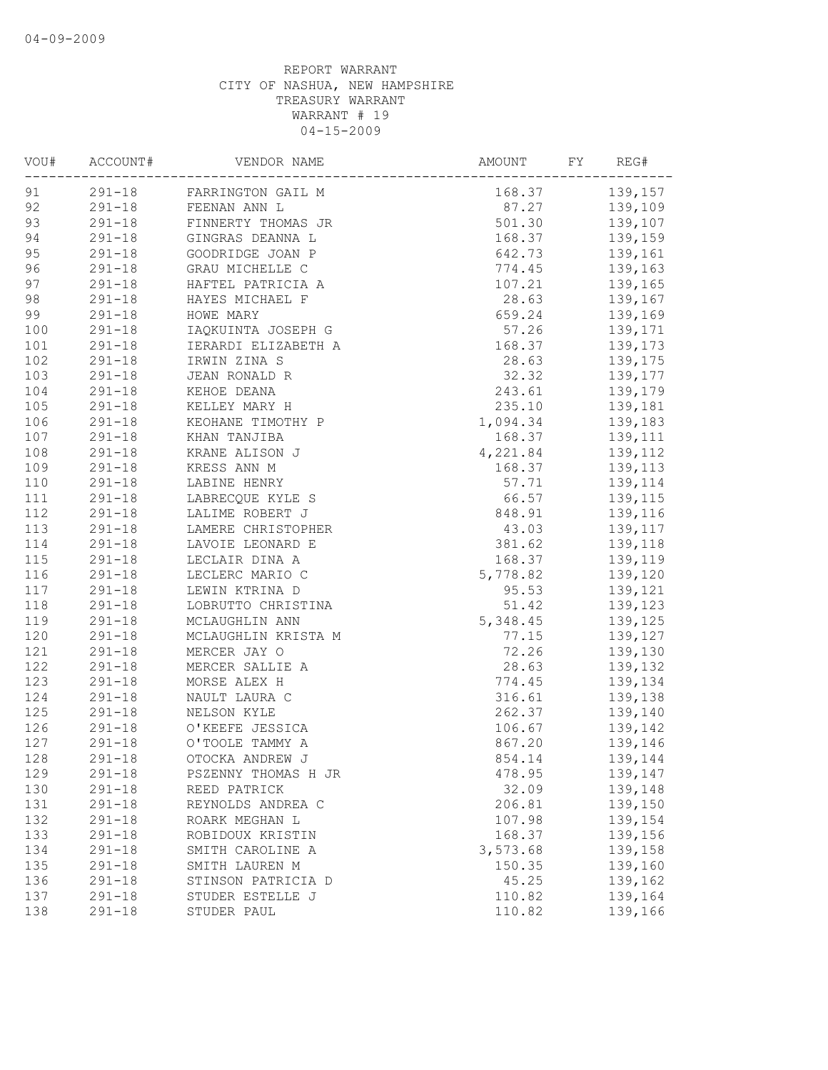04-09-2009

REPORT WARRANT
CITY OF NASHUA, NEW HAMPSHIRE
TREASURY WARRANT
WARRANT # 19
04-15-2009

| VOU# | ACCOUNT# | VENDOR NAME | AMOUNT | FY | REG# |
|---|---|---|---|---|---|
| 91 | 291-18 | FARRINGTON GAIL M | 168.37 | | 139,157 |
| 92 | 291-18 | FEENAN ANN L | 87.27 | | 139,109 |
| 93 | 291-18 | FINNERTY THOMAS JR | 501.30 | | 139,107 |
| 94 | 291-18 | GINGRAS DEANNA L | 168.37 | | 139,159 |
| 95 | 291-18 | GOODRIDGE JOAN P | 642.73 | | 139,161 |
| 96 | 291-18 | GRAU MICHELLE C | 774.45 | | 139,163 |
| 97 | 291-18 | HAFTEL PATRICIA A | 107.21 | | 139,165 |
| 98 | 291-18 | HAYES MICHAEL F | 28.63 | | 139,167 |
| 99 | 291-18 | HOWE MARY | 659.24 | | 139,169 |
| 100 | 291-18 | IAQKUINTA JOSEPH G | 57.26 | | 139,171 |
| 101 | 291-18 | IERARDI ELIZABETH A | 168.37 | | 139,173 |
| 102 | 291-18 | IRWIN ZINA S | 28.63 | | 139,175 |
| 103 | 291-18 | JEAN RONALD R | 32.32 | | 139,177 |
| 104 | 291-18 | KEHOE DEANA | 243.61 | | 139,179 |
| 105 | 291-18 | KELLEY MARY H | 235.10 | | 139,181 |
| 106 | 291-18 | KEOHANE TIMOTHY P | 1,094.34 | | 139,183 |
| 107 | 291-18 | KHAN TANJIBA | 168.37 | | 139,111 |
| 108 | 291-18 | KRANE ALISON J | 4,221.84 | | 139,112 |
| 109 | 291-18 | KRESS ANN M | 168.37 | | 139,113 |
| 110 | 291-18 | LABINE HENRY | 57.71 | | 139,114 |
| 111 | 291-18 | LABRECQUE KYLE S | 66.57 | | 139,115 |
| 112 | 291-18 | LALIME ROBERT J | 848.91 | | 139,116 |
| 113 | 291-18 | LAMERE CHRISTOPHER | 43.03 | | 139,117 |
| 114 | 291-18 | LAVOIE LEONARD E | 381.62 | | 139,118 |
| 115 | 291-18 | LECLAIR DINA A | 168.37 | | 139,119 |
| 116 | 291-18 | LECLERC MARIO C | 5,778.82 | | 139,120 |
| 117 | 291-18 | LEWIN KTRINA D | 95.53 | | 139,121 |
| 118 | 291-18 | LOBRUTTO CHRISTINA | 51.42 | | 139,123 |
| 119 | 291-18 | MCLAUGHLIN ANN | 5,348.45 | | 139,125 |
| 120 | 291-18 | MCLAUGHLIN KRISTA M | 77.15 | | 139,127 |
| 121 | 291-18 | MERCER JAY O | 72.26 | | 139,130 |
| 122 | 291-18 | MERCER SALLIE A | 28.63 | | 139,132 |
| 123 | 291-18 | MORSE ALEX H | 774.45 | | 139,134 |
| 124 | 291-18 | NAULT LAURA C | 316.61 | | 139,138 |
| 125 | 291-18 | NELSON KYLE | 262.37 | | 139,140 |
| 126 | 291-18 | O'KEEFE JESSICA | 106.67 | | 139,142 |
| 127 | 291-18 | O'TOOLE TAMMY A | 867.20 | | 139,146 |
| 128 | 291-18 | OTOCKA ANDREW J | 854.14 | | 139,144 |
| 129 | 291-18 | PSZENNY THOMAS H JR | 478.95 | | 139,147 |
| 130 | 291-18 | REED PATRICK | 32.09 | | 139,148 |
| 131 | 291-18 | REYNOLDS ANDREA C | 206.81 | | 139,150 |
| 132 | 291-18 | ROARK MEGHAN L | 107.98 | | 139,154 |
| 133 | 291-18 | ROBIDOUX KRISTIN | 168.37 | | 139,156 |
| 134 | 291-18 | SMITH CAROLINE A | 3,573.68 | | 139,158 |
| 135 | 291-18 | SMITH LAUREN M | 150.35 | | 139,160 |
| 136 | 291-18 | STINSON PATRICIA D | 45.25 | | 139,162 |
| 137 | 291-18 | STUDER ESTELLE J | 110.82 | | 139,164 |
| 138 | 291-18 | STUDER PAUL | 110.82 | | 139,166 |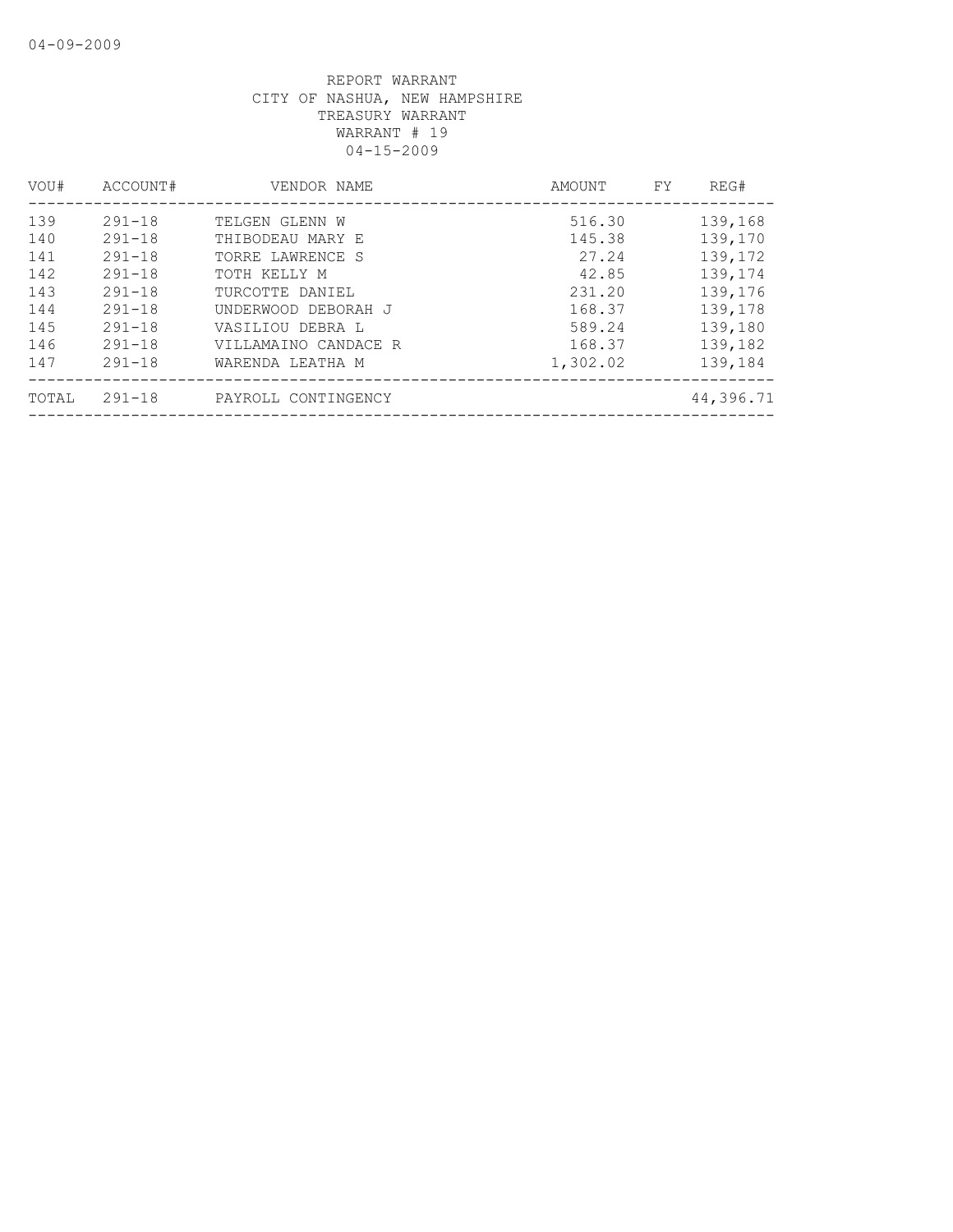REPORT WARRANT
CITY OF NASHUA, NEW HAMPSHIRE
TREASURY WARRANT
WARRANT # 19
04-15-2009

| VOU# | ACCOUNT# | VENDOR NAME | AMOUNT | FY | REG# |
|---|---|---|---|---|---|
| 139 | 291-18 | TELGEN GLENN W | 516.30 | | 139,168 |
| 140 | 291-18 | THIBODEAU MARY E | 145.38 | | 139,170 |
| 141 | 291-18 | TORRE LAWRENCE S | 27.24 | | 139,172 |
| 142 | 291-18 | TOTH KELLY M | 42.85 | | 139,174 |
| 143 | 291-18 | TURCOTTE DANIEL | 231.20 | | 139,176 |
| 144 | 291-18 | UNDERWOOD DEBORAH J | 168.37 | | 139,178 |
| 145 | 291-18 | VASILIOU DEBRA L | 589.24 | | 139,180 |
| 146 | 291-18 | VILLAMAINO CANDACE R | 168.37 | | 139,182 |
| 147 | 291-18 | WARENDA LEATHA M | 1,302.02 | | 139,184 |
| TOTAL | 291-18 | PAYROLL CONTINGENCY | | | 44,396.71 |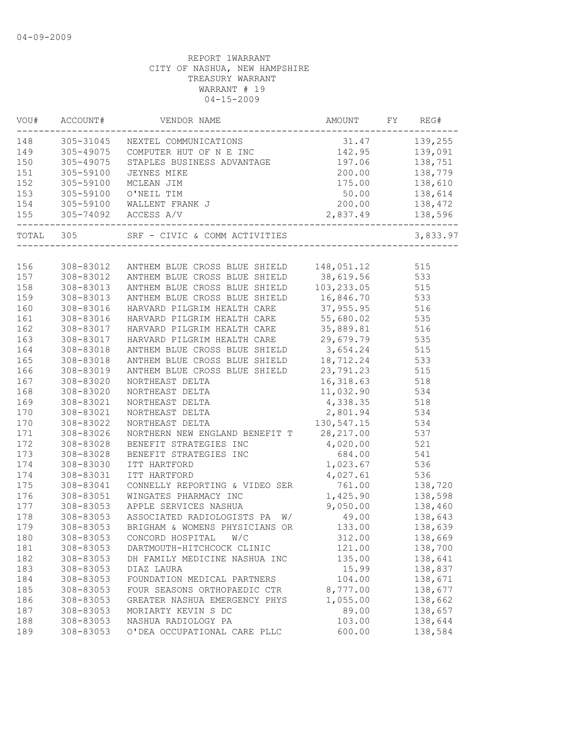04-09-2009

REPORT 1WARRANT
CITY OF NASHUA, NEW HAMPSHIRE
TREASURY WARRANT
WARRANT # 19
04-15-2009

| VOU# | ACCOUNT# | VENDOR NAME | AMOUNT | FY | REG# |
|---|---|---|---|---|---|
| 148 | 305-31045 | NEXTEL COMMUNICATIONS | 31.47 | | 139,255 |
| 149 | 305-49075 | COMPUTER HUT OF N E INC | 142.95 | | 139,091 |
| 150 | 305-49075 | STAPLES BUSINESS ADVANTAGE | 197.06 | | 138,751 |
| 151 | 305-59100 | JEYNES MIKE | 200.00 | | 138,779 |
| 152 | 305-59100 | MCLEAN JIM | 175.00 | | 138,610 |
| 153 | 305-59100 | O'NEIL TIM | 50.00 | | 138,614 |
| 154 | 305-59100 | WALLENT FRANK J | 200.00 | | 138,472 |
| 155 | 305-74092 | ACCESS A/V | 2,837.49 | | 138,596 |
| TOTAL | 305 | SRF - CIVIC & COMM ACTIVITIES | | | 3,833.97 |
| 156 | 308-83012 | ANTHEM BLUE CROSS BLUE SHIELD | 148,051.12 | | 515 |
| 157 | 308-83012 | ANTHEM BLUE CROSS BLUE SHIELD | 38,619.56 | | 533 |
| 158 | 308-83013 | ANTHEM BLUE CROSS BLUE SHIELD | 103,233.05 | | 515 |
| 159 | 308-83013 | ANTHEM BLUE CROSS BLUE SHIELD | 16,846.70 | | 533 |
| 160 | 308-83016 | HARVARD PILGRIM HEALTH CARE | 37,955.95 | | 516 |
| 161 | 308-83016 | HARVARD PILGRIM HEALTH CARE | 55,680.02 | | 535 |
| 162 | 308-83017 | HARVARD PILGRIM HEALTH CARE | 35,889.81 | | 516 |
| 163 | 308-83017 | HARVARD PILGRIM HEALTH CARE | 29,679.79 | | 535 |
| 164 | 308-83018 | ANTHEM BLUE CROSS BLUE SHIELD | 3,654.24 | | 515 |
| 165 | 308-83018 | ANTHEM BLUE CROSS BLUE SHIELD | 18,712.24 | | 533 |
| 166 | 308-83019 | ANTHEM BLUE CROSS BLUE SHIELD | 23,791.23 | | 515 |
| 167 | 308-83020 | NORTHEAST DELTA | 16,318.63 | | 518 |
| 168 | 308-83020 | NORTHEAST DELTA | 11,032.90 | | 534 |
| 169 | 308-83021 | NORTHEAST DELTA | 4,338.35 | | 518 |
| 170 | 308-83021 | NORTHEAST DELTA | 2,801.94 | | 534 |
| 170 | 308-83022 | NORTHEAST DELTA | 130,547.15 | | 534 |
| 171 | 308-83026 | NORTHERN NEW ENGLAND BENEFIT T | 28,217.00 | | 537 |
| 172 | 308-83028 | BENEFIT STRATEGIES INC | 4,020.00 | | 521 |
| 173 | 308-83028 | BENEFIT STRATEGIES INC | 684.00 | | 541 |
| 174 | 308-83030 | ITT HARTFORD | 1,023.67 | | 536 |
| 174 | 308-83031 | ITT HARTFORD | 4,027.61 | | 536 |
| 175 | 308-83041 | CONNELLY REPORTING & VIDEO SER | 761.00 | | 138,720 |
| 176 | 308-83051 | WINGATES PHARMACY INC | 1,425.90 | | 138,598 |
| 177 | 308-83053 | APPLE SERVICES NASHUA | 9,050.00 | | 138,460 |
| 178 | 308-83053 | ASSOCIATED RADIOLOGISTS PA W/ | 49.00 | | 138,643 |
| 179 | 308-83053 | BRIGHAM & WOMENS PHYSICIANS OR | 133.00 | | 138,639 |
| 180 | 308-83053 | CONCORD HOSPITAL W/C | 312.00 | | 138,669 |
| 181 | 308-83053 | DARTMOUTH-HITCHCOCK CLINIC | 121.00 | | 138,700 |
| 182 | 308-83053 | DH FAMILY MEDICINE NASHUA INC | 135.00 | | 138,641 |
| 183 | 308-83053 | DIAZ LAURA | 15.99 | | 138,837 |
| 184 | 308-83053 | FOUNDATION MEDICAL PARTNERS | 104.00 | | 138,671 |
| 185 | 308-83053 | FOUR SEASONS ORTHOPAEDIC CTR | 8,777.00 | | 138,677 |
| 186 | 308-83053 | GREATER NASHUA EMERGENCY PHYS | 1,055.00 | | 138,662 |
| 187 | 308-83053 | MORIARTY KEVIN S DC | 89.00 | | 138,657 |
| 188 | 308-83053 | NASHUA RADIOLOGY PA | 103.00 | | 138,644 |
| 189 | 308-83053 | O'DEA OCCUPATIONAL CARE PLLC | 600.00 | | 138,584 |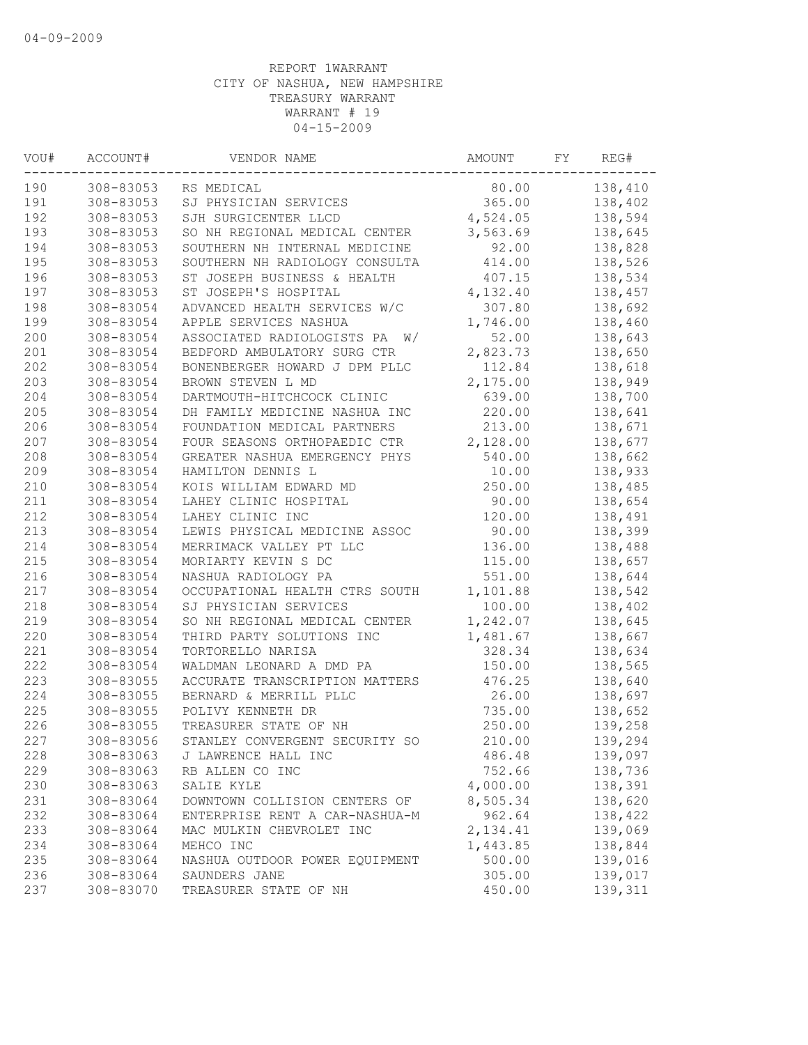04-09-2009

REPORT 1WARRANT
CITY OF NASHUA, NEW HAMPSHIRE
TREASURY WARRANT
WARRANT # 19
04-15-2009

| VOU# | ACCOUNT# | VENDOR NAME | AMOUNT | FY | REG# |
|---|---|---|---|---|---|
| 190 | 308-83053 | RS MEDICAL | 80.00 | | 138,410 |
| 191 | 308-83053 | SJ PHYSICIAN SERVICES | 365.00 | | 138,402 |
| 192 | 308-83053 | SJH SURGICENTER LLCD | 4,524.05 | | 138,594 |
| 193 | 308-83053 | SO NH REGIONAL MEDICAL CENTER | 3,563.69 | | 138,645 |
| 194 | 308-83053 | SOUTHERN NH INTERNAL MEDICINE | 92.00 | | 138,828 |
| 195 | 308-83053 | SOUTHERN NH RADIOLOGY CONSULTA | 414.00 | | 138,526 |
| 196 | 308-83053 | ST JOSEPH BUSINESS & HEALTH | 407.15 | | 138,534 |
| 197 | 308-83053 | ST JOSEPH'S HOSPITAL | 4,132.40 | | 138,457 |
| 198 | 308-83054 | ADVANCED HEALTH SERVICES W/C | 307.80 | | 138,692 |
| 199 | 308-83054 | APPLE SERVICES NASHUA | 1,746.00 | | 138,460 |
| 200 | 308-83054 | ASSOCIATED RADIOLOGISTS PA W/ | 52.00 | | 138,643 |
| 201 | 308-83054 | BEDFORD AMBULATORY SURG CTR | 2,823.73 | | 138,650 |
| 202 | 308-83054 | BONENBERGER HOWARD J DPM PLLC | 112.84 | | 138,618 |
| 203 | 308-83054 | BROWN STEVEN L MD | 2,175.00 | | 138,949 |
| 204 | 308-83054 | DARTMOUTH-HITCHCOCK CLINIC | 639.00 | | 138,700 |
| 205 | 308-83054 | DH FAMILY MEDICINE NASHUA INC | 220.00 | | 138,641 |
| 206 | 308-83054 | FOUNDATION MEDICAL PARTNERS | 213.00 | | 138,671 |
| 207 | 308-83054 | FOUR SEASONS ORTHOPAEDIC CTR | 2,128.00 | | 138,677 |
| 208 | 308-83054 | GREATER NASHUA EMERGENCY PHYS | 540.00 | | 138,662 |
| 209 | 308-83054 | HAMILTON DENNIS L | 10.00 | | 138,933 |
| 210 | 308-83054 | KOIS WILLIAM EDWARD MD | 250.00 | | 138,485 |
| 211 | 308-83054 | LAHEY CLINIC HOSPITAL | 90.00 | | 138,654 |
| 212 | 308-83054 | LAHEY CLINIC INC | 120.00 | | 138,491 |
| 213 | 308-83054 | LEWIS PHYSICAL MEDICINE ASSOC | 90.00 | | 138,399 |
| 214 | 308-83054 | MERRIMACK VALLEY PT LLC | 136.00 | | 138,488 |
| 215 | 308-83054 | MORIARTY KEVIN S DC | 115.00 | | 138,657 |
| 216 | 308-83054 | NASHUA RADIOLOGY PA | 551.00 | | 138,644 |
| 217 | 308-83054 | OCCUPATIONAL HEALTH CTRS SOUTH | 1,101.88 | | 138,542 |
| 218 | 308-83054 | SJ PHYSICIAN SERVICES | 100.00 | | 138,402 |
| 219 | 308-83054 | SO NH REGIONAL MEDICAL CENTER | 1,242.07 | | 138,645 |
| 220 | 308-83054 | THIRD PARTY SOLUTIONS INC | 1,481.67 | | 138,667 |
| 221 | 308-83054 | TORTORELLO NARISA | 328.34 | | 138,634 |
| 222 | 308-83054 | WALDMAN LEONARD A DMD PA | 150.00 | | 138,565 |
| 223 | 308-83055 | ACCURATE TRANSCRIPTION MATTERS | 476.25 | | 138,640 |
| 224 | 308-83055 | BERNARD & MERRILL PLLC | 26.00 | | 138,697 |
| 225 | 308-83055 | POLIVY KENNETH DR | 735.00 | | 138,652 |
| 226 | 308-83055 | TREASURER STATE OF NH | 250.00 | | 139,258 |
| 227 | 308-83056 | STANLEY CONVERGENT SECURITY SO | 210.00 | | 139,294 |
| 228 | 308-83063 | J LAWRENCE HALL INC | 486.48 | | 139,097 |
| 229 | 308-83063 | RB ALLEN CO INC | 752.66 | | 138,736 |
| 230 | 308-83063 | SALIE KYLE | 4,000.00 | | 138,391 |
| 231 | 308-83064 | DOWNTOWN COLLISION CENTERS OF | 8,505.34 | | 138,620 |
| 232 | 308-83064 | ENTERPRISE RENT A CAR-NASHUA-M | 962.64 | | 138,422 |
| 233 | 308-83064 | MAC MULKIN CHEVROLET INC | 2,134.41 | | 139,069 |
| 234 | 308-83064 | MEHCO INC | 1,443.85 | | 138,844 |
| 235 | 308-83064 | NASHUA OUTDOOR POWER EQUIPMENT | 500.00 | | 139,016 |
| 236 | 308-83064 | SAUNDERS JANE | 305.00 | | 139,017 |
| 237 | 308-83070 | TREASURER STATE OF NH | 450.00 | | 139,311 |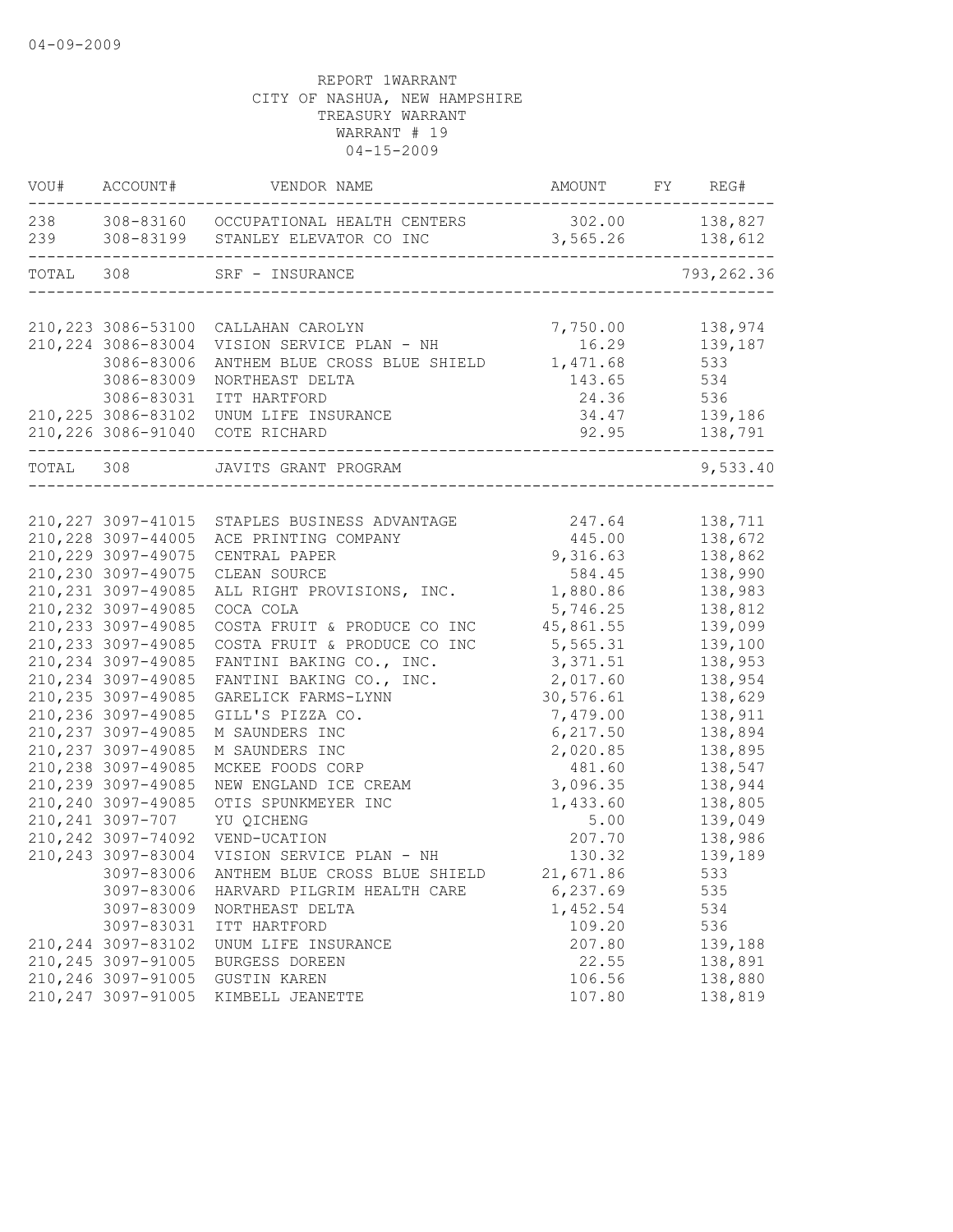04-09-2009

REPORT 1WARRANT
CITY OF NASHUA, NEW HAMPSHIRE
TREASURY WARRANT
WARRANT # 19
04-15-2009

| VOU# | ACCOUNT# | VENDOR NAME | AMOUNT | FY | REG# |
|---|---|---|---|---|---|
| 238 | 308-83160 | OCCUPATIONAL HEALTH CENTERS | 302.00 | | 138,827 |
| 239 | 308-83199 | STANLEY ELEVATOR CO INC | 3,565.26 | | 138,612 |
| TOTAL | 308 | SRF - INSURANCE | | | 793,262.36 |
| 210,223 | 3086-53100 | CALLAHAN CAROLYN | 7,750.00 | | 138,974 |
| 210,224 | 3086-83004 | VISION SERVICE PLAN - NH | 16.29 | | 139,187 |
| | 3086-83006 | ANTHEM BLUE CROSS BLUE SHIELD | 1,471.68 | | 533 |
| | 3086-83009 | NORTHEAST DELTA | 143.65 | | 534 |
| | 3086-83031 | ITT HARTFORD | 24.36 | | 536 |
| 210,225 | 3086-83102 | UNUM LIFE INSURANCE | 34.47 | | 139,186 |
| 210,226 | 3086-91040 | COTE RICHARD | 92.95 | | 138,791 |
| TOTAL | 308 | JAVITS GRANT PROGRAM | | | 9,533.40 |
| 210,227 | 3097-41015 | STAPLES BUSINESS ADVANTAGE | 247.64 | | 138,711 |
| 210,228 | 3097-44005 | ACE PRINTING COMPANY | 445.00 | | 138,672 |
| 210,229 | 3097-49075 | CENTRAL PAPER | 9,316.63 | | 138,862 |
| 210,230 | 3097-49075 | CLEAN SOURCE | 584.45 | | 138,990 |
| 210,231 | 3097-49085 | ALL RIGHT PROVISIONS, INC. | 1,880.86 | | 138,983 |
| 210,232 | 3097-49085 | COCA COLA | 5,746.25 | | 138,812 |
| 210,233 | 3097-49085 | COSTA FRUIT & PRODUCE CO INC | 45,861.55 | | 139,099 |
| 210,233 | 3097-49085 | COSTA FRUIT & PRODUCE CO INC | 5,565.31 | | 139,100 |
| 210,234 | 3097-49085 | FANTINI BAKING CO., INC. | 3,371.51 | | 138,953 |
| 210,234 | 3097-49085 | FANTINI BAKING CO., INC. | 2,017.60 | | 138,954 |
| 210,235 | 3097-49085 | GARELICK FARMS-LYNN | 30,576.61 | | 138,629 |
| 210,236 | 3097-49085 | GILL'S PIZZA CO. | 7,479.00 | | 138,911 |
| 210,237 | 3097-49085 | M SAUNDERS INC | 6,217.50 | | 138,894 |
| 210,237 | 3097-49085 | M SAUNDERS INC | 2,020.85 | | 138,895 |
| 210,238 | 3097-49085 | MCKEE FOODS CORP | 481.60 | | 138,547 |
| 210,239 | 3097-49085 | NEW ENGLAND ICE CREAM | 3,096.35 | | 138,944 |
| 210,240 | 3097-49085 | OTIS SPUNKMEYER INC | 1,433.60 | | 138,805 |
| 210,241 | 3097-707 | YU QICHENG | 5.00 | | 139,049 |
| 210,242 | 3097-74092 | VEND-UCATION | 207.70 | | 138,986 |
| 210,243 | 3097-83004 | VISION SERVICE PLAN - NH | 130.32 | | 139,189 |
| | 3097-83006 | ANTHEM BLUE CROSS BLUE SHIELD | 21,671.86 | | 533 |
| | 3097-83006 | HARVARD PILGRIM HEALTH CARE | 6,237.69 | | 535 |
| | 3097-83009 | NORTHEAST DELTA | 1,452.54 | | 534 |
| | 3097-83031 | ITT HARTFORD | 109.20 | | 536 |
| 210,244 | 3097-83102 | UNUM LIFE INSURANCE | 207.80 | | 139,188 |
| 210,245 | 3097-91005 | BURGESS DOREEN | 22.55 | | 138,891 |
| 210,246 | 3097-91005 | GUSTIN KAREN | 106.56 | | 138,880 |
| 210,247 | 3097-91005 | KIMBELL JEANETTE | 107.80 | | 138,819 |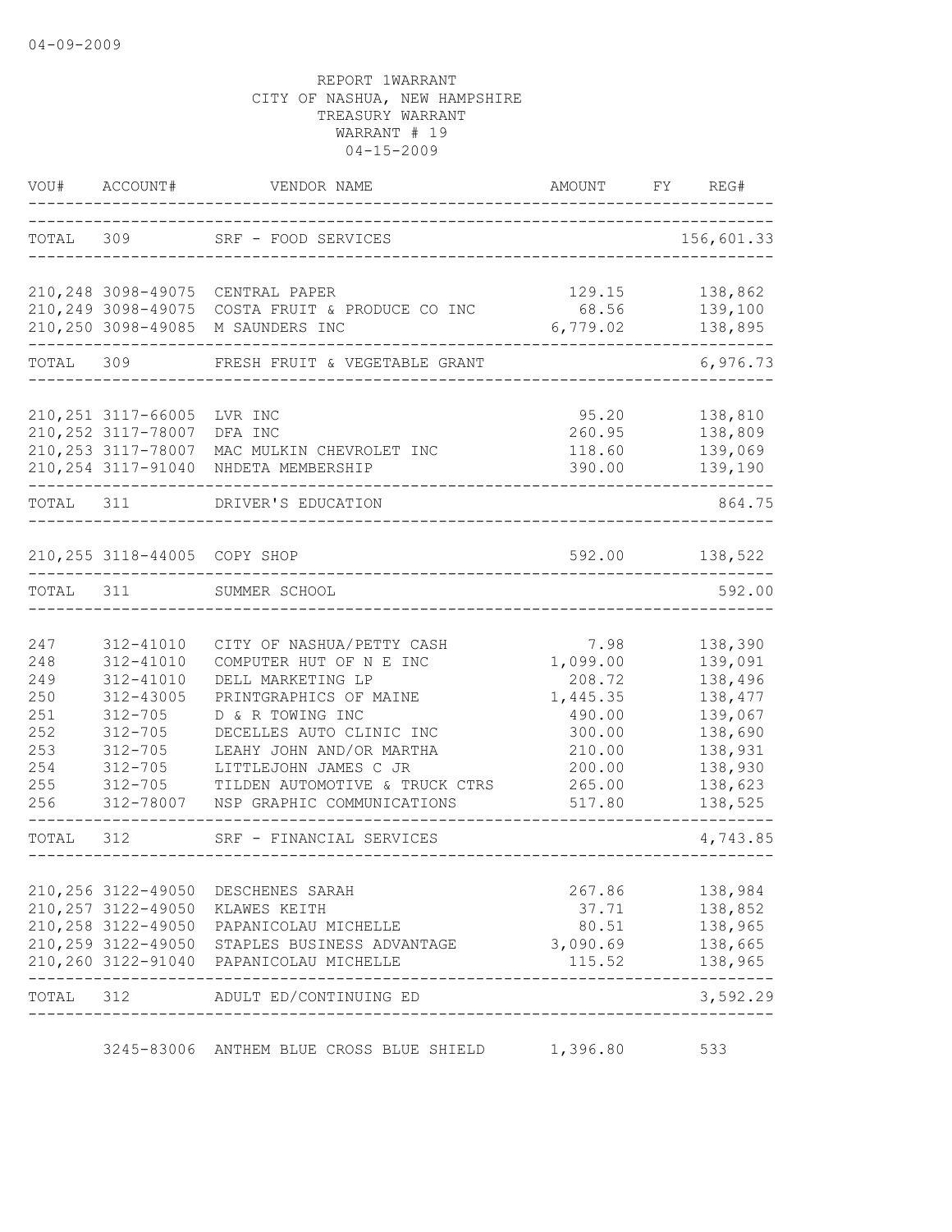04-09-2009

REPORT 1WARRANT
CITY OF NASHUA, NEW HAMPSHIRE
TREASURY WARRANT
WARRANT # 19
04-15-2009

| VOU# | ACCOUNT# | VENDOR NAME | AMOUNT | FY | REG# |
|---|---|---|---|---|---|
| TOTAL | 309 | SRF - FOOD SERVICES | | | 156,601.33 |
| 210,248 | 3098-49075 | CENTRAL PAPER | 129.15 | | 138,862 |
| 210,249 | 3098-49075 | COSTA FRUIT & PRODUCE CO INC | 68.56 | | 139,100 |
| 210,250 | 3098-49085 | M SAUNDERS INC | 6,779.02 | | 138,895 |
| TOTAL | 309 | FRESH FRUIT & VEGETABLE GRANT | | | 6,976.73 |
| 210,251 | 3117-66005 | LVR INC | 95.20 | | 138,810 |
| 210,252 | 3117-78007 | DFA INC | 260.95 | | 138,809 |
| 210,253 | 3117-78007 | MAC MULKIN CHEVROLET INC | 118.60 | | 139,069 |
| 210,254 | 3117-91040 | NHDETA MEMBERSHIP | 390.00 | | 139,190 |
| TOTAL | 311 | DRIVER'S EDUCATION | | | 864.75 |
| 210,255 | 3118-44005 | COPY SHOP | 592.00 | | 138,522 |
| TOTAL | 311 | SUMMER SCHOOL | | | 592.00 |
| 247 | 312-41010 | CITY OF NASHUA/PETTY CASH | 7.98 | | 138,390 |
| 248 | 312-41010 | COMPUTER HUT OF N E INC | 1,099.00 | | 139,091 |
| 249 | 312-41010 | DELL MARKETING LP | 208.72 | | 138,496 |
| 250 | 312-43005 | PRINTGRAPHICS OF MAINE | 1,445.35 | | 138,477 |
| 251 | 312-705 | D & R TOWING INC | 490.00 | | 139,067 |
| 252 | 312-705 | DECELLES AUTO CLINIC INC | 300.00 | | 138,690 |
| 253 | 312-705 | LEAHY JOHN AND/OR MARTHA | 210.00 | | 138,931 |
| 254 | 312-705 | LITTLEJOHN JAMES C JR | 200.00 | | 138,930 |
| 255 | 312-705 | TILDEN AUTOMOTIVE & TRUCK CTRS | 265.00 | | 138,623 |
| 256 | 312-78007 | NSP GRAPHIC COMMUNICATIONS | 517.80 | | 138,525 |
| TOTAL | 312 | SRF - FINANCIAL SERVICES | | | 4,743.85 |
| 210,256 | 3122-49050 | DESCHENES SARAH | 267.86 | | 138,984 |
| 210,257 | 3122-49050 | KLAWES KEITH | 37.71 | | 138,852 |
| 210,258 | 3122-49050 | PAPANICOLAU MICHELLE | 80.51 | | 138,965 |
| 210,259 | 3122-49050 | STAPLES BUSINESS ADVANTAGE | 3,090.69 | | 138,665 |
| 210,260 | 3122-91040 | PAPANICOLAU MICHELLE | 115.52 | | 138,965 |
| TOTAL | 312 | ADULT ED/CONTINUING ED | | | 3,592.29 |
| | 3245-83006 | ANTHEM BLUE CROSS BLUE SHIELD | 1,396.80 | | 533 |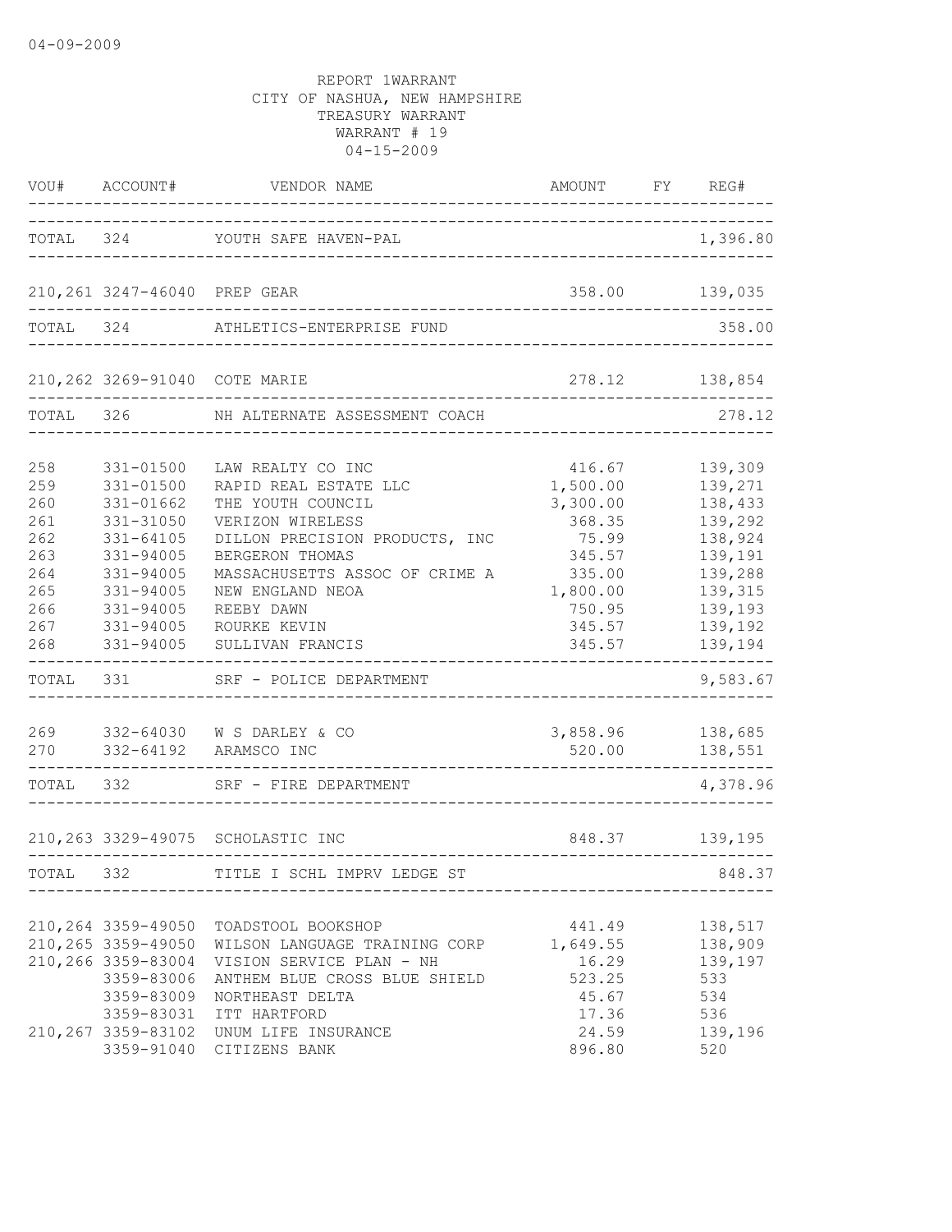04-09-2009

REPORT 1WARRANT
CITY OF NASHUA, NEW HAMPSHIRE
TREASURY WARRANT
WARRANT # 19
04-15-2009

| VOU# | ACCOUNT# | VENDOR NAME | AMOUNT | FY | REG# |
|---|---|---|---|---|---|
| TOTAL | 324 | YOUTH SAFE HAVEN-PAL | | | 1,396.80 |
| 210,261 | 3247-46040 | PREP GEAR | 358.00 | | 139,035 |
| TOTAL | 324 | ATHLETICS-ENTERPRISE FUND | | | 358.00 |
| 210,262 | 3269-91040 | COTE MARIE | 278.12 | | 138,854 |
| TOTAL | 326 | NH ALTERNATE ASSESSMENT COACH | | | 278.12 |
| 258 | 331-01500 | LAW REALTY CO INC | 416.67 | | 139,309 |
| 259 | 331-01500 | RAPID REAL ESTATE LLC | 1,500.00 | | 139,271 |
| 260 | 331-01662 | THE YOUTH COUNCIL | 3,300.00 | | 138,433 |
| 261 | 331-31050 | VERIZON WIRELESS | 368.35 | | 139,292 |
| 262 | 331-64105 | DILLON PRECISION PRODUCTS, INC | 75.99 | | 138,924 |
| 263 | 331-94005 | BERGERON THOMAS | 345.57 | | 139,191 |
| 264 | 331-94005 | MASSACHUSETTS ASSOC OF CRIME A | 335.00 | | 139,288 |
| 265 | 331-94005 | NEW ENGLAND NEOA | 1,800.00 | | 139,315 |
| 266 | 331-94005 | REEBY DAWN | 750.95 | | 139,193 |
| 267 | 331-94005 | ROURKE KEVIN | 345.57 | | 139,192 |
| 268 | 331-94005 | SULLIVAN FRANCIS | 345.57 | | 139,194 |
| TOTAL | 331 | SRF - POLICE DEPARTMENT | | | 9,583.67 |
| 269 | 332-64030 | W S DARLEY & CO | 3,858.96 | | 138,685 |
| 270 | 332-64192 | ARAMSCO INC | 520.00 | | 138,551 |
| TOTAL | 332 | SRF - FIRE DEPARTMENT | | | 4,378.96 |
| 210,263 | 3329-49075 | SCHOLASTIC INC | 848.37 | | 139,195 |
| TOTAL | 332 | TITLE I SCHL IMPRV LEDGE ST | | | 848.37 |
| 210,264 | 3359-49050 | TOADSTOOL BOOKSHOP | 441.49 | | 138,517 |
| 210,265 | 3359-49050 | WILSON LANGUAGE TRAINING CORP | 1,649.55 | | 138,909 |
| 210,266 | 3359-83004 | VISION SERVICE PLAN - NH | 16.29 | | 139,197 |
| | 3359-83006 | ANTHEM BLUE CROSS BLUE SHIELD | 523.25 | | 533 |
| | 3359-83009 | NORTHEAST DELTA | 45.67 | | 534 |
| | 3359-83031 | ITT HARTFORD | 17.36 | | 536 |
| 210,267 | 3359-83102 | UNUM LIFE INSURANCE | 24.59 | | 139,196 |
| | 3359-91040 | CITIZENS BANK | 896.80 | | 520 |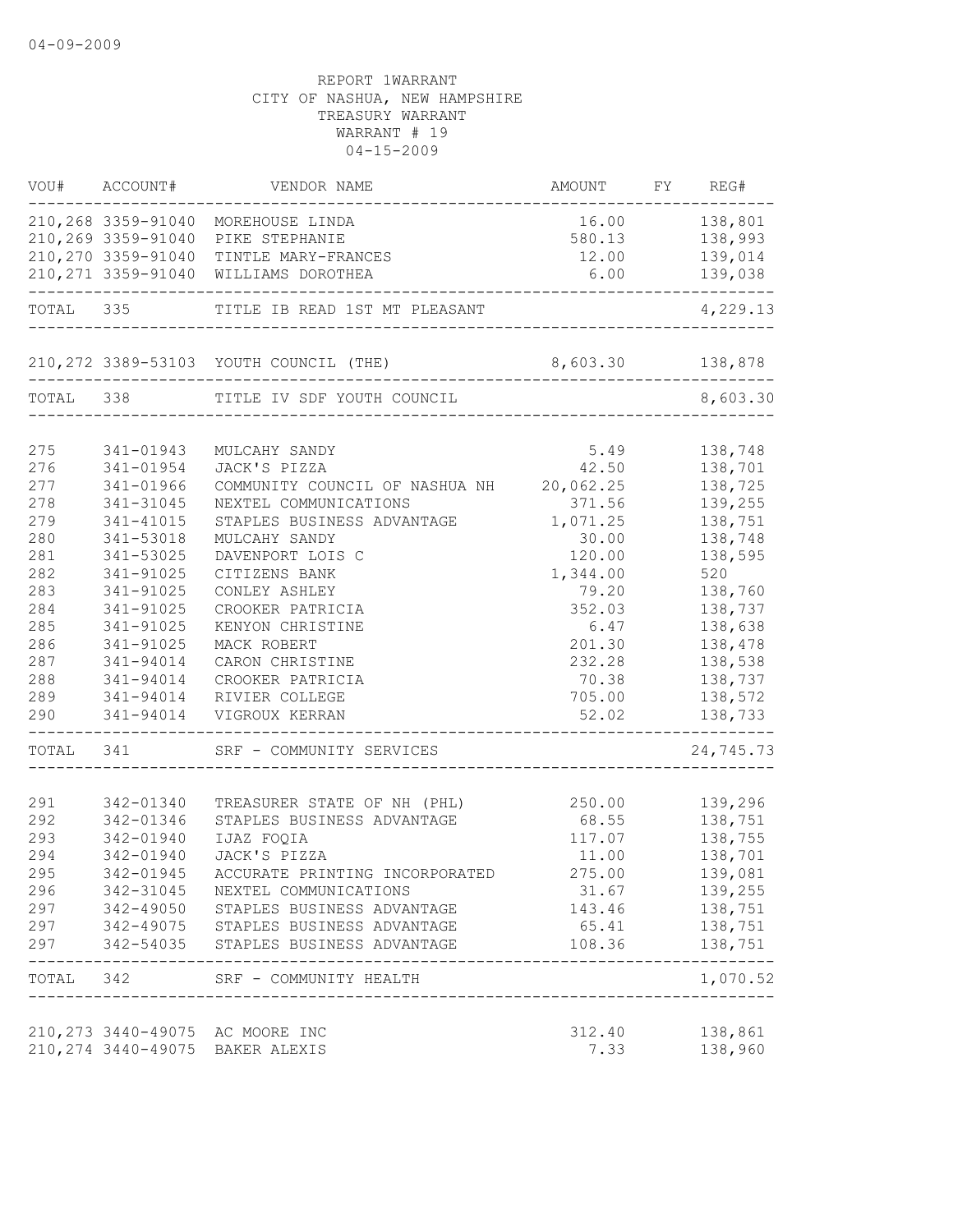04-09-2009

REPORT 1WARRANT
CITY OF NASHUA, NEW HAMPSHIRE
TREASURY WARRANT
WARRANT # 19
04-15-2009

| VOU# | ACCOUNT# | VENDOR NAME | AMOUNT | FY | REG# |
|---|---|---|---|---|---|
| 210,268 | 3359-91040 | MOREHOUSE LINDA | 16.00 | | 138,801 |
| 210,269 | 3359-91040 | PIKE STEPHANIE | 580.13 | | 138,993 |
| 210,270 | 3359-91040 | TINTLE MARY-FRANCES | 12.00 | | 139,014 |
| 210,271 | 3359-91040 | WILLIAMS DOROTHEA | 6.00 | | 139,038 |
| TOTAL | 335 | TITLE IB READ 1ST MT PLEASANT | | | 4,229.13 |
| 210,272 | 3389-53103 | YOUTH COUNCIL (THE) | 8,603.30 | | 138,878 |
| TOTAL | 338 | TITLE IV SDF YOUTH COUNCIL | | | 8,603.30 |
| 275 | 341-01943 | MULCAHY SANDY | 5.49 | | 138,748 |
| 276 | 341-01954 | JACK'S PIZZA | 42.50 | | 138,701 |
| 277 | 341-01966 | COMMUNITY COUNCIL OF NASHUA NH | 20,062.25 | | 138,725 |
| 278 | 341-31045 | NEXTEL COMMUNICATIONS | 371.56 | | 139,255 |
| 279 | 341-41015 | STAPLES BUSINESS ADVANTAGE | 1,071.25 | | 138,751 |
| 280 | 341-53018 | MULCAHY SANDY | 30.00 | | 138,748 |
| 281 | 341-53025 | DAVENPORT LOIS C | 120.00 | | 138,595 |
| 282 | 341-91025 | CITIZENS BANK | 1,344.00 | | 520 |
| 283 | 341-91025 | CONLEY ASHLEY | 79.20 | | 138,760 |
| 284 | 341-91025 | CROOKER PATRICIA | 352.03 | | 138,737 |
| 285 | 341-91025 | KENYON CHRISTINE | 6.47 | | 138,638 |
| 286 | 341-91025 | MACK ROBERT | 201.30 | | 138,478 |
| 287 | 341-94014 | CARON CHRISTINE | 232.28 | | 138,538 |
| 288 | 341-94014 | CROOKER PATRICIA | 70.38 | | 138,737 |
| 289 | 341-94014 | RIVIER COLLEGE | 705.00 | | 138,572 |
| 290 | 341-94014 | VIGROUX KERRAN | 52.02 | | 138,733 |
| TOTAL | 341 | SRF - COMMUNITY SERVICES | | | 24,745.73 |
| 291 | 342-01340 | TREASURER STATE OF NH (PHL) | 250.00 | | 139,296 |
| 292 | 342-01346 | STAPLES BUSINESS ADVANTAGE | 68.55 | | 138,751 |
| 293 | 342-01940 | IJAZ FOQIA | 117.07 | | 138,755 |
| 294 | 342-01940 | JACK'S PIZZA | 11.00 | | 138,701 |
| 295 | 342-01945 | ACCURATE PRINTING INCORPORATED | 275.00 | | 139,081 |
| 296 | 342-31045 | NEXTEL COMMUNICATIONS | 31.67 | | 139,255 |
| 297 | 342-49050 | STAPLES BUSINESS ADVANTAGE | 143.46 | | 138,751 |
| 297 | 342-49075 | STAPLES BUSINESS ADVANTAGE | 65.41 | | 138,751 |
| 297 | 342-54035 | STAPLES BUSINESS ADVANTAGE | 108.36 | | 138,751 |
| TOTAL | 342 | SRF - COMMUNITY HEALTH | | | 1,070.52 |
| 210,273 | 3440-49075 | AC MOORE INC | 312.40 | | 138,861 |
| 210,274 | 3440-49075 | BAKER ALEXIS | 7.33 | | 138,960 |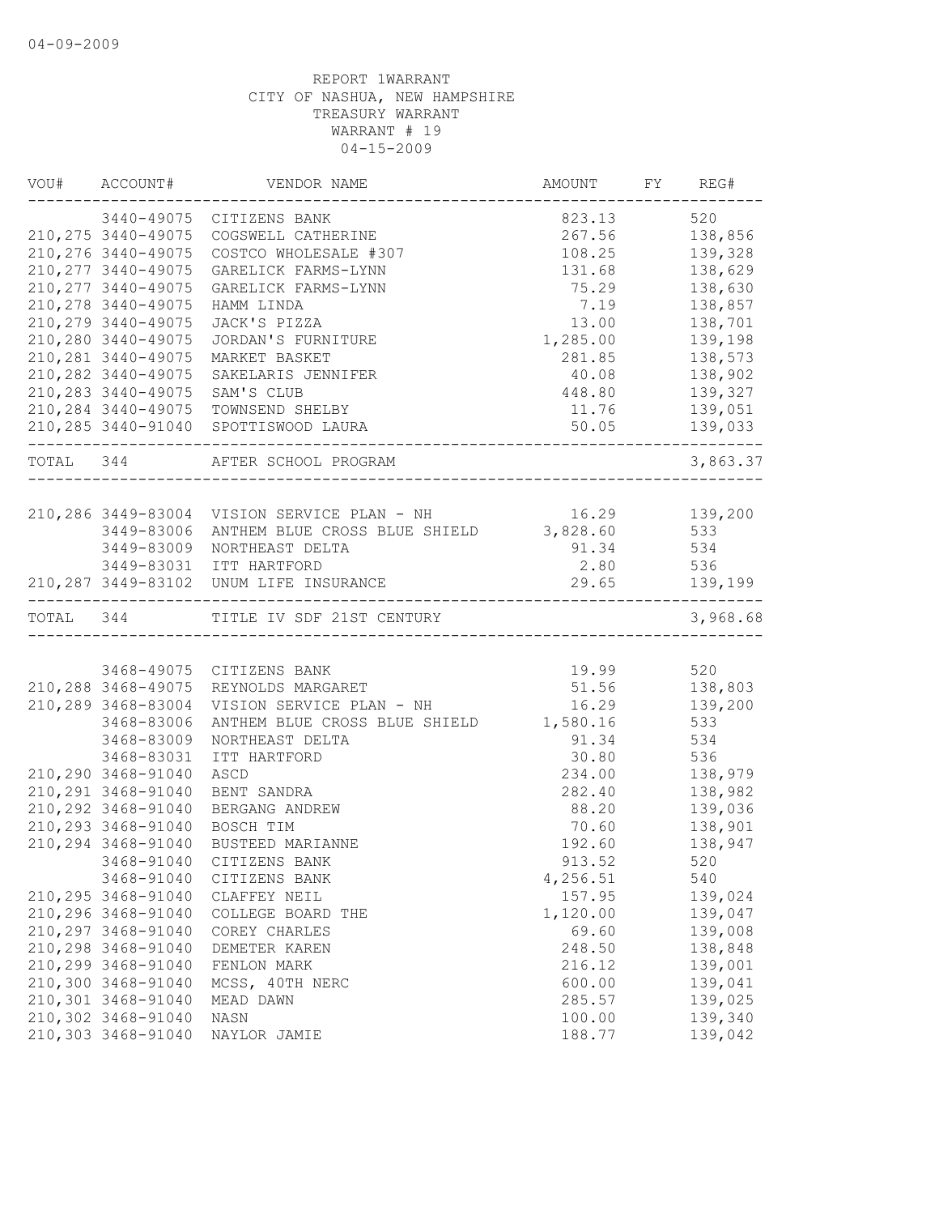04-09-2009

REPORT 1WARRANT
CITY OF NASHUA, NEW HAMPSHIRE
TREASURY WARRANT
WARRANT # 19
04-15-2009

| VOU# | ACCOUNT# | VENDOR NAME | AMOUNT | FY | REG# |
|---|---|---|---|---|---|
| | 3440-49075 | CITIZENS BANK | 823.13 | | 520 |
| 210,275 | 3440-49075 | COGSWELL CATHERINE | 267.56 | | 138,856 |
| 210,276 | 3440-49075 | COSTCO WHOLESALE #307 | 108.25 | | 139,328 |
| 210,277 | 3440-49075 | GARELICK FARMS-LYNN | 131.68 | | 138,629 |
| 210,277 | 3440-49075 | GARELICK FARMS-LYNN | 75.29 | | 138,630 |
| 210,278 | 3440-49075 | HAMM LINDA | 7.19 | | 138,857 |
| 210,279 | 3440-49075 | JACK'S PIZZA | 13.00 | | 138,701 |
| 210,280 | 3440-49075 | JORDAN'S FURNITURE | 1,285.00 | | 139,198 |
| 210,281 | 3440-49075 | MARKET BASKET | 281.85 | | 138,573 |
| 210,282 | 3440-49075 | SAKELARIS JENNIFER | 40.08 | | 138,902 |
| 210,283 | 3440-49075 | SAM'S CLUB | 448.80 | | 139,327 |
| 210,284 | 3440-49075 | TOWNSEND SHELBY | 11.76 | | 139,051 |
| 210,285 | 3440-91040 | SPOTTISWOOD LAURA | 50.05 | | 139,033 |
| TOTAL | 344 | AFTER SCHOOL PROGRAM | | | 3,863.37 |
| 210,286 | 3449-83004 | VISION SERVICE PLAN - NH | 16.29 | | 139,200 |
| | 3449-83006 | ANTHEM BLUE CROSS BLUE SHIELD | 3,828.60 | | 533 |
| | 3449-83009 | NORTHEAST DELTA | 91.34 | | 534 |
| | 3449-83031 | ITT HARTFORD | 2.80 | | 536 |
| 210,287 | 3449-83102 | UNUM LIFE INSURANCE | 29.65 | | 139,199 |
| TOTAL | 344 | TITLE IV SDF 21ST CENTURY | | | 3,968.68 |
| | 3468-49075 | CITIZENS BANK | 19.99 | | 520 |
| 210,288 | 3468-49075 | REYNOLDS MARGARET | 51.56 | | 138,803 |
| 210,289 | 3468-83004 | VISION SERVICE PLAN - NH | 16.29 | | 139,200 |
| | 3468-83006 | ANTHEM BLUE CROSS BLUE SHIELD | 1,580.16 | | 533 |
| | 3468-83009 | NORTHEAST DELTA | 91.34 | | 534 |
| | 3468-83031 | ITT HARTFORD | 30.80 | | 536 |
| 210,290 | 3468-91040 | ASCD | 234.00 | | 138,979 |
| 210,291 | 3468-91040 | BENT SANDRA | 282.40 | | 138,982 |
| 210,292 | 3468-91040 | BERGANG ANDREW | 88.20 | | 139,036 |
| 210,293 | 3468-91040 | BOSCH TIM | 70.60 | | 138,901 |
| 210,294 | 3468-91040 | BUSTEED MARIANNE | 192.60 | | 138,947 |
| | 3468-91040 | CITIZENS BANK | 913.52 | | 520 |
| | 3468-91040 | CITIZENS BANK | 4,256.51 | | 540 |
| 210,295 | 3468-91040 | CLAFFEY NEIL | 157.95 | | 139,024 |
| 210,296 | 3468-91040 | COLLEGE BOARD THE | 1,120.00 | | 139,047 |
| 210,297 | 3468-91040 | COREY CHARLES | 69.60 | | 139,008 |
| 210,298 | 3468-91040 | DEMETER KAREN | 248.50 | | 138,848 |
| 210,299 | 3468-91040 | FENLON MARK | 216.12 | | 139,001 |
| 210,300 | 3468-91040 | MCSS, 40TH NERC | 600.00 | | 139,041 |
| 210,301 | 3468-91040 | MEAD DAWN | 285.57 | | 139,025 |
| 210,302 | 3468-91040 | NASN | 100.00 | | 139,340 |
| 210,303 | 3468-91040 | NAYLOR JAMIE | 188.77 | | 139,042 |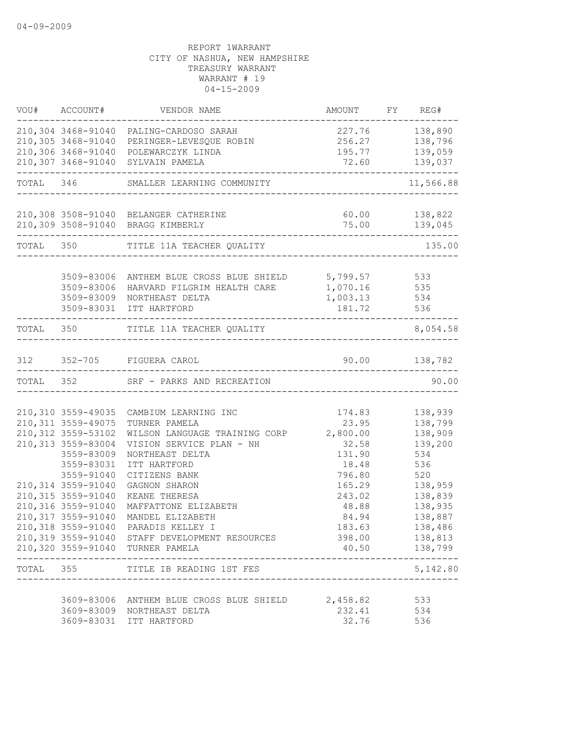04-09-2009

REPORT 1WARRANT
CITY OF NASHUA, NEW HAMPSHIRE
TREASURY WARRANT
WARRANT # 19
04-15-2009

| VOU# | ACCOUNT# | VENDOR NAME | AMOUNT | FY | REG# |
|---|---|---|---|---|---|
| 210,304 | 3468-91040 | PALING-CARDOSO SARAH | 227.76 | | 138,890 |
| 210,305 | 3468-91040 | PERINGER-LEVESQUE ROBIN | 256.27 | | 138,796 |
| 210,306 | 3468-91040 | POLEWARCZYK LINDA | 195.77 | | 139,059 |
| 210,307 | 3468-91040 | SYLVAIN PAMELA | 72.60 | | 139,037 |
| TOTAL | 346 | SMALLER LEARNING COMMUNITY | | | 11,566.88 |
| 210,308 | 3508-91040 | BELANGER CATHERINE | 60.00 | | 138,822 |
| 210,309 | 3508-91040 | BRAGG KIMBERLY | 75.00 | | 139,045 |
| TOTAL | 350 | TITLE 11A TEACHER QUALITY | | | 135.00 |
| | 3509-83006 | ANTHEM BLUE CROSS BLUE SHIELD | 5,799.57 | | 533 |
| | 3509-83006 | HARVARD PILGRIM HEALTH CARE | 1,070.16 | | 535 |
| | 3509-83009 | NORTHEAST DELTA | 1,003.13 | | 534 |
| | 3509-83031 | ITT HARTFORD | 181.72 | | 536 |
| TOTAL | 350 | TITLE 11A TEACHER QUALITY | | | 8,054.58 |
| 312 | 352-705 | FIGUERA CAROL | 90.00 | | 138,782 |
| TOTAL | 352 | SRF - PARKS AND RECREATION | | | 90.00 |
| 210,310 | 3559-49035 | CAMBIUM LEARNING INC | 174.83 | | 138,939 |
| 210,311 | 3559-49075 | TURNER PAMELA | 23.95 | | 138,799 |
| 210,312 | 3559-53102 | WILSON LANGUAGE TRAINING CORP | 2,800.00 | | 138,909 |
| 210,313 | 3559-83004 | VISION SERVICE PLAN - NH | 32.58 | | 139,200 |
| | 3559-83009 | NORTHEAST DELTA | 131.90 | | 534 |
| | 3559-83031 | ITT HARTFORD | 18.48 | | 536 |
| | 3559-91040 | CITIZENS BANK | 796.80 | | 520 |
| 210,314 | 3559-91040 | GAGNON SHARON | 165.29 | | 138,959 |
| 210,315 | 3559-91040 | KEANE THERESA | 243.02 | | 138,839 |
| 210,316 | 3559-91040 | MAFFATTONE ELIZABETH | 48.88 | | 138,935 |
| 210,317 | 3559-91040 | MANDEL ELIZABETH | 84.94 | | 138,887 |
| 210,318 | 3559-91040 | PARADIS KELLEY I | 183.63 | | 138,486 |
| 210,319 | 3559-91040 | STAFF DEVELOPMENT RESOURCES | 398.00 | | 138,813 |
| 210,320 | 3559-91040 | TURNER PAMELA | 40.50 | | 138,799 |
| TOTAL | 355 | TITLE IB READING 1ST FES | | | 5,142.80 |
| | 3609-83006 | ANTHEM BLUE CROSS BLUE SHIELD | 2,458.82 | | 533 |
| | 3609-83009 | NORTHEAST DELTA | 232.41 | | 534 |
| | 3609-83031 | ITT HARTFORD | 32.76 | | 536 |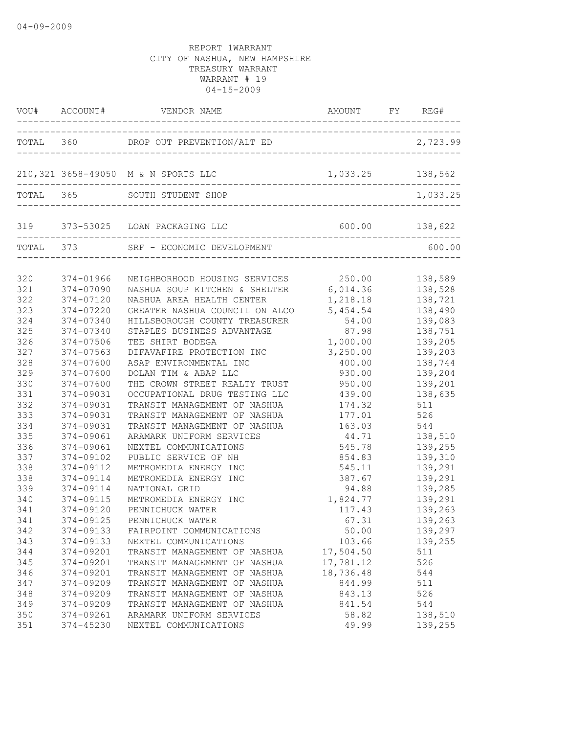04-09-2009

REPORT 1WARRANT
CITY OF NASHUA, NEW HAMPSHIRE
TREASURY WARRANT
WARRANT # 19
04-15-2009

| VOU# | ACCOUNT# | VENDOR NAME | AMOUNT | FY | REG# |
|---|---|---|---|---|---|
| TOTAL | 360 | DROP OUT PREVENTION/ALT ED | | | 2,723.99 |
| 210,321 | 3658-49050 | M & N SPORTS LLC | 1,033.25 | | 138,562 |
| TOTAL | 365 | SOUTH STUDENT SHOP | | | 1,033.25 |
| 319 | 373-53025 | LOAN PACKAGING LLC | 600.00 | | 138,622 |
| TOTAL | 373 | SRF - ECONOMIC DEVELOPMENT | | | 600.00 |
| 320 | 374-01966 | NEIGHBORHOOD HOUSING SERVICES | 250.00 | | 138,589 |
| 321 | 374-07090 | NASHUA SOUP KITCHEN & SHELTER | 6,014.36 | | 138,528 |
| 322 | 374-07120 | NASHUA AREA HEALTH CENTER | 1,218.18 | | 138,721 |
| 323 | 374-07220 | GREATER NASHUA COUNCIL ON ALCO | 5,454.54 | | 138,490 |
| 324 | 374-07340 | HILLSBOROUGH COUNTY TREASURER | 54.00 | | 139,083 |
| 325 | 374-07340 | STAPLES BUSINESS ADVANTAGE | 87.98 | | 138,751 |
| 326 | 374-07506 | TEE SHIRT BODEGA | 1,000.00 | | 139,205 |
| 327 | 374-07563 | DIFAVAFIRE PROTECTION INC | 3,250.00 | | 139,203 |
| 328 | 374-07600 | ASAP ENVIRONMENTAL INC | 400.00 | | 138,744 |
| 329 | 374-07600 | DOLAN TIM & ABAP LLC | 930.00 | | 139,204 |
| 330 | 374-07600 | THE CROWN STREET REALTY TRUST | 950.00 | | 139,201 |
| 331 | 374-09031 | OCCUPATIONAL DRUG TESTING LLC | 439.00 | | 138,635 |
| 332 | 374-09031 | TRANSIT MANAGEMENT OF NASHUA | 174.32 | | 511 |
| 333 | 374-09031 | TRANSIT MANAGEMENT OF NASHUA | 177.01 | | 526 |
| 334 | 374-09031 | TRANSIT MANAGEMENT OF NASHUA | 163.03 | | 544 |
| 335 | 374-09061 | ARAMARK UNIFORM SERVICES | 44.71 | | 138,510 |
| 336 | 374-09061 | NEXTEL COMMUNICATIONS | 545.78 | | 139,255 |
| 337 | 374-09102 | PUBLIC SERVICE OF NH | 854.83 | | 139,310 |
| 338 | 374-09112 | METROMEDIA ENERGY INC | 545.11 | | 139,291 |
| 338 | 374-09114 | METROMEDIA ENERGY INC | 387.67 | | 139,291 |
| 339 | 374-09114 | NATIONAL GRID | 94.88 | | 139,285 |
| 340 | 374-09115 | METROMEDIA ENERGY INC | 1,824.77 | | 139,291 |
| 341 | 374-09120 | PENNICHUCK WATER | 117.43 | | 139,263 |
| 341 | 374-09125 | PENNICHUCK WATER | 67.31 | | 139,263 |
| 342 | 374-09133 | FAIRPOINT COMMUNICATIONS | 50.00 | | 139,297 |
| 343 | 374-09133 | NEXTEL COMMUNICATIONS | 103.66 | | 139,255 |
| 344 | 374-09201 | TRANSIT MANAGEMENT OF NASHUA | 17,504.50 | | 511 |
| 345 | 374-09201 | TRANSIT MANAGEMENT OF NASHUA | 17,781.12 | | 526 |
| 346 | 374-09201 | TRANSIT MANAGEMENT OF NASHUA | 18,736.48 | | 544 |
| 347 | 374-09209 | TRANSIT MANAGEMENT OF NASHUA | 844.99 | | 511 |
| 348 | 374-09209 | TRANSIT MANAGEMENT OF NASHUA | 843.13 | | 526 |
| 349 | 374-09209 | TRANSIT MANAGEMENT OF NASHUA | 841.54 | | 544 |
| 350 | 374-09261 | ARAMARK UNIFORM SERVICES | 58.82 | | 138,510 |
| 351 | 374-45230 | NEXTEL COMMUNICATIONS | 49.99 | | 139,255 |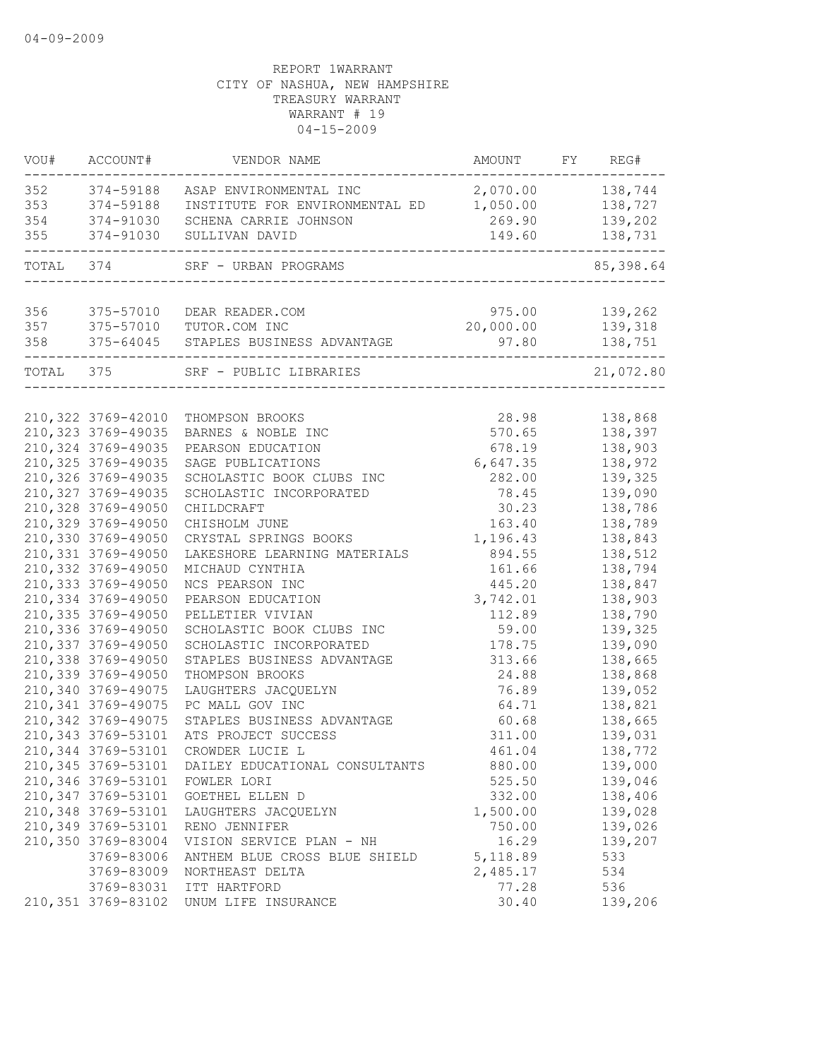04-09-2009

REPORT 1WARRANT
CITY OF NASHUA, NEW HAMPSHIRE
TREASURY WARRANT
WARRANT # 19
04-15-2009

| VOU# | ACCOUNT# | VENDOR NAME | AMOUNT | FY | REG# |
|---|---|---|---|---|---|
| 352 | 374-59188 | ASAP ENVIRONMENTAL INC | 2,070.00 | | 138,744 |
| 353 | 374-59188 | INSTITUTE FOR ENVIRONMENTAL ED | 1,050.00 | | 138,727 |
| 354 | 374-91030 | SCHENA CARRIE JOHNSON | 269.90 | | 139,202 |
| 355 | 374-91030 | SULLIVAN DAVID | 149.60 | | 138,731 |
| TOTAL | 374 | SRF - URBAN PROGRAMS | | | 85,398.64 |
| 356 | 375-57010 | DEAR READER.COM | 975.00 | | 139,262 |
| 357 | 375-57010 | TUTOR.COM INC | 20,000.00 | | 139,318 |
| 358 | 375-64045 | STAPLES BUSINESS ADVANTAGE | 97.80 | | 138,751 |
| TOTAL | 375 | SRF - PUBLIC LIBRARIES | | | 21,072.80 |
| 210,322 | 3769-42010 | THOMPSON BROOKS | 28.98 | | 138,868 |
| 210,323 | 3769-49035 | BARNES & NOBLE INC | 570.65 | | 138,397 |
| 210,324 | 3769-49035 | PEARSON EDUCATION | 678.19 | | 138,903 |
| 210,325 | 3769-49035 | SAGE PUBLICATIONS | 6,647.35 | | 138,972 |
| 210,326 | 3769-49035 | SCHOLASTIC BOOK CLUBS INC | 282.00 | | 139,325 |
| 210,327 | 3769-49035 | SCHOLASTIC INCORPORATED | 78.45 | | 139,090 |
| 210,328 | 3769-49050 | CHILDCRAFT | 30.23 | | 138,786 |
| 210,329 | 3769-49050 | CHISHOLM JUNE | 163.40 | | 138,789 |
| 210,330 | 3769-49050 | CRYSTAL SPRINGS BOOKS | 1,196.43 | | 138,843 |
| 210,331 | 3769-49050 | LAKESHORE LEARNING MATERIALS | 894.55 | | 138,512 |
| 210,332 | 3769-49050 | MICHAUD CYNTHIA | 161.66 | | 138,794 |
| 210,333 | 3769-49050 | NCS PEARSON INC | 445.20 | | 138,847 |
| 210,334 | 3769-49050 | PEARSON EDUCATION | 3,742.01 | | 138,903 |
| 210,335 | 3769-49050 | PELLETIER VIVIAN | 112.89 | | 138,790 |
| 210,336 | 3769-49050 | SCHOLASTIC BOOK CLUBS INC | 59.00 | | 139,325 |
| 210,337 | 3769-49050 | SCHOLASTIC INCORPORATED | 178.75 | | 139,090 |
| 210,338 | 3769-49050 | STAPLES BUSINESS ADVANTAGE | 313.66 | | 138,665 |
| 210,339 | 3769-49050 | THOMPSON BROOKS | 24.88 | | 138,868 |
| 210,340 | 3769-49075 | LAUGHTERS JACQUELYN | 76.89 | | 139,052 |
| 210,341 | 3769-49075 | PC MALL GOV INC | 64.71 | | 138,821 |
| 210,342 | 3769-49075 | STAPLES BUSINESS ADVANTAGE | 60.68 | | 138,665 |
| 210,343 | 3769-53101 | ATS PROJECT SUCCESS | 311.00 | | 139,031 |
| 210,344 | 3769-53101 | CROWDER LUCIE L | 461.04 | | 138,772 |
| 210,345 | 3769-53101 | DAILEY EDUCATIONAL CONSULTANTS | 880.00 | | 139,000 |
| 210,346 | 3769-53101 | FOWLER LORI | 525.50 | | 139,046 |
| 210,347 | 3769-53101 | GOETHEL ELLEN D | 332.00 | | 138,406 |
| 210,348 | 3769-53101 | LAUGHTERS JACQUELYN | 1,500.00 | | 139,028 |
| 210,349 | 3769-53101 | RENO JENNIFER | 750.00 | | 139,026 |
| 210,350 | 3769-83004 | VISION SERVICE PLAN - NH | 16.29 | | 139,207 |
| | 3769-83006 | ANTHEM BLUE CROSS BLUE SHIELD | 5,118.89 | | 533 |
| | 3769-83009 | NORTHEAST DELTA | 2,485.17 | | 534 |
| | 3769-83031 | ITT HARTFORD | 77.28 | | 536 |
| 210,351 | 3769-83102 | UNUM LIFE INSURANCE | 30.40 | | 139,206 |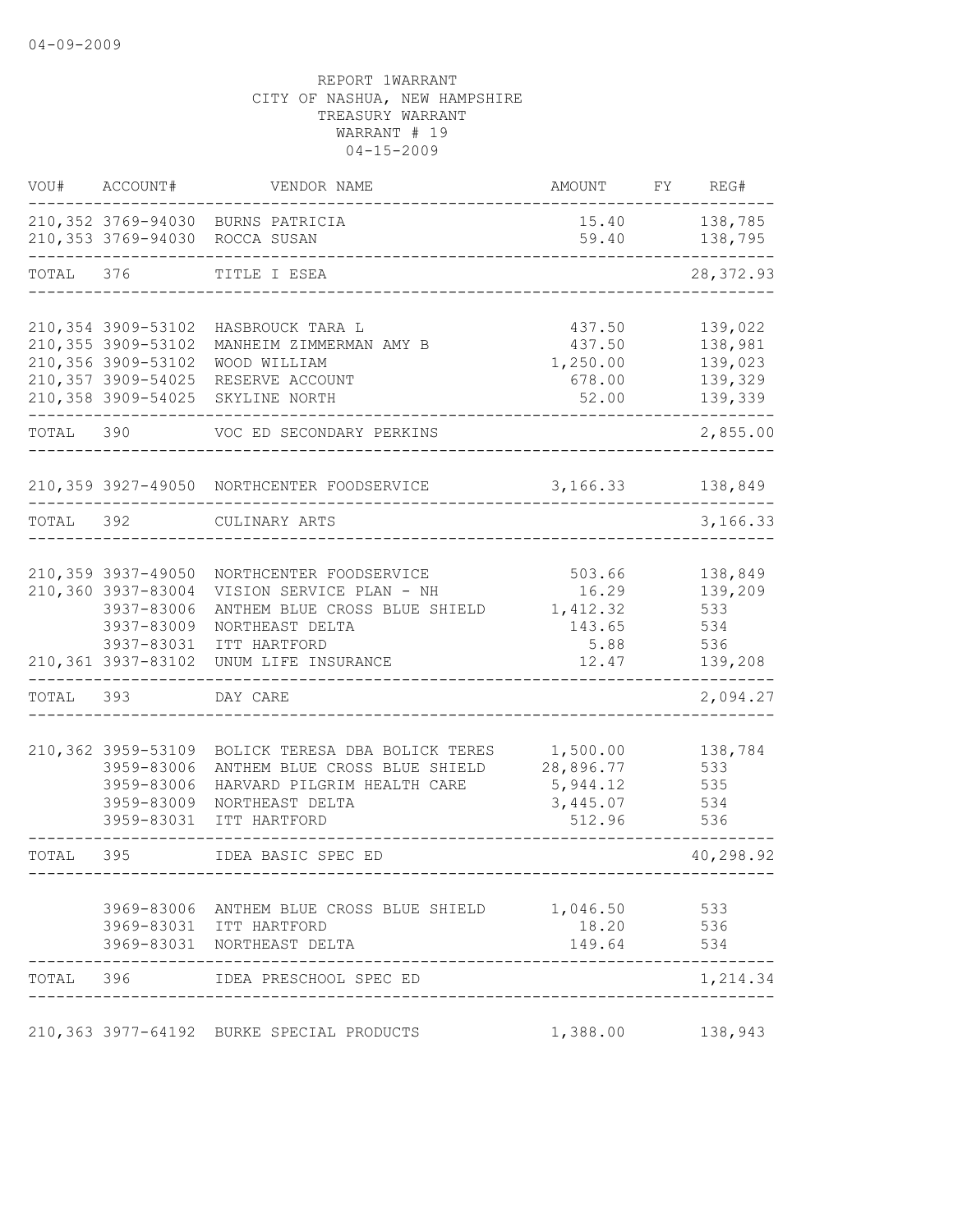04-09-2009

REPORT 1WARRANT
CITY OF NASHUA, NEW HAMPSHIRE
TREASURY WARRANT
WARRANT # 19
04-15-2009

| VOU# | ACCOUNT# | VENDOR NAME | AMOUNT | FY | REG# |
|---|---|---|---|---|---|
| 210,352 | 3769-94030 | BURNS PATRICIA | 15.40 | | 138,785 |
| 210,353 | 3769-94030 | ROCCA SUSAN | 59.40 | | 138,795 |
| TOTAL | 376 | TITLE I ESEA | | | 28,372.93 |
| 210,354 | 3909-53102 | HASBROUCK TARA L | 437.50 | | 139,022 |
| 210,355 | 3909-53102 | MANHEIM ZIMMERMAN AMY B | 437.50 | | 138,981 |
| 210,356 | 3909-53102 | WOOD WILLIAM | 1,250.00 | | 139,023 |
| 210,357 | 3909-54025 | RESERVE ACCOUNT | 678.00 | | 139,329 |
| 210,358 | 3909-54025 | SKYLINE NORTH | 52.00 | | 139,339 |
| TOTAL | 390 | VOC ED SECONDARY PERKINS | | | 2,855.00 |
| 210,359 | 3927-49050 | NORTHCENTER FOODSERVICE | 3,166.33 | | 138,849 |
| TOTAL | 392 | CULINARY ARTS | | | 3,166.33 |
| 210,359 | 3937-49050 | NORTHCENTER FOODSERVICE | 503.66 | | 138,849 |
| 210,360 | 3937-83004 | VISION SERVICE PLAN - NH | 16.29 | | 139,209 |
| | 3937-83006 | ANTHEM BLUE CROSS BLUE SHIELD | 1,412.32 | | 533 |
| | 3937-83009 | NORTHEAST DELTA | 143.65 | | 534 |
| | 3937-83031 | ITT HARTFORD | 5.88 | | 536 |
| 210,361 | 3937-83102 | UNUM LIFE INSURANCE | 12.47 | | 139,208 |
| TOTAL | 393 | DAY CARE | | | 2,094.27 |
| 210,362 | 3959-53109 | BOLICK TERESA DBA BOLICK TERES | 1,500.00 | | 138,784 |
| | 3959-83006 | ANTHEM BLUE CROSS BLUE SHIELD | 28,896.77 | | 533 |
| | 3959-83006 | HARVARD PILGRIM HEALTH CARE | 5,944.12 | | 535 |
| | 3959-83009 | NORTHEAST DELTA | 3,445.07 | | 534 |
| | 3959-83031 | ITT HARTFORD | 512.96 | | 536 |
| TOTAL | 395 | IDEA BASIC SPEC ED | | | 40,298.92 |
| | 3969-83006 | ANTHEM BLUE CROSS BLUE SHIELD | 1,046.50 | | 533 |
| | 3969-83031 | ITT HARTFORD | 18.20 | | 536 |
| | 3969-83031 | NORTHEAST DELTA | 149.64 | | 534 |
| TOTAL | 396 | IDEA PRESCHOOL SPEC ED | | | 1,214.34 |
| 210,363 | 3977-64192 | BURKE SPECIAL PRODUCTS | 1,388.00 | | 138,943 |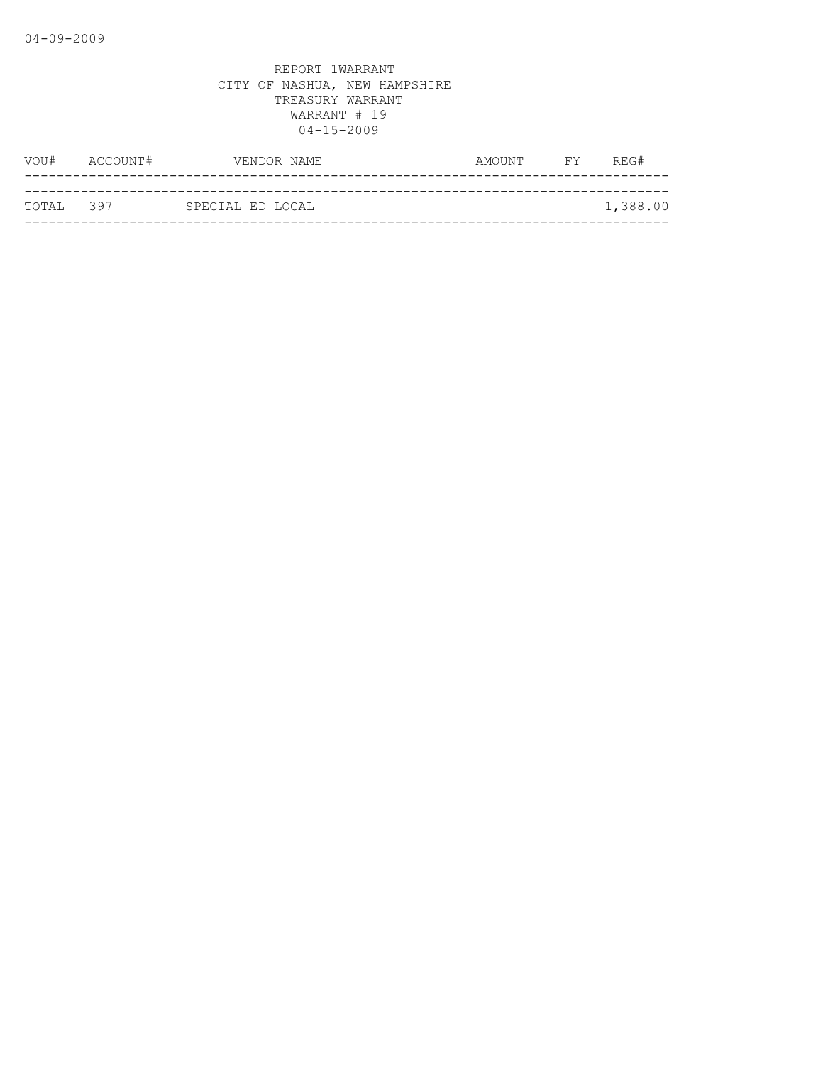REPORT 1WARRANT
CITY OF NASHUA, NEW HAMPSHIRE
TREASURY WARRANT
WARRANT # 19
04-15-2009

| VOU# | ACCOUNT# | VENDOR NAME | AMOUNT | FY | REG# |
|---|---|---|---|---|---|
| TOTAL | 397 | SPECIAL ED LOCAL | | | 1,388.00 |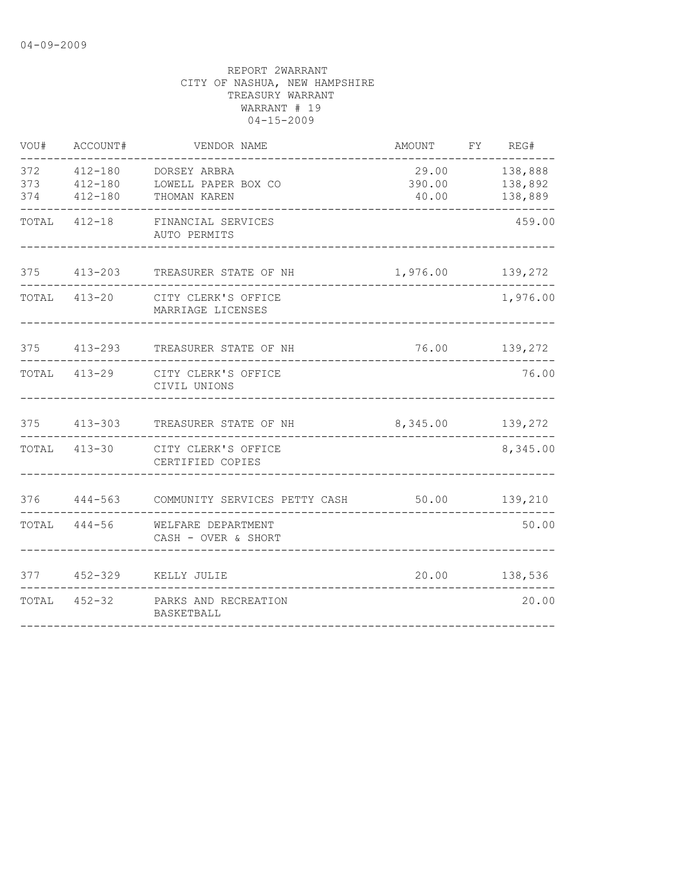04-09-2009

REPORT 2WARRANT
CITY OF NASHUA, NEW HAMPSHIRE
TREASURY WARRANT
WARRANT # 19
04-15-2009

| VOU# | ACCOUNT# | VENDOR NAME | AMOUNT | FY | REG# |
|---|---|---|---|---|---|
| 372 | 412-180 | DORSEY ARBRA | 29.00 | | 138,888 |
| 373 | 412-180 | LOWELL PAPER BOX CO | 390.00 | | 138,892 |
| 374 | 412-180 | THOMAN KAREN | 40.00 | | 138,889 |
| TOTAL | 412-18 | FINANCIAL SERVICES<br>AUTO PERMITS | | | 459.00 |
| 375 | 413-203 | TREASURER STATE OF NH | 1,976.00 | | 139,272 |
| TOTAL | 413-20 | CITY CLERK'S OFFICE<br>MARRIAGE LICENSES | | | 1,976.00 |
| 375 | 413-293 | TREASURER STATE OF NH | 76.00 | | 139,272 |
| TOTAL | 413-29 | CITY CLERK'S OFFICE<br>CIVIL UNIONS | | | 76.00 |
| 375 | 413-303 | TREASURER STATE OF NH | 8,345.00 | | 139,272 |
| TOTAL | 413-30 | CITY CLERK'S OFFICE<br>CERTIFIED COPIES | | | 8,345.00 |
| 376 | 444-563 | COMMUNITY SERVICES PETTY CASH | 50.00 | | 139,210 |
| TOTAL | 444-56 | WELFARE DEPARTMENT<br>CASH - OVER & SHORT | | | 50.00 |
| 377 | 452-329 | KELLY JULIE | 20.00 | | 138,536 |
| TOTAL | 452-32 | PARKS AND RECREATION<br>BASKETBALL | | | 20.00 |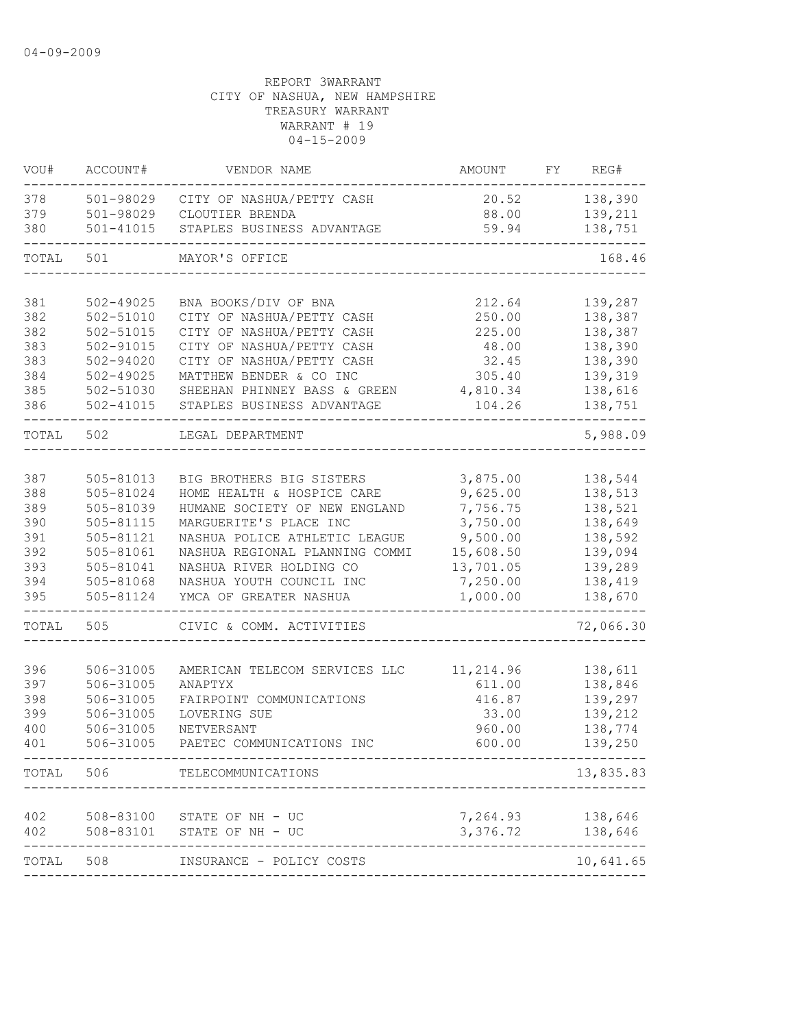04-09-2009

REPORT 3WARRANT
CITY OF NASHUA, NEW HAMPSHIRE
TREASURY WARRANT
WARRANT # 19
04-15-2009

| VOU# | ACCOUNT# | VENDOR NAME | AMOUNT | FY | REG# |
|---|---|---|---|---|---|
| 378 | 501-98029 | CITY OF NASHUA/PETTY CASH | 20.52 | | 138,390 |
| 379 | 501-98029 | CLOUTIER BRENDA | 88.00 | | 139,211 |
| 380 | 501-41015 | STAPLES BUSINESS ADVANTAGE | 59.94 | | 138,751 |
| TOTAL | 501 | MAYOR'S OFFICE | | | 168.46 |
| 381 | 502-49025 | BNA BOOKS/DIV OF BNA | 212.64 | | 139,287 |
| 382 | 502-51010 | CITY OF NASHUA/PETTY CASH | 250.00 | | 138,387 |
| 382 | 502-51015 | CITY OF NASHUA/PETTY CASH | 225.00 | | 138,387 |
| 383 | 502-91015 | CITY OF NASHUA/PETTY CASH | 48.00 | | 138,390 |
| 383 | 502-94020 | CITY OF NASHUA/PETTY CASH | 32.45 | | 138,390 |
| 384 | 502-49025 | MATTHEW BENDER & CO INC | 305.40 | | 139,319 |
| 385 | 502-51030 | SHEEHAN PHINNEY BASS & GREEN | 4,810.34 | | 138,616 |
| 386 | 502-41015 | STAPLES BUSINESS ADVANTAGE | 104.26 | | 138,751 |
| TOTAL | 502 | LEGAL DEPARTMENT | | | 5,988.09 |
| 387 | 505-81013 | BIG BROTHERS BIG SISTERS | 3,875.00 | | 138,544 |
| 388 | 505-81024 | HOME HEALTH & HOSPICE CARE | 9,625.00 | | 138,513 |
| 389 | 505-81039 | HUMANE SOCIETY OF NEW ENGLAND | 7,756.75 | | 138,521 |
| 390 | 505-81115 | MARGUERITE'S PLACE INC | 3,750.00 | | 138,649 |
| 391 | 505-81121 | NASHUA POLICE ATHLETIC LEAGUE | 9,500.00 | | 138,592 |
| 392 | 505-81061 | NASHUA REGIONAL PLANNING COMMI | 15,608.50 | | 139,094 |
| 393 | 505-81041 | NASHUA RIVER HOLDING CO | 13,701.05 | | 139,289 |
| 394 | 505-81068 | NASHUA YOUTH COUNCIL INC | 7,250.00 | | 138,419 |
| 395 | 505-81124 | YMCA OF GREATER NASHUA | 1,000.00 | | 138,670 |
| TOTAL | 505 | CIVIC & COMM. ACTIVITIES | | | 72,066.30 |
| 396 | 506-31005 | AMERICAN TELECOM SERVICES LLC | 11,214.96 | | 138,611 |
| 397 | 506-31005 | ANAPTYX | 611.00 | | 138,846 |
| 398 | 506-31005 | FAIRPOINT COMMUNICATIONS | 416.87 | | 139,297 |
| 399 | 506-31005 | LOVERING SUE | 33.00 | | 139,212 |
| 400 | 506-31005 | NETVERSANT | 960.00 | | 138,774 |
| 401 | 506-31005 | PAETEC COMMUNICATIONS INC | 600.00 | | 139,250 |
| TOTAL | 506 | TELECOMMUNICATIONS | | | 13,835.83 |
| 402 | 508-83100 | STATE OF NH - UC | 7,264.93 | | 138,646 |
| 402 | 508-83101 | STATE OF NH - UC | 3,376.72 | | 138,646 |
| TOTAL | 508 | INSURANCE - POLICY COSTS | | | 10,641.65 |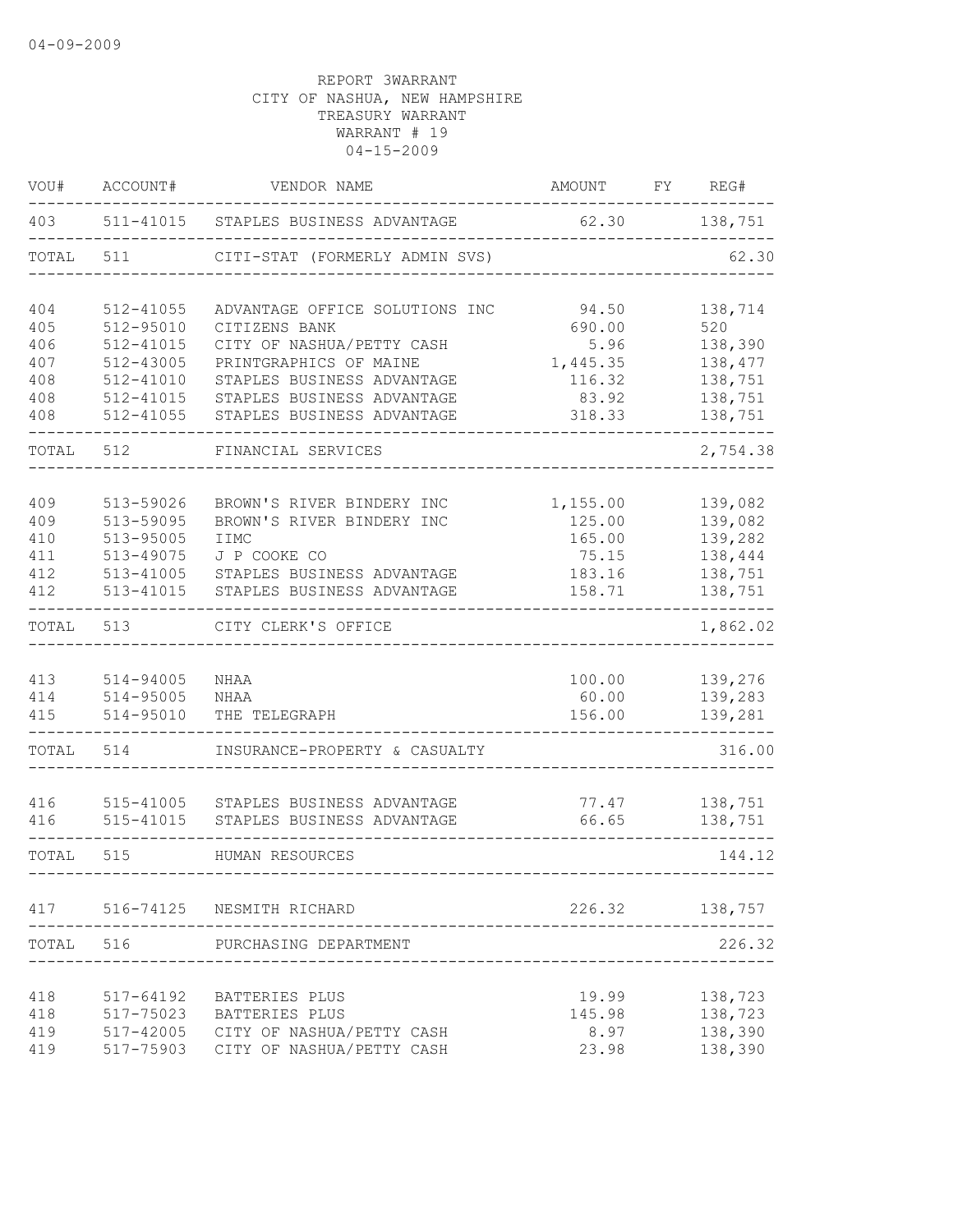04-09-2009

REPORT 3WARRANT
CITY OF NASHUA, NEW HAMPSHIRE
TREASURY WARRANT
WARRANT # 19
04-15-2009

| VOU# | ACCOUNT# | VENDOR NAME | AMOUNT | FY | REG# |
|---|---|---|---|---|---|
| 403 | 511-41015 | STAPLES BUSINESS ADVANTAGE | 62.30 | | 138,751 |
| TOTAL | 511 | CITI-STAT (FORMERLY ADMIN SVS) | | | 62.30 |
| 404 | 512-41055 | ADVANTAGE OFFICE SOLUTIONS INC | 94.50 | | 138,714 |
| 405 | 512-95010 | CITIZENS BANK | 690.00 | | 520 |
| 406 | 512-41015 | CITY OF NASHUA/PETTY CASH | 5.96 | | 138,390 |
| 407 | 512-43005 | PRINTGRAPHICS OF MAINE | 1,445.35 | | 138,477 |
| 408 | 512-41010 | STAPLES BUSINESS ADVANTAGE | 116.32 | | 138,751 |
| 408 | 512-41015 | STAPLES BUSINESS ADVANTAGE | 83.92 | | 138,751 |
| 408 | 512-41055 | STAPLES BUSINESS ADVANTAGE | 318.33 | | 138,751 |
| TOTAL | 512 | FINANCIAL SERVICES | | | 2,754.38 |
| 409 | 513-59026 | BROWN'S RIVER BINDERY INC | 1,155.00 | | 139,082 |
| 409 | 513-59095 | BROWN'S RIVER BINDERY INC | 125.00 | | 139,082 |
| 410 | 513-95005 | IIMC | 165.00 | | 139,282 |
| 411 | 513-49075 | J P COOKE CO | 75.15 | | 138,444 |
| 412 | 513-41005 | STAPLES BUSINESS ADVANTAGE | 183.16 | | 138,751 |
| 412 | 513-41015 | STAPLES BUSINESS ADVANTAGE | 158.71 | | 138,751 |
| TOTAL | 513 | CITY CLERK'S OFFICE | | | 1,862.02 |
| 413 | 514-94005 | NHAA | 100.00 | | 139,276 |
| 414 | 514-95005 | NHAA | 60.00 | | 139,283 |
| 415 | 514-95010 | THE TELEGRAPH | 156.00 | | 139,281 |
| TOTAL | 514 | INSURANCE-PROPERTY & CASUALTY | | | 316.00 |
| 416 | 515-41005 | STAPLES BUSINESS ADVANTAGE | 77.47 | | 138,751 |
| 416 | 515-41015 | STAPLES BUSINESS ADVANTAGE | 66.65 | | 138,751 |
| TOTAL | 515 | HUMAN RESOURCES | | | 144.12 |
| 417 | 516-74125 | NESMITH RICHARD | 226.32 | | 138,757 |
| TOTAL | 516 | PURCHASING DEPARTMENT | | | 226.32 |
| 418 | 517-64192 | BATTERIES PLUS | 19.99 | | 138,723 |
| 418 | 517-75023 | BATTERIES PLUS | 145.98 | | 138,723 |
| 419 | 517-42005 | CITY OF NASHUA/PETTY CASH | 8.97 | | 138,390 |
| 419 | 517-75903 | CITY OF NASHUA/PETTY CASH | 23.98 | | 138,390 |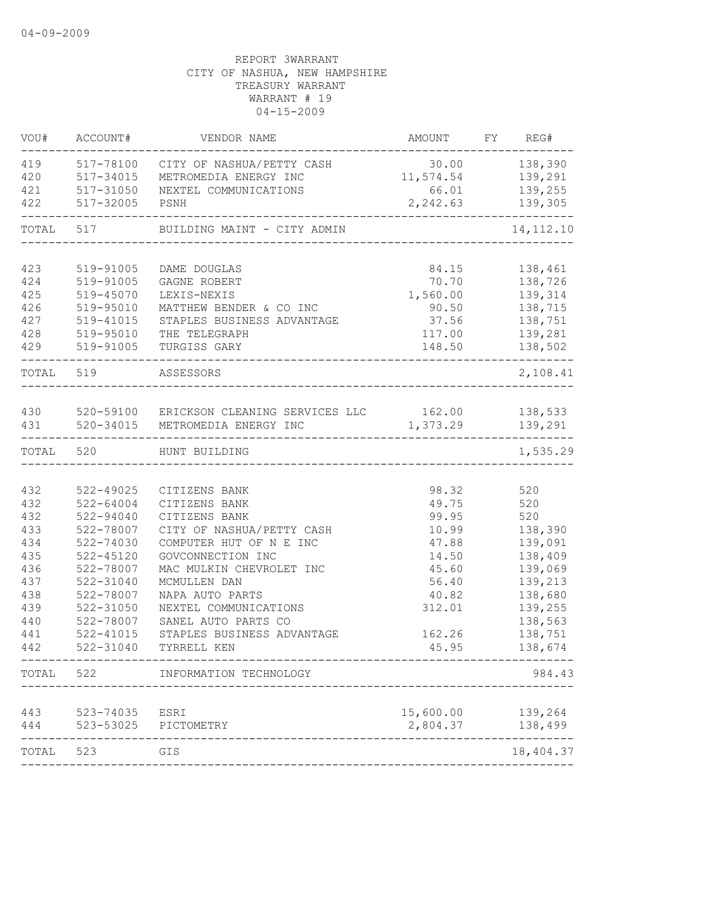04-09-2009

REPORT 3WARRANT
CITY OF NASHUA, NEW HAMPSHIRE
TREASURY WARRANT
WARRANT # 19
04-15-2009

| VOU# | ACCOUNT# | VENDOR NAME | AMOUNT | FY | REG# |
|---|---|---|---|---|---|
| 419 | 517-78100 | CITY OF NASHUA/PETTY CASH | 30.00 | | 138,390 |
| 420 | 517-34015 | METROMEDIA ENERGY INC | 11,574.54 | | 139,291 |
| 421 | 517-31050 | NEXTEL COMMUNICATIONS | 66.01 | | 139,255 |
| 422 | 517-32005 | PSNH | 2,242.63 | | 139,305 |
| TOTAL | 517 | BUILDING MAINT - CITY ADMIN | | | 14,112.10 |
| 423 | 519-91005 | DAME DOUGLAS | 84.15 | | 138,461 |
| 424 | 519-91005 | GAGNE ROBERT | 70.70 | | 138,726 |
| 425 | 519-45070 | LEXIS-NEXIS | 1,560.00 | | 139,314 |
| 426 | 519-95010 | MATTHEW BENDER & CO INC | 90.50 | | 138,715 |
| 427 | 519-41015 | STAPLES BUSINESS ADVANTAGE | 37.56 | | 138,751 |
| 428 | 519-95010 | THE TELEGRAPH | 117.00 | | 139,281 |
| 429 | 519-91005 | TURGISS GARY | 148.50 | | 138,502 |
| TOTAL | 519 | ASSESSORS | | | 2,108.41 |
| 430 | 520-59100 | ERICKSON CLEANING SERVICES LLC | 162.00 | | 138,533 |
| 431 | 520-34015 | METROMEDIA ENERGY INC | 1,373.29 | | 139,291 |
| TOTAL | 520 | HUNT BUILDING | | | 1,535.29 |
| 432 | 522-49025 | CITIZENS BANK | 98.32 | | 520 |
| 432 | 522-64004 | CITIZENS BANK | 49.75 | | 520 |
| 432 | 522-94040 | CITIZENS BANK | 99.95 | | 520 |
| 433 | 522-78007 | CITY OF NASHUA/PETTY CASH | 10.99 | | 138,390 |
| 434 | 522-74030 | COMPUTER HUT OF N E INC | 47.88 | | 139,091 |
| 435 | 522-45120 | GOVCONNECTION INC | 14.50 | | 138,409 |
| 436 | 522-78007 | MAC MULKIN CHEVROLET INC | 45.60 | | 139,069 |
| 437 | 522-31040 | MCMULLEN DAN | 56.40 | | 139,213 |
| 438 | 522-78007 | NAPA AUTO PARTS | 40.82 | | 138,680 |
| 439 | 522-31050 | NEXTEL COMMUNICATIONS | 312.01 | | 139,255 |
| 440 | 522-78007 | SANEL AUTO PARTS CO | | | 138,563 |
| 441 | 522-41015 | STAPLES BUSINESS ADVANTAGE | 162.26 | | 138,751 |
| 442 | 522-31040 | TYRRELL KEN | 45.95 | | 138,674 |
| TOTAL | 522 | INFORMATION TECHNOLOGY | | | 984.43 |
| 443 | 523-74035 | ESRI | 15,600.00 | | 139,264 |
| 444 | 523-53025 | PICTOMETRY | 2,804.37 | | 138,499 |
| TOTAL | 523 | GIS | | | 18,404.37 |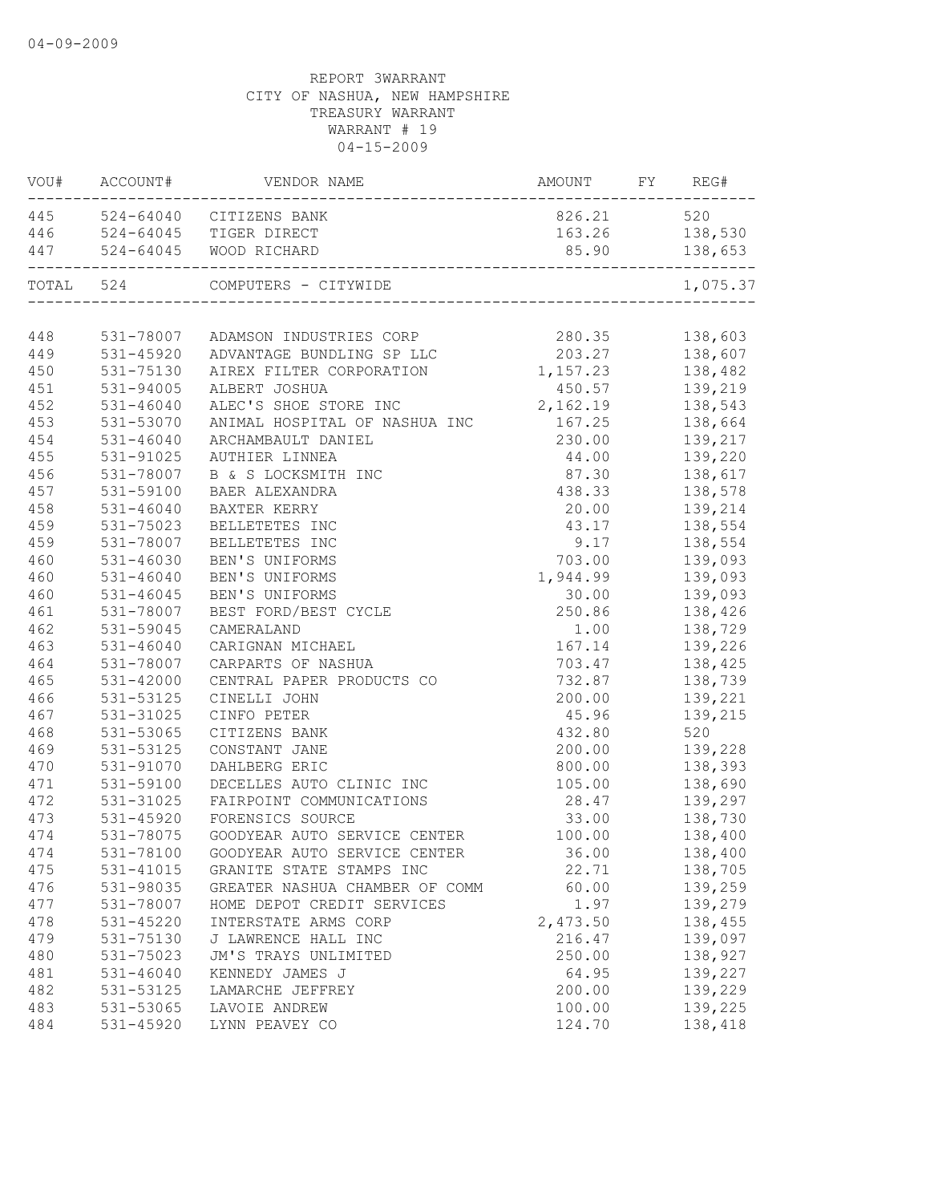04-09-2009

REPORT 3WARRANT
CITY OF NASHUA, NEW HAMPSHIRE
TREASURY WARRANT
WARRANT # 19
04-15-2009

| VOU# | ACCOUNT# | VENDOR NAME | AMOUNT | FY | REG# |
|---|---|---|---|---|---|
| 445 | 524-64040 | CITIZENS BANK | 826.21 | | 520 |
| 446 | 524-64045 | TIGER DIRECT | 163.26 | | 138,530 |
| 447 | 524-64045 | WOOD RICHARD | 85.90 | | 138,653 |
| TOTAL | 524 | COMPUTERS - CITYWIDE | | | 1,075.37 |
| 448 | 531-78007 | ADAMSON INDUSTRIES CORP | 280.35 | | 138,603 |
| 449 | 531-45920 | ADVANTAGE BUNDLING SP LLC | 203.27 | | 138,607 |
| 450 | 531-75130 | AIREX FILTER CORPORATION | 1,157.23 | | 138,482 |
| 451 | 531-94005 | ALBERT JOSHUA | 450.57 | | 139,219 |
| 452 | 531-46040 | ALEC'S SHOE STORE INC | 2,162.19 | | 138,543 |
| 453 | 531-53070 | ANIMAL HOSPITAL OF NASHUA INC | 167.25 | | 138,664 |
| 454 | 531-46040 | ARCHAMBAULT DANIEL | 230.00 | | 139,217 |
| 455 | 531-91025 | AUTHIER LINNEA | 44.00 | | 139,220 |
| 456 | 531-78007 | B & S LOCKSMITH INC | 87.30 | | 138,617 |
| 457 | 531-59100 | BAER ALEXANDRA | 438.33 | | 138,578 |
| 458 | 531-46040 | BAXTER KERRY | 20.00 | | 139,214 |
| 459 | 531-75023 | BELLETETES INC | 43.17 | | 138,554 |
| 459 | 531-78007 | BELLETETES INC | 9.17 | | 138,554 |
| 460 | 531-46030 | BEN'S UNIFORMS | 703.00 | | 139,093 |
| 460 | 531-46040 | BEN'S UNIFORMS | 1,944.99 | | 139,093 |
| 460 | 531-46045 | BEN'S UNIFORMS | 30.00 | | 139,093 |
| 461 | 531-78007 | BEST FORD/BEST CYCLE | 250.86 | | 138,426 |
| 462 | 531-59045 | CAMERALAND | 1.00 | | 138,729 |
| 463 | 531-46040 | CARIGNAN MICHAEL | 167.14 | | 139,226 |
| 464 | 531-78007 | CARPARTS OF NASHUA | 703.47 | | 138,425 |
| 465 | 531-42000 | CENTRAL PAPER PRODUCTS CO | 732.87 | | 138,739 |
| 466 | 531-53125 | CINELLI JOHN | 200.00 | | 139,221 |
| 467 | 531-31025 | CINFO PETER | 45.96 | | 139,215 |
| 468 | 531-53065 | CITIZENS BANK | 432.80 | | 520 |
| 469 | 531-53125 | CONSTANT JANE | 200.00 | | 139,228 |
| 470 | 531-91070 | DAHLBERG ERIC | 800.00 | | 138,393 |
| 471 | 531-59100 | DECELLES AUTO CLINIC INC | 105.00 | | 138,690 |
| 472 | 531-31025 | FAIRPOINT COMMUNICATIONS | 28.47 | | 139,297 |
| 473 | 531-45920 | FORENSICS SOURCE | 33.00 | | 138,730 |
| 474 | 531-78075 | GOODYEAR AUTO SERVICE CENTER | 100.00 | | 138,400 |
| 474 | 531-78100 | GOODYEAR AUTO SERVICE CENTER | 36.00 | | 138,400 |
| 475 | 531-41015 | GRANITE STATE STAMPS INC | 22.71 | | 138,705 |
| 476 | 531-98035 | GREATER NASHUA CHAMBER OF COMM | 60.00 | | 139,259 |
| 477 | 531-78007 | HOME DEPOT CREDIT SERVICES | 1.97 | | 139,279 |
| 478 | 531-45220 | INTERSTATE ARMS CORP | 2,473.50 | | 138,455 |
| 479 | 531-75130 | J LAWRENCE HALL INC | 216.47 | | 139,097 |
| 480 | 531-75023 | JM'S TRAYS UNLIMITED | 250.00 | | 138,927 |
| 481 | 531-46040 | KENNEDY JAMES J | 64.95 | | 139,227 |
| 482 | 531-53125 | LAMARCHE JEFFREY | 200.00 | | 139,229 |
| 483 | 531-53065 | LAVOIE ANDREW | 100.00 | | 139,225 |
| 484 | 531-45920 | LYNN PEAVEY CO | 124.70 | | 138,418 |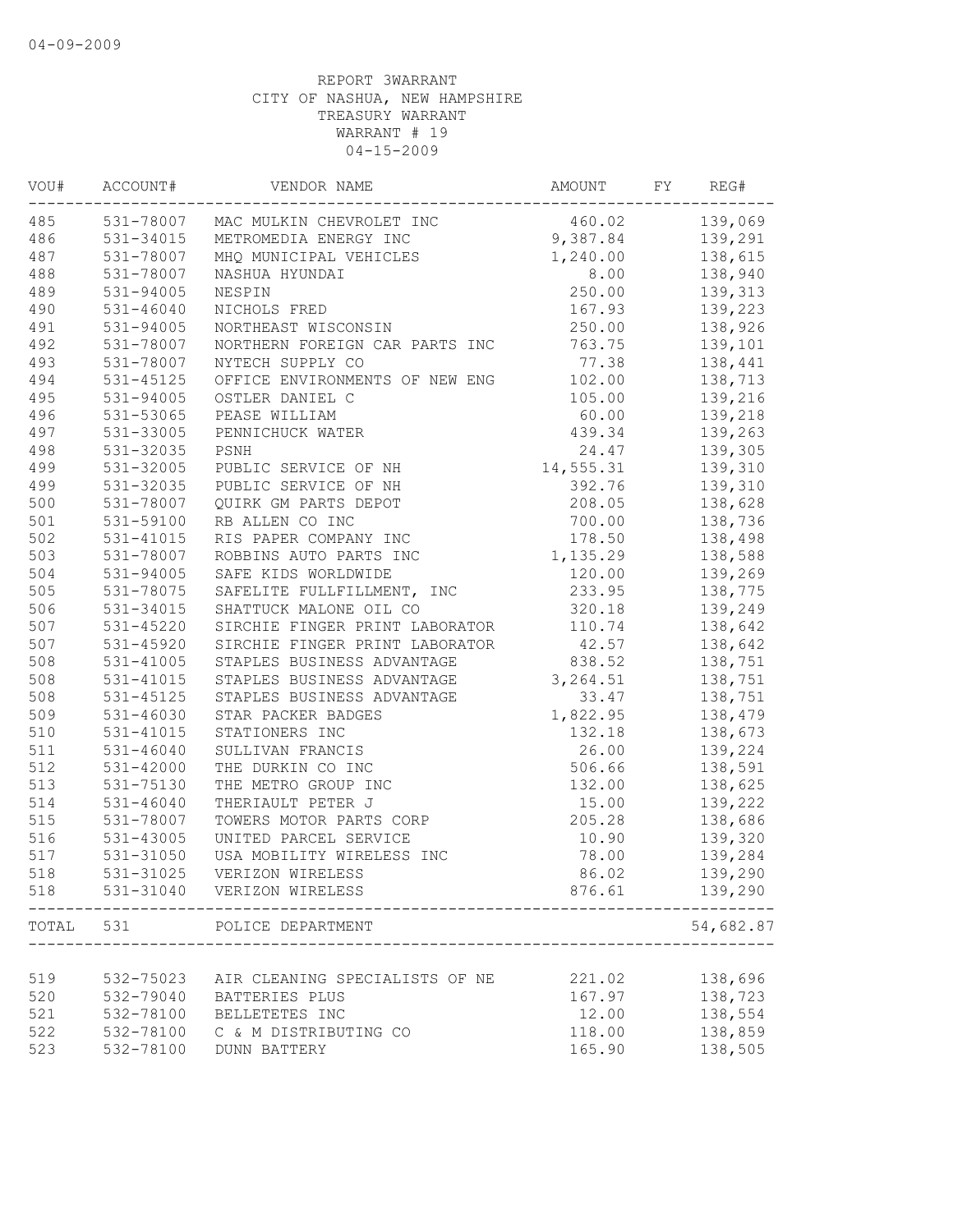04-09-2009

REPORT 3WARRANT
CITY OF NASHUA, NEW HAMPSHIRE
TREASURY WARRANT
WARRANT # 19
04-15-2009

| VOU# | ACCOUNT# | VENDOR NAME | AMOUNT | FY | REG# |
|---|---|---|---|---|---|
| 485 | 531-78007 | MAC MULKIN CHEVROLET INC | 460.02 | | 139,069 |
| 486 | 531-34015 | METROMEDIA ENERGY INC | 9,387.84 | | 139,291 |
| 487 | 531-78007 | MHQ MUNICIPAL VEHICLES | 1,240.00 | | 138,615 |
| 488 | 531-78007 | NASHUA HYUNDAI | 8.00 | | 138,940 |
| 489 | 531-94005 | NESPIN | 250.00 | | 139,313 |
| 490 | 531-46040 | NICHOLS FRED | 167.93 | | 139,223 |
| 491 | 531-94005 | NORTHEAST WISCONSIN | 250.00 | | 138,926 |
| 492 | 531-78007 | NORTHERN FOREIGN CAR PARTS INC | 763.75 | | 139,101 |
| 493 | 531-78007 | NYTECH SUPPLY CO | 77.38 | | 138,441 |
| 494 | 531-45125 | OFFICE ENVIRONMENTS OF NEW ENG | 102.00 | | 138,713 |
| 495 | 531-94005 | OSTLER DANIEL C | 105.00 | | 139,216 |
| 496 | 531-53065 | PEASE WILLIAM | 60.00 | | 139,218 |
| 497 | 531-33005 | PENNICHUCK WATER | 439.34 | | 139,263 |
| 498 | 531-32035 | PSNH | 24.47 | | 139,305 |
| 499 | 531-32005 | PUBLIC SERVICE OF NH | 14,555.31 | | 139,310 |
| 499 | 531-32035 | PUBLIC SERVICE OF NH | 392.76 | | 139,310 |
| 500 | 531-78007 | QUIRK GM PARTS DEPOT | 208.05 | | 138,628 |
| 501 | 531-59100 | RB ALLEN CO INC | 700.00 | | 138,736 |
| 502 | 531-41015 | RIS PAPER COMPANY INC | 178.50 | | 138,498 |
| 503 | 531-78007 | ROBBINS AUTO PARTS INC | 1,135.29 | | 138,588 |
| 504 | 531-94005 | SAFE KIDS WORLDWIDE | 120.00 | | 139,269 |
| 505 | 531-78075 | SAFELITE FULLFILLMENT, INC | 233.95 | | 138,775 |
| 506 | 531-34015 | SHATTUCK MALONE OIL CO | 320.18 | | 139,249 |
| 507 | 531-45220 | SIRCHIE FINGER PRINT LABORATOR | 110.74 | | 138,642 |
| 507 | 531-45920 | SIRCHIE FINGER PRINT LABORATOR | 42.57 | | 138,642 |
| 508 | 531-41005 | STAPLES BUSINESS ADVANTAGE | 838.52 | | 138,751 |
| 508 | 531-41015 | STAPLES BUSINESS ADVANTAGE | 3,264.51 | | 138,751 |
| 508 | 531-45125 | STAPLES BUSINESS ADVANTAGE | 33.47 | | 138,751 |
| 509 | 531-46030 | STAR PACKER BADGES | 1,822.95 | | 138,479 |
| 510 | 531-41015 | STATIONERS INC | 132.18 | | 138,673 |
| 511 | 531-46040 | SULLIVAN FRANCIS | 26.00 | | 139,224 |
| 512 | 531-42000 | THE DURKIN CO INC | 506.66 | | 138,591 |
| 513 | 531-75130 | THE METRO GROUP INC | 132.00 | | 138,625 |
| 514 | 531-46040 | THERIAULT PETER J | 15.00 | | 139,222 |
| 515 | 531-78007 | TOWERS MOTOR PARTS CORP | 205.28 | | 138,686 |
| 516 | 531-43005 | UNITED PARCEL SERVICE | 10.90 | | 139,320 |
| 517 | 531-31050 | USA MOBILITY WIRELESS INC | 78.00 | | 139,284 |
| 518 | 531-31025 | VERIZON WIRELESS | 86.02 | | 139,290 |
| 518 | 531-31040 | VERIZON WIRELESS | 876.61 | | 139,290 |
| TOTAL | 531 | POLICE DEPARTMENT | | | 54,682.87 |

| VOU# | ACCOUNT# | VENDOR NAME | AMOUNT | FY | REG# |
|---|---|---|---|---|---|
| 519 | 532-75023 | AIR CLEANING SPECIALISTS OF NE | 221.02 | | 138,696 |
| 520 | 532-79040 | BATTERIES PLUS | 167.97 | | 138,723 |
| 521 | 532-78100 | BELLETETES INC | 12.00 | | 138,554 |
| 522 | 532-78100 | C & M DISTRIBUTING CO | 118.00 | | 138,859 |
| 523 | 532-78100 | DUNN BATTERY | 165.90 | | 138,505 |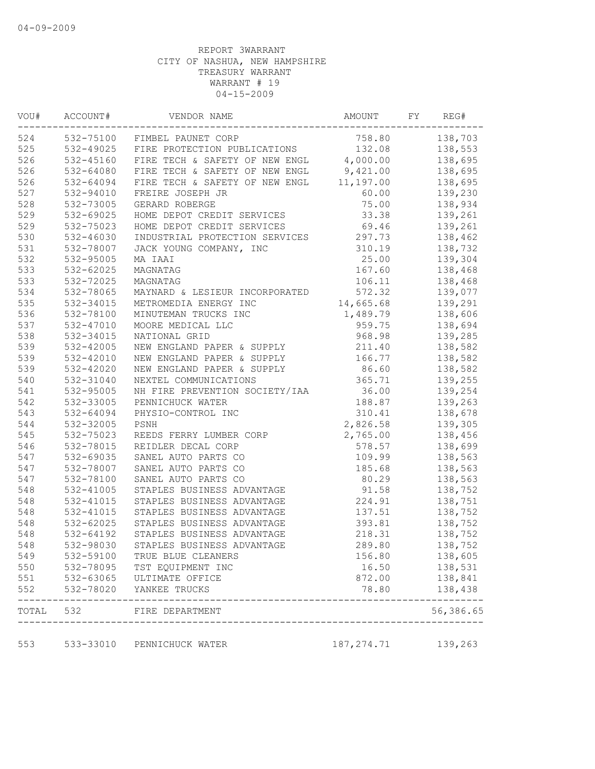REPORT 3WARRANT
CITY OF NASHUA, NEW HAMPSHIRE
TREASURY WARRANT
WARRANT # 19
04-15-2009

| VOU# | ACCOUNT# | VENDOR NAME | AMOUNT | FY | REG# |
|---|---|---|---|---|---|
| 524 | 532-75100 | FIMBEL PAUNET CORP | 758.80 | | 138,703 |
| 525 | 532-49025 | FIRE PROTECTION PUBLICATIONS | 132.08 | | 138,553 |
| 526 | 532-45160 | FIRE TECH & SAFETY OF NEW ENGL | 4,000.00 | | 138,695 |
| 526 | 532-64080 | FIRE TECH & SAFETY OF NEW ENGL | 9,421.00 | | 138,695 |
| 526 | 532-64094 | FIRE TECH & SAFETY OF NEW ENGL | 11,197.00 | | 138,695 |
| 527 | 532-94010 | FREIRE JOSEPH JR | 60.00 | | 139,230 |
| 528 | 532-73005 | GERARD ROBERGE | 75.00 | | 138,934 |
| 529 | 532-69025 | HOME DEPOT CREDIT SERVICES | 33.38 | | 139,261 |
| 529 | 532-75023 | HOME DEPOT CREDIT SERVICES | 69.46 | | 139,261 |
| 530 | 532-46030 | INDUSTRIAL PROTECTION SERVICES | 297.73 | | 138,462 |
| 531 | 532-78007 | JACK YOUNG COMPANY, INC | 310.19 | | 138,732 |
| 532 | 532-95005 | MA IAAI | 25.00 | | 139,304 |
| 533 | 532-62025 | MAGNATAG | 167.60 | | 138,468 |
| 533 | 532-72025 | MAGNATAG | 106.11 | | 138,468 |
| 534 | 532-78065 | MAYNARD & LESIEUR INCORPORATED | 572.32 | | 139,077 |
| 535 | 532-34015 | METROMEDIA ENERGY INC | 14,665.68 | | 139,291 |
| 536 | 532-78100 | MINUTEMAN TRUCKS INC | 1,489.79 | | 138,606 |
| 537 | 532-47010 | MOORE MEDICAL LLC | 959.75 | | 138,694 |
| 538 | 532-34015 | NATIONAL GRID | 968.98 | | 139,285 |
| 539 | 532-42005 | NEW ENGLAND PAPER & SUPPLY | 211.40 | | 138,582 |
| 539 | 532-42010 | NEW ENGLAND PAPER & SUPPLY | 166.77 | | 138,582 |
| 539 | 532-42020 | NEW ENGLAND PAPER & SUPPLY | 86.60 | | 138,582 |
| 540 | 532-31040 | NEXTEL COMMUNICATIONS | 365.71 | | 139,255 |
| 541 | 532-95005 | NH FIRE PREVENTION SOCIETY/IAA | 36.00 | | 139,254 |
| 542 | 532-33005 | PENNICHUCK WATER | 188.87 | | 139,263 |
| 543 | 532-64094 | PHYSIO-CONTROL INC | 310.41 | | 138,678 |
| 544 | 532-32005 | PSNH | 2,826.58 | | 139,305 |
| 545 | 532-75023 | REEDS FERRY LUMBER CORP | 2,765.00 | | 138,456 |
| 546 | 532-78015 | REIDLER DECAL CORP | 578.57 | | 138,699 |
| 547 | 532-69035 | SANEL AUTO PARTS CO | 109.99 | | 138,563 |
| 547 | 532-78007 | SANEL AUTO PARTS CO | 185.68 | | 138,563 |
| 547 | 532-78100 | SANEL AUTO PARTS CO | 80.29 | | 138,563 |
| 548 | 532-41005 | STAPLES BUSINESS ADVANTAGE | 91.58 | | 138,752 |
| 548 | 532-41015 | STAPLES BUSINESS ADVANTAGE | 224.91 | | 138,751 |
| 548 | 532-41015 | STAPLES BUSINESS ADVANTAGE | 137.51 | | 138,752 |
| 548 | 532-62025 | STAPLES BUSINESS ADVANTAGE | 393.81 | | 138,752 |
| 548 | 532-64192 | STAPLES BUSINESS ADVANTAGE | 218.31 | | 138,752 |
| 548 | 532-98030 | STAPLES BUSINESS ADVANTAGE | 289.80 | | 138,752 |
| 549 | 532-59100 | TRUE BLUE CLEANERS | 156.80 | | 138,605 |
| 550 | 532-78095 | TST EQUIPMENT INC | 16.50 | | 138,531 |
| 551 | 532-63065 | ULTIMATE OFFICE | 872.00 | | 138,841 |
| 552 | 532-78020 | YANKEE TRUCKS | 78.80 | | 138,438 |
| TOTAL | 532 | FIRE DEPARTMENT | | | 56,386.65 |
| 553 | 533-33010 | PENNICHUCK WATER | 187,274.71 | | 139,263 |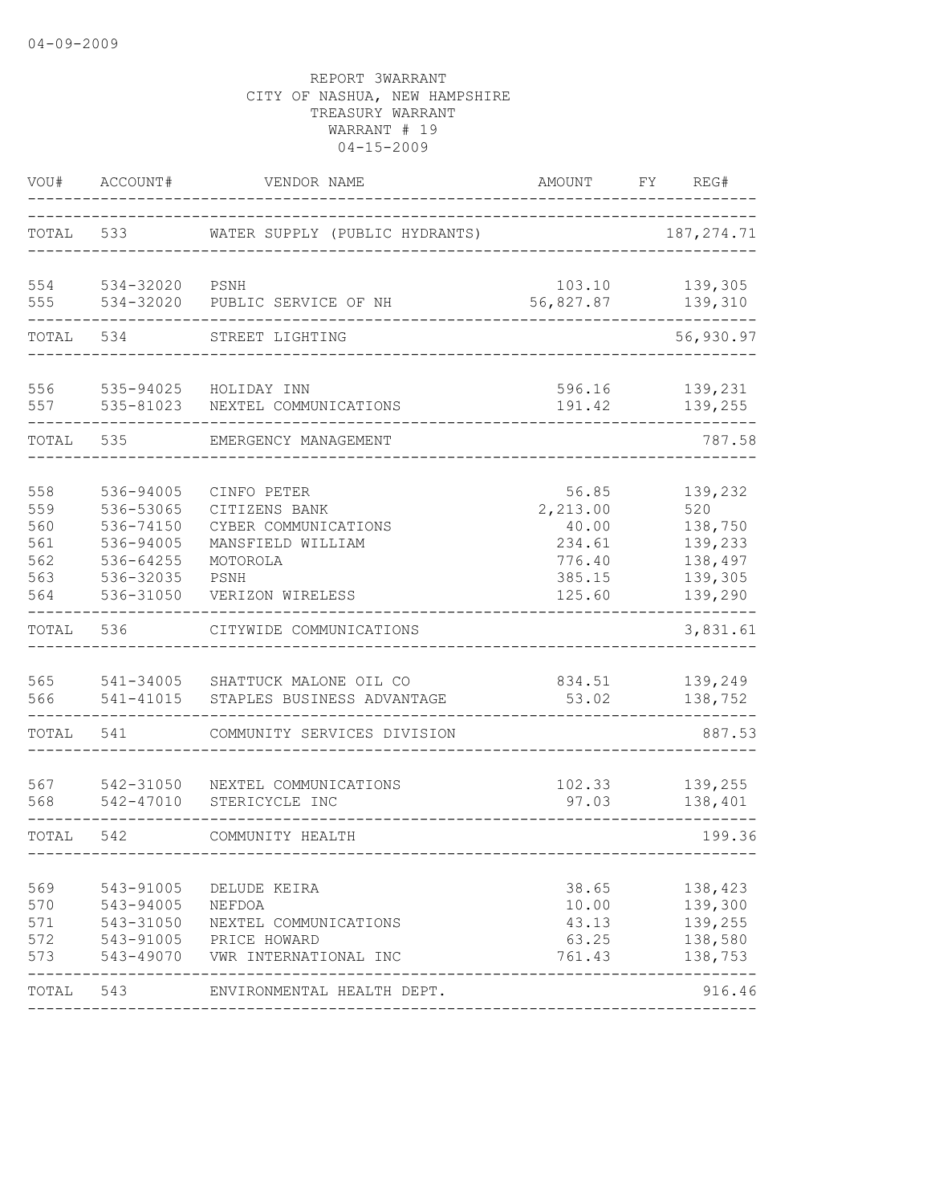04-09-2009

REPORT 3WARRANT
CITY OF NASHUA, NEW HAMPSHIRE
TREASURY WARRANT
WARRANT # 19
04-15-2009

| VOU# | ACCOUNT# | VENDOR NAME | AMOUNT | FY | REG# |
|---|---|---|---|---|---|
| TOTAL | 533 | WATER SUPPLY (PUBLIC HYDRANTS) | | | 187,274.71 |
| 554 | 534-32020 | PSNH | 103.10 | | 139,305 |
| 555 | 534-32020 | PUBLIC SERVICE OF NH | 56,827.87 | | 139,310 |
| TOTAL | 534 | STREET LIGHTING | | | 56,930.97 |
| 556 | 535-94025 | HOLIDAY INN | 596.16 | | 139,231 |
| 557 | 535-81023 | NEXTEL COMMUNICATIONS | 191.42 | | 139,255 |
| TOTAL | 535 | EMERGENCY MANAGEMENT | | | 787.58 |
| 558 | 536-94005 | CINFO PETER | 56.85 | | 139,232 |
| 559 | 536-53065 | CITIZENS BANK | 2,213.00 | | 520 |
| 560 | 536-74150 | CYBER COMMUNICATIONS | 40.00 | | 138,750 |
| 561 | 536-94005 | MANSFIELD WILLIAM | 234.61 | | 139,233 |
| 562 | 536-64255 | MOTOROLA | 776.40 | | 138,497 |
| 563 | 536-32035 | PSNH | 385.15 | | 139,305 |
| 564 | 536-31050 | VERIZON WIRELESS | 125.60 | | 139,290 |
| TOTAL | 536 | CITYWIDE COMMUNICATIONS | | | 3,831.61 |
| 565 | 541-34005 | SHATTUCK MALONE OIL CO | 834.51 | | 139,249 |
| 566 | 541-41015 | STAPLES BUSINESS ADVANTAGE | 53.02 | | 138,752 |
| TOTAL | 541 | COMMUNITY SERVICES DIVISION | | | 887.53 |
| 567 | 542-31050 | NEXTEL COMMUNICATIONS | 102.33 | | 139,255 |
| 568 | 542-47010 | STERICYCLE INC | 97.03 | | 138,401 |
| TOTAL | 542 | COMMUNITY HEALTH | | | 199.36 |
| 569 | 543-91005 | DELUDE KEIRA | 38.65 | | 138,423 |
| 570 | 543-94005 | NEFDOA | 10.00 | | 139,300 |
| 571 | 543-31050 | NEXTEL COMMUNICATIONS | 43.13 | | 139,255 |
| 572 | 543-91005 | PRICE HOWARD | 63.25 | | 138,580 |
| 573 | 543-49070 | VWR INTERNATIONAL INC | 761.43 | | 138,753 |
| TOTAL | 543 | ENVIRONMENTAL HEALTH DEPT. | | | 916.46 |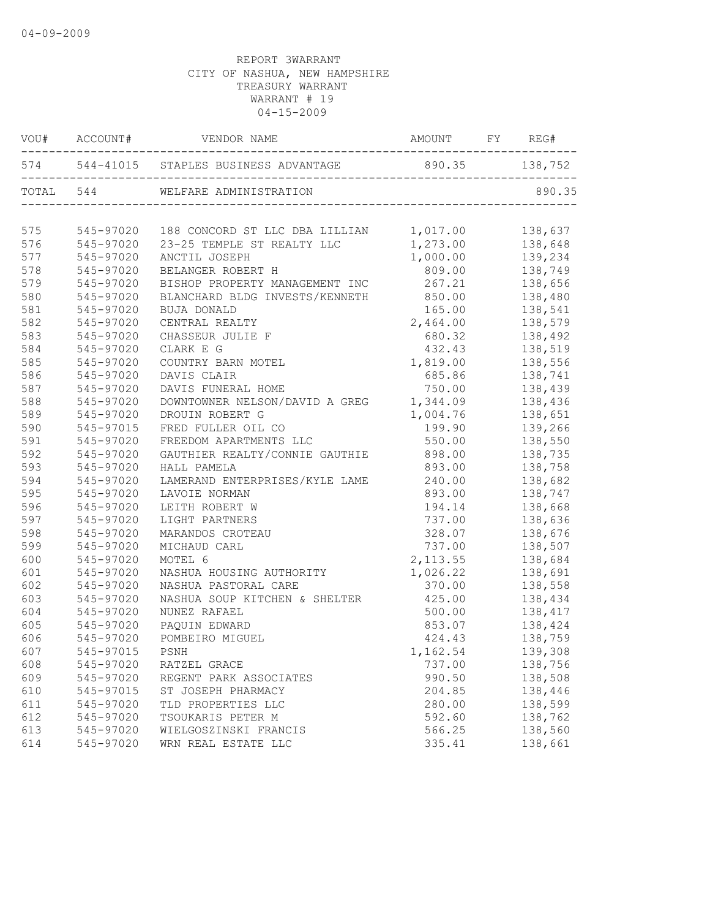04-09-2009

REPORT 3WARRANT
CITY OF NASHUA, NEW HAMPSHIRE
TREASURY WARRANT
WARRANT # 19
04-15-2009

| VOU# | ACCOUNT# | VENDOR NAME | AMOUNT | FY | REG# |
|---|---|---|---|---|---|
| 574 | 544-41015 | STAPLES BUSINESS ADVANTAGE | 890.35 | | 138,752 |
| TOTAL | 544 | WELFARE ADMINISTRATION | | | 890.35 |
| 575 | 545-97020 | 188 CONCORD ST LLC DBA LILLIAN | 1,017.00 | | 138,637 |
| 576 | 545-97020 | 23-25 TEMPLE ST REALTY LLC | 1,273.00 | | 138,648 |
| 577 | 545-97020 | ANCTIL JOSEPH | 1,000.00 | | 139,234 |
| 578 | 545-97020 | BELANGER ROBERT H | 809.00 | | 138,749 |
| 579 | 545-97020 | BISHOP PROPERTY MANAGEMENT INC | 267.21 | | 138,656 |
| 580 | 545-97020 | BLANCHARD BLDG INVESTS/KENNETH | 850.00 | | 138,480 |
| 581 | 545-97020 | BUJA DONALD | 165.00 | | 138,541 |
| 582 | 545-97020 | CENTRAL REALTY | 2,464.00 | | 138,579 |
| 583 | 545-97020 | CHASSEUR JULIE F | 680.32 | | 138,492 |
| 584 | 545-97020 | CLARK E G | 432.43 | | 138,519 |
| 585 | 545-97020 | COUNTRY BARN MOTEL | 1,819.00 | | 138,556 |
| 586 | 545-97020 | DAVIS CLAIR | 685.86 | | 138,741 |
| 587 | 545-97020 | DAVIS FUNERAL HOME | 750.00 | | 138,439 |
| 588 | 545-97020 | DOWNTOWNER NELSON/DAVID A GREG | 1,344.09 | | 138,436 |
| 589 | 545-97020 | DROUIN ROBERT G | 1,004.76 | | 138,651 |
| 590 | 545-97015 | FRED FULLER OIL CO | 199.90 | | 139,266 |
| 591 | 545-97020 | FREEDOM APARTMENTS LLC | 550.00 | | 138,550 |
| 592 | 545-97020 | GAUTHIER REALTY/CONNIE GAUTHIE | 898.00 | | 138,735 |
| 593 | 545-97020 | HALL PAMELA | 893.00 | | 138,758 |
| 594 | 545-97020 | LAMERAND ENTERPRISES/KYLE LAME | 240.00 | | 138,682 |
| 595 | 545-97020 | LAVOIE NORMAN | 893.00 | | 138,747 |
| 596 | 545-97020 | LEITH ROBERT W | 194.14 | | 138,668 |
| 597 | 545-97020 | LIGHT PARTNERS | 737.00 | | 138,636 |
| 598 | 545-97020 | MARANDOS CROTEAU | 328.07 | | 138,676 |
| 599 | 545-97020 | MICHAUD CARL | 737.00 | | 138,507 |
| 600 | 545-97020 | MOTEL 6 | 2,113.55 | | 138,684 |
| 601 | 545-97020 | NASHUA HOUSING AUTHORITY | 1,026.22 | | 138,691 |
| 602 | 545-97020 | NASHUA PASTORAL CARE | 370.00 | | 138,558 |
| 603 | 545-97020 | NASHUA SOUP KITCHEN & SHELTER | 425.00 | | 138,434 |
| 604 | 545-97020 | NUNEZ RAFAEL | 500.00 | | 138,417 |
| 605 | 545-97020 | PAQUIN EDWARD | 853.07 | | 138,424 |
| 606 | 545-97020 | POMBEIRO MIGUEL | 424.43 | | 138,759 |
| 607 | 545-97015 | PSNH | 1,162.54 | | 139,308 |
| 608 | 545-97020 | RATZEL GRACE | 737.00 | | 138,756 |
| 609 | 545-97020 | REGENT PARK ASSOCIATES | 990.50 | | 138,508 |
| 610 | 545-97015 | ST JOSEPH PHARMACY | 204.85 | | 138,446 |
| 611 | 545-97020 | TLD PROPERTIES LLC | 280.00 | | 138,599 |
| 612 | 545-97020 | TSOUKARIS PETER M | 592.60 | | 138,762 |
| 613 | 545-97020 | WIELGOSZINSKI FRANCIS | 566.25 | | 138,560 |
| 614 | 545-97020 | WRN REAL ESTATE LLC | 335.41 | | 138,661 |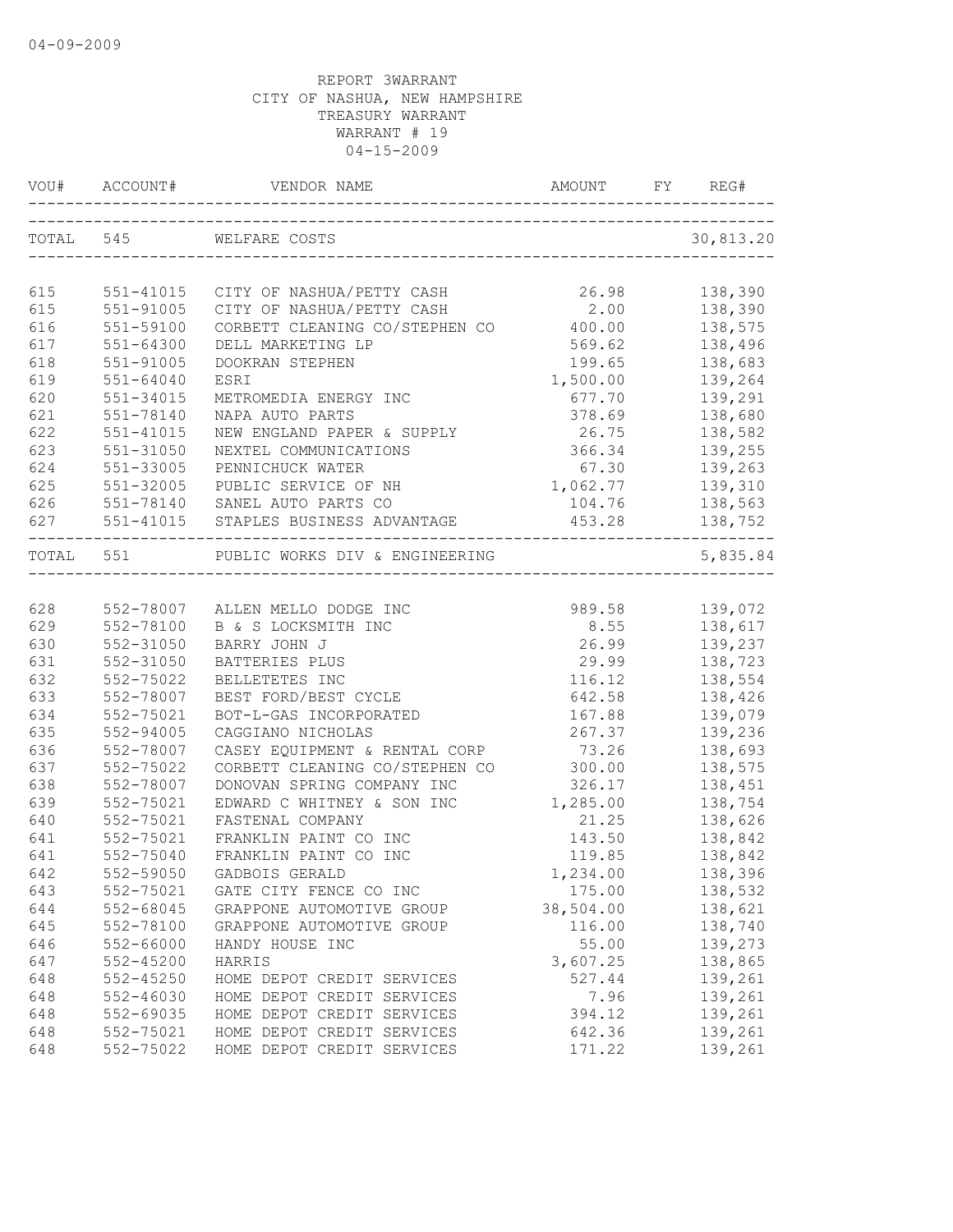04-09-2009

REPORT 3WARRANT
CITY OF NASHUA, NEW HAMPSHIRE
TREASURY WARRANT
WARRANT # 19
04-15-2009

| VOU# | ACCOUNT# | VENDOR NAME | AMOUNT | FY | REG# |
|---|---|---|---|---|---|
| TOTAL | 545 | WELFARE COSTS | | | 30,813.20 |
| 615 | 551-41015 | CITY OF NASHUA/PETTY CASH | 26.98 | | 138,390 |
| 615 | 551-91005 | CITY OF NASHUA/PETTY CASH | 2.00 | | 138,390 |
| 616 | 551-59100 | CORBETT CLEANING CO/STEPHEN CO | 400.00 | | 138,575 |
| 617 | 551-64300 | DELL MARKETING LP | 569.62 | | 138,496 |
| 618 | 551-91005 | DOOKRAN STEPHEN | 199.65 | | 138,683 |
| 619 | 551-64040 | ESRI | 1,500.00 | | 139,264 |
| 620 | 551-34015 | METROMEDIA ENERGY INC | 677.70 | | 139,291 |
| 621 | 551-78140 | NAPA AUTO PARTS | 378.69 | | 138,680 |
| 622 | 551-41015 | NEW ENGLAND PAPER & SUPPLY | 26.75 | | 138,582 |
| 623 | 551-31050 | NEXTEL COMMUNICATIONS | 366.34 | | 139,255 |
| 624 | 551-33005 | PENNICHUCK WATER | 67.30 | | 139,263 |
| 625 | 551-32005 | PUBLIC SERVICE OF NH | 1,062.77 | | 139,310 |
| 626 | 551-78140 | SANEL AUTO PARTS CO | 104.76 | | 138,563 |
| 627 | 551-41015 | STAPLES BUSINESS ADVANTAGE | 453.28 | | 138,752 |
| TOTAL | 551 | PUBLIC WORKS DIV & ENGINEERING | | | 5,835.84 |
| 628 | 552-78007 | ALLEN MELLO DODGE INC | 989.58 | | 139,072 |
| 629 | 552-78100 | B & S LOCKSMITH INC | 8.55 | | 138,617 |
| 630 | 552-31050 | BARRY JOHN J | 26.99 | | 139,237 |
| 631 | 552-31050 | BATTERIES PLUS | 29.99 | | 138,723 |
| 632 | 552-75022 | BELLETETES INC | 116.12 | | 138,554 |
| 633 | 552-78007 | BEST FORD/BEST CYCLE | 642.58 | | 138,426 |
| 634 | 552-75021 | BOT-L-GAS INCORPORATED | 167.88 | | 139,079 |
| 635 | 552-94005 | CAGGIANO NICHOLAS | 267.37 | | 139,236 |
| 636 | 552-78007 | CASEY EQUIPMENT & RENTAL CORP | 73.26 | | 138,693 |
| 637 | 552-75022 | CORBETT CLEANING CO/STEPHEN CO | 300.00 | | 138,575 |
| 638 | 552-78007 | DONOVAN SPRING COMPANY INC | 326.17 | | 138,451 |
| 639 | 552-75021 | EDWARD C WHITNEY & SON INC | 1,285.00 | | 138,754 |
| 640 | 552-75021 | FASTENAL COMPANY | 21.25 | | 138,626 |
| 641 | 552-75021 | FRANKLIN PAINT CO INC | 143.50 | | 138,842 |
| 641 | 552-75040 | FRANKLIN PAINT CO INC | 119.85 | | 138,842 |
| 642 | 552-59050 | GADBOIS GERALD | 1,234.00 | | 138,396 |
| 643 | 552-75021 | GATE CITY FENCE CO INC | 175.00 | | 138,532 |
| 644 | 552-68045 | GRAPPONE AUTOMOTIVE GROUP | 38,504.00 | | 138,621 |
| 645 | 552-78100 | GRAPPONE AUTOMOTIVE GROUP | 116.00 | | 138,740 |
| 646 | 552-66000 | HANDY HOUSE INC | 55.00 | | 139,273 |
| 647 | 552-45200 | HARRIS | 3,607.25 | | 138,865 |
| 648 | 552-45250 | HOME DEPOT CREDIT SERVICES | 527.44 | | 139,261 |
| 648 | 552-46030 | HOME DEPOT CREDIT SERVICES | 7.96 | | 139,261 |
| 648 | 552-69035 | HOME DEPOT CREDIT SERVICES | 394.12 | | 139,261 |
| 648 | 552-75021 | HOME DEPOT CREDIT SERVICES | 642.36 | | 139,261 |
| 648 | 552-75022 | HOME DEPOT CREDIT SERVICES | 171.22 | | 139,261 |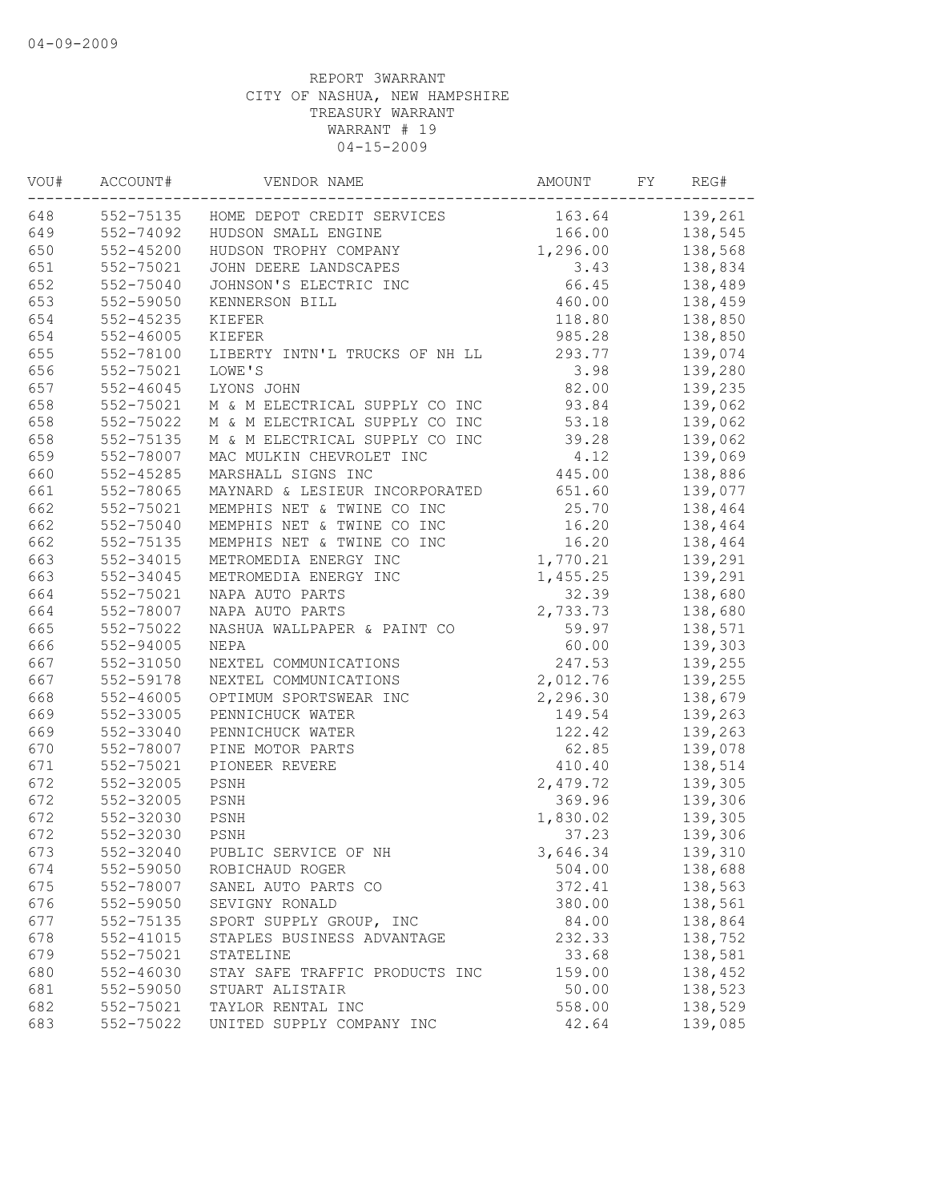04-09-2009

REPORT 3WARRANT
CITY OF NASHUA, NEW HAMPSHIRE
TREASURY WARRANT
WARRANT # 19
04-15-2009

| VOU# | ACCOUNT# | VENDOR NAME | AMOUNT | FY | REG# |
|---|---|---|---|---|---|
| 648 | 552-75135 | HOME DEPOT CREDIT SERVICES | 163.64 | | 139,261 |
| 649 | 552-74092 | HUDSON SMALL ENGINE | 166.00 | | 138,545 |
| 650 | 552-45200 | HUDSON TROPHY COMPANY | 1,296.00 | | 138,568 |
| 651 | 552-75021 | JOHN DEERE LANDSCAPES | 3.43 | | 138,834 |
| 652 | 552-75040 | JOHNSON'S ELECTRIC INC | 66.45 | | 138,489 |
| 653 | 552-59050 | KENNERSON BILL | 460.00 | | 138,459 |
| 654 | 552-45235 | KIEFER | 118.80 | | 138,850 |
| 654 | 552-46005 | KIEFER | 985.28 | | 138,850 |
| 655 | 552-78100 | LIBERTY INTN'L TRUCKS OF NH LL | 293.77 | | 139,074 |
| 656 | 552-75021 | LOWE'S | 3.98 | | 139,280 |
| 657 | 552-46045 | LYONS JOHN | 82.00 | | 139,235 |
| 658 | 552-75021 | M & M ELECTRICAL SUPPLY CO INC | 93.84 | | 139,062 |
| 658 | 552-75022 | M & M ELECTRICAL SUPPLY CO INC | 53.18 | | 139,062 |
| 658 | 552-75135 | M & M ELECTRICAL SUPPLY CO INC | 39.28 | | 139,062 |
| 659 | 552-78007 | MAC MULKIN CHEVROLET INC | 4.12 | | 139,069 |
| 660 | 552-45285 | MARSHALL SIGNS INC | 445.00 | | 138,886 |
| 661 | 552-78065 | MAYNARD & LESIEUR INCORPORATED | 651.60 | | 139,077 |
| 662 | 552-75021 | MEMPHIS NET & TWINE CO INC | 25.70 | | 138,464 |
| 662 | 552-75040 | MEMPHIS NET & TWINE CO INC | 16.20 | | 138,464 |
| 662 | 552-75135 | MEMPHIS NET & TWINE CO INC | 16.20 | | 138,464 |
| 663 | 552-34015 | METROMEDIA ENERGY INC | 1,770.21 | | 139,291 |
| 663 | 552-34045 | METROMEDIA ENERGY INC | 1,455.25 | | 139,291 |
| 664 | 552-75021 | NAPA AUTO PARTS | 32.39 | | 138,680 |
| 664 | 552-78007 | NAPA AUTO PARTS | 2,733.73 | | 138,680 |
| 665 | 552-75022 | NASHUA WALLPAPER & PAINT CO | 59.97 | | 138,571 |
| 666 | 552-94005 | NEPA | 60.00 | | 139,303 |
| 667 | 552-31050 | NEXTEL COMMUNICATIONS | 247.53 | | 139,255 |
| 667 | 552-59178 | NEXTEL COMMUNICATIONS | 2,012.76 | | 139,255 |
| 668 | 552-46005 | OPTIMUM SPORTSWEAR INC | 2,296.30 | | 138,679 |
| 669 | 552-33005 | PENNICHUCK WATER | 149.54 | | 139,263 |
| 669 | 552-33040 | PENNICHUCK WATER | 122.42 | | 139,263 |
| 670 | 552-78007 | PINE MOTOR PARTS | 62.85 | | 139,078 |
| 671 | 552-75021 | PIONEER REVERE | 410.40 | | 138,514 |
| 672 | 552-32005 | PSNH | 2,479.72 | | 139,305 |
| 672 | 552-32005 | PSNH | 369.96 | | 139,306 |
| 672 | 552-32030 | PSNH | 1,830.02 | | 139,305 |
| 672 | 552-32030 | PSNH | 37.23 | | 139,306 |
| 673 | 552-32040 | PUBLIC SERVICE OF NH | 3,646.34 | | 139,310 |
| 674 | 552-59050 | ROBICHAUD ROGER | 504.00 | | 138,688 |
| 675 | 552-78007 | SANEL AUTO PARTS CO | 372.41 | | 138,563 |
| 676 | 552-59050 | SEVIGNY RONALD | 380.00 | | 138,561 |
| 677 | 552-75135 | SPORT SUPPLY GROUP, INC | 84.00 | | 138,864 |
| 678 | 552-41015 | STAPLES BUSINESS ADVANTAGE | 232.33 | | 138,752 |
| 679 | 552-75021 | STATELINE | 33.68 | | 138,581 |
| 680 | 552-46030 | STAY SAFE TRAFFIC PRODUCTS INC | 159.00 | | 138,452 |
| 681 | 552-59050 | STUART ALISTAIR | 50.00 | | 138,523 |
| 682 | 552-75021 | TAYLOR RENTAL INC | 558.00 | | 138,529 |
| 683 | 552-75022 | UNITED SUPPLY COMPANY INC | 42.64 | | 139,085 |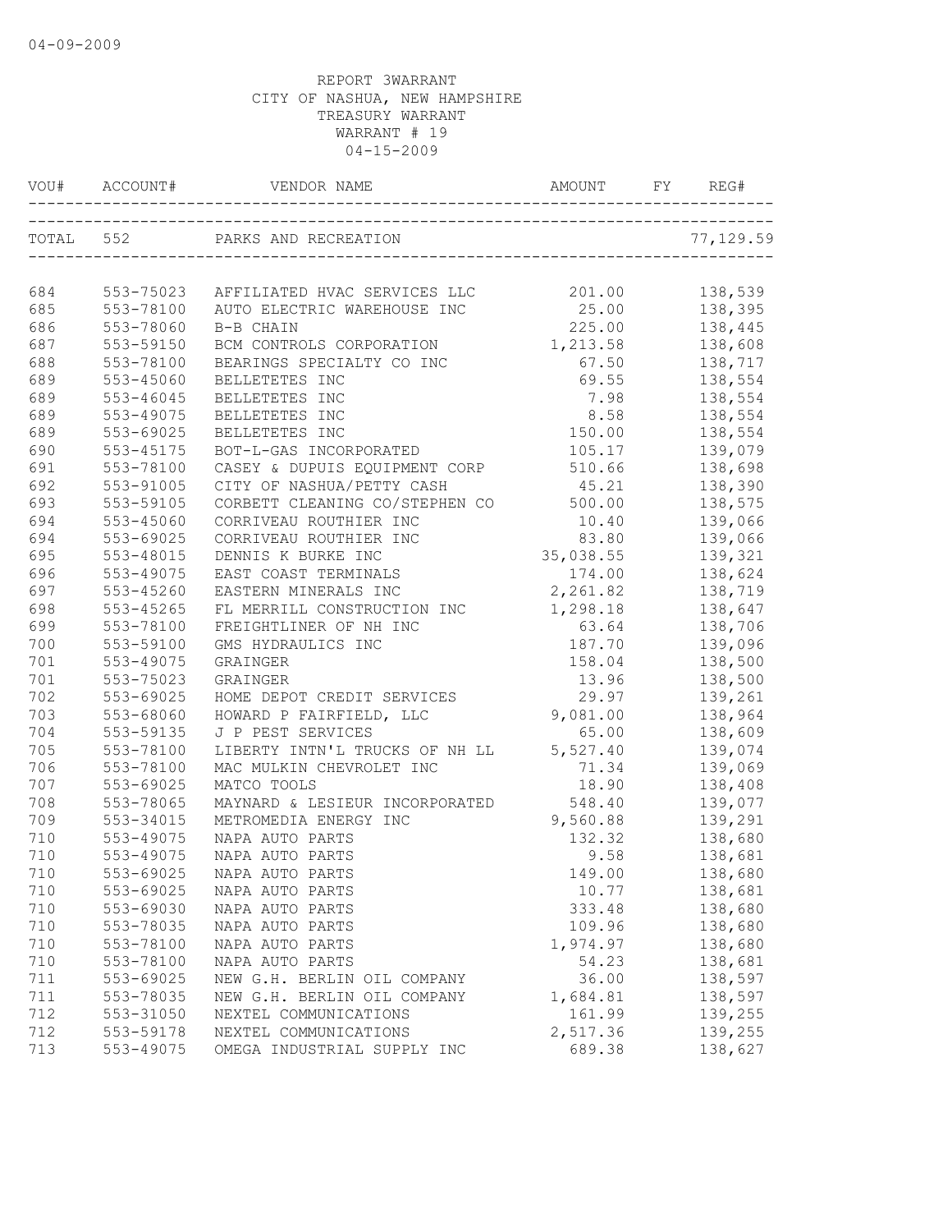REPORT 3WARRANT
CITY OF NASHUA, NEW HAMPSHIRE
TREASURY WARRANT
WARRANT # 19
04-15-2009

| VOU# | ACCOUNT# | VENDOR NAME | AMOUNT | FY | REG# |
|---|---|---|---|---|---|
| TOTAL | 552 | PARKS AND RECREATION | | | 77,129.59 |
| 684 | 553-75023 | AFFILIATED HVAC SERVICES LLC | 201.00 | | 138,539 |
| 685 | 553-78100 | AUTO ELECTRIC WAREHOUSE INC | 25.00 | | 138,395 |
| 686 | 553-78060 | B-B CHAIN | 225.00 | | 138,445 |
| 687 | 553-59150 | BCM CONTROLS CORPORATION | 1,213.58 | | 138,608 |
| 688 | 553-78100 | BEARINGS SPECIALTY CO INC | 67.50 | | 138,717 |
| 689 | 553-45060 | BELLETETES INC | 69.55 | | 138,554 |
| 689 | 553-46045 | BELLETETES INC | 7.98 | | 138,554 |
| 689 | 553-49075 | BELLETETES INC | 8.58 | | 138,554 |
| 689 | 553-69025 | BELLETETES INC | 150.00 | | 138,554 |
| 690 | 553-45175 | BOT-L-GAS INCORPORATED | 105.17 | | 139,079 |
| 691 | 553-78100 | CASEY & DUPUIS EQUIPMENT CORP | 510.66 | | 138,698 |
| 692 | 553-91005 | CITY OF NASHUA/PETTY CASH | 45.21 | | 138,390 |
| 693 | 553-59105 | CORBETT CLEANING CO/STEPHEN CO | 500.00 | | 138,575 |
| 694 | 553-45060 | CORRIVEAU ROUTHIER INC | 10.40 | | 139,066 |
| 694 | 553-69025 | CORRIVEAU ROUTHIER INC | 83.80 | | 139,066 |
| 695 | 553-48015 | DENNIS K BURKE INC | 35,038.55 | | 139,321 |
| 696 | 553-49075 | EAST COAST TERMINALS | 174.00 | | 138,624 |
| 697 | 553-45260 | EASTERN MINERALS INC | 2,261.82 | | 138,719 |
| 698 | 553-45265 | FL MERRILL CONSTRUCTION INC | 1,298.18 | | 138,647 |
| 699 | 553-78100 | FREIGHTLINER OF NH INC | 63.64 | | 138,706 |
| 700 | 553-59100 | GMS HYDRAULICS INC | 187.70 | | 139,096 |
| 701 | 553-49075 | GRAINGER | 158.04 | | 138,500 |
| 701 | 553-75023 | GRAINGER | 13.96 | | 138,500 |
| 702 | 553-69025 | HOME DEPOT CREDIT SERVICES | 29.97 | | 139,261 |
| 703 | 553-68060 | HOWARD P FAIRFIELD, LLC | 9,081.00 | | 138,964 |
| 704 | 553-59135 | J P PEST SERVICES | 65.00 | | 138,609 |
| 705 | 553-78100 | LIBERTY INTN'L TRUCKS OF NH LL | 5,527.40 | | 139,074 |
| 706 | 553-78100 | MAC MULKIN CHEVROLET INC | 71.34 | | 139,069 |
| 707 | 553-69025 | MATCO TOOLS | 18.90 | | 138,408 |
| 708 | 553-78065 | MAYNARD & LESIEUR INCORPORATED | 548.40 | | 139,077 |
| 709 | 553-34015 | METROMEDIA ENERGY INC | 9,560.88 | | 139,291 |
| 710 | 553-49075 | NAPA AUTO PARTS | 132.32 | | 138,680 |
| 710 | 553-49075 | NAPA AUTO PARTS | 9.58 | | 138,681 |
| 710 | 553-69025 | NAPA AUTO PARTS | 149.00 | | 138,680 |
| 710 | 553-69025 | NAPA AUTO PARTS | 10.77 | | 138,681 |
| 710 | 553-69030 | NAPA AUTO PARTS | 333.48 | | 138,680 |
| 710 | 553-78035 | NAPA AUTO PARTS | 109.96 | | 138,680 |
| 710 | 553-78100 | NAPA AUTO PARTS | 1,974.97 | | 138,680 |
| 710 | 553-78100 | NAPA AUTO PARTS | 54.23 | | 138,681 |
| 711 | 553-69025 | NEW G.H. BERLIN OIL COMPANY | 36.00 | | 138,597 |
| 711 | 553-78035 | NEW G.H. BERLIN OIL COMPANY | 1,684.81 | | 138,597 |
| 712 | 553-31050 | NEXTEL COMMUNICATIONS | 161.99 | | 139,255 |
| 712 | 553-59178 | NEXTEL COMMUNICATIONS | 2,517.36 | | 139,255 |
| 713 | 553-49075 | OMEGA INDUSTRIAL SUPPLY INC | 689.38 | | 138,627 |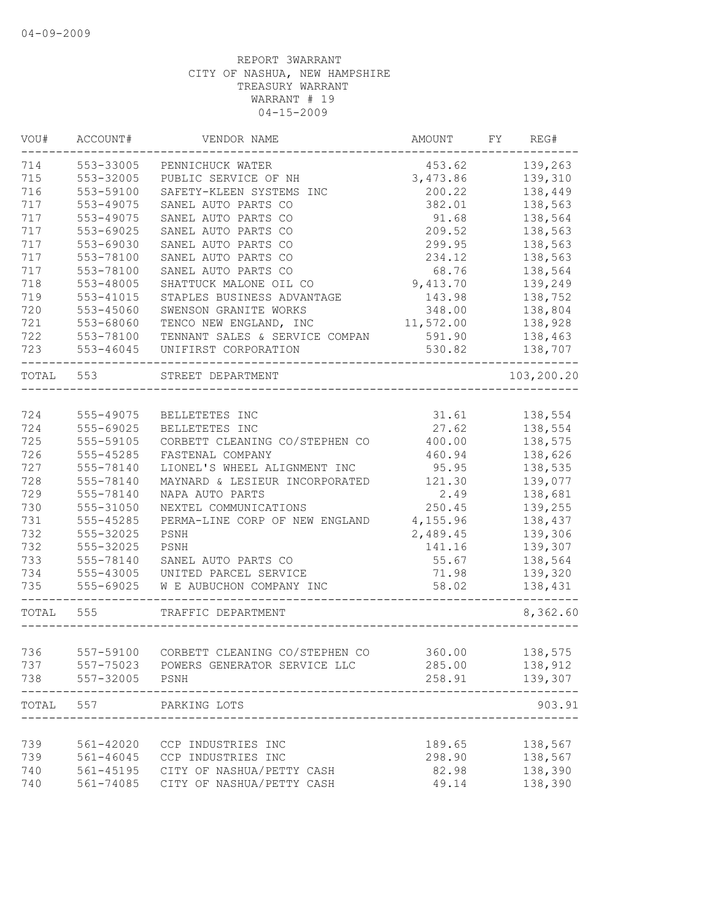04-09-2009

REPORT 3WARRANT
CITY OF NASHUA, NEW HAMPSHIRE
TREASURY WARRANT
WARRANT # 19
04-15-2009

| VOU# | ACCOUNT# | VENDOR NAME | AMOUNT | FY | REG# |
|---|---|---|---|---|---|
| 714 | 553-33005 | PENNICHUCK WATER | 453.62 | | 139,263 |
| 715 | 553-32005 | PUBLIC SERVICE OF NH | 3,473.86 | | 139,310 |
| 716 | 553-59100 | SAFETY-KLEEN SYSTEMS INC | 200.22 | | 138,449 |
| 717 | 553-49075 | SANEL AUTO PARTS CO | 382.01 | | 138,563 |
| 717 | 553-49075 | SANEL AUTO PARTS CO | 91.68 | | 138,564 |
| 717 | 553-69025 | SANEL AUTO PARTS CO | 209.52 | | 138,563 |
| 717 | 553-69030 | SANEL AUTO PARTS CO | 299.95 | | 138,563 |
| 717 | 553-78100 | SANEL AUTO PARTS CO | 234.12 | | 138,563 |
| 717 | 553-78100 | SANEL AUTO PARTS CO | 68.76 | | 138,564 |
| 718 | 553-48005 | SHATTUCK MALONE OIL CO | 9,413.70 | | 139,249 |
| 719 | 553-41015 | STAPLES BUSINESS ADVANTAGE | 143.98 | | 138,752 |
| 720 | 553-45060 | SWENSON GRANITE WORKS | 348.00 | | 138,804 |
| 721 | 553-68060 | TENCO NEW ENGLAND, INC | 11,572.00 | | 138,928 |
| 722 | 553-78100 | TENNANT SALES & SERVICE COMPAN | 591.90 | | 138,463 |
| 723 | 553-46045 | UNIFIRST CORPORATION | 530.82 | | 138,707 |
| TOTAL | 553 | STREET DEPARTMENT | | | 103,200.20 |
| 724 | 555-49075 | BELLETETES INC | 31.61 | | 138,554 |
| 724 | 555-69025 | BELLETETES INC | 27.62 | | 138,554 |
| 725 | 555-59105 | CORBETT CLEANING CO/STEPHEN CO | 400.00 | | 138,575 |
| 726 | 555-45285 | FASTENAL COMPANY | 460.94 | | 138,626 |
| 727 | 555-78140 | LIONEL'S WHEEL ALIGNMENT INC | 95.95 | | 138,535 |
| 728 | 555-78140 | MAYNARD & LESIEUR INCORPORATED | 121.30 | | 139,077 |
| 729 | 555-78140 | NAPA AUTO PARTS | 2.49 | | 138,681 |
| 730 | 555-31050 | NEXTEL COMMUNICATIONS | 250.45 | | 139,255 |
| 731 | 555-45285 | PERMA-LINE CORP OF NEW ENGLAND | 4,155.96 | | 138,437 |
| 732 | 555-32025 | PSNH | 2,489.45 | | 139,306 |
| 732 | 555-32025 | PSNH | 141.16 | | 139,307 |
| 733 | 555-78140 | SANEL AUTO PARTS CO | 55.67 | | 138,564 |
| 734 | 555-43005 | UNITED PARCEL SERVICE | 71.98 | | 139,320 |
| 735 | 555-69025 | W E AUBUCHON COMPANY INC | 58.02 | | 138,431 |
| TOTAL | 555 | TRAFFIC DEPARTMENT | | | 8,362.60 |
| 736 | 557-59100 | CORBETT CLEANING CO/STEPHEN CO | 360.00 | | 138,575 |
| 737 | 557-75023 | POWERS GENERATOR SERVICE LLC | 285.00 | | 138,912 |
| 738 | 557-32005 | PSNH | 258.91 | | 139,307 |
| TOTAL | 557 | PARKING LOTS | | | 903.91 |
| 739 | 561-42020 | CCP INDUSTRIES INC | 189.65 | | 138,567 |
| 739 | 561-46045 | CCP INDUSTRIES INC | 298.90 | | 138,567 |
| 740 | 561-45195 | CITY OF NASHUA/PETTY CASH | 82.98 | | 138,390 |
| 740 | 561-74085 | CITY OF NASHUA/PETTY CASH | 49.14 | | 138,390 |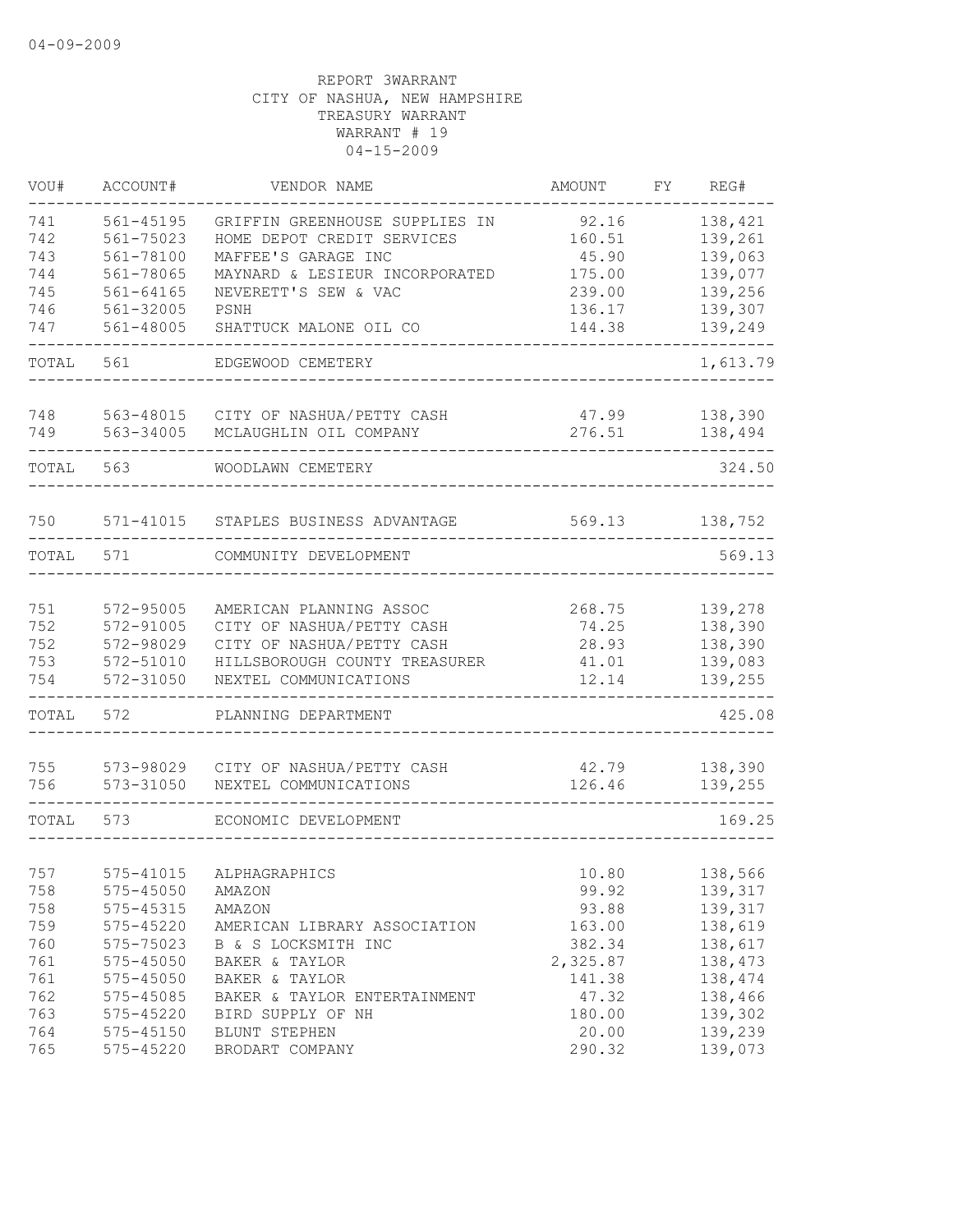04-09-2009

REPORT 3WARRANT
CITY OF NASHUA, NEW HAMPSHIRE
TREASURY WARRANT
WARRANT # 19
04-15-2009

| VOU# | ACCOUNT# | VENDOR NAME | AMOUNT | FY | REG# |
|---|---|---|---|---|---|
| 741 | 561-45195 | GRIFFIN GREENHOUSE SUPPLIES IN | 92.16 | | 138,421 |
| 742 | 561-75023 | HOME DEPOT CREDIT SERVICES | 160.51 | | 139,261 |
| 743 | 561-78100 | MAFFEE'S GARAGE INC | 45.90 | | 139,063 |
| 744 | 561-78065 | MAYNARD & LESIEUR INCORPORATED | 175.00 | | 139,077 |
| 745 | 561-64165 | NEVERETT'S SEW & VAC | 239.00 | | 139,256 |
| 746 | 561-32005 | PSNH | 136.17 | | 139,307 |
| 747 | 561-48005 | SHATTUCK MALONE OIL CO | 144.38 | | 139,249 |
| TOTAL | 561 | EDGEWOOD CEMETERY | | | 1,613.79 |
| 748 | 563-48015 | CITY OF NASHUA/PETTY CASH | 47.99 | | 138,390 |
| 749 | 563-34005 | MCLAUGHLIN OIL COMPANY | 276.51 | | 138,494 |
| TOTAL | 563 | WOODLAWN CEMETERY | | | 324.50 |
| 750 | 571-41015 | STAPLES BUSINESS ADVANTAGE | 569.13 | | 138,752 |
| TOTAL | 571 | COMMUNITY DEVELOPMENT | | | 569.13 |
| 751 | 572-95005 | AMERICAN PLANNING ASSOC | 268.75 | | 139,278 |
| 752 | 572-91005 | CITY OF NASHUA/PETTY CASH | 74.25 | | 138,390 |
| 752 | 572-98029 | CITY OF NASHUA/PETTY CASH | 28.93 | | 138,390 |
| 753 | 572-51010 | HILLSBOROUGH COUNTY TREASURER | 41.01 | | 139,083 |
| 754 | 572-31050 | NEXTEL COMMUNICATIONS | 12.14 | | 139,255 |
| TOTAL | 572 | PLANNING DEPARTMENT | | | 425.08 |
| 755 | 573-98029 | CITY OF NASHUA/PETTY CASH | 42.79 | | 138,390 |
| 756 | 573-31050 | NEXTEL COMMUNICATIONS | 126.46 | | 139,255 |
| TOTAL | 573 | ECONOMIC DEVELOPMENT | | | 169.25 |
| 757 | 575-41015 | ALPHAGRAPHICS | 10.80 | | 138,566 |
| 758 | 575-45050 | AMAZON | 99.92 | | 139,317 |
| 758 | 575-45315 | AMAZON | 93.88 | | 139,317 |
| 759 | 575-45220 | AMERICAN LIBRARY ASSOCIATION | 163.00 | | 138,619 |
| 760 | 575-75023 | B & S LOCKSMITH INC | 382.34 | | 138,617 |
| 761 | 575-45050 | BAKER & TAYLOR | 2,325.87 | | 138,473 |
| 761 | 575-45050 | BAKER & TAYLOR | 141.38 | | 138,474 |
| 762 | 575-45085 | BAKER & TAYLOR ENTERTAINMENT | 47.32 | | 138,466 |
| 763 | 575-45220 | BIRD SUPPLY OF NH | 180.00 | | 139,302 |
| 764 | 575-45150 | BLUNT STEPHEN | 20.00 | | 139,239 |
| 765 | 575-45220 | BRODART COMPANY | 290.32 | | 139,073 |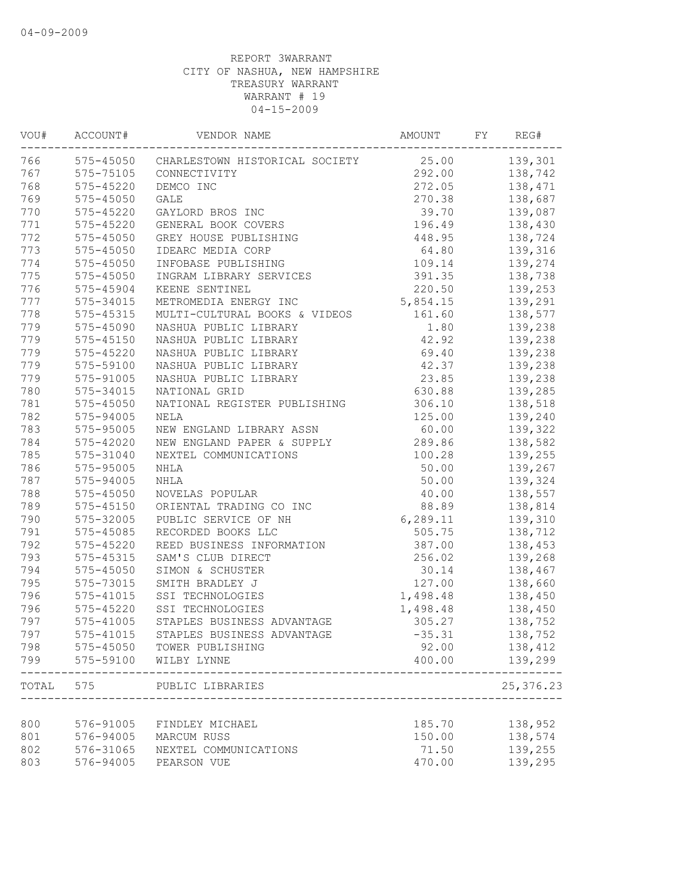04-09-2009

REPORT 3WARRANT
CITY OF NASHUA, NEW HAMPSHIRE
TREASURY WARRANT
WARRANT # 19
04-15-2009

| VOU# | ACCOUNT# | VENDOR NAME | AMOUNT | FY | REG# |
|---|---|---|---|---|---|
| 766 | 575-45050 | CHARLESTOWN HISTORICAL SOCIETY | 25.00 | | 139,301 |
| 767 | 575-75105 | CONNECTIVITY | 292.00 | | 138,742 |
| 768 | 575-45220 | DEMCO INC | 272.05 | | 138,471 |
| 769 | 575-45050 | GALE | 270.38 | | 138,687 |
| 770 | 575-45220 | GAYLORD BROS INC | 39.70 | | 139,087 |
| 771 | 575-45220 | GENERAL BOOK COVERS | 196.49 | | 138,430 |
| 772 | 575-45050 | GREY HOUSE PUBLISHING | 448.95 | | 138,724 |
| 773 | 575-45050 | IDEARC MEDIA CORP | 64.80 | | 139,316 |
| 774 | 575-45050 | INFOBASE PUBLISHING | 109.14 | | 139,274 |
| 775 | 575-45050 | INGRAM LIBRARY SERVICES | 391.35 | | 138,738 |
| 776 | 575-45904 | KEENE SENTINEL | 220.50 | | 139,253 |
| 777 | 575-34015 | METROMEDIA ENERGY INC | 5,854.15 | | 139,291 |
| 778 | 575-45315 | MULTI-CULTURAL BOOKS & VIDEOS | 161.60 | | 138,577 |
| 779 | 575-45090 | NASHUA PUBLIC LIBRARY | 1.80 | | 139,238 |
| 779 | 575-45150 | NASHUA PUBLIC LIBRARY | 42.92 | | 139,238 |
| 779 | 575-45220 | NASHUA PUBLIC LIBRARY | 69.40 | | 139,238 |
| 779 | 575-59100 | NASHUA PUBLIC LIBRARY | 42.37 | | 139,238 |
| 779 | 575-91005 | NASHUA PUBLIC LIBRARY | 23.85 | | 139,238 |
| 780 | 575-34015 | NATIONAL GRID | 630.88 | | 139,285 |
| 781 | 575-45050 | NATIONAL REGISTER PUBLISHING | 306.10 | | 138,518 |
| 782 | 575-94005 | NELA | 125.00 | | 139,240 |
| 783 | 575-95005 | NEW ENGLAND LIBRARY ASSN | 60.00 | | 139,322 |
| 784 | 575-42020 | NEW ENGLAND PAPER & SUPPLY | 289.86 | | 138,582 |
| 785 | 575-31040 | NEXTEL COMMUNICATIONS | 100.28 | | 139,255 |
| 786 | 575-95005 | NHLA | 50.00 | | 139,267 |
| 787 | 575-94005 | NHLA | 50.00 | | 139,324 |
| 788 | 575-45050 | NOVELAS POPULAR | 40.00 | | 138,557 |
| 789 | 575-45150 | ORIENTAL TRADING CO INC | 88.89 | | 138,814 |
| 790 | 575-32005 | PUBLIC SERVICE OF NH | 6,289.11 | | 139,310 |
| 791 | 575-45085 | RECORDED BOOKS LLC | 505.75 | | 138,712 |
| 792 | 575-45220 | REED BUSINESS INFORMATION | 387.00 | | 138,453 |
| 793 | 575-45315 | SAM'S CLUB DIRECT | 256.02 | | 139,268 |
| 794 | 575-45050 | SIMON & SCHUSTER | 30.14 | | 138,467 |
| 795 | 575-73015 | SMITH BRADLEY J | 127.00 | | 138,660 |
| 796 | 575-41015 | SSI TECHNOLOGIES | 1,498.48 | | 138,450 |
| 796 | 575-45220 | SSI TECHNOLOGIES | 1,498.48 | | 138,450 |
| 797 | 575-41005 | STAPLES BUSINESS ADVANTAGE | 305.27 | | 138,752 |
| 797 | 575-41015 | STAPLES BUSINESS ADVANTAGE | -35.31 | | 138,752 |
| 798 | 575-45050 | TOWER PUBLISHING | 92.00 | | 138,412 |
| 799 | 575-59100 | WILBY LYNNE | 400.00 | | 139,299 |
| TOTAL | 575 | PUBLIC LIBRARIES | | | 25,376.23 |
| 800 | 576-91005 | FINDLEY MICHAEL | 185.70 | | 138,952 |
| 801 | 576-94005 | MARCUM RUSS | 150.00 | | 138,574 |
| 802 | 576-31065 | NEXTEL COMMUNICATIONS | 71.50 | | 139,255 |
| 803 | 576-94005 | PEARSON VUE | 470.00 | | 139,295 |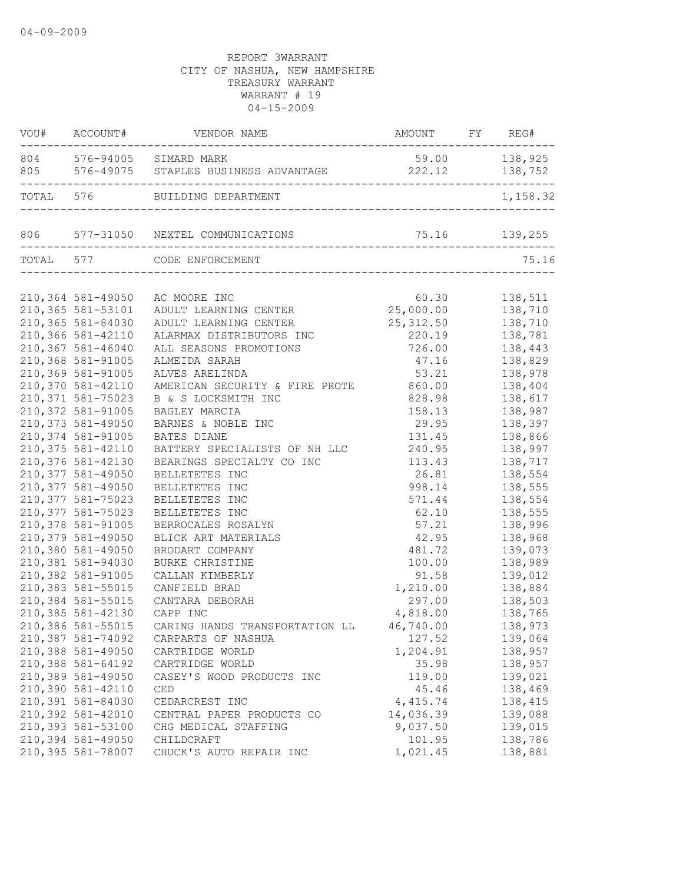04-09-2009

REPORT 3WARRANT
CITY OF NASHUA, NEW HAMPSHIRE
TREASURY WARRANT
WARRANT # 19
04-15-2009

| VOU# | ACCOUNT# | VENDOR NAME | AMOUNT | FY | REG# |
|---|---|---|---|---|---|
| 804 | 576-94005 | SIMARD MARK | 59.00 | | 138,925 |
| 805 | 576-49075 | STAPLES BUSINESS ADVANTAGE | 222.12 | | 138,752 |
| TOTAL | 576 | BUILDING DEPARTMENT | | | 1,158.32 |
| 806 | 577-31050 | NEXTEL COMMUNICATIONS | 75.16 | | 139,255 |
| TOTAL | 577 | CODE ENFORCEMENT | | | 75.16 |
| 210,364 | 581-49050 | AC MOORE INC | 60.30 | | 138,511 |
| 210,365 | 581-53101 | ADULT LEARNING CENTER | 25,000.00 | | 138,710 |
| 210,365 | 581-84030 | ADULT LEARNING CENTER | 25,312.50 | | 138,710 |
| 210,366 | 581-42110 | ALARMAX DISTRIBUTORS INC | 220.19 | | 138,781 |
| 210,367 | 581-46040 | ALL SEASONS PROMOTIONS | 726.00 | | 138,443 |
| 210,368 | 581-91005 | ALMEIDA SARAH | 47.16 | | 138,829 |
| 210,369 | 581-91005 | ALVES ARELINDA | 53.21 | | 138,978 |
| 210,370 | 581-42110 | AMERICAN SECURITY & FIRE PROTE | 860.00 | | 138,404 |
| 210,371 | 581-75023 | B & S LOCKSMITH INC | 828.98 | | 138,617 |
| 210,372 | 581-91005 | BAGLEY MARCIA | 158.13 | | 138,987 |
| 210,373 | 581-49050 | BARNES & NOBLE INC | 29.95 | | 138,397 |
| 210,374 | 581-91005 | BATES DIANE | 131.45 | | 138,866 |
| 210,375 | 581-42110 | BATTERY SPECIALISTS OF NH LLC | 240.95 | | 138,997 |
| 210,376 | 581-42130 | BEARINGS SPECIALTY CO INC | 113.43 | | 138,717 |
| 210,377 | 581-49050 | BELLETETES INC | 26.81 | | 138,554 |
| 210,377 | 581-49050 | BELLETETES INC | 998.14 | | 138,555 |
| 210,377 | 581-75023 | BELLETETES INC | 571.44 | | 138,554 |
| 210,377 | 581-75023 | BELLETETES INC | 62.10 | | 138,555 |
| 210,378 | 581-91005 | BERROCALES ROSALYN | 57.21 | | 138,996 |
| 210,379 | 581-49050 | BLICK ART MATERIALS | 42.95 | | 138,968 |
| 210,380 | 581-49050 | BRODART COMPANY | 481.72 | | 139,073 |
| 210,381 | 581-94030 | BURKE CHRISTINE | 100.00 | | 138,989 |
| 210,382 | 581-91005 | CALLAN KIMBERLY | 91.58 | | 139,012 |
| 210,383 | 581-55015 | CANFIELD BRAD | 1,210.00 | | 138,884 |
| 210,384 | 581-55015 | CANTARA DEBORAH | 297.00 | | 138,503 |
| 210,385 | 581-42130 | CAPP INC | 4,818.00 | | 138,765 |
| 210,386 | 581-55015 | CARING HANDS TRANSPORTATION LL | 46,740.00 | | 138,973 |
| 210,387 | 581-74092 | CARPARTS OF NASHUA | 127.52 | | 139,064 |
| 210,388 | 581-49050 | CARTRIDGE WORLD | 1,204.91 | | 138,957 |
| 210,388 | 581-64192 | CARTRIDGE WORLD | 35.98 | | 138,957 |
| 210,389 | 581-49050 | CASEY'S WOOD PRODUCTS INC | 119.00 | | 139,021 |
| 210,390 | 581-42110 | CED | 45.46 | | 138,469 |
| 210,391 | 581-84030 | CEDARCREST INC | 4,415.74 | | 138,415 |
| 210,392 | 581-42010 | CENTRAL PAPER PRODUCTS CO | 14,036.39 | | 139,088 |
| 210,393 | 581-53100 | CHG MEDICAL STAFFING | 9,037.50 | | 139,015 |
| 210,394 | 581-49050 | CHILDCRAFT | 101.95 | | 138,786 |
| 210,395 | 581-78007 | CHUCK'S AUTO REPAIR INC | 1,021.45 | | 138,881 |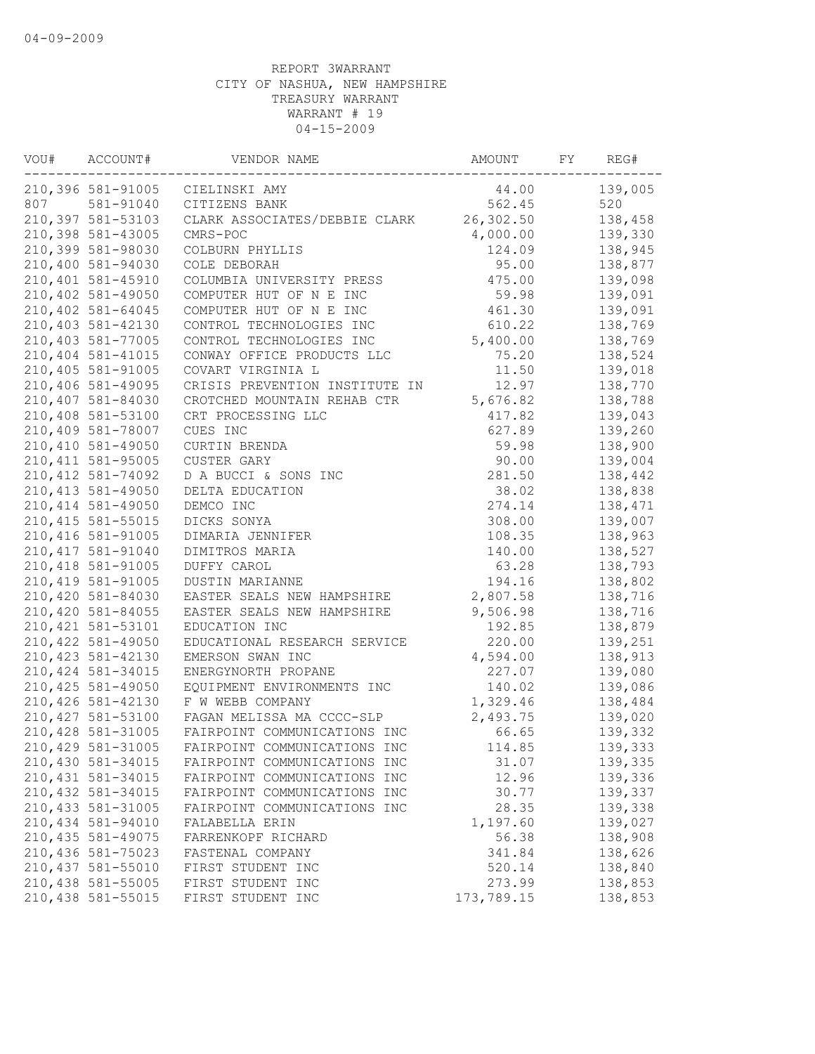04-09-2009

REPORT 3WARRANT
CITY OF NASHUA, NEW HAMPSHIRE
TREASURY WARRANT
WARRANT # 19
04-15-2009

| VOU# | ACCOUNT# | VENDOR NAME | AMOUNT | FY | REG# |
|---|---|---|---|---|---|
| 210,396 | 581-91005 | CIELINSKI AMY | 44.00 | | 139,005 |
| 807 | 581-91040 | CITIZENS BANK | 562.45 | | 520 |
| 210,397 | 581-53103 | CLARK ASSOCIATES/DEBBIE CLARK | 26,302.50 | | 138,458 |
| 210,398 | 581-43005 | CMRS-POC | 4,000.00 | | 139,330 |
| 210,399 | 581-98030 | COLBURN PHYLLIS | 124.09 | | 138,945 |
| 210,400 | 581-94030 | COLE DEBORAH | 95.00 | | 138,877 |
| 210,401 | 581-45910 | COLUMBIA UNIVERSITY PRESS | 475.00 | | 139,098 |
| 210,402 | 581-49050 | COMPUTER HUT OF N E INC | 59.98 | | 139,091 |
| 210,402 | 581-64045 | COMPUTER HUT OF N E INC | 461.30 | | 139,091 |
| 210,403 | 581-42130 | CONTROL TECHNOLOGIES INC | 610.22 | | 138,769 |
| 210,403 | 581-77005 | CONTROL TECHNOLOGIES INC | 5,400.00 | | 138,769 |
| 210,404 | 581-41015 | CONWAY OFFICE PRODUCTS LLC | 75.20 | | 138,524 |
| 210,405 | 581-91005 | COVART VIRGINIA L | 11.50 | | 139,018 |
| 210,406 | 581-49095 | CRISIS PREVENTION INSTITUTE IN | 12.97 | | 138,770 |
| 210,407 | 581-84030 | CROTCHED MOUNTAIN REHAB CTR | 5,676.82 | | 138,788 |
| 210,408 | 581-53100 | CRT PROCESSING LLC | 417.82 | | 139,043 |
| 210,409 | 581-78007 | CUES INC | 627.89 | | 139,260 |
| 210,410 | 581-49050 | CURTIN BRENDA | 59.98 | | 138,900 |
| 210,411 | 581-95005 | CUSTER GARY | 90.00 | | 139,004 |
| 210,412 | 581-74092 | D A BUCCI & SONS INC | 281.50 | | 138,442 |
| 210,413 | 581-49050 | DELTA EDUCATION | 38.02 | | 138,838 |
| 210,414 | 581-49050 | DEMCO INC | 274.14 | | 138,471 |
| 210,415 | 581-55015 | DICKS SONYA | 308.00 | | 139,007 |
| 210,416 | 581-91005 | DIMARIA JENNIFER | 108.35 | | 138,963 |
| 210,417 | 581-91040 | DIMITROS MARIA | 140.00 | | 138,527 |
| 210,418 | 581-91005 | DUFFY CAROL | 63.28 | | 138,793 |
| 210,419 | 581-91005 | DUSTIN MARIANNE | 194.16 | | 138,802 |
| 210,420 | 581-84030 | EASTER SEALS NEW HAMPSHIRE | 2,807.58 | | 138,716 |
| 210,420 | 581-84055 | EASTER SEALS NEW HAMPSHIRE | 9,506.98 | | 138,716 |
| 210,421 | 581-53101 | EDUCATION INC | 192.85 | | 138,879 |
| 210,422 | 581-49050 | EDUCATIONAL RESEARCH SERVICE | 220.00 | | 139,251 |
| 210,423 | 581-42130 | EMERSON SWAN INC | 4,594.00 | | 138,913 |
| 210,424 | 581-34015 | ENERGYNORTH PROPANE | 227.07 | | 139,080 |
| 210,425 | 581-49050 | EQUIPMENT ENVIRONMENTS INC | 140.02 | | 139,086 |
| 210,426 | 581-42130 | F W WEBB COMPANY | 1,329.46 | | 138,484 |
| 210,427 | 581-53100 | FAGAN MELISSA MA CCCC-SLP | 2,493.75 | | 139,020 |
| 210,428 | 581-31005 | FAIRPOINT COMMUNICATIONS INC | 66.65 | | 139,332 |
| 210,429 | 581-31005 | FAIRPOINT COMMUNICATIONS INC | 114.85 | | 139,333 |
| 210,430 | 581-34015 | FAIRPOINT COMMUNICATIONS INC | 31.07 | | 139,335 |
| 210,431 | 581-34015 | FAIRPOINT COMMUNICATIONS INC | 12.96 | | 139,336 |
| 210,432 | 581-34015 | FAIRPOINT COMMUNICATIONS INC | 30.77 | | 139,337 |
| 210,433 | 581-31005 | FAIRPOINT COMMUNICATIONS INC | 28.35 | | 139,338 |
| 210,434 | 581-94010 | FALABELLA ERIN | 1,197.60 | | 139,027 |
| 210,435 | 581-49075 | FARRENKOPF RICHARD | 56.38 | | 138,908 |
| 210,436 | 581-75023 | FASTENAL COMPANY | 341.84 | | 138,626 |
| 210,437 | 581-55010 | FIRST STUDENT INC | 520.14 | | 138,840 |
| 210,438 | 581-55005 | FIRST STUDENT INC | 273.99 | | 138,853 |
| 210,438 | 581-55015 | FIRST STUDENT INC | 173,789.15 | | 138,853 |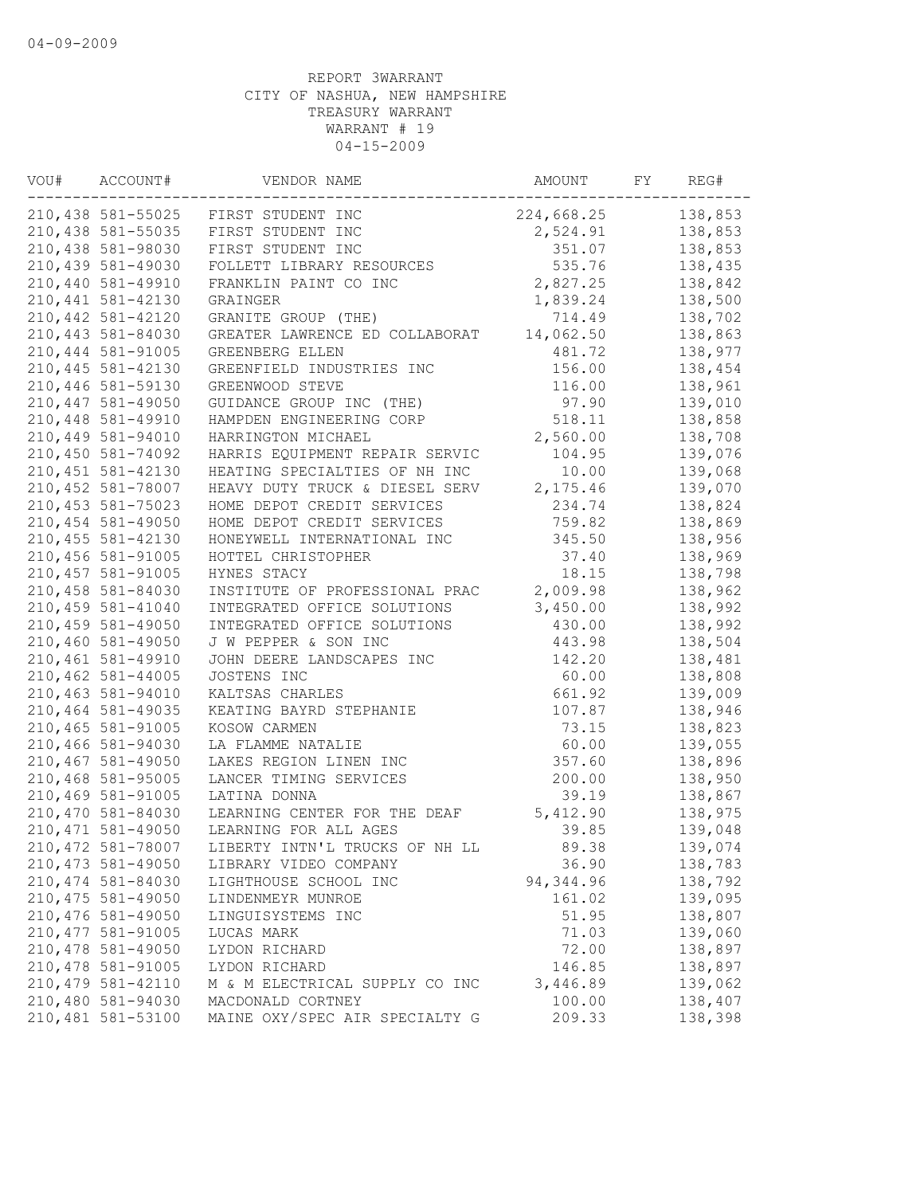04-09-2009

REPORT 3WARRANT
CITY OF NASHUA, NEW HAMPSHIRE
TREASURY WARRANT
WARRANT # 19
04-15-2009

| VOU# | ACCOUNT# | VENDOR NAME | AMOUNT | FY | REG# |
|---|---|---|---|---|---|
| 210,438 | 581-55025 | FIRST STUDENT INC | 224,668.25 | | 138,853 |
| 210,438 | 581-55035 | FIRST STUDENT INC | 2,524.91 | | 138,853 |
| 210,438 | 581-98030 | FIRST STUDENT INC | 351.07 | | 138,853 |
| 210,439 | 581-49030 | FOLLETT LIBRARY RESOURCES | 535.76 | | 138,435 |
| 210,440 | 581-49910 | FRANKLIN PAINT CO INC | 2,827.25 | | 138,842 |
| 210,441 | 581-42130 | GRAINGER | 1,839.24 | | 138,500 |
| 210,442 | 581-42120 | GRANITE GROUP (THE) | 714.49 | | 138,702 |
| 210,443 | 581-84030 | GREATER LAWRENCE ED COLLABORAT | 14,062.50 | | 138,863 |
| 210,444 | 581-91005 | GREENBERG ELLEN | 481.72 | | 138,977 |
| 210,445 | 581-42130 | GREENFIELD INDUSTRIES INC | 156.00 | | 138,454 |
| 210,446 | 581-59130 | GREENWOOD STEVE | 116.00 | | 138,961 |
| 210,447 | 581-49050 | GUIDANCE GROUP INC (THE) | 97.90 | | 139,010 |
| 210,448 | 581-49910 | HAMPDEN ENGINEERING CORP | 518.11 | | 138,858 |
| 210,449 | 581-94010 | HARRINGTON MICHAEL | 2,560.00 | | 138,708 |
| 210,450 | 581-74092 | HARRIS EQUIPMENT REPAIR SERVIC | 104.95 | | 139,076 |
| 210,451 | 581-42130 | HEATING SPECIALTIES OF NH INC | 10.00 | | 139,068 |
| 210,452 | 581-78007 | HEAVY DUTY TRUCK & DIESEL SERV | 2,175.46 | | 139,070 |
| 210,453 | 581-75023 | HOME DEPOT CREDIT SERVICES | 234.74 | | 138,824 |
| 210,454 | 581-49050 | HOME DEPOT CREDIT SERVICES | 759.82 | | 138,869 |
| 210,455 | 581-42130 | HONEYWELL INTERNATIONAL INC | 345.50 | | 138,956 |
| 210,456 | 581-91005 | HOTTEL CHRISTOPHER | 37.40 | | 138,969 |
| 210,457 | 581-91005 | HYNES STACY | 18.15 | | 138,798 |
| 210,458 | 581-84030 | INSTITUTE OF PROFESSIONAL PRAC | 2,009.98 | | 138,962 |
| 210,459 | 581-41040 | INTEGRATED OFFICE SOLUTIONS | 3,450.00 | | 138,992 |
| 210,459 | 581-49050 | INTEGRATED OFFICE SOLUTIONS | 430.00 | | 138,992 |
| 210,460 | 581-49050 | J W PEPPER & SON INC | 443.98 | | 138,504 |
| 210,461 | 581-49910 | JOHN DEERE LANDSCAPES INC | 142.20 | | 138,481 |
| 210,462 | 581-44005 | JOSTENS INC | 60.00 | | 138,808 |
| 210,463 | 581-94010 | KALTSAS CHARLES | 661.92 | | 139,009 |
| 210,464 | 581-49035 | KEATING BAYRD STEPHANIE | 107.87 | | 138,946 |
| 210,465 | 581-91005 | KOSOW CARMEN | 73.15 | | 138,823 |
| 210,466 | 581-94030 | LA FLAMME NATALIE | 60.00 | | 139,055 |
| 210,467 | 581-49050 | LAKES REGION LINEN INC | 357.60 | | 138,896 |
| 210,468 | 581-95005 | LANCER TIMING SERVICES | 200.00 | | 138,950 |
| 210,469 | 581-91005 | LATINA DONNA | 39.19 | | 138,867 |
| 210,470 | 581-84030 | LEARNING CENTER FOR THE DEAF | 5,412.90 | | 138,975 |
| 210,471 | 581-49050 | LEARNING FOR ALL AGES | 39.85 | | 139,048 |
| 210,472 | 581-78007 | LIBERTY INTN'L TRUCKS OF NH LL | 89.38 | | 139,074 |
| 210,473 | 581-49050 | LIBRARY VIDEO COMPANY | 36.90 | | 138,783 |
| 210,474 | 581-84030 | LIGHTHOUSE SCHOOL INC | 94,344.96 | | 138,792 |
| 210,475 | 581-49050 | LINDENMEYR MUNROE | 161.02 | | 139,095 |
| 210,476 | 581-49050 | LINGUISYSTEMS INC | 51.95 | | 138,807 |
| 210,477 | 581-91005 | LUCAS MARK | 71.03 | | 139,060 |
| 210,478 | 581-49050 | LYDON RICHARD | 72.00 | | 138,897 |
| 210,478 | 581-91005 | LYDON RICHARD | 146.85 | | 138,897 |
| 210,479 | 581-42110 | M & M ELECTRICAL SUPPLY CO INC | 3,446.89 | | 139,062 |
| 210,480 | 581-94030 | MACDONALD CORTNEY | 100.00 | | 138,407 |
| 210,481 | 581-53100 | MAINE OXY/SPEC AIR SPECIALTY G | 209.33 | | 138,398 |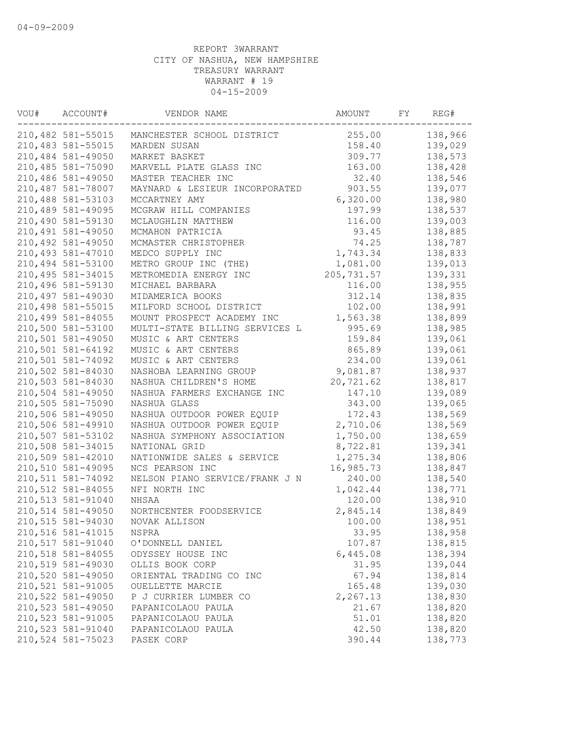04-09-2009

REPORT 3WARRANT
CITY OF NASHUA, NEW HAMPSHIRE
TREASURY WARRANT
WARRANT # 19
04-15-2009

| VOU# | ACCOUNT# | VENDOR NAME | AMOUNT | FY | REG# |
|---|---|---|---|---|---|
| 210,482 | 581-55015 | MANCHESTER SCHOOL DISTRICT | 255.00 | | 138,966 |
| 210,483 | 581-55015 | MARDEN SUSAN | 158.40 | | 139,029 |
| 210,484 | 581-49050 | MARKET BASKET | 309.77 | | 138,573 |
| 210,485 | 581-75090 | MARVELL PLATE GLASS INC | 163.00 | | 138,428 |
| 210,486 | 581-49050 | MASTER TEACHER INC | 32.40 | | 138,546 |
| 210,487 | 581-78007 | MAYNARD & LESIEUR INCORPORATED | 903.55 | | 139,077 |
| 210,488 | 581-53103 | MCCARTNEY AMY | 6,320.00 | | 138,980 |
| 210,489 | 581-49095 | MCGRAW HILL COMPANIES | 197.99 | | 138,537 |
| 210,490 | 581-59130 | MCLAUGHLIN MATTHEW | 116.00 | | 139,003 |
| 210,491 | 581-49050 | MCMAHON PATRICIA | 93.45 | | 138,885 |
| 210,492 | 581-49050 | MCMASTER CHRISTOPHER | 74.25 | | 138,787 |
| 210,493 | 581-47010 | MEDCO SUPPLY INC | 1,743.34 | | 138,833 |
| 210,494 | 581-53100 | METRO GROUP INC (THE) | 1,081.00 | | 139,013 |
| 210,495 | 581-34015 | METROMEDIA ENERGY INC | 205,731.57 | | 139,331 |
| 210,496 | 581-59130 | MICHAEL BARBARA | 116.00 | | 138,955 |
| 210,497 | 581-49030 | MIDAMERICA BOOKS | 312.14 | | 138,835 |
| 210,498 | 581-55015 | MILFORD SCHOOL DISTRICT | 102.00 | | 138,991 |
| 210,499 | 581-84055 | MOUNT PROSPECT ACADEMY INC | 1,563.38 | | 138,899 |
| 210,500 | 581-53100 | MULTI-STATE BILLING SERVICES L | 995.69 | | 138,985 |
| 210,501 | 581-49050 | MUSIC & ART CENTERS | 159.84 | | 139,061 |
| 210,501 | 581-64192 | MUSIC & ART CENTERS | 865.89 | | 139,061 |
| 210,501 | 581-74092 | MUSIC & ART CENTERS | 234.00 | | 139,061 |
| 210,502 | 581-84030 | NASHOBA LEARNING GROUP | 9,081.87 | | 138,937 |
| 210,503 | 581-84030 | NASHUA CHILDREN'S HOME | 20,721.62 | | 138,817 |
| 210,504 | 581-49050 | NASHUA FARMERS EXCHANGE INC | 147.10 | | 139,089 |
| 210,505 | 581-75090 | NASHUA GLASS | 343.00 | | 139,065 |
| 210,506 | 581-49050 | NASHUA OUTDOOR POWER EQUIP | 172.43 | | 138,569 |
| 210,506 | 581-49910 | NASHUA OUTDOOR POWER EQUIP | 2,710.06 | | 138,569 |
| 210,507 | 581-53102 | NASHUA SYMPHONY ASSOCIATION | 1,750.00 | | 138,659 |
| 210,508 | 581-34015 | NATIONAL GRID | 8,722.81 | | 139,341 |
| 210,509 | 581-42010 | NATIONWIDE SALES & SERVICE | 1,275.34 | | 138,806 |
| 210,510 | 581-49095 | NCS PEARSON INC | 16,985.73 | | 138,847 |
| 210,511 | 581-74092 | NELSON PIANO SERVICE/FRANK J N | 240.00 | | 138,540 |
| 210,512 | 581-84055 | NFI NORTH INC | 1,042.44 | | 138,771 |
| 210,513 | 581-91040 | NHSAA | 120.00 | | 138,910 |
| 210,514 | 581-49050 | NORTHCENTER FOODSERVICE | 2,845.14 | | 138,849 |
| 210,515 | 581-94030 | NOVAK ALLISON | 100.00 | | 138,951 |
| 210,516 | 581-41015 | NSPRA | 33.95 | | 138,958 |
| 210,517 | 581-91040 | O'DONNELL DANIEL | 107.87 | | 138,815 |
| 210,518 | 581-84055 | ODYSSEY HOUSE INC | 6,445.08 | | 138,394 |
| 210,519 | 581-49030 | OLLIS BOOK CORP | 31.95 | | 139,044 |
| 210,520 | 581-49050 | ORIENTAL TRADING CO INC | 67.94 | | 138,814 |
| 210,521 | 581-91005 | OUELLETTE MARCIE | 165.48 | | 139,030 |
| 210,522 | 581-49050 | P J CURRIER LUMBER CO | 2,267.13 | | 138,830 |
| 210,523 | 581-49050 | PAPANICOLAOU PAULA | 21.67 | | 138,820 |
| 210,523 | 581-91005 | PAPANICOLAOU PAULA | 51.01 | | 138,820 |
| 210,523 | 581-91040 | PAPANICOLAOU PAULA | 42.50 | | 138,820 |
| 210,524 | 581-75023 | PASEK CORP | 390.44 | | 138,773 |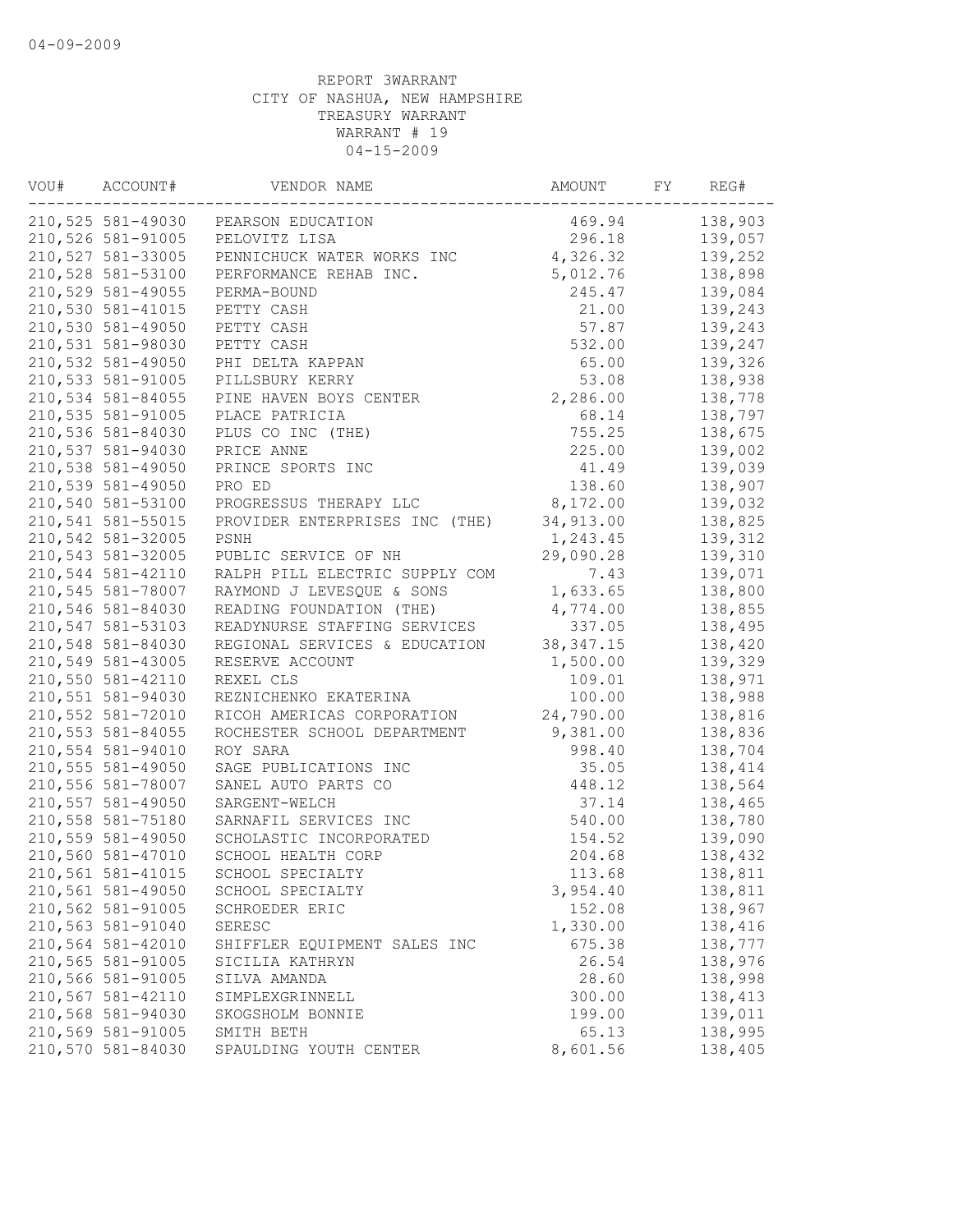04-09-2009

REPORT 3WARRANT
CITY OF NASHUA, NEW HAMPSHIRE
TREASURY WARRANT
WARRANT # 19
04-15-2009

| VOU# | ACCOUNT# | VENDOR NAME | AMOUNT | FY | REG# |
|---|---|---|---|---|---|
| 210,525 | 581-49030 | PEARSON EDUCATION | 469.94 | | 138,903 |
| 210,526 | 581-91005 | PELOVITZ LISA | 296.18 | | 139,057 |
| 210,527 | 581-33005 | PENNICHUCK WATER WORKS INC | 4,326.32 | | 139,252 |
| 210,528 | 581-53100 | PERFORMANCE REHAB INC. | 5,012.76 | | 138,898 |
| 210,529 | 581-49055 | PERMA-BOUND | 245.47 | | 139,084 |
| 210,530 | 581-41015 | PETTY CASH | 21.00 | | 139,243 |
| 210,530 | 581-49050 | PETTY CASH | 57.87 | | 139,243 |
| 210,531 | 581-98030 | PETTY CASH | 532.00 | | 139,247 |
| 210,532 | 581-49050 | PHI DELTA KAPPAN | 65.00 | | 139,326 |
| 210,533 | 581-91005 | PILLSBURY KERRY | 53.08 | | 138,938 |
| 210,534 | 581-84055 | PINE HAVEN BOYS CENTER | 2,286.00 | | 138,778 |
| 210,535 | 581-91005 | PLACE PATRICIA | 68.14 | | 138,797 |
| 210,536 | 581-84030 | PLUS CO INC (THE) | 755.25 | | 138,675 |
| 210,537 | 581-94030 | PRICE ANNE | 225.00 | | 139,002 |
| 210,538 | 581-49050 | PRINCE SPORTS INC | 41.49 | | 139,039 |
| 210,539 | 581-49050 | PRO ED | 138.60 | | 138,907 |
| 210,540 | 581-53100 | PROGRESSUS THERAPY LLC | 8,172.00 | | 139,032 |
| 210,541 | 581-55015 | PROVIDER ENTERPRISES INC (THE) | 34,913.00 | | 138,825 |
| 210,542 | 581-32005 | PSNH | 1,243.45 | | 139,312 |
| 210,543 | 581-32005 | PUBLIC SERVICE OF NH | 29,090.28 | | 139,310 |
| 210,544 | 581-42110 | RALPH PILL ELECTRIC SUPPLY COM | 7.43 | | 139,071 |
| 210,545 | 581-78007 | RAYMOND J LEVESQUE & SONS | 1,633.65 | | 138,800 |
| 210,546 | 581-84030 | READING FOUNDATION (THE) | 4,774.00 | | 138,855 |
| 210,547 | 581-53103 | READYNURSE STAFFING SERVICES | 337.05 | | 138,495 |
| 210,548 | 581-84030 | REGIONAL SERVICES & EDUCATION | 38,347.15 | | 138,420 |
| 210,549 | 581-43005 | RESERVE ACCOUNT | 1,500.00 | | 139,329 |
| 210,550 | 581-42110 | REXEL CLS | 109.01 | | 138,971 |
| 210,551 | 581-94030 | REZNICHENKO EKATERINA | 100.00 | | 138,988 |
| 210,552 | 581-72010 | RICOH AMERICAS CORPORATION | 24,790.00 | | 138,816 |
| 210,553 | 581-84055 | ROCHESTER SCHOOL DEPARTMENT | 9,381.00 | | 138,836 |
| 210,554 | 581-94010 | ROY SARA | 998.40 | | 138,704 |
| 210,555 | 581-49050 | SAGE PUBLICATIONS INC | 35.05 | | 138,414 |
| 210,556 | 581-78007 | SANEL AUTO PARTS CO | 448.12 | | 138,564 |
| 210,557 | 581-49050 | SARGENT-WELCH | 37.14 | | 138,465 |
| 210,558 | 581-75180 | SARNAFIL SERVICES INC | 540.00 | | 138,780 |
| 210,559 | 581-49050 | SCHOLASTIC INCORPORATED | 154.52 | | 139,090 |
| 210,560 | 581-47010 | SCHOOL HEALTH CORP | 204.68 | | 138,432 |
| 210,561 | 581-41015 | SCHOOL SPECIALTY | 113.68 | | 138,811 |
| 210,561 | 581-49050 | SCHOOL SPECIALTY | 3,954.40 | | 138,811 |
| 210,562 | 581-91005 | SCHROEDER ERIC | 152.08 | | 138,967 |
| 210,563 | 581-91040 | SERESC | 1,330.00 | | 138,416 |
| 210,564 | 581-42010 | SHIFFLER EQUIPMENT SALES INC | 675.38 | | 138,777 |
| 210,565 | 581-91005 | SICILIA KATHRYN | 26.54 | | 138,976 |
| 210,566 | 581-91005 | SILVA AMANDA | 28.60 | | 138,998 |
| 210,567 | 581-42110 | SIMPLEXGRINNELL | 300.00 | | 138,413 |
| 210,568 | 581-94030 | SKOGSHOLM BONNIE | 199.00 | | 139,011 |
| 210,569 | 581-91005 | SMITH BETH | 65.13 | | 138,995 |
| 210,570 | 581-84030 | SPAULDING YOUTH CENTER | 8,601.56 | | 138,405 |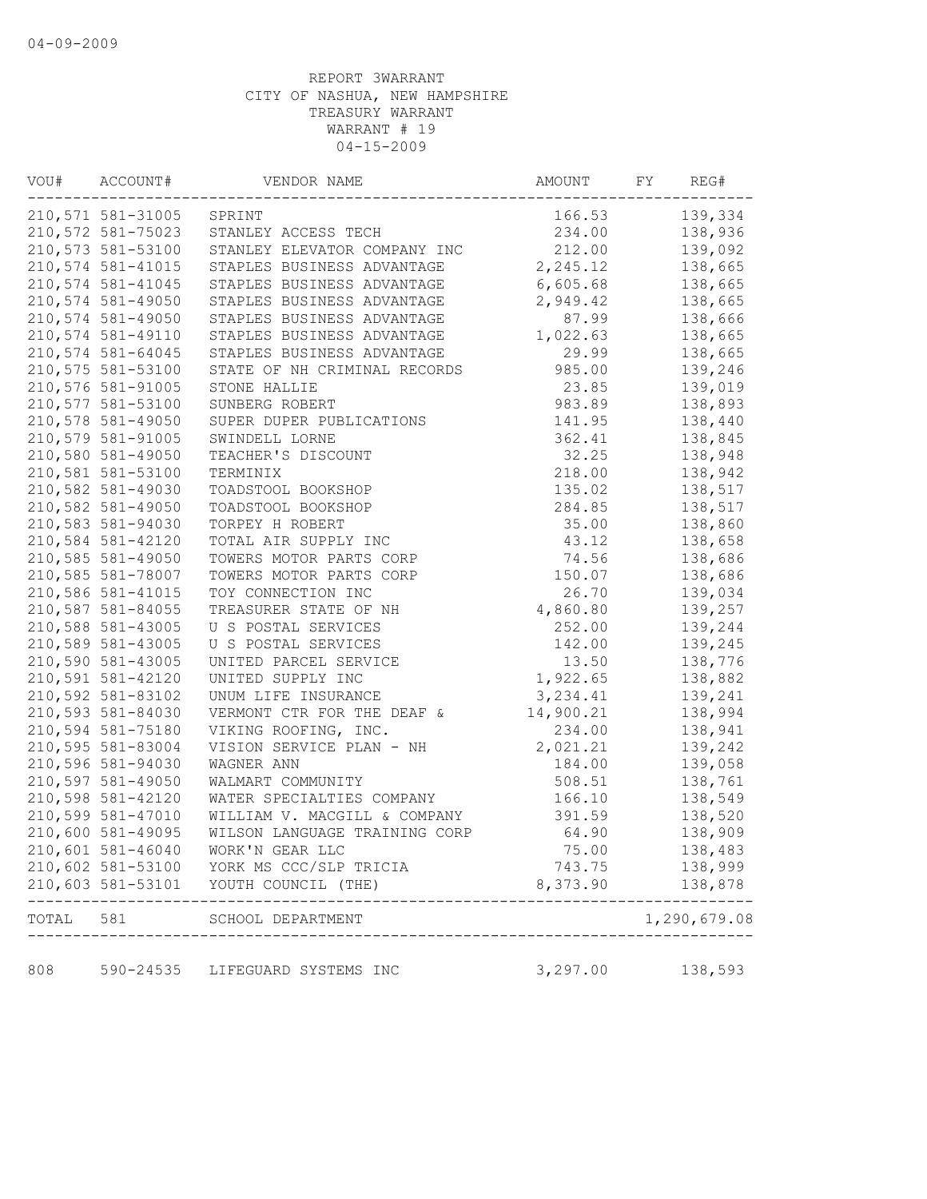04-09-2009

REPORT 3WARRANT
CITY OF NASHUA, NEW HAMPSHIRE
TREASURY WARRANT
WARRANT # 19
04-15-2009

| VOU# | ACCOUNT# | VENDOR NAME | AMOUNT | FY | REG# |
|---|---|---|---|---|---|
| 210,571 | 581-31005 | SPRINT | 166.53 | | 139,334 |
| 210,572 | 581-75023 | STANLEY ACCESS TECH | 234.00 | | 138,936 |
| 210,573 | 581-53100 | STANLEY ELEVATOR COMPANY INC | 212.00 | | 139,092 |
| 210,574 | 581-41015 | STAPLES BUSINESS ADVANTAGE | 2,245.12 | | 138,665 |
| 210,574 | 581-41045 | STAPLES BUSINESS ADVANTAGE | 6,605.68 | | 138,665 |
| 210,574 | 581-49050 | STAPLES BUSINESS ADVANTAGE | 2,949.42 | | 138,665 |
| 210,574 | 581-49050 | STAPLES BUSINESS ADVANTAGE | 87.99 | | 138,666 |
| 210,574 | 581-49110 | STAPLES BUSINESS ADVANTAGE | 1,022.63 | | 138,665 |
| 210,574 | 581-64045 | STAPLES BUSINESS ADVANTAGE | 29.99 | | 138,665 |
| 210,575 | 581-53100 | STATE OF NH CRIMINAL RECORDS | 985.00 | | 139,246 |
| 210,576 | 581-91005 | STONE HALLIE | 23.85 | | 139,019 |
| 210,577 | 581-53100 | SUNBERG ROBERT | 983.89 | | 138,893 |
| 210,578 | 581-49050 | SUPER DUPER PUBLICATIONS | 141.95 | | 138,440 |
| 210,579 | 581-91005 | SWINDELL LORNE | 362.41 | | 138,845 |
| 210,580 | 581-49050 | TEACHER'S DISCOUNT | 32.25 | | 138,948 |
| 210,581 | 581-53100 | TERMINIX | 218.00 | | 138,942 |
| 210,582 | 581-49030 | TOADSTOOL BOOKSHOP | 135.02 | | 138,517 |
| 210,582 | 581-49050 | TOADSTOOL BOOKSHOP | 284.85 | | 138,517 |
| 210,583 | 581-94030 | TORPEY H ROBERT | 35.00 | | 138,860 |
| 210,584 | 581-42120 | TOTAL AIR SUPPLY INC | 43.12 | | 138,658 |
| 210,585 | 581-49050 | TOWERS MOTOR PARTS CORP | 74.56 | | 138,686 |
| 210,585 | 581-78007 | TOWERS MOTOR PARTS CORP | 150.07 | | 138,686 |
| 210,586 | 581-41015 | TOY CONNECTION INC | 26.70 | | 139,034 |
| 210,587 | 581-84055 | TREASURER STATE OF NH | 4,860.80 | | 139,257 |
| 210,588 | 581-43005 | U S POSTAL SERVICES | 252.00 | | 139,244 |
| 210,589 | 581-43005 | U S POSTAL SERVICES | 142.00 | | 139,245 |
| 210,590 | 581-43005 | UNITED PARCEL SERVICE | 13.50 | | 138,776 |
| 210,591 | 581-42120 | UNITED SUPPLY INC | 1,922.65 | | 138,882 |
| 210,592 | 581-83102 | UNUM LIFE INSURANCE | 3,234.41 | | 139,241 |
| 210,593 | 581-84030 | VERMONT CTR FOR THE DEAF & | 14,900.21 | | 138,994 |
| 210,594 | 581-75180 | VIKING ROOFING, INC. | 234.00 | | 138,941 |
| 210,595 | 581-83004 | VISION SERVICE PLAN - NH | 2,021.21 | | 139,242 |
| 210,596 | 581-94030 | WAGNER ANN | 184.00 | | 139,058 |
| 210,597 | 581-49050 | WALMART COMMUNITY | 508.51 | | 138,761 |
| 210,598 | 581-42120 | WATER SPECIALTIES COMPANY | 166.10 | | 138,549 |
| 210,599 | 581-47010 | WILLIAM V. MACGILL & COMPANY | 391.59 | | 138,520 |
| 210,600 | 581-49095 | WILSON LANGUAGE TRAINING CORP | 64.90 | | 138,909 |
| 210,601 | 581-46040 | WORK'N GEAR LLC | 75.00 | | 138,483 |
| 210,602 | 581-53100 | YORK MS CCC/SLP TRICIA | 743.75 | | 138,999 |
| 210,603 | 581-53101 | YOUTH COUNCIL (THE) | 8,373.90 | | 138,878 |
| TOTAL | 581 | SCHOOL DEPARTMENT | | | 1,290,679.08 |
| 808 | 590-24535 | LIFEGUARD SYSTEMS INC | 3,297.00 | | 138,593 |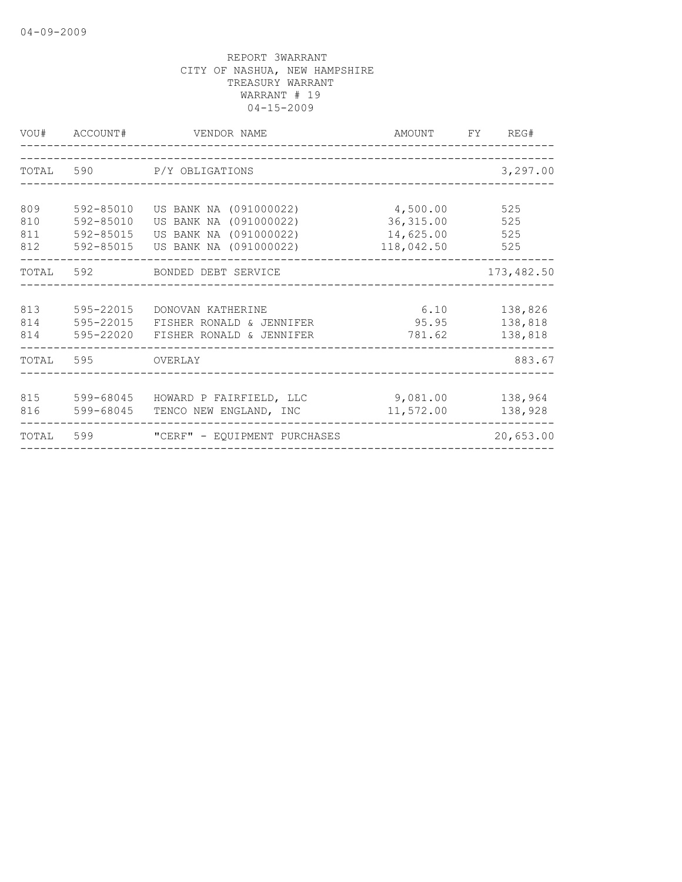REPORT 3WARRANT
CITY OF NASHUA, NEW HAMPSHIRE
TREASURY WARRANT
WARRANT # 19
04-15-2009

| VOU# | ACCOUNT# | VENDOR NAME | AMOUNT | FY | REG# |
|---|---|---|---|---|---|
| TOTAL | 590 | P/Y OBLIGATIONS | | | 3,297.00 |
| 809 | 592-85010 | US BANK NA (091000022) | 4,500.00 | | 525 |
| 810 | 592-85010 | US BANK NA (091000022) | 36,315.00 | | 525 |
| 811 | 592-85015 | US BANK NA (091000022) | 14,625.00 | | 525 |
| 812 | 592-85015 | US BANK NA (091000022) | 118,042.50 | | 525 |
| TOTAL | 592 | BONDED DEBT SERVICE | | | 173,482.50 |
| 813 | 595-22015 | DONOVAN KATHERINE | 6.10 | | 138,826 |
| 814 | 595-22015 | FISHER RONALD & JENNIFER | 95.95 | | 138,818 |
| 814 | 595-22020 | FISHER RONALD & JENNIFER | 781.62 | | 138,818 |
| TOTAL | 595 | OVERLAY | | | 883.67 |
| 815 | 599-68045 | HOWARD P FAIRFIELD, LLC | 9,081.00 | | 138,964 |
| 816 | 599-68045 | TENCO NEW ENGLAND, INC | 11,572.00 | | 138,928 |
| TOTAL | 599 | "CERF" - EQUIPMENT PURCHASES | | | 20,653.00 |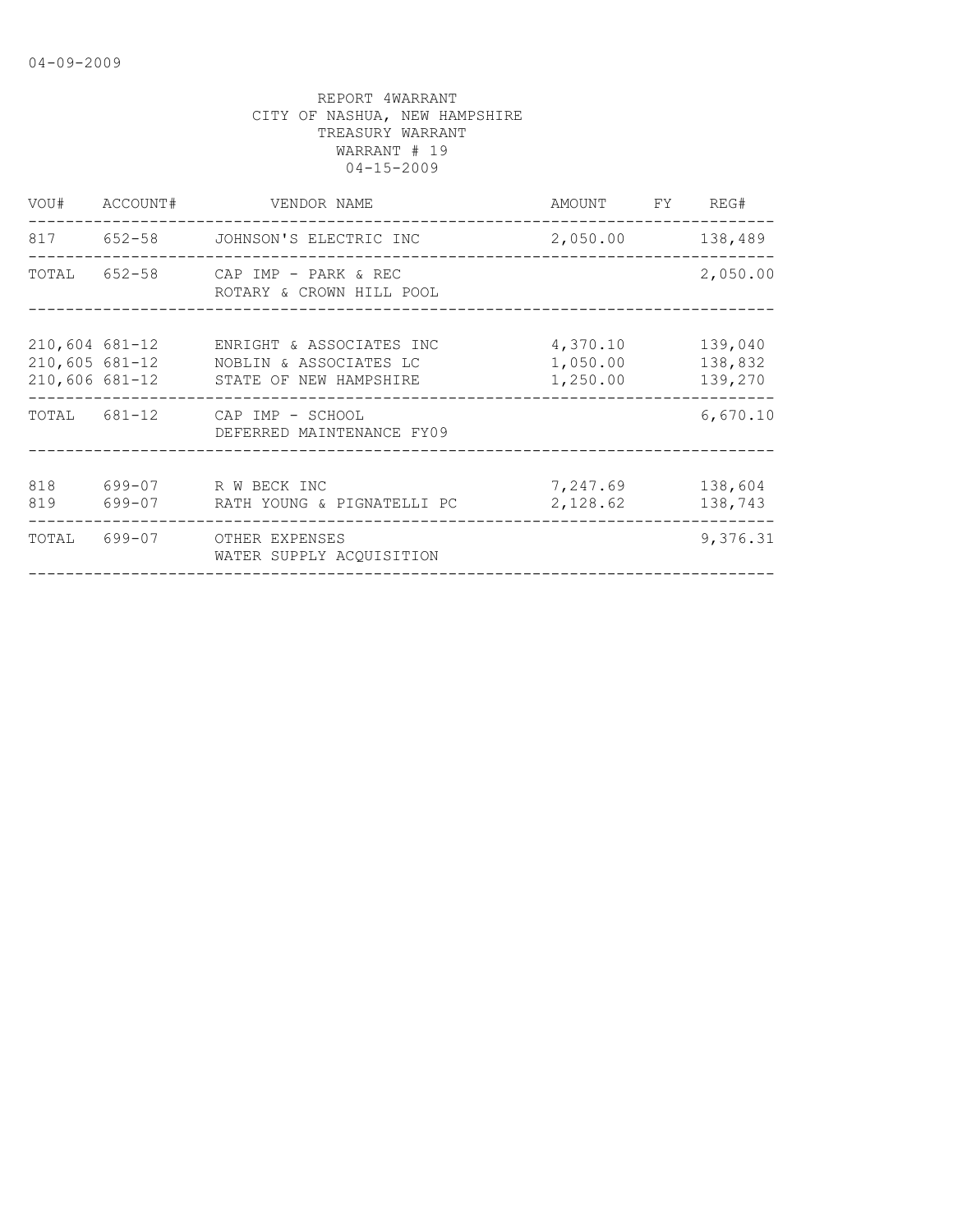04-09-2009

REPORT 4WARRANT
CITY OF NASHUA, NEW HAMPSHIRE
TREASURY WARRANT
WARRANT # 19
04-15-2009

| VOU# | ACCOUNT# | VENDOR NAME | AMOUNT | FY | REG# |
|---|---|---|---|---|---|
| 817 | 652-58 | JOHNSON'S ELECTRIC INC | 2,050.00 | | 138,489 |
| TOTAL | 652-58 | CAP IMP - PARK & REC<br>ROTARY & CROWN HILL POOL | | | 2,050.00 |
| 210,604 | 681-12 | ENRIGHT & ASSOCIATES INC | 4,370.10 | | 139,040 |
| 210,605 | 681-12 | NOBLIN & ASSOCIATES LC | 1,050.00 | | 138,832 |
| 210,606 | 681-12 | STATE OF NEW HAMPSHIRE | 1,250.00 | | 139,270 |
| TOTAL | 681-12 | CAP IMP - SCHOOL<br>DEFERRED MAINTENANCE FY09 | | | 6,670.10 |
| 818 | 699-07 | R W BECK INC | 7,247.69 | | 138,604 |
| 819 | 699-07 | RATH YOUNG & PIGNATELLI PC | 2,128.62 | | 138,743 |
| TOTAL | 699-07 | OTHER EXPENSES<br>WATER SUPPLY ACQUISITION | | | 9,376.31 |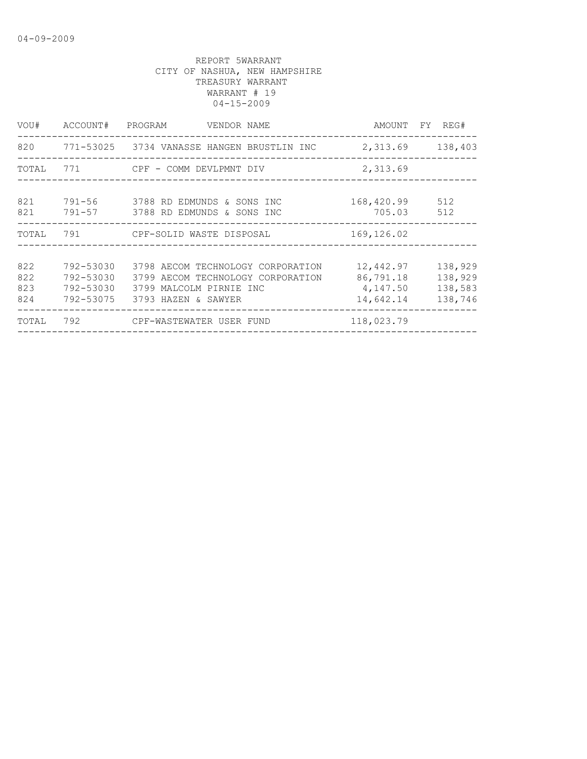04-09-2009

REPORT 5WARRANT
CITY OF NASHUA, NEW HAMPSHIRE
TREASURY WARRANT
WARRANT # 19
04-15-2009

| VOU# | ACCOUNT# | PROGRAM | VENDOR NAME | AMOUNT | FY | REG# |
|---|---|---|---|---|---|---|
| 820 | 771-53025 | 3734 | VANASSE HANGEN BRUSTLIN INC | 2,313.69 | | 138,403 |
| TOTAL | 771 | | CPF - COMM DEVLPMNT DIV | 2,313.69 | | |
| 821 | 791-56 | 3788 | RD EDMUNDS & SONS INC | 168,420.99 | | 512 |
| 821 | 791-57 | 3788 | RD EDMUNDS & SONS INC | 705.03 | | 512 |
| TOTAL | 791 | | CPF-SOLID WASTE DISPOSAL | 169,126.02 | | |
| 822 | 792-53030 | 3798 | AECOM TECHNOLOGY CORPORATION | 12,442.97 | | 138,929 |
| 822 | 792-53030 | 3799 | AECOM TECHNOLOGY CORPORATION | 86,791.18 | | 138,929 |
| 823 | 792-53030 | 3799 | MALCOLM PIRNIE INC | 4,147.50 | | 138,583 |
| 824 | 792-53075 | 3793 | HAZEN & SAWYER | 14,642.14 | | 138,746 |
| TOTAL | 792 | | CPF-WASTEWATER USER FUND | 118,023.79 | | |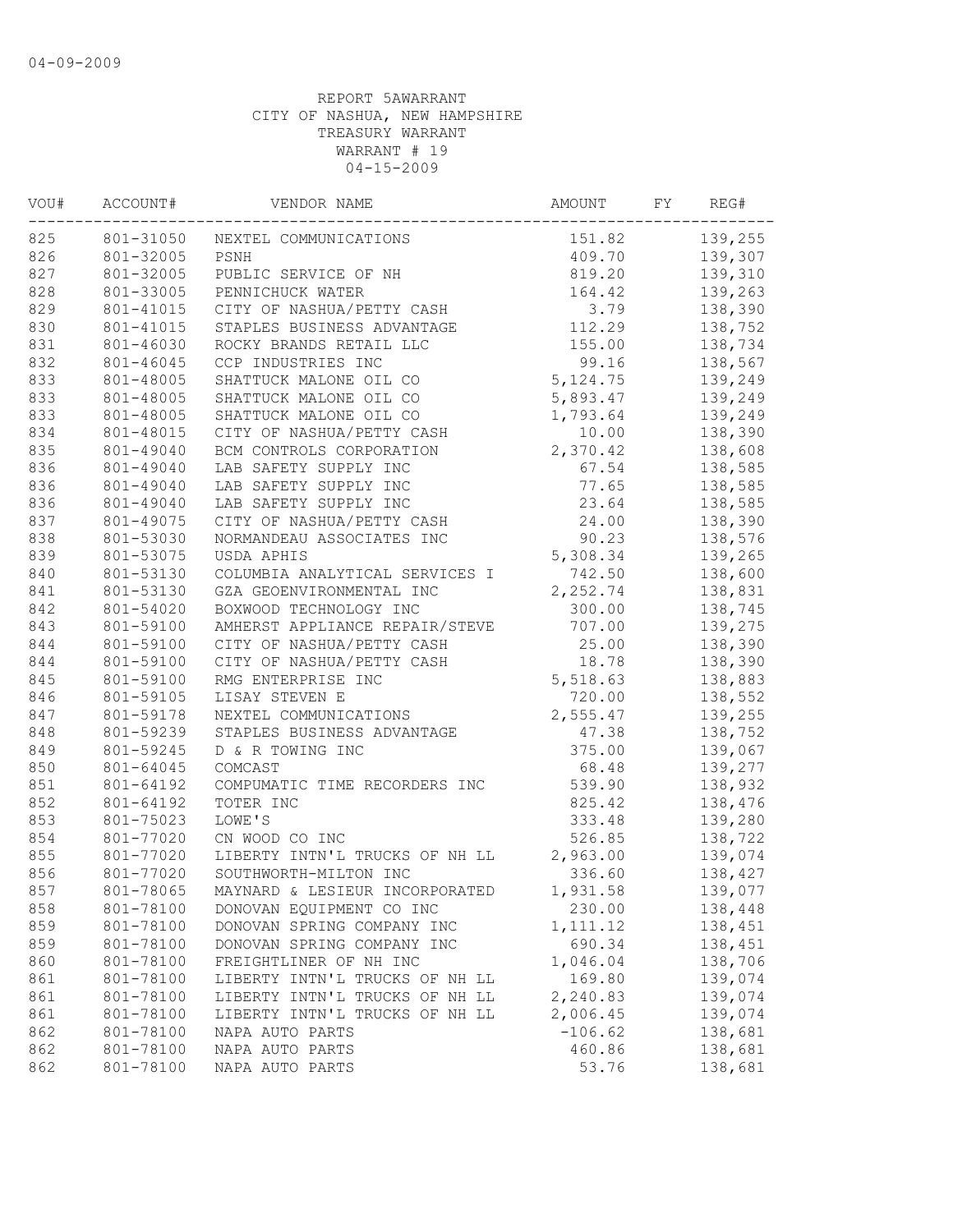04-09-2009

REPORT 5AWARRANT
CITY OF NASHUA, NEW HAMPSHIRE
TREASURY WARRANT
WARRANT # 19
04-15-2009

| VOU# | ACCOUNT# | VENDOR NAME | AMOUNT | FY | REG# |
|---|---|---|---|---|---|
| 825 | 801-31050 | NEXTEL COMMUNICATIONS | 151.82 | | 139,255 |
| 826 | 801-32005 | PSNH | 409.70 | | 139,307 |
| 827 | 801-32005 | PUBLIC SERVICE OF NH | 819.20 | | 139,310 |
| 828 | 801-33005 | PENNICHUCK WATER | 164.42 | | 139,263 |
| 829 | 801-41015 | CITY OF NASHUA/PETTY CASH | 3.79 | | 138,390 |
| 830 | 801-41015 | STAPLES BUSINESS ADVANTAGE | 112.29 | | 138,752 |
| 831 | 801-46030 | ROCKY BRANDS RETAIL LLC | 155.00 | | 138,734 |
| 832 | 801-46045 | CCP INDUSTRIES INC | 99.16 | | 138,567 |
| 833 | 801-48005 | SHATTUCK MALONE OIL CO | 5,124.75 | | 139,249 |
| 833 | 801-48005 | SHATTUCK MALONE OIL CO | 5,893.47 | | 139,249 |
| 833 | 801-48005 | SHATTUCK MALONE OIL CO | 1,793.64 | | 139,249 |
| 834 | 801-48015 | CITY OF NASHUA/PETTY CASH | 10.00 | | 138,390 |
| 835 | 801-49040 | BCM CONTROLS CORPORATION | 2,370.42 | | 138,608 |
| 836 | 801-49040 | LAB SAFETY SUPPLY INC | 67.54 | | 138,585 |
| 836 | 801-49040 | LAB SAFETY SUPPLY INC | 77.65 | | 138,585 |
| 836 | 801-49040 | LAB SAFETY SUPPLY INC | 23.64 | | 138,585 |
| 837 | 801-49075 | CITY OF NASHUA/PETTY CASH | 24.00 | | 138,390 |
| 838 | 801-53030 | NORMANDEAU ASSOCIATES INC | 90.23 | | 138,576 |
| 839 | 801-53075 | USDA APHIS | 5,308.34 | | 139,265 |
| 840 | 801-53130 | COLUMBIA ANALYTICAL SERVICES I | 742.50 | | 138,600 |
| 841 | 801-53130 | GZA GEOENVIRONMENTAL INC | 2,252.74 | | 138,831 |
| 842 | 801-54020 | BOXWOOD TECHNOLOGY INC | 300.00 | | 138,745 |
| 843 | 801-59100 | AMHERST APPLIANCE REPAIR/STEVE | 707.00 | | 139,275 |
| 844 | 801-59100 | CITY OF NASHUA/PETTY CASH | 25.00 | | 138,390 |
| 844 | 801-59100 | CITY OF NASHUA/PETTY CASH | 18.78 | | 138,390 |
| 845 | 801-59100 | RMG ENTERPRISE INC | 5,518.63 | | 138,883 |
| 846 | 801-59105 | LISAY STEVEN E | 720.00 | | 138,552 |
| 847 | 801-59178 | NEXTEL COMMUNICATIONS | 2,555.47 | | 139,255 |
| 848 | 801-59239 | STAPLES BUSINESS ADVANTAGE | 47.38 | | 138,752 |
| 849 | 801-59245 | D & R TOWING INC | 375.00 | | 139,067 |
| 850 | 801-64045 | COMCAST | 68.48 | | 139,277 |
| 851 | 801-64192 | COMPUMATIC TIME RECORDERS INC | 539.90 | | 138,932 |
| 852 | 801-64192 | TOTER INC | 825.42 | | 138,476 |
| 853 | 801-75023 | LOWE'S | 333.48 | | 139,280 |
| 854 | 801-77020 | CN WOOD CO INC | 526.85 | | 138,722 |
| 855 | 801-77020 | LIBERTY INTN'L TRUCKS OF NH LL | 2,963.00 | | 139,074 |
| 856 | 801-77020 | SOUTHWORTH-MILTON INC | 336.60 | | 138,427 |
| 857 | 801-78065 | MAYNARD & LESIEUR INCORPORATED | 1,931.58 | | 139,077 |
| 858 | 801-78100 | DONOVAN EQUIPMENT CO INC | 230.00 | | 138,448 |
| 859 | 801-78100 | DONOVAN SPRING COMPANY INC | 1,111.12 | | 138,451 |
| 859 | 801-78100 | DONOVAN SPRING COMPANY INC | 690.34 | | 138,451 |
| 860 | 801-78100 | FREIGHTLINER OF NH INC | 1,046.04 | | 138,706 |
| 861 | 801-78100 | LIBERTY INTN'L TRUCKS OF NH LL | 169.80 | | 139,074 |
| 861 | 801-78100 | LIBERTY INTN'L TRUCKS OF NH LL | 2,240.83 | | 139,074 |
| 861 | 801-78100 | LIBERTY INTN'L TRUCKS OF NH LL | 2,006.45 | | 139,074 |
| 862 | 801-78100 | NAPA AUTO PARTS | -106.62 | | 138,681 |
| 862 | 801-78100 | NAPA AUTO PARTS | 460.86 | | 138,681 |
| 862 | 801-78100 | NAPA AUTO PARTS | 53.76 | | 138,681 |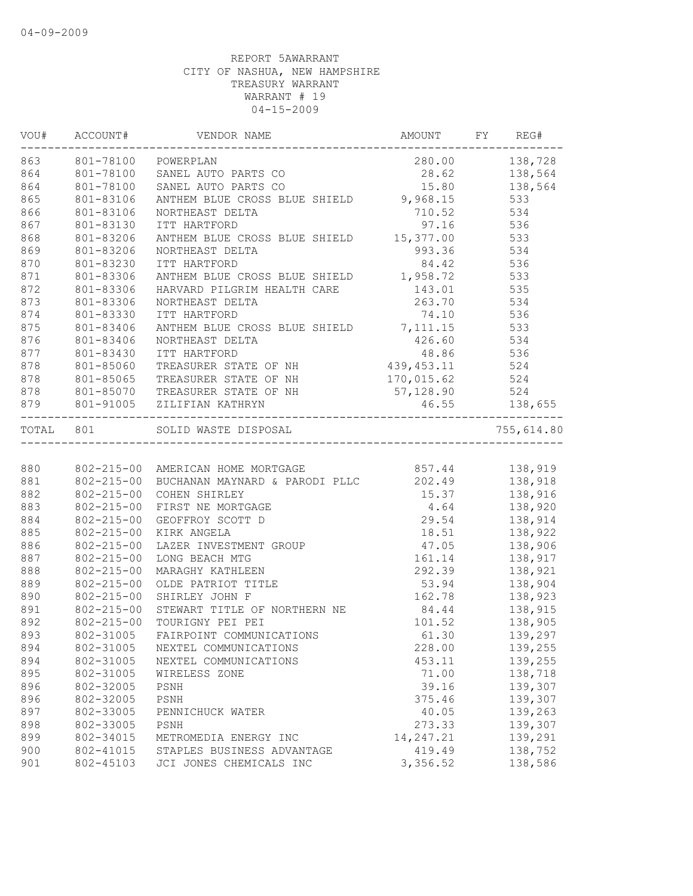04-09-2009

REPORT 5AWARRANT
CITY OF NASHUA, NEW HAMPSHIRE
TREASURY WARRANT
WARRANT # 19
04-15-2009

| VOU# | ACCOUNT# | VENDOR NAME | AMOUNT | FY | REG# |
|---|---|---|---|---|---|
| 863 | 801-78100 | POWERPLAN | 280.00 | | 138,728 |
| 864 | 801-78100 | SANEL AUTO PARTS CO | 28.62 | | 138,564 |
| 864 | 801-78100 | SANEL AUTO PARTS CO | 15.80 | | 138,564 |
| 865 | 801-83106 | ANTHEM BLUE CROSS BLUE SHIELD | 9,968.15 | | 533 |
| 866 | 801-83106 | NORTHEAST DELTA | 710.52 | | 534 |
| 867 | 801-83130 | ITT HARTFORD | 97.16 | | 536 |
| 868 | 801-83206 | ANTHEM BLUE CROSS BLUE SHIELD | 15,377.00 | | 533 |
| 869 | 801-83206 | NORTHEAST DELTA | 993.36 | | 534 |
| 870 | 801-83230 | ITT HARTFORD | 84.42 | | 536 |
| 871 | 801-83306 | ANTHEM BLUE CROSS BLUE SHIELD | 1,958.72 | | 533 |
| 872 | 801-83306 | HARVARD PILGRIM HEALTH CARE | 143.01 | | 535 |
| 873 | 801-83306 | NORTHEAST DELTA | 263.70 | | 534 |
| 874 | 801-83330 | ITT HARTFORD | 74.10 | | 536 |
| 875 | 801-83406 | ANTHEM BLUE CROSS BLUE SHIELD | 7,111.15 | | 533 |
| 876 | 801-83406 | NORTHEAST DELTA | 426.60 | | 534 |
| 877 | 801-83430 | ITT HARTFORD | 48.86 | | 536 |
| 878 | 801-85060 | TREASURER STATE OF NH | 439,453.11 | | 524 |
| 878 | 801-85065 | TREASURER STATE OF NH | 170,015.62 | | 524 |
| 878 | 801-85070 | TREASURER STATE OF NH | 57,128.90 | | 524 |
| 879 | 801-91005 | ZILIFIAN KATHRYN | 46.55 | | 138,655 |
| TOTAL | 801 | SOLID WASTE DISPOSAL | | | 755,614.80 |
| 880 | 802-215-00 | AMERICAN HOME MORTGAGE | 857.44 | | 138,919 |
| 881 | 802-215-00 | BUCHANAN MAYNARD & PARODI PLLC | 202.49 | | 138,918 |
| 882 | 802-215-00 | COHEN SHIRLEY | 15.37 | | 138,916 |
| 883 | 802-215-00 | FIRST NE MORTGAGE | 4.64 | | 138,920 |
| 884 | 802-215-00 | GEOFFROY SCOTT D | 29.54 | | 138,914 |
| 885 | 802-215-00 | KIRK ANGELA | 18.51 | | 138,922 |
| 886 | 802-215-00 | LAZER INVESTMENT GROUP | 47.05 | | 138,906 |
| 887 | 802-215-00 | LONG BEACH MTG | 161.14 | | 138,917 |
| 888 | 802-215-00 | MARAGHY KATHLEEN | 292.39 | | 138,921 |
| 889 | 802-215-00 | OLDE PATRIOT TITLE | 53.94 | | 138,904 |
| 890 | 802-215-00 | SHIRLEY JOHN F | 162.78 | | 138,923 |
| 891 | 802-215-00 | STEWART TITLE OF NORTHERN NE | 84.44 | | 138,915 |
| 892 | 802-215-00 | TOURIGNY PEI PEI | 101.52 | | 138,905 |
| 893 | 802-31005 | FAIRPOINT COMMUNICATIONS | 61.30 | | 139,297 |
| 894 | 802-31005 | NEXTEL COMMUNICATIONS | 228.00 | | 139,255 |
| 894 | 802-31005 | NEXTEL COMMUNICATIONS | 453.11 | | 139,255 |
| 895 | 802-31005 | WIRELESS ZONE | 71.00 | | 138,718 |
| 896 | 802-32005 | PSNH | 39.16 | | 139,307 |
| 896 | 802-32005 | PSNH | 375.46 | | 139,307 |
| 897 | 802-33005 | PENNICHUCK WATER | 40.05 | | 139,263 |
| 898 | 802-33005 | PSNH | 273.33 | | 139,307 |
| 899 | 802-34015 | METROMEDIA ENERGY INC | 14,247.21 | | 139,291 |
| 900 | 802-41015 | STAPLES BUSINESS ADVANTAGE | 419.49 | | 138,752 |
| 901 | 802-45103 | JCI JONES CHEMICALS INC | 3,356.52 | | 138,586 |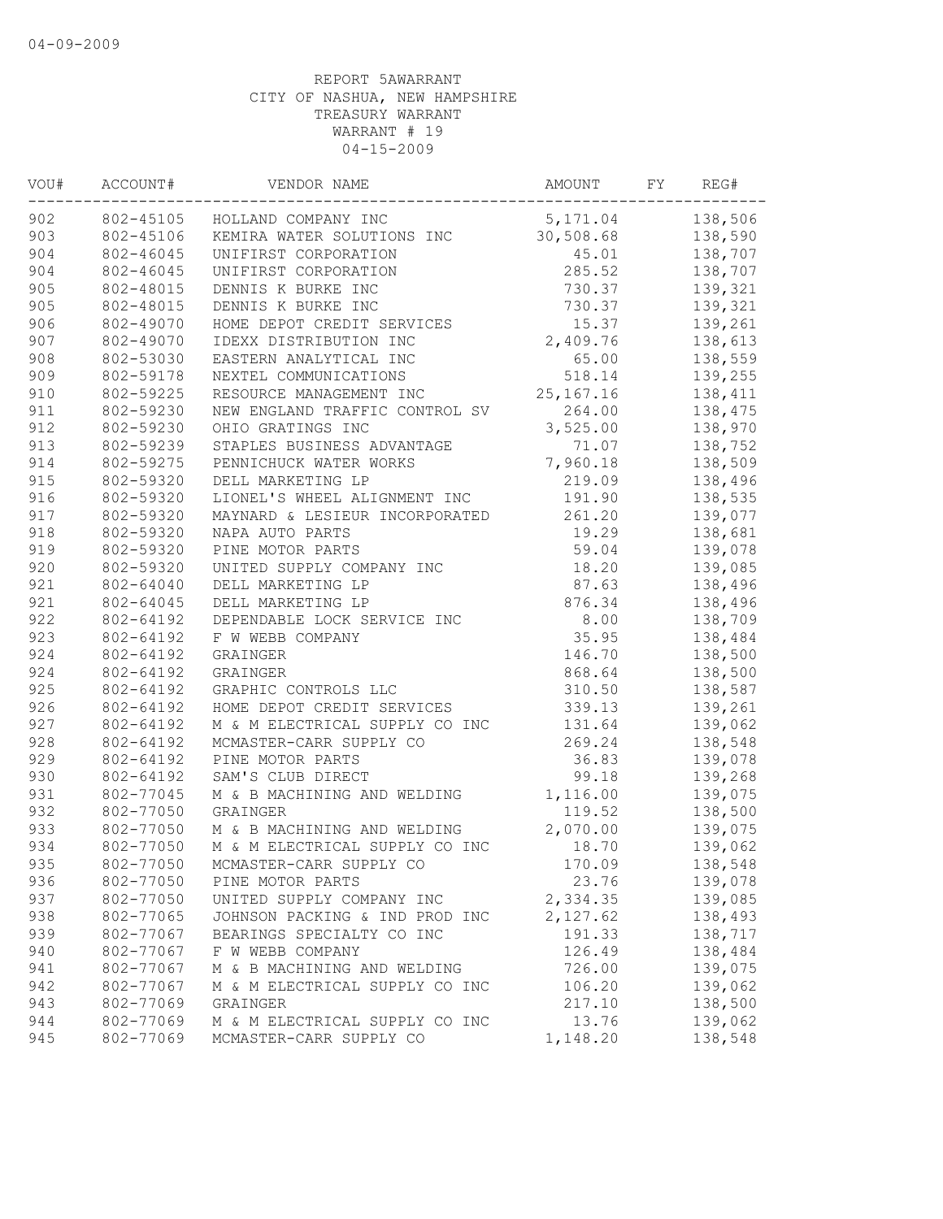04-09-2009

REPORT 5AWARRANT
CITY OF NASHUA, NEW HAMPSHIRE
TREASURY WARRANT
WARRANT # 19
04-15-2009

| VOU# | ACCOUNT# | VENDOR NAME | AMOUNT | FY | REG# |
|---|---|---|---|---|---|
| 902 | 802-45105 | HOLLAND COMPANY INC | 5,171.04 | | 138,506 |
| 903 | 802-45106 | KEMIRA WATER SOLUTIONS INC | 30,508.68 | | 138,590 |
| 904 | 802-46045 | UNIFIRST CORPORATION | 45.01 | | 138,707 |
| 904 | 802-46045 | UNIFIRST CORPORATION | 285.52 | | 138,707 |
| 905 | 802-48015 | DENNIS K BURKE INC | 730.37 | | 139,321 |
| 905 | 802-48015 | DENNIS K BURKE INC | 730.37 | | 139,321 |
| 906 | 802-49070 | HOME DEPOT CREDIT SERVICES | 15.37 | | 139,261 |
| 907 | 802-49070 | IDEXX DISTRIBUTION INC | 2,409.76 | | 138,613 |
| 908 | 802-53030 | EASTERN ANALYTICAL INC | 65.00 | | 138,559 |
| 909 | 802-59178 | NEXTEL COMMUNICATIONS | 518.14 | | 139,255 |
| 910 | 802-59225 | RESOURCE MANAGEMENT INC | 25,167.16 | | 138,411 |
| 911 | 802-59230 | NEW ENGLAND TRAFFIC CONTROL SV | 264.00 | | 138,475 |
| 912 | 802-59230 | OHIO GRATINGS INC | 3,525.00 | | 138,970 |
| 913 | 802-59239 | STAPLES BUSINESS ADVANTAGE | 71.07 | | 138,752 |
| 914 | 802-59275 | PENNICHUCK WATER WORKS | 7,960.18 | | 138,509 |
| 915 | 802-59320 | DELL MARKETING LP | 219.09 | | 138,496 |
| 916 | 802-59320 | LIONEL'S WHEEL ALIGNMENT INC | 191.90 | | 138,535 |
| 917 | 802-59320 | MAYNARD & LESIEUR INCORPORATED | 261.20 | | 139,077 |
| 918 | 802-59320 | NAPA AUTO PARTS | 19.29 | | 138,681 |
| 919 | 802-59320 | PINE MOTOR PARTS | 59.04 | | 139,078 |
| 920 | 802-59320 | UNITED SUPPLY COMPANY INC | 18.20 | | 139,085 |
| 921 | 802-64040 | DELL MARKETING LP | 87.63 | | 138,496 |
| 921 | 802-64045 | DELL MARKETING LP | 876.34 | | 138,496 |
| 922 | 802-64192 | DEPENDABLE LOCK SERVICE INC | 8.00 | | 138,709 |
| 923 | 802-64192 | F W WEBB COMPANY | 35.95 | | 138,484 |
| 924 | 802-64192 | GRAINGER | 146.70 | | 138,500 |
| 924 | 802-64192 | GRAINGER | 868.64 | | 138,500 |
| 925 | 802-64192 | GRAPHIC CONTROLS LLC | 310.50 | | 138,587 |
| 926 | 802-64192 | HOME DEPOT CREDIT SERVICES | 339.13 | | 139,261 |
| 927 | 802-64192 | M & M ELECTRICAL SUPPLY CO INC | 131.64 | | 139,062 |
| 928 | 802-64192 | MCMASTER-CARR SUPPLY CO | 269.24 | | 138,548 |
| 929 | 802-64192 | PINE MOTOR PARTS | 36.83 | | 139,078 |
| 930 | 802-64192 | SAM'S CLUB DIRECT | 99.18 | | 139,268 |
| 931 | 802-77045 | M & B MACHINING AND WELDING | 1,116.00 | | 139,075 |
| 932 | 802-77050 | GRAINGER | 119.52 | | 138,500 |
| 933 | 802-77050 | M & B MACHINING AND WELDING | 2,070.00 | | 139,075 |
| 934 | 802-77050 | M & M ELECTRICAL SUPPLY CO INC | 18.70 | | 139,062 |
| 935 | 802-77050 | MCMASTER-CARR SUPPLY CO | 170.09 | | 138,548 |
| 936 | 802-77050 | PINE MOTOR PARTS | 23.76 | | 139,078 |
| 937 | 802-77050 | UNITED SUPPLY COMPANY INC | 2,334.35 | | 139,085 |
| 938 | 802-77065 | JOHNSON PACKING & IND PROD INC | 2,127.62 | | 138,493 |
| 939 | 802-77067 | BEARINGS SPECIALTY CO INC | 191.33 | | 138,717 |
| 940 | 802-77067 | F W WEBB COMPANY | 126.49 | | 138,484 |
| 941 | 802-77067 | M & B MACHINING AND WELDING | 726.00 | | 139,075 |
| 942 | 802-77067 | M & M ELECTRICAL SUPPLY CO INC | 106.20 | | 139,062 |
| 943 | 802-77069 | GRAINGER | 217.10 | | 138,500 |
| 944 | 802-77069 | M & M ELECTRICAL SUPPLY CO INC | 13.76 | | 139,062 |
| 945 | 802-77069 | MCMASTER-CARR SUPPLY CO | 1,148.20 | | 138,548 |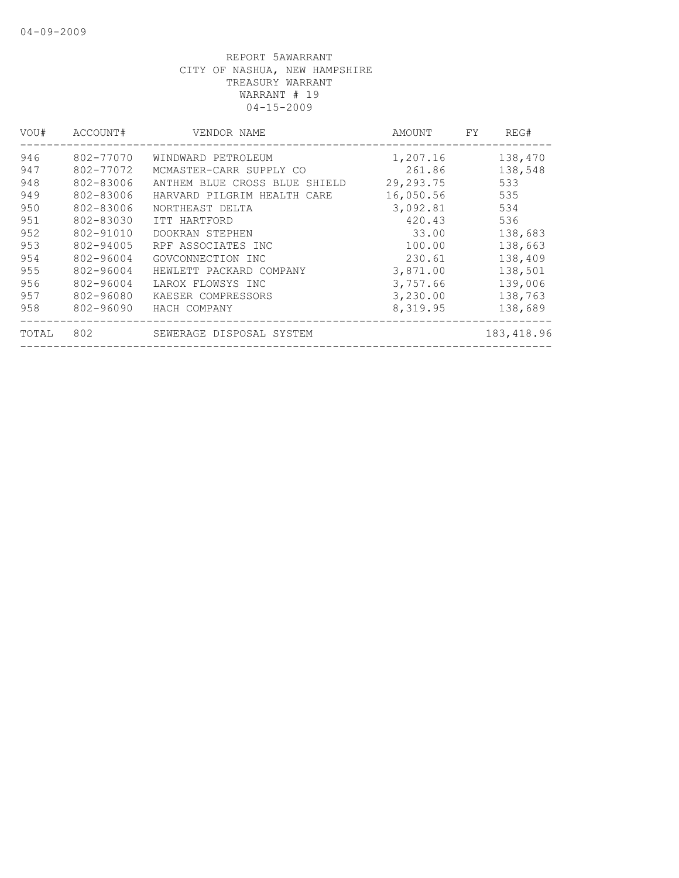04-09-2009

REPORT 5AWARRANT
CITY OF NASHUA, NEW HAMPSHIRE
TREASURY WARRANT
WARRANT # 19
04-15-2009

| VOU# | ACCOUNT# | VENDOR NAME | AMOUNT | FY | REG# |
|---|---|---|---|---|---|
| 946 | 802-77070 | WINDWARD PETROLEUM | 1,207.16 | | 138,470 |
| 947 | 802-77072 | MCMASTER-CARR SUPPLY CO | 261.86 | | 138,548 |
| 948 | 802-83006 | ANTHEM BLUE CROSS BLUE SHIELD | 29,293.75 | | 533 |
| 949 | 802-83006 | HARVARD PILGRIM HEALTH CARE | 16,050.56 | | 535 |
| 950 | 802-83006 | NORTHEAST DELTA | 3,092.81 | | 534 |
| 951 | 802-83030 | ITT HARTFORD | 420.43 | | 536 |
| 952 | 802-91010 | DOOKRAN STEPHEN | 33.00 | | 138,683 |
| 953 | 802-94005 | RPF ASSOCIATES INC | 100.00 | | 138,663 |
| 954 | 802-96004 | GOVCONNECTION INC | 230.61 | | 138,409 |
| 955 | 802-96004 | HEWLETT PACKARD COMPANY | 3,871.00 | | 138,501 |
| 956 | 802-96004 | LAROX FLOWSYS INC | 3,757.66 | | 139,006 |
| 957 | 802-96080 | KAESER COMPRESSORS | 3,230.00 | | 138,763 |
| 958 | 802-96090 | HACH COMPANY | 8,319.95 | | 138,689 |
| TOTAL | 802 | SEWERAGE DISPOSAL SYSTEM | | | 183,418.96 |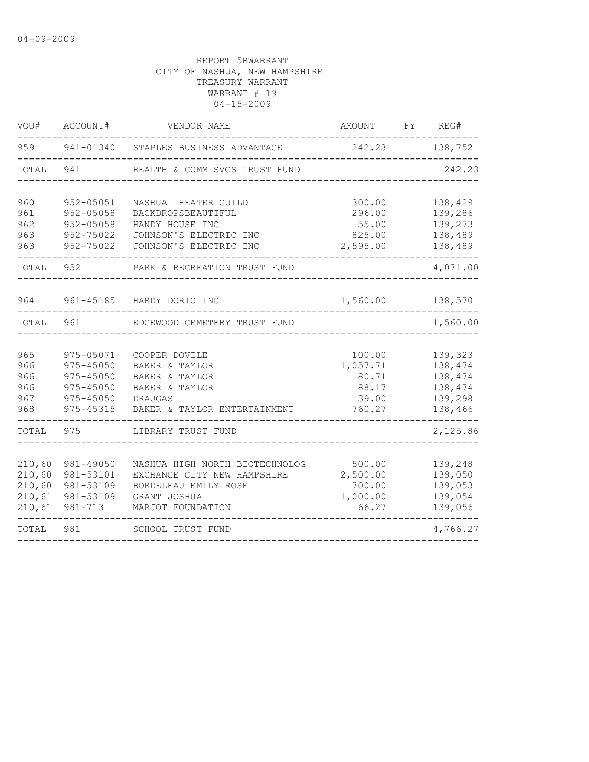REPORT 5BWARRANT
CITY OF NASHUA, NEW HAMPSHIRE
TREASURY WARRANT
WARRANT # 19
04-15-2009

| VOU# | ACCOUNT# | VENDOR NAME | AMOUNT | FY | REG# |
|---|---|---|---|---|---|
| 959 | 941-01340 | STAPLES BUSINESS ADVANTAGE | 242.23 | | 138,752 |
| TOTAL | 941 | HEALTH & COMM SVCS TRUST FUND | | | 242.23 |
| 960 | 952-05051 | NASHUA THEATER GUILD | 300.00 | | 138,429 |
| 961 | 952-05058 | BACKDROPSBEAUTIFUL | 296.00 | | 139,286 |
| 962 | 952-05058 | HANDY HOUSE INC | 55.00 | | 139,273 |
| 963 | 952-75022 | JOHNSON'S ELECTRIC INC | 825.00 | | 138,489 |
| 963 | 952-75022 | JOHNSON'S ELECTRIC INC | 2,595.00 | | 138,489 |
| TOTAL | 952 | PARK & RECREATION TRUST FUND | | | 4,071.00 |
| 964 | 961-45185 | HARDY DORIC INC | 1,560.00 | | 138,570 |
| TOTAL | 961 | EDGEWOOD CEMETERY TRUST FUND | | | 1,560.00 |
| 965 | 975-05071 | COOPER DOVILE | 100.00 | | 139,323 |
| 966 | 975-45050 | BAKER & TAYLOR | 1,057.71 | | 138,474 |
| 966 | 975-45050 | BAKER & TAYLOR | 80.71 | | 138,474 |
| 966 | 975-45050 | BAKER & TAYLOR | 88.17 | | 138,474 |
| 967 | 975-45050 | DRAUGAS | 39.00 | | 139,298 |
| 968 | 975-45315 | BAKER & TAYLOR ENTERTAINMENT | 760.27 | | 138,466 |
| TOTAL | 975 | LIBRARY TRUST FUND | | | 2,125.86 |
| 210,60 | 981-49050 | NASHUA HIGH NORTH BIOTECHNOLOG | 500.00 | | 139,248 |
| 210,60 | 981-53101 | EXCHANGE CITY NEW HAMPSHIRE | 2,500.00 | | 139,050 |
| 210,60 | 981-53109 | BORDELEAU EMILY ROSE | 700.00 | | 139,053 |
| 210,61 | 981-53109 | GRANT JOSHUA | 1,000.00 | | 139,054 |
| 210,61 | 981-713 | MARJOT FOUNDATION | 66.27 | | 139,056 |
| TOTAL | 981 | SCHOOL TRUST FUND | | | 4,766.27 |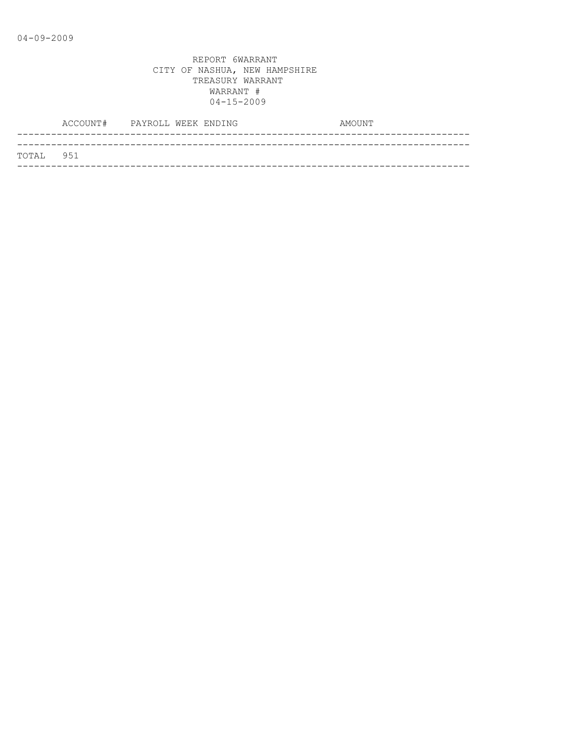04-09-2009

REPORT 6WARRANT
CITY OF NASHUA, NEW HAMPSHIRE
TREASURY WARRANT
WARRANT #
04-15-2009

| ACCOUNT# | PAYROLL WEEK ENDING | AMOUNT |
|---|---|---|
| TOTAL 951 | | |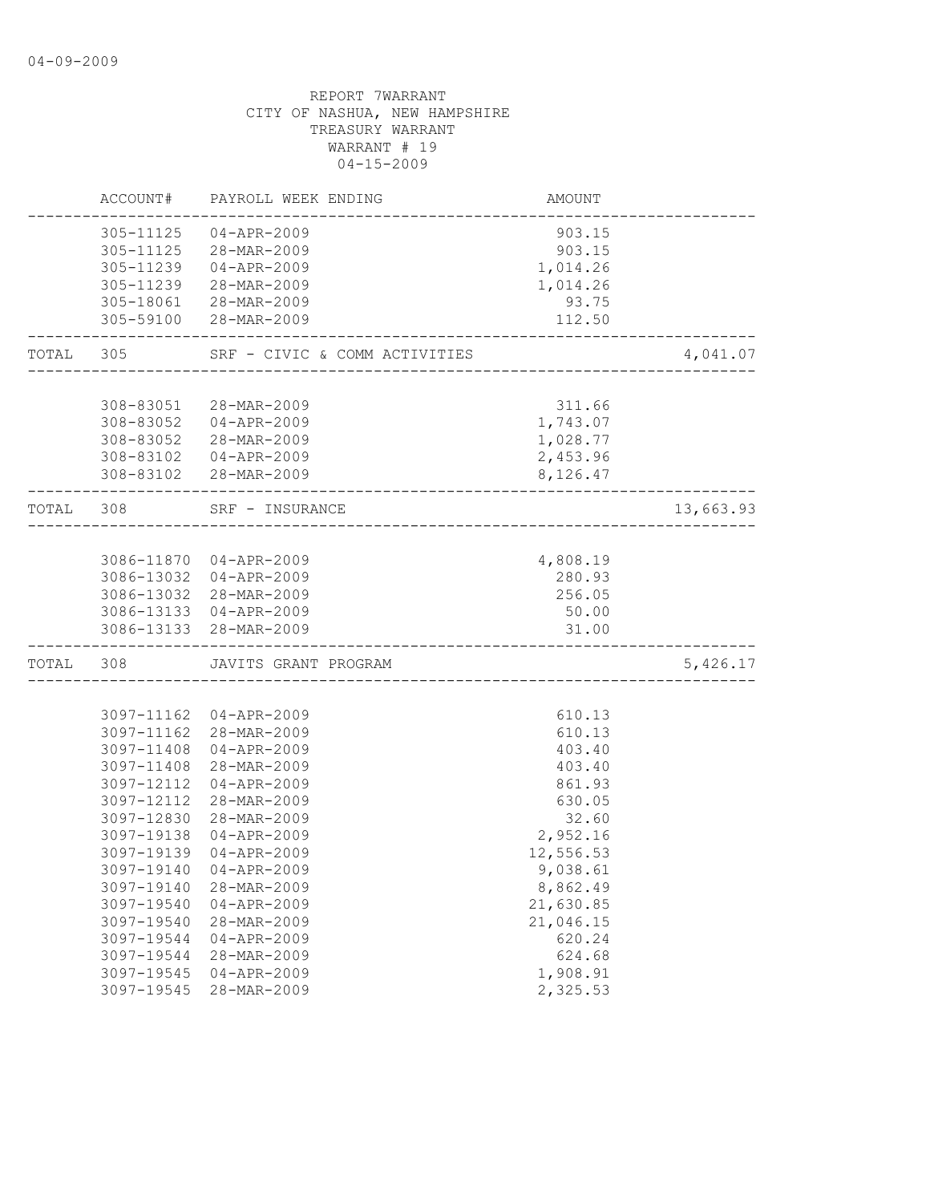04-09-2009

REPORT 7WARRANT
CITY OF NASHUA, NEW HAMPSHIRE
TREASURY WARRANT
WARRANT # 19
04-15-2009

| | ACCOUNT# | PAYROLL WEEK ENDING | AMOUNT | |
|---|---|---|---|---|
| | 305-11125 | 04-APR-2009 | 903.15 | |
| | 305-11125 | 28-MAR-2009 | 903.15 | |
| | 305-11239 | 04-APR-2009 | 1,014.26 | |
| | 305-11239 | 28-MAR-2009 | 1,014.26 | |
| | 305-18061 | 28-MAR-2009 | 93.75 | |
| | 305-59100 | 28-MAR-2009 | 112.50 | |
| TOTAL | 305 | SRF - CIVIC & COMM ACTIVITIES | | 4,041.07 |
| | 308-83051 | 28-MAR-2009 | 311.66 | |
| | 308-83052 | 04-APR-2009 | 1,743.07 | |
| | 308-83052 | 28-MAR-2009 | 1,028.77 | |
| | 308-83102 | 04-APR-2009 | 2,453.96 | |
| | 308-83102 | 28-MAR-2009 | 8,126.47 | |
| TOTAL | 308 | SRF - INSURANCE | | 13,663.93 |
| | 3086-11870 | 04-APR-2009 | 4,808.19 | |
| | 3086-13032 | 04-APR-2009 | 280.93 | |
| | 3086-13032 | 28-MAR-2009 | 256.05 | |
| | 3086-13133 | 04-APR-2009 | 50.00 | |
| | 3086-13133 | 28-MAR-2009 | 31.00 | |
| TOTAL | 308 | JAVITS GRANT PROGRAM | | 5,426.17 |
| | 3097-11162 | 04-APR-2009 | 610.13 | |
| | 3097-11162 | 28-MAR-2009 | 610.13 | |
| | 3097-11408 | 04-APR-2009 | 403.40 | |
| | 3097-11408 | 28-MAR-2009 | 403.40 | |
| | 3097-12112 | 04-APR-2009 | 861.93 | |
| | 3097-12112 | 28-MAR-2009 | 630.05 | |
| | 3097-12830 | 28-MAR-2009 | 32.60 | |
| | 3097-19138 | 04-APR-2009 | 2,952.16 | |
| | 3097-19139 | 04-APR-2009 | 12,556.53 | |
| | 3097-19140 | 04-APR-2009 | 9,038.61 | |
| | 3097-19140 | 28-MAR-2009 | 8,862.49 | |
| | 3097-19540 | 04-APR-2009 | 21,630.85 | |
| | 3097-19540 | 28-MAR-2009 | 21,046.15 | |
| | 3097-19544 | 04-APR-2009 | 620.24 | |
| | 3097-19544 | 28-MAR-2009 | 624.68 | |
| | 3097-19545 | 04-APR-2009 | 1,908.91 | |
| | 3097-19545 | 28-MAR-2009 | 2,325.53 | |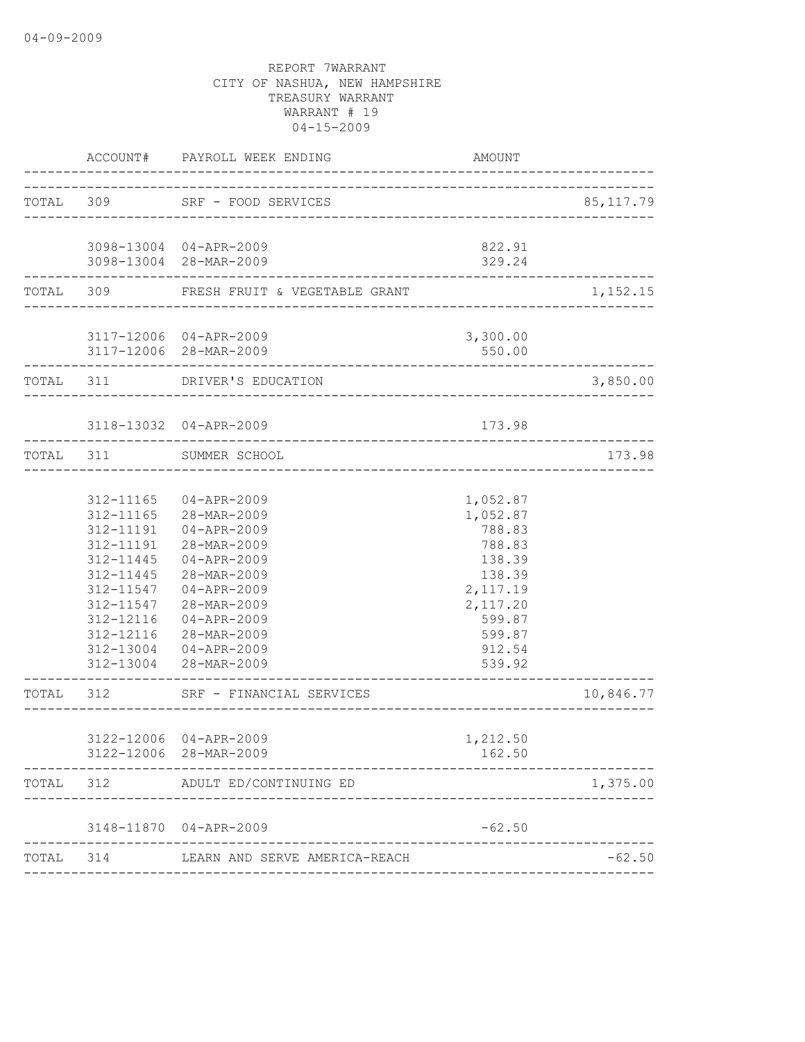04-09-2009

REPORT 7WARRANT
CITY OF NASHUA, NEW HAMPSHIRE
TREASURY WARRANT
WARRANT # 19
04-15-2009

| | ACCOUNT# | PAYROLL WEEK ENDING | AMOUNT | |
|---|---|---|---|---|
| TOTAL | 309 | SRF - FOOD SERVICES | | 85,117.79 |
| | 3098-13004 | 04-APR-2009 | 822.91 | |
| | 3098-13004 | 28-MAR-2009 | 329.24 | |
| TOTAL | 309 | FRESH FRUIT & VEGETABLE GRANT | | 1,152.15 |
| | 3117-12006 | 04-APR-2009 | 3,300.00 | |
| | 3117-12006 | 28-MAR-2009 | 550.00 | |
| TOTAL | 311 | DRIVER'S EDUCATION | | 3,850.00 |
| | 3118-13032 | 04-APR-2009 | 173.98 | |
| TOTAL | 311 | SUMMER SCHOOL | | 173.98 |
| | 312-11165 | 04-APR-2009 | 1,052.87 | |
| | 312-11165 | 28-MAR-2009 | 1,052.87 | |
| | 312-11191 | 04-APR-2009 | 788.83 | |
| | 312-11191 | 28-MAR-2009 | 788.83 | |
| | 312-11445 | 04-APR-2009 | 138.39 | |
| | 312-11445 | 28-MAR-2009 | 138.39 | |
| | 312-11547 | 04-APR-2009 | 2,117.19 | |
| | 312-11547 | 28-MAR-2009 | 2,117.20 | |
| | 312-12116 | 04-APR-2009 | 599.87 | |
| | 312-12116 | 28-MAR-2009 | 599.87 | |
| | 312-13004 | 04-APR-2009 | 912.54 | |
| | 312-13004 | 28-MAR-2009 | 539.92 | |
| TOTAL | 312 | SRF - FINANCIAL SERVICES | | 10,846.77 |
| | 3122-12006 | 04-APR-2009 | 1,212.50 | |
| | 3122-12006 | 28-MAR-2009 | 162.50 | |
| TOTAL | 312 | ADULT ED/CONTINUING ED | | 1,375.00 |
| | 3148-11870 | 04-APR-2009 | -62.50 | |
| TOTAL | 314 | LEARN AND SERVE AMERICA-REACH | | -62.50 |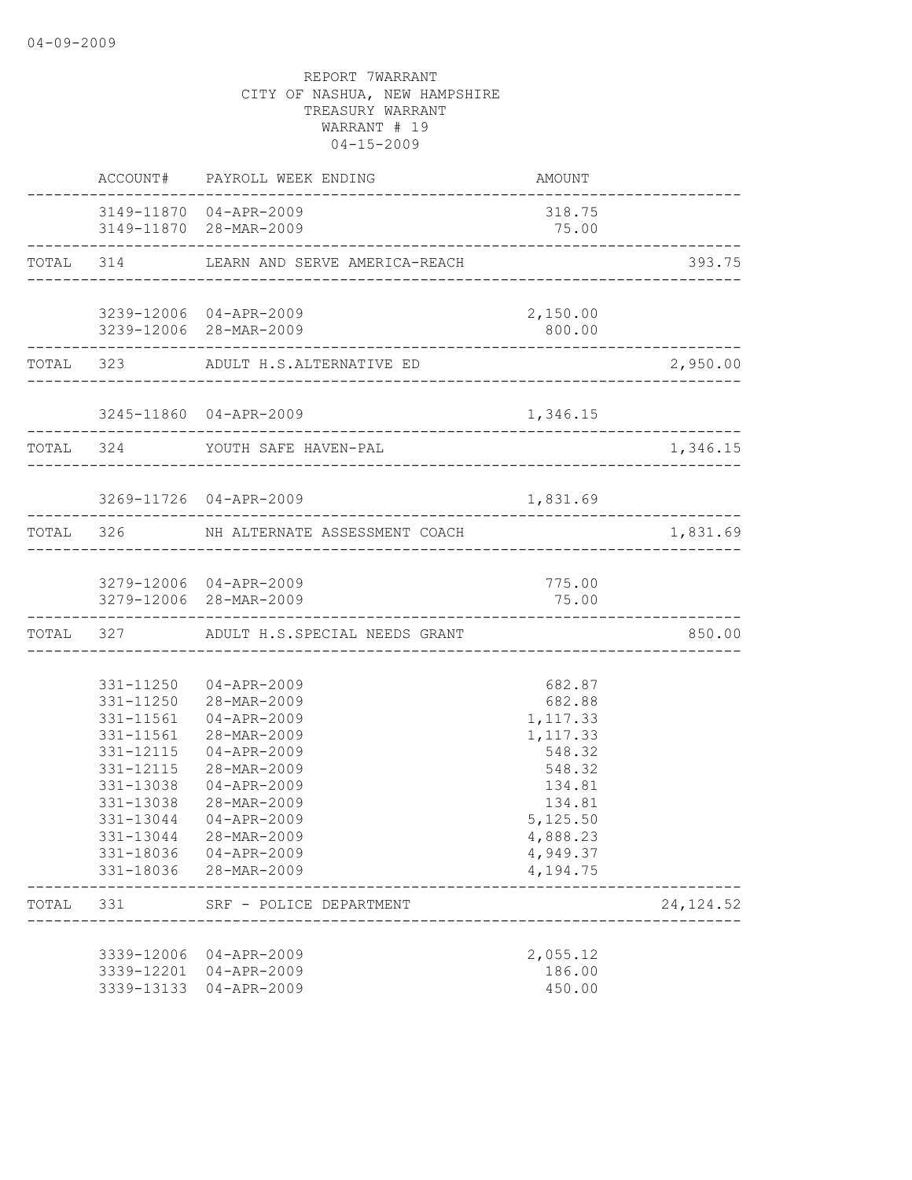04-09-2009

REPORT 7WARRANT
CITY OF NASHUA, NEW HAMPSHIRE
TREASURY WARRANT
WARRANT # 19
04-15-2009

| | ACCOUNT# | PAYROLL WEEK ENDING | AMOUNT | |
|---|---|---|---|---|
| | 3149-11870 | 04-APR-2009 | 318.75 | |
| | 3149-11870 | 28-MAR-2009 | 75.00 | |
| TOTAL | 314 | LEARN AND SERVE AMERICA-REACH | | 393.75 |
| | 3239-12006 | 04-APR-2009 | 2,150.00 | |
| | 3239-12006 | 28-MAR-2009 | 800.00 | |
| TOTAL | 323 | ADULT H.S.ALTERNATIVE ED | | 2,950.00 |
| | 3245-11860 | 04-APR-2009 | 1,346.15 | |
| TOTAL | 324 | YOUTH SAFE HAVEN-PAL | | 1,346.15 |
| | 3269-11726 | 04-APR-2009 | 1,831.69 | |
| TOTAL | 326 | NH ALTERNATE ASSESSMENT COACH | | 1,831.69 |
| | 3279-12006 | 04-APR-2009 | 775.00 | |
| | 3279-12006 | 28-MAR-2009 | 75.00 | |
| TOTAL | 327 | ADULT H.S.SPECIAL NEEDS GRANT | | 850.00 |
| | 331-11250 | 04-APR-2009 | 682.87 | |
| | 331-11250 | 28-MAR-2009 | 682.88 | |
| | 331-11561 | 04-APR-2009 | 1,117.33 | |
| | 331-11561 | 28-MAR-2009 | 1,117.33 | |
| | 331-12115 | 04-APR-2009 | 548.32 | |
| | 331-12115 | 28-MAR-2009 | 548.32 | |
| | 331-13038 | 04-APR-2009 | 134.81 | |
| | 331-13038 | 28-MAR-2009 | 134.81 | |
| | 331-13044 | 04-APR-2009 | 5,125.50 | |
| | 331-13044 | 28-MAR-2009 | 4,888.23 | |
| | 331-18036 | 04-APR-2009 | 4,949.37 | |
| | 331-18036 | 28-MAR-2009 | 4,194.75 | |
| TOTAL | 331 | SRF - POLICE DEPARTMENT | | 24,124.52 |
| | 3339-12006 | 04-APR-2009 | 2,055.12 | |
| | 3339-12201 | 04-APR-2009 | 186.00 | |
| | 3339-13133 | 04-APR-2009 | 450.00 | |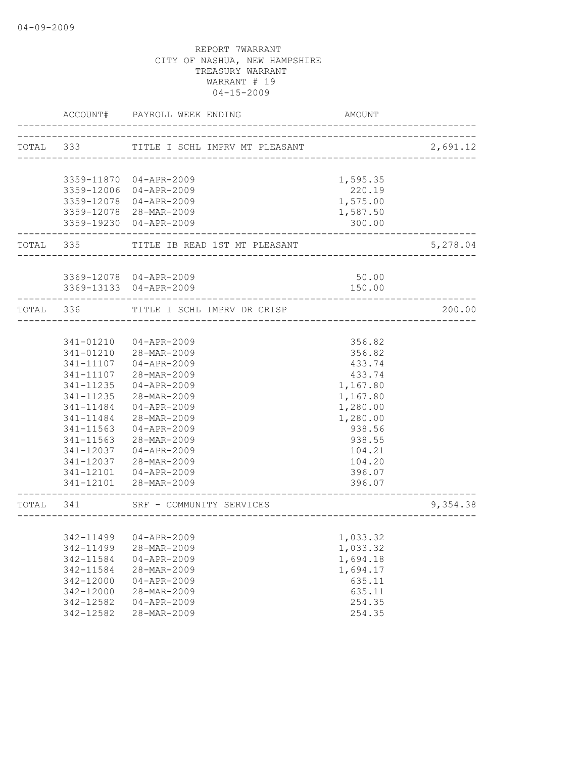REPORT 7WARRANT
CITY OF NASHUA, NEW HAMPSHIRE
TREASURY WARRANT
WARRANT # 19
04-15-2009

| | ACCOUNT# | PAYROLL WEEK ENDING | AMOUNT | |
|---|---|---|---|---|
| TOTAL | 333 | TITLE I SCHL IMPRV MT PLEASANT | | 2,691.12 |
| | 3359-11870 | 04-APR-2009 | 1,595.35 | |
| | 3359-12006 | 04-APR-2009 | 220.19 | |
| | 3359-12078 | 04-APR-2009 | 1,575.00 | |
| | 3359-12078 | 28-MAR-2009 | 1,587.50 | |
| | 3359-19230 | 04-APR-2009 | 300.00 | |
| TOTAL | 335 | TITLE IB READ 1ST MT PLEASANT | | 5,278.04 |
| | 3369-12078 | 04-APR-2009 | 50.00 | |
| | 3369-13133 | 04-APR-2009 | 150.00 | |
| TOTAL | 336 | TITLE I SCHL IMPRV DR CRISP | | 200.00 |
| | 341-01210 | 04-APR-2009 | 356.82 | |
| | 341-01210 | 28-MAR-2009 | 356.82 | |
| | 341-11107 | 04-APR-2009 | 433.74 | |
| | 341-11107 | 28-MAR-2009 | 433.74 | |
| | 341-11235 | 04-APR-2009 | 1,167.80 | |
| | 341-11235 | 28-MAR-2009 | 1,167.80 | |
| | 341-11484 | 04-APR-2009 | 1,280.00 | |
| | 341-11484 | 28-MAR-2009 | 1,280.00 | |
| | 341-11563 | 04-APR-2009 | 938.56 | |
| | 341-11563 | 28-MAR-2009 | 938.55 | |
| | 341-12037 | 04-APR-2009 | 104.21 | |
| | 341-12037 | 28-MAR-2009 | 104.20 | |
| | 341-12101 | 04-APR-2009 | 396.07 | |
| | 341-12101 | 28-MAR-2009 | 396.07 | |
| TOTAL | 341 | SRF - COMMUNITY SERVICES | | 9,354.38 |
| | 342-11499 | 04-APR-2009 | 1,033.32 | |
| | 342-11499 | 28-MAR-2009 | 1,033.32 | |
| | 342-11584 | 04-APR-2009 | 1,694.18 | |
| | 342-11584 | 28-MAR-2009 | 1,694.17 | |
| | 342-12000 | 04-APR-2009 | 635.11 | |
| | 342-12000 | 28-MAR-2009 | 635.11 | |
| | 342-12582 | 04-APR-2009 | 254.35 | |
| | 342-12582 | 28-MAR-2009 | 254.35 | |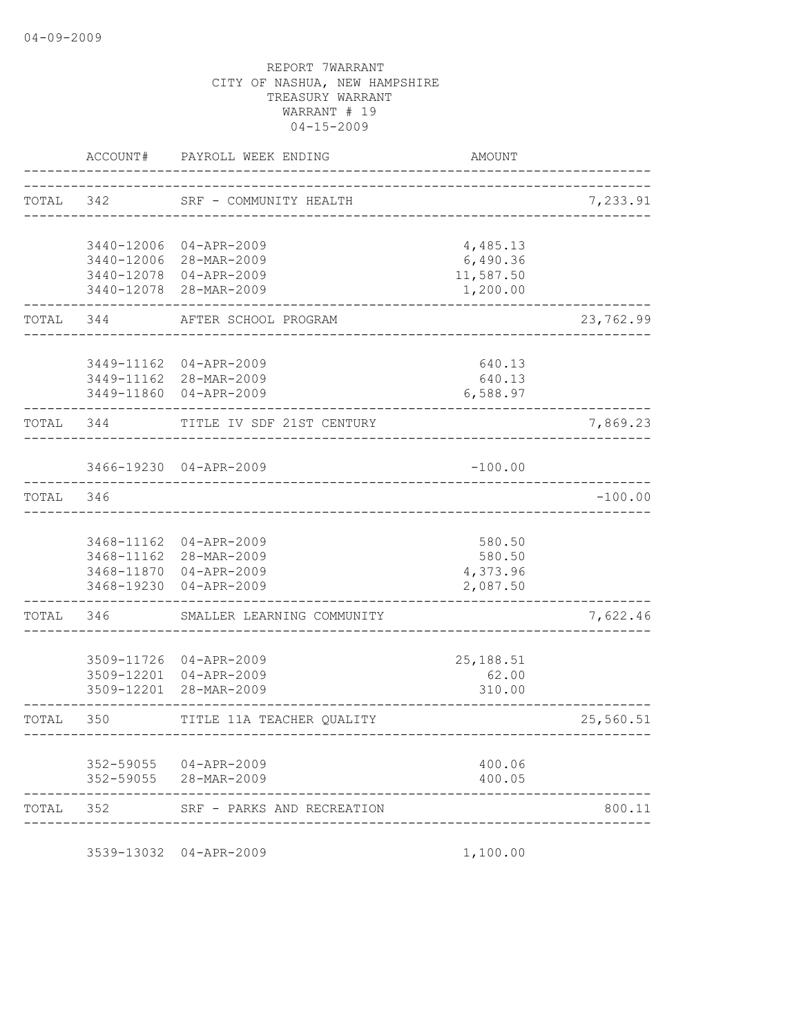REPORT 7WARRANT
CITY OF NASHUA, NEW HAMPSHIRE
TREASURY WARRANT
WARRANT # 19
04-15-2009

| | ACCOUNT# | PAYROLL WEEK ENDING | AMOUNT | |
|---|---|---|---|---|
| TOTAL | 342 | SRF - COMMUNITY HEALTH | | 7,233.91 |
| | 3440-12006 | 04-APR-2009 | 4,485.13 | |
| | 3440-12006 | 28-MAR-2009 | 6,490.36 | |
| | 3440-12078 | 04-APR-2009 | 11,587.50 | |
| | 3440-12078 | 28-MAR-2009 | 1,200.00 | |
| TOTAL | 344 | AFTER SCHOOL PROGRAM | | 23,762.99 |
| | 3449-11162 | 04-APR-2009 | 640.13 | |
| | 3449-11162 | 28-MAR-2009 | 640.13 | |
| | 3449-11860 | 04-APR-2009 | 6,588.97 | |
| TOTAL | 344 | TITLE IV SDF 21ST CENTURY | | 7,869.23 |
| | 3466-19230 | 04-APR-2009 | -100.00 | |
| TOTAL | 346 | | | -100.00 |
| | 3468-11162 | 04-APR-2009 | 580.50 | |
| | 3468-11162 | 28-MAR-2009 | 580.50 | |
| | 3468-11870 | 04-APR-2009 | 4,373.96 | |
| | 3468-19230 | 04-APR-2009 | 2,087.50 | |
| TOTAL | 346 | SMALLER LEARNING COMMUNITY | | 7,622.46 |
| | 3509-11726 | 04-APR-2009 | 25,188.51 | |
| | 3509-12201 | 04-APR-2009 | 62.00 | |
| | 3509-12201 | 28-MAR-2009 | 310.00 | |
| TOTAL | 350 | TITLE 11A TEACHER QUALITY | | 25,560.51 |
| | 352-59055 | 04-APR-2009 | 400.06 | |
| | 352-59055 | 28-MAR-2009 | 400.05 | |
| TOTAL | 352 | SRF - PARKS AND RECREATION | | 800.11 |
| | 3539-13032 | 04-APR-2009 | 1,100.00 | |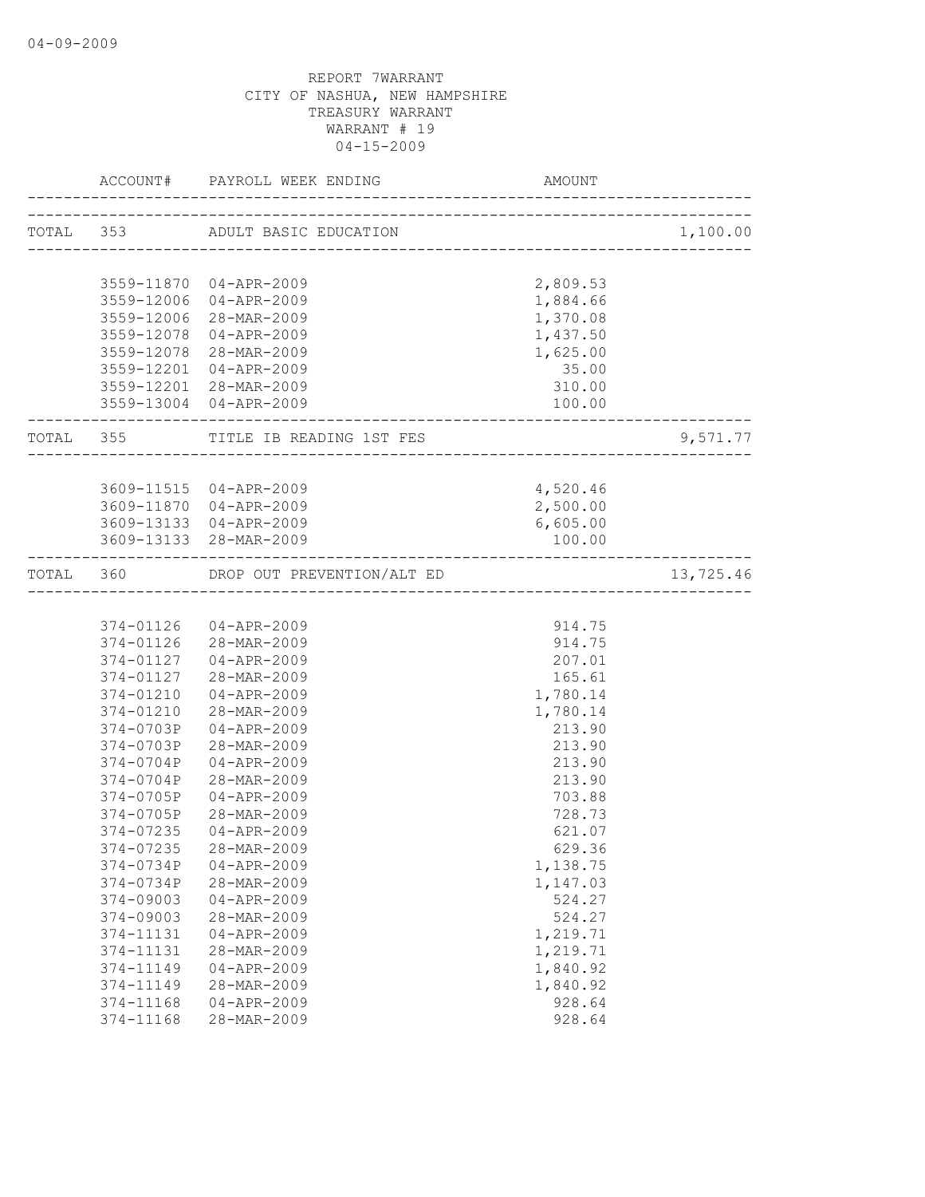REPORT 7WARRANT
CITY OF NASHUA, NEW HAMPSHIRE
TREASURY WARRANT
WARRANT # 19
04-15-2009

| | ACCOUNT# | PAYROLL WEEK ENDING | AMOUNT | |
|---|---|---|---|---|
| TOTAL | 353 | ADULT BASIC EDUCATION | | 1,100.00 |
| | 3559-11870 | 04-APR-2009 | 2,809.53 | |
| | 3559-12006 | 04-APR-2009 | 1,884.66 | |
| | 3559-12006 | 28-MAR-2009 | 1,370.08 | |
| | 3559-12078 | 04-APR-2009 | 1,437.50 | |
| | 3559-12078 | 28-MAR-2009 | 1,625.00 | |
| | 3559-12201 | 04-APR-2009 | 35.00 | |
| | 3559-12201 | 28-MAR-2009 | 310.00 | |
| | 3559-13004 | 04-APR-2009 | 100.00 | |
| TOTAL | 355 | TITLE IB READING 1ST FES | | 9,571.77 |
| | 3609-11515 | 04-APR-2009 | 4,520.46 | |
| | 3609-11870 | 04-APR-2009 | 2,500.00 | |
| | 3609-13133 | 04-APR-2009 | 6,605.00 | |
| | 3609-13133 | 28-MAR-2009 | 100.00 | |
| TOTAL | 360 | DROP OUT PREVENTION/ALT ED | | 13,725.46 |
| | 374-01126 | 04-APR-2009 | 914.75 | |
| | 374-01126 | 28-MAR-2009 | 914.75 | |
| | 374-01127 | 04-APR-2009 | 207.01 | |
| | 374-01127 | 28-MAR-2009 | 165.61 | |
| | 374-01210 | 04-APR-2009 | 1,780.14 | |
| | 374-01210 | 28-MAR-2009 | 1,780.14 | |
| | 374-0703P | 04-APR-2009 | 213.90 | |
| | 374-0703P | 28-MAR-2009 | 213.90 | |
| | 374-0704P | 04-APR-2009 | 213.90 | |
| | 374-0704P | 28-MAR-2009 | 213.90 | |
| | 374-0705P | 04-APR-2009 | 703.88 | |
| | 374-0705P | 28-MAR-2009 | 728.73 | |
| | 374-07235 | 04-APR-2009 | 621.07 | |
| | 374-07235 | 28-MAR-2009 | 629.36 | |
| | 374-0734P | 04-APR-2009 | 1,138.75 | |
| | 374-0734P | 28-MAR-2009 | 1,147.03 | |
| | 374-09003 | 04-APR-2009 | 524.27 | |
| | 374-09003 | 28-MAR-2009 | 524.27 | |
| | 374-11131 | 04-APR-2009 | 1,219.71 | |
| | 374-11131 | 28-MAR-2009 | 1,219.71 | |
| | 374-11149 | 04-APR-2009 | 1,840.92 | |
| | 374-11149 | 28-MAR-2009 | 1,840.92 | |
| | 374-11168 | 04-APR-2009 | 928.64 | |
| | 374-11168 | 28-MAR-2009 | 928.64 | |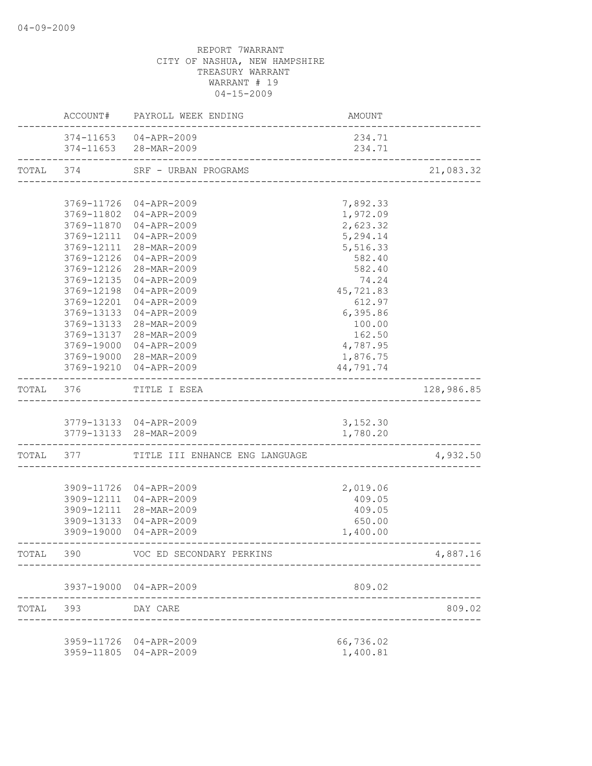REPORT 7WARRANT
CITY OF NASHUA, NEW HAMPSHIRE
TREASURY WARRANT
WARRANT # 19
04-15-2009

| | ACCOUNT# | PAYROLL WEEK ENDING | AMOUNT | |
|---|---|---|---|---|
| | 374-11653 | 04-APR-2009 | 234.71 | |
| | 374-11653 | 28-MAR-2009 | 234.71 | |
| TOTAL | 374 | SRF - URBAN PROGRAMS | | 21,083.32 |
| | 3769-11726 | 04-APR-2009 | 7,892.33 | |
| | 3769-11802 | 04-APR-2009 | 1,972.09 | |
| | 3769-11870 | 04-APR-2009 | 2,623.32 | |
| | 3769-12111 | 04-APR-2009 | 5,294.14 | |
| | 3769-12111 | 28-MAR-2009 | 5,516.33 | |
| | 3769-12126 | 04-APR-2009 | 582.40 | |
| | 3769-12126 | 28-MAR-2009 | 582.40 | |
| | 3769-12135 | 04-APR-2009 | 74.24 | |
| | 3769-12198 | 04-APR-2009 | 45,721.83 | |
| | 3769-12201 | 04-APR-2009 | 612.97 | |
| | 3769-13133 | 04-APR-2009 | 6,395.86 | |
| | 3769-13133 | 28-MAR-2009 | 100.00 | |
| | 3769-13137 | 28-MAR-2009 | 162.50 | |
| | 3769-19000 | 04-APR-2009 | 4,787.95 | |
| | 3769-19000 | 28-MAR-2009 | 1,876.75 | |
| | 3769-19210 | 04-APR-2009 | 44,791.74 | |
| TOTAL | 376 | TITLE I ESEA | | 128,986.85 |
| | 3779-13133 | 04-APR-2009 | 3,152.30 | |
| | 3779-13133 | 28-MAR-2009 | 1,780.20 | |
| TOTAL | 377 | TITLE III ENHANCE ENG LANGUAGE | | 4,932.50 |
| | 3909-11726 | 04-APR-2009 | 2,019.06 | |
| | 3909-12111 | 04-APR-2009 | 409.05 | |
| | 3909-12111 | 28-MAR-2009 | 409.05 | |
| | 3909-13133 | 04-APR-2009 | 650.00 | |
| | 3909-19000 | 04-APR-2009 | 1,400.00 | |
| TOTAL | 390 | VOC ED SECONDARY PERKINS | | 4,887.16 |
| | 3937-19000 | 04-APR-2009 | 809.02 | |
| TOTAL | 393 | DAY CARE | | 809.02 |
| | 3959-11726 | 04-APR-2009 | 66,736.02 | |
| | 3959-11805 | 04-APR-2009 | 1,400.81 | |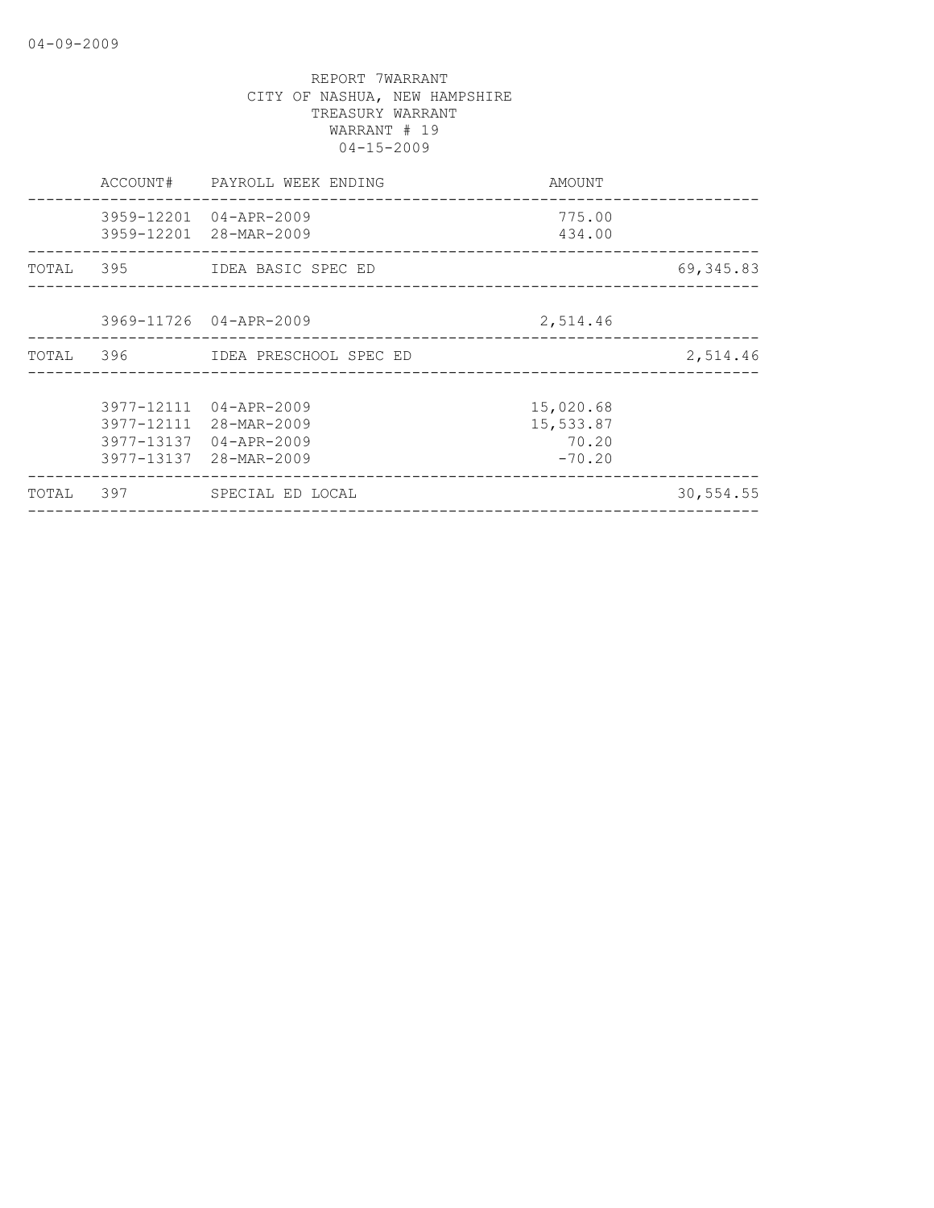REPORT 7WARRANT
CITY OF NASHUA, NEW HAMPSHIRE
TREASURY WARRANT
WARRANT # 19
04-15-2009

| | ACCOUNT# | PAYROLL WEEK ENDING | AMOUNT | |
|---|---|---|---|---|
| | 3959-12201 | 04-APR-2009 | 775.00 | |
| | 3959-12201 | 28-MAR-2009 | 434.00 | |
| TOTAL | 395 | IDEA BASIC SPEC ED | | 69,345.83 |
| | 3969-11726 | 04-APR-2009 | 2,514.46 | |
| TOTAL | 396 | IDEA PRESCHOOL SPEC ED | | 2,514.46 |
| | 3977-12111 | 04-APR-2009 | 15,020.68 | |
| | 3977-12111 | 28-MAR-2009 | 15,533.87 | |
| | 3977-13137 | 04-APR-2009 | 70.20 | |
| | 3977-13137 | 28-MAR-2009 | -70.20 | |
| TOTAL | 397 | SPECIAL ED LOCAL | | 30,554.55 |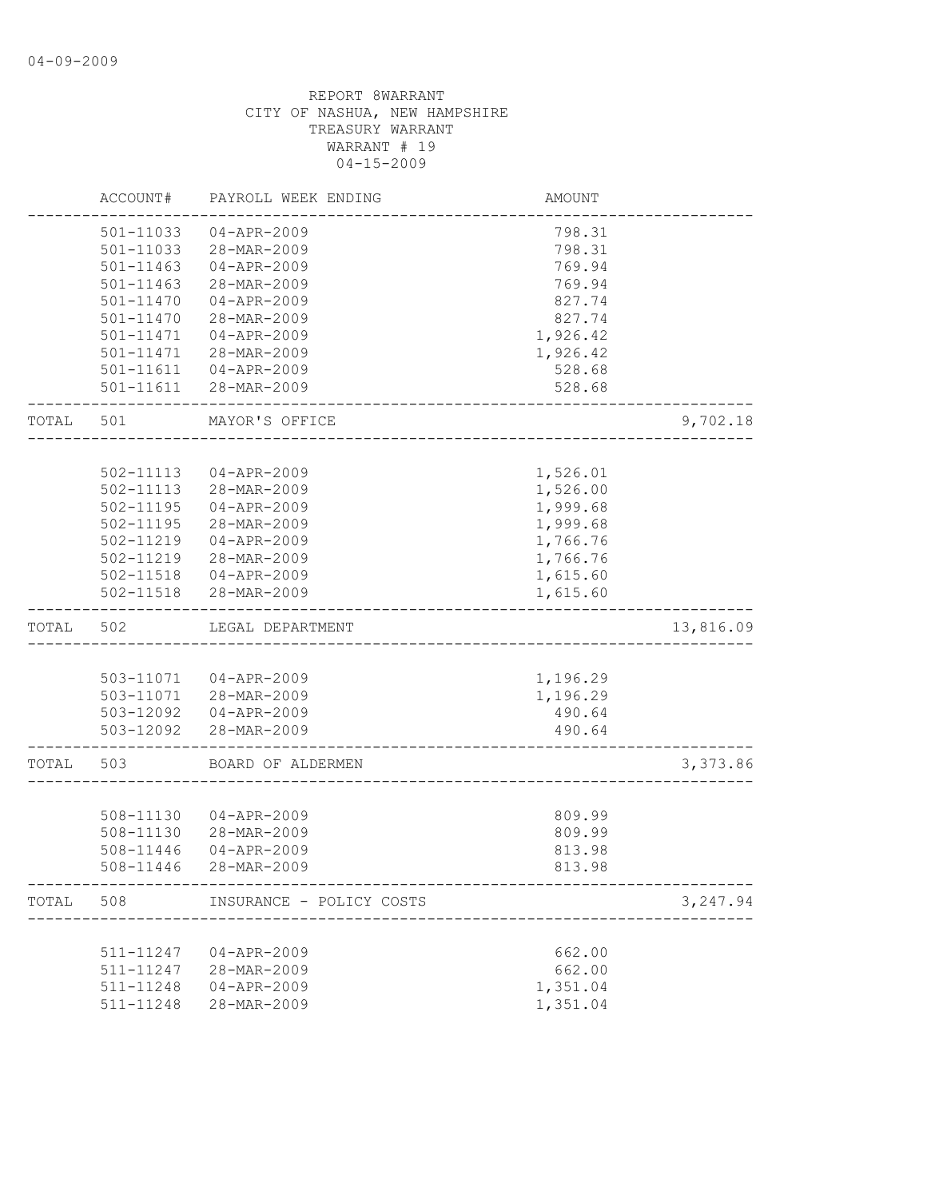04-09-2009

REPORT 8WARRANT
CITY OF NASHUA, NEW HAMPSHIRE
TREASURY WARRANT
WARRANT # 19
04-15-2009

| | ACCOUNT# | PAYROLL WEEK ENDING | AMOUNT | |
|---|---|---|---|---|
| | 501-11033 | 04-APR-2009 | 798.31 | |
| | 501-11033 | 28-MAR-2009 | 798.31 | |
| | 501-11463 | 04-APR-2009 | 769.94 | |
| | 501-11463 | 28-MAR-2009 | 769.94 | |
| | 501-11470 | 04-APR-2009 | 827.74 | |
| | 501-11470 | 28-MAR-2009 | 827.74 | |
| | 501-11471 | 04-APR-2009 | 1,926.42 | |
| | 501-11471 | 28-MAR-2009 | 1,926.42 | |
| | 501-11611 | 04-APR-2009 | 528.68 | |
| | 501-11611 | 28-MAR-2009 | 528.68 | |
| TOTAL | 501 | MAYOR'S OFFICE | | 9,702.18 |
| | 502-11113 | 04-APR-2009 | 1,526.01 | |
| | 502-11113 | 28-MAR-2009 | 1,526.00 | |
| | 502-11195 | 04-APR-2009 | 1,999.68 | |
| | 502-11195 | 28-MAR-2009 | 1,999.68 | |
| | 502-11219 | 04-APR-2009 | 1,766.76 | |
| | 502-11219 | 28-MAR-2009 | 1,766.76 | |
| | 502-11518 | 04-APR-2009 | 1,615.60 | |
| | 502-11518 | 28-MAR-2009 | 1,615.60 | |
| TOTAL | 502 | LEGAL DEPARTMENT | | 13,816.09 |
| | 503-11071 | 04-APR-2009 | 1,196.29 | |
| | 503-11071 | 28-MAR-2009 | 1,196.29 | |
| | 503-12092 | 04-APR-2009 | 490.64 | |
| | 503-12092 | 28-MAR-2009 | 490.64 | |
| TOTAL | 503 | BOARD OF ALDERMEN | | 3,373.86 |
| | 508-11130 | 04-APR-2009 | 809.99 | |
| | 508-11130 | 28-MAR-2009 | 809.99 | |
| | 508-11446 | 04-APR-2009 | 813.98 | |
| | 508-11446 | 28-MAR-2009 | 813.98 | |
| TOTAL | 508 | INSURANCE - POLICY COSTS | | 3,247.94 |
| | 511-11247 | 04-APR-2009 | 662.00 | |
| | 511-11247 | 28-MAR-2009 | 662.00 | |
| | 511-11248 | 04-APR-2009 | 1,351.04 | |
| | 511-11248 | 28-MAR-2009 | 1,351.04 | |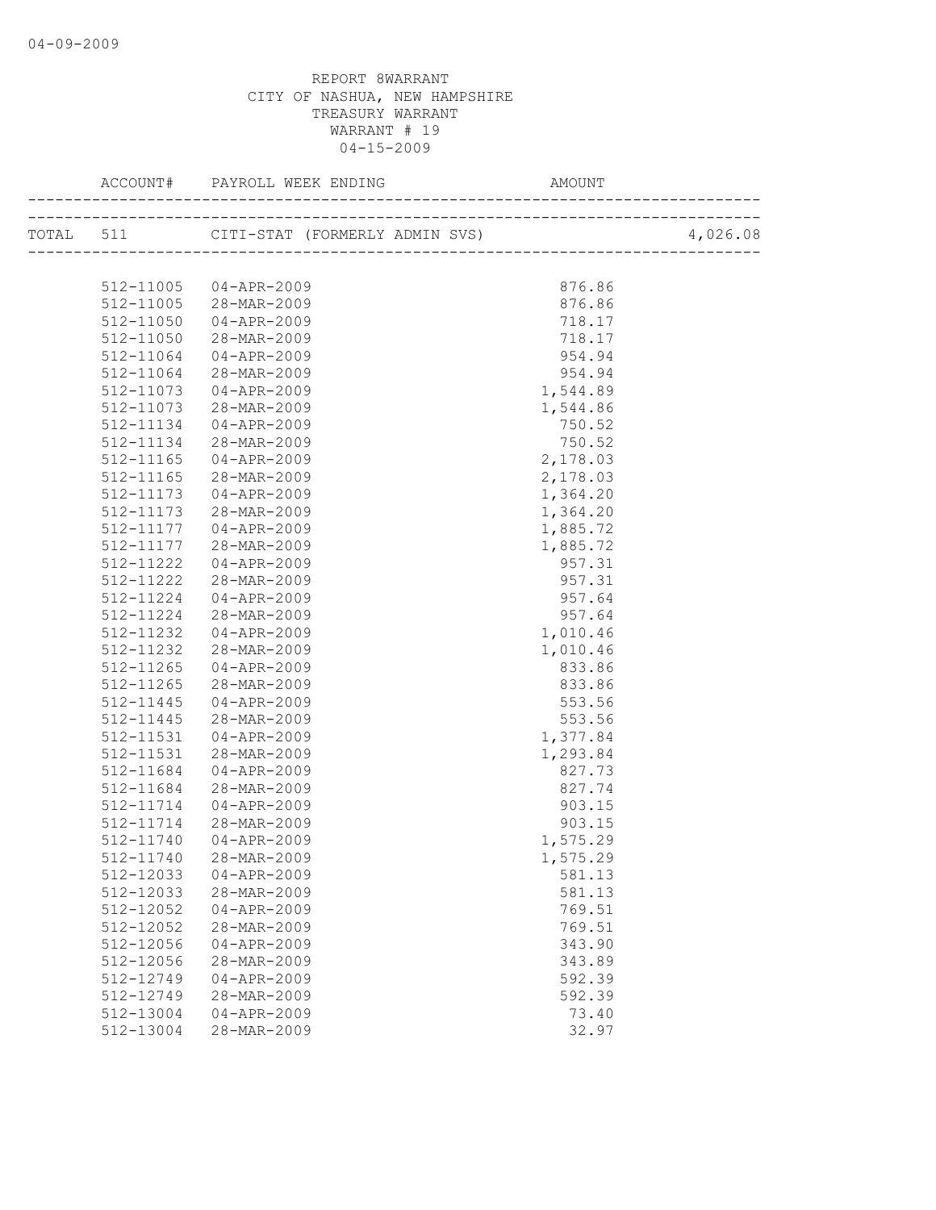REPORT 8WARRANT
CITY OF NASHUA, NEW HAMPSHIRE
TREASURY WARRANT
WARRANT # 19
04-15-2009

| ACCOUNT# | PAYROLL WEEK ENDING | AMOUNT | |
|---|---|---|---|
| TOTAL 511 | CITI-STAT (FORMERLY ADMIN SVS) | | 4,026.08 |
| 512-11005 | 04-APR-2009 | 876.86 | |
| 512-11005 | 28-MAR-2009 | 876.86 | |
| 512-11050 | 04-APR-2009 | 718.17 | |
| 512-11050 | 28-MAR-2009 | 718.17 | |
| 512-11064 | 04-APR-2009 | 954.94 | |
| 512-11064 | 28-MAR-2009 | 954.94 | |
| 512-11073 | 04-APR-2009 | 1,544.89 | |
| 512-11073 | 28-MAR-2009 | 1,544.86 | |
| 512-11134 | 04-APR-2009 | 750.52 | |
| 512-11134 | 28-MAR-2009 | 750.52 | |
| 512-11165 | 04-APR-2009 | 2,178.03 | |
| 512-11165 | 28-MAR-2009 | 2,178.03 | |
| 512-11173 | 04-APR-2009 | 1,364.20 | |
| 512-11173 | 28-MAR-2009 | 1,364.20 | |
| 512-11177 | 04-APR-2009 | 1,885.72 | |
| 512-11177 | 28-MAR-2009 | 1,885.72 | |
| 512-11222 | 04-APR-2009 | 957.31 | |
| 512-11222 | 28-MAR-2009 | 957.31 | |
| 512-11224 | 04-APR-2009 | 957.64 | |
| 512-11224 | 28-MAR-2009 | 957.64 | |
| 512-11232 | 04-APR-2009 | 1,010.46 | |
| 512-11232 | 28-MAR-2009 | 1,010.46 | |
| 512-11265 | 04-APR-2009 | 833.86 | |
| 512-11265 | 28-MAR-2009 | 833.86 | |
| 512-11445 | 04-APR-2009 | 553.56 | |
| 512-11445 | 28-MAR-2009 | 553.56 | |
| 512-11531 | 04-APR-2009 | 1,377.84 | |
| 512-11531 | 28-MAR-2009 | 1,293.84 | |
| 512-11684 | 04-APR-2009 | 827.73 | |
| 512-11684 | 28-MAR-2009 | 827.74 | |
| 512-11714 | 04-APR-2009 | 903.15 | |
| 512-11714 | 28-MAR-2009 | 903.15 | |
| 512-11740 | 04-APR-2009 | 1,575.29 | |
| 512-11740 | 28-MAR-2009 | 1,575.29 | |
| 512-12033 | 04-APR-2009 | 581.13 | |
| 512-12033 | 28-MAR-2009 | 581.13 | |
| 512-12052 | 04-APR-2009 | 769.51 | |
| 512-12052 | 28-MAR-2009 | 769.51 | |
| 512-12056 | 04-APR-2009 | 343.90 | |
| 512-12056 | 28-MAR-2009 | 343.89 | |
| 512-12749 | 04-APR-2009 | 592.39 | |
| 512-12749 | 28-MAR-2009 | 592.39 | |
| 512-13004 | 04-APR-2009 | 73.40 | |
| 512-13004 | 28-MAR-2009 | 32.97 | |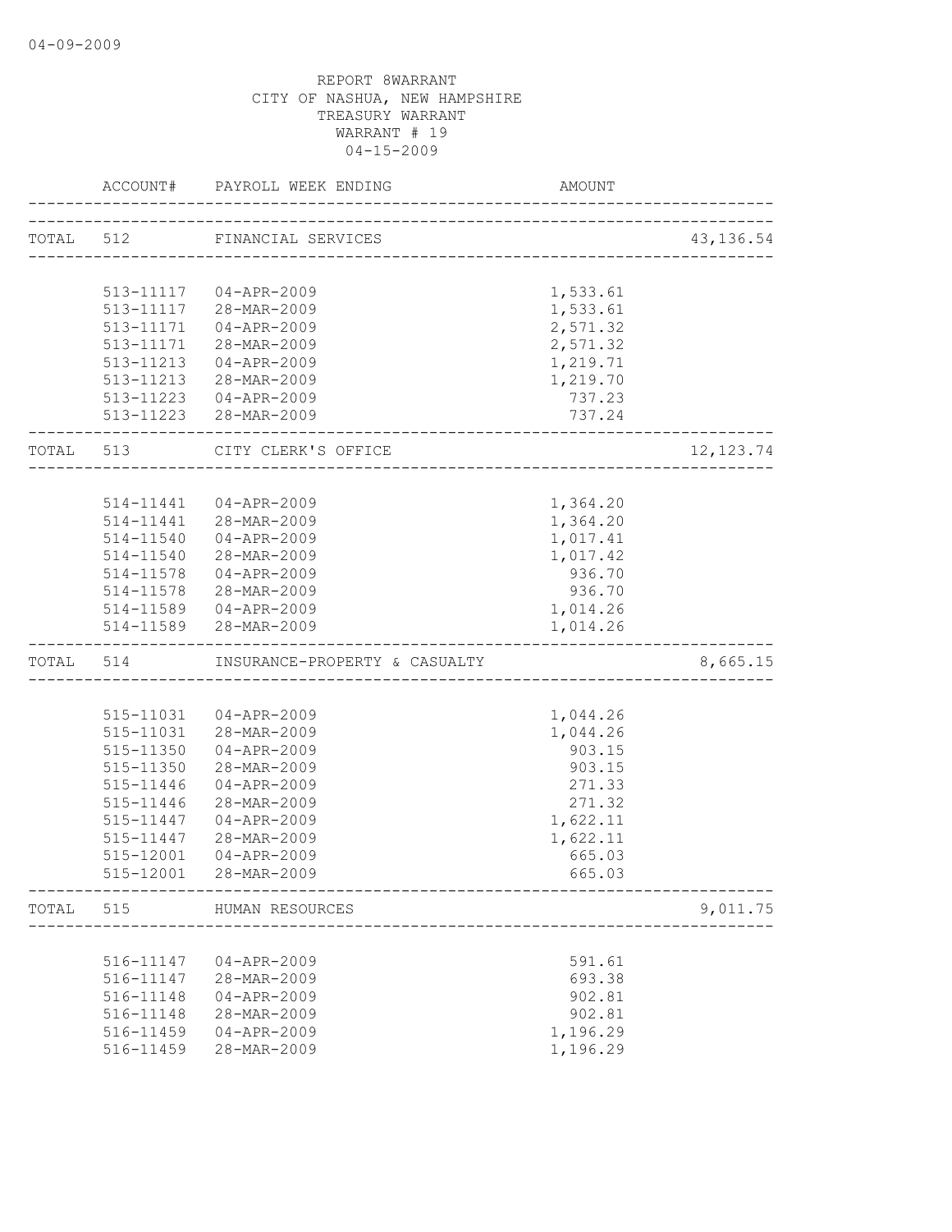REPORT 8WARRANT
CITY OF NASHUA, NEW HAMPSHIRE
TREASURY WARRANT
WARRANT # 19
04-15-2009

| | ACCOUNT# | PAYROLL WEEK ENDING | AMOUNT | |
|---|---|---|---|---|
| TOTAL | 512 | FINANCIAL SERVICES | | 43,136.54 |
| | 513-11117 | 04-APR-2009 | 1,533.61 | |
| | 513-11117 | 28-MAR-2009 | 1,533.61 | |
| | 513-11171 | 04-APR-2009 | 2,571.32 | |
| | 513-11171 | 28-MAR-2009 | 2,571.32 | |
| | 513-11213 | 04-APR-2009 | 1,219.71 | |
| | 513-11213 | 28-MAR-2009 | 1,219.70 | |
| | 513-11223 | 04-APR-2009 | 737.23 | |
| | 513-11223 | 28-MAR-2009 | 737.24 | |
| TOTAL | 513 | CITY CLERK'S OFFICE | | 12,123.74 |
| | 514-11441 | 04-APR-2009 | 1,364.20 | |
| | 514-11441 | 28-MAR-2009 | 1,364.20 | |
| | 514-11540 | 04-APR-2009 | 1,017.41 | |
| | 514-11540 | 28-MAR-2009 | 1,017.42 | |
| | 514-11578 | 04-APR-2009 | 936.70 | |
| | 514-11578 | 28-MAR-2009 | 936.70 | |
| | 514-11589 | 04-APR-2009 | 1,014.26 | |
| | 514-11589 | 28-MAR-2009 | 1,014.26 | |
| TOTAL | 514 | INSURANCE-PROPERTY & CASUALTY | | 8,665.15 |
| | 515-11031 | 04-APR-2009 | 1,044.26 | |
| | 515-11031 | 28-MAR-2009 | 1,044.26 | |
| | 515-11350 | 04-APR-2009 | 903.15 | |
| | 515-11350 | 28-MAR-2009 | 903.15 | |
| | 515-11446 | 04-APR-2009 | 271.33 | |
| | 515-11446 | 28-MAR-2009 | 271.32 | |
| | 515-11447 | 04-APR-2009 | 1,622.11 | |
| | 515-11447 | 28-MAR-2009 | 1,622.11 | |
| | 515-12001 | 04-APR-2009 | 665.03 | |
| | 515-12001 | 28-MAR-2009 | 665.03 | |
| TOTAL | 515 | HUMAN RESOURCES | | 9,011.75 |
| | 516-11147 | 04-APR-2009 | 591.61 | |
| | 516-11147 | 28-MAR-2009 | 693.38 | |
| | 516-11148 | 04-APR-2009 | 902.81 | |
| | 516-11148 | 28-MAR-2009 | 902.81 | |
| | 516-11459 | 04-APR-2009 | 1,196.29 | |
| | 516-11459 | 28-MAR-2009 | 1,196.29 | |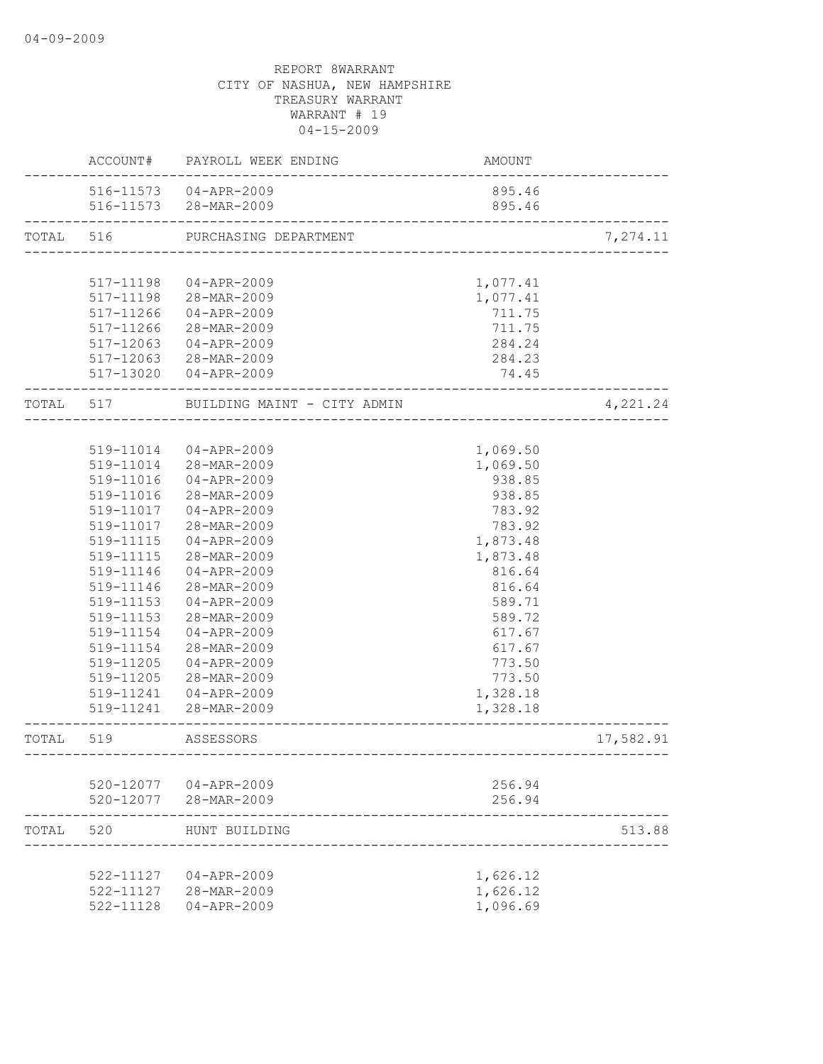REPORT 8WARRANT
CITY OF NASHUA, NEW HAMPSHIRE
TREASURY WARRANT
WARRANT # 19
04-15-2009

| | ACCOUNT# | PAYROLL WEEK ENDING | AMOUNT | |
|---|---|---|---|---|
| | 516-11573 | 04-APR-2009 | 895.46 | |
| | 516-11573 | 28-MAR-2009 | 895.46 | |
| TOTAL | 516 | PURCHASING DEPARTMENT | | 7,274.11 |
| | 517-11198 | 04-APR-2009 | 1,077.41 | |
| | 517-11198 | 28-MAR-2009 | 1,077.41 | |
| | 517-11266 | 04-APR-2009 | 711.75 | |
| | 517-11266 | 28-MAR-2009 | 711.75 | |
| | 517-12063 | 04-APR-2009 | 284.24 | |
| | 517-12063 | 28-MAR-2009 | 284.23 | |
| | 517-13020 | 04-APR-2009 | 74.45 | |
| TOTAL | 517 | BUILDING MAINT - CITY ADMIN | | 4,221.24 |
| | 519-11014 | 04-APR-2009 | 1,069.50 | |
| | 519-11014 | 28-MAR-2009 | 1,069.50 | |
| | 519-11016 | 04-APR-2009 | 938.85 | |
| | 519-11016 | 28-MAR-2009 | 938.85 | |
| | 519-11017 | 04-APR-2009 | 783.92 | |
| | 519-11017 | 28-MAR-2009 | 783.92 | |
| | 519-11115 | 04-APR-2009 | 1,873.48 | |
| | 519-11115 | 28-MAR-2009 | 1,873.48 | |
| | 519-11146 | 04-APR-2009 | 816.64 | |
| | 519-11146 | 28-MAR-2009 | 816.64 | |
| | 519-11153 | 04-APR-2009 | 589.71 | |
| | 519-11153 | 28-MAR-2009 | 589.72 | |
| | 519-11154 | 04-APR-2009 | 617.67 | |
| | 519-11154 | 28-MAR-2009 | 617.67 | |
| | 519-11205 | 04-APR-2009 | 773.50 | |
| | 519-11205 | 28-MAR-2009 | 773.50 | |
| | 519-11241 | 04-APR-2009 | 1,328.18 | |
| | 519-11241 | 28-MAR-2009 | 1,328.18 | |
| TOTAL | 519 | ASSESSORS | | 17,582.91 |
| | 520-12077 | 04-APR-2009 | 256.94 | |
| | 520-12077 | 28-MAR-2009 | 256.94 | |
| TOTAL | 520 | HUNT BUILDING | | 513.88 |
| | 522-11127 | 04-APR-2009 | 1,626.12 | |
| | 522-11127 | 28-MAR-2009 | 1,626.12 | |
| | 522-11128 | 04-APR-2009 | 1,096.69 | |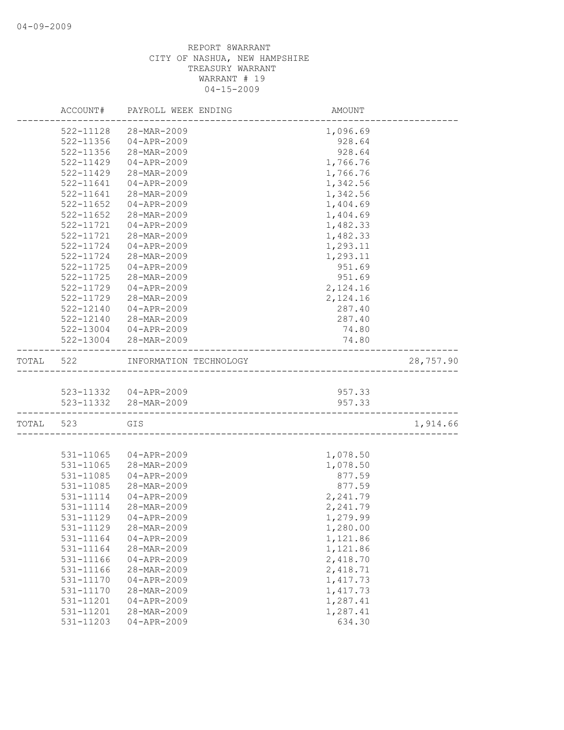REPORT 8WARRANT
CITY OF NASHUA, NEW HAMPSHIRE
TREASURY WARRANT
WARRANT # 19
04-15-2009

| | ACCOUNT# | PAYROLL WEEK ENDING | AMOUNT | |
|---|---|---|---|---|
| | 522-11128 | 28-MAR-2009 | 1,096.69 | |
| | 522-11356 | 04-APR-2009 | 928.64 | |
| | 522-11356 | 28-MAR-2009 | 928.64 | |
| | 522-11429 | 04-APR-2009 | 1,766.76 | |
| | 522-11429 | 28-MAR-2009 | 1,766.76 | |
| | 522-11641 | 04-APR-2009 | 1,342.56 | |
| | 522-11641 | 28-MAR-2009 | 1,342.56 | |
| | 522-11652 | 04-APR-2009 | 1,404.69 | |
| | 522-11652 | 28-MAR-2009 | 1,404.69 | |
| | 522-11721 | 04-APR-2009 | 1,482.33 | |
| | 522-11721 | 28-MAR-2009 | 1,482.33 | |
| | 522-11724 | 04-APR-2009 | 1,293.11 | |
| | 522-11724 | 28-MAR-2009 | 1,293.11 | |
| | 522-11725 | 04-APR-2009 | 951.69 | |
| | 522-11725 | 28-MAR-2009 | 951.69 | |
| | 522-11729 | 04-APR-2009 | 2,124.16 | |
| | 522-11729 | 28-MAR-2009 | 2,124.16 | |
| | 522-12140 | 04-APR-2009 | 287.40 | |
| | 522-12140 | 28-MAR-2009 | 287.40 | |
| | 522-13004 | 04-APR-2009 | 74.80 | |
| | 522-13004 | 28-MAR-2009 | 74.80 | |
| TOTAL | 522 | INFORMATION TECHNOLOGY | | 28,757.90 |
| | 523-11332 | 04-APR-2009 | 957.33 | |
| | 523-11332 | 28-MAR-2009 | 957.33 | |
| TOTAL | 523 | GIS | | 1,914.66 |
| | 531-11065 | 04-APR-2009 | 1,078.50 | |
| | 531-11065 | 28-MAR-2009 | 1,078.50 | |
| | 531-11085 | 04-APR-2009 | 877.59 | |
| | 531-11085 | 28-MAR-2009 | 877.59 | |
| | 531-11114 | 04-APR-2009 | 2,241.79 | |
| | 531-11114 | 28-MAR-2009 | 2,241.79 | |
| | 531-11129 | 04-APR-2009 | 1,279.99 | |
| | 531-11129 | 28-MAR-2009 | 1,280.00 | |
| | 531-11164 | 04-APR-2009 | 1,121.86 | |
| | 531-11164 | 28-MAR-2009 | 1,121.86 | |
| | 531-11166 | 04-APR-2009 | 2,418.70 | |
| | 531-11166 | 28-MAR-2009 | 2,418.71 | |
| | 531-11170 | 04-APR-2009 | 1,417.73 | |
| | 531-11170 | 28-MAR-2009 | 1,417.73 | |
| | 531-11201 | 04-APR-2009 | 1,287.41 | |
| | 531-11201 | 28-MAR-2009 | 1,287.41 | |
| | 531-11203 | 04-APR-2009 | 634.30 | |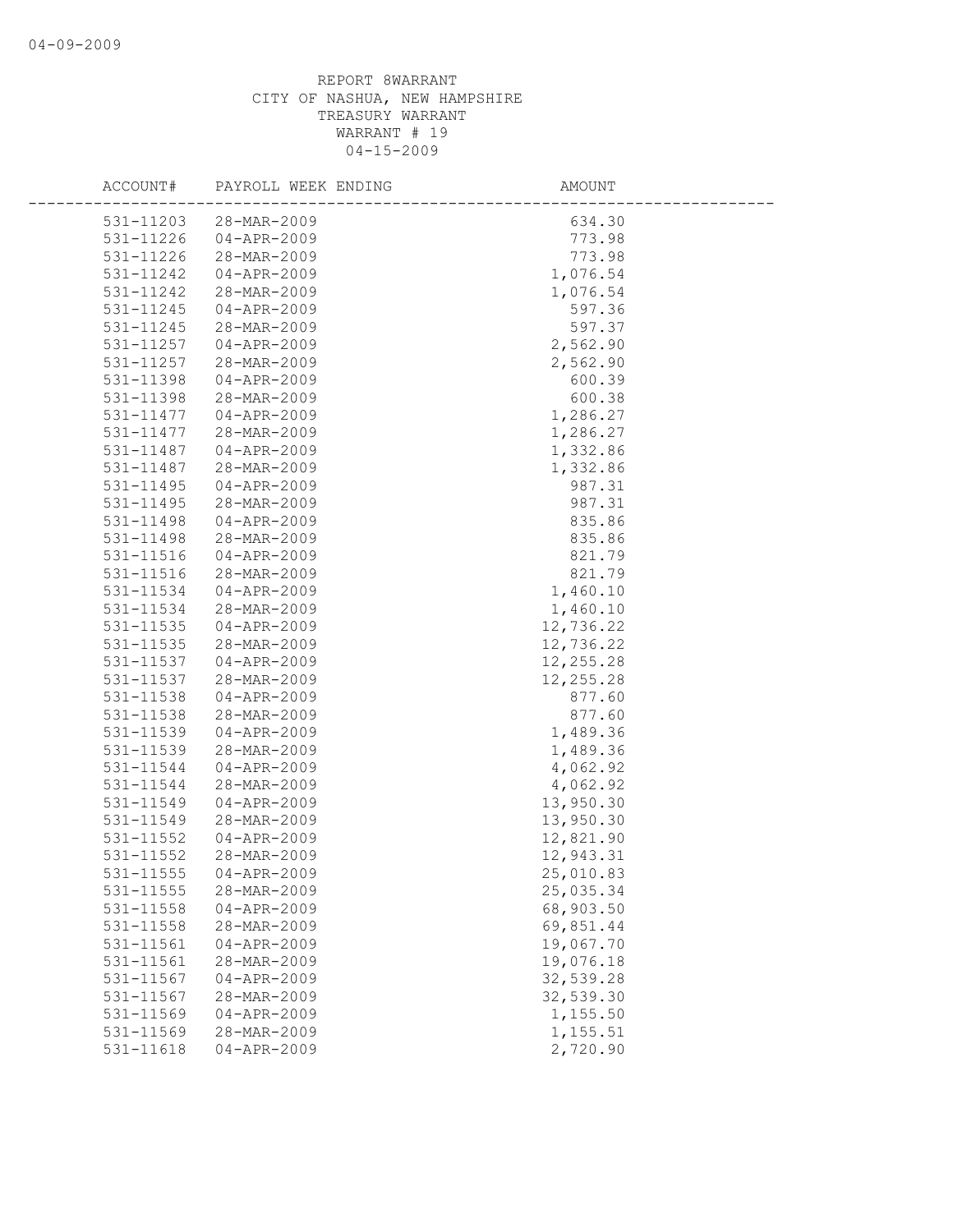REPORT 8WARRANT
CITY OF NASHUA, NEW HAMPSHIRE
TREASURY WARRANT
WARRANT # 19
04-15-2009

| ACCOUNT# | PAYROLL WEEK ENDING | AMOUNT |
|---|---|---|
| 531-11203 | 28-MAR-2009 | 634.30 |
| 531-11226 | 04-APR-2009 | 773.98 |
| 531-11226 | 28-MAR-2009 | 773.98 |
| 531-11242 | 04-APR-2009 | 1,076.54 |
| 531-11242 | 28-MAR-2009 | 1,076.54 |
| 531-11245 | 04-APR-2009 | 597.36 |
| 531-11245 | 28-MAR-2009 | 597.37 |
| 531-11257 | 04-APR-2009 | 2,562.90 |
| 531-11257 | 28-MAR-2009 | 2,562.90 |
| 531-11398 | 04-APR-2009 | 600.39 |
| 531-11398 | 28-MAR-2009 | 600.38 |
| 531-11477 | 04-APR-2009 | 1,286.27 |
| 531-11477 | 28-MAR-2009 | 1,286.27 |
| 531-11487 | 04-APR-2009 | 1,332.86 |
| 531-11487 | 28-MAR-2009 | 1,332.86 |
| 531-11495 | 04-APR-2009 | 987.31 |
| 531-11495 | 28-MAR-2009 | 987.31 |
| 531-11498 | 04-APR-2009 | 835.86 |
| 531-11498 | 28-MAR-2009 | 835.86 |
| 531-11516 | 04-APR-2009 | 821.79 |
| 531-11516 | 28-MAR-2009 | 821.79 |
| 531-11534 | 04-APR-2009 | 1,460.10 |
| 531-11534 | 28-MAR-2009 | 1,460.10 |
| 531-11535 | 04-APR-2009 | 12,736.22 |
| 531-11535 | 28-MAR-2009 | 12,736.22 |
| 531-11537 | 04-APR-2009 | 12,255.28 |
| 531-11537 | 28-MAR-2009 | 12,255.28 |
| 531-11538 | 04-APR-2009 | 877.60 |
| 531-11538 | 28-MAR-2009 | 877.60 |
| 531-11539 | 04-APR-2009 | 1,489.36 |
| 531-11539 | 28-MAR-2009 | 1,489.36 |
| 531-11544 | 04-APR-2009 | 4,062.92 |
| 531-11544 | 28-MAR-2009 | 4,062.92 |
| 531-11549 | 04-APR-2009 | 13,950.30 |
| 531-11549 | 28-MAR-2009 | 13,950.30 |
| 531-11552 | 04-APR-2009 | 12,821.90 |
| 531-11552 | 28-MAR-2009 | 12,943.31 |
| 531-11555 | 04-APR-2009 | 25,010.83 |
| 531-11555 | 28-MAR-2009 | 25,035.34 |
| 531-11558 | 04-APR-2009 | 68,903.50 |
| 531-11558 | 28-MAR-2009 | 69,851.44 |
| 531-11561 | 04-APR-2009 | 19,067.70 |
| 531-11561 | 28-MAR-2009 | 19,076.18 |
| 531-11567 | 04-APR-2009 | 32,539.28 |
| 531-11567 | 28-MAR-2009 | 32,539.30 |
| 531-11569 | 04-APR-2009 | 1,155.50 |
| 531-11569 | 28-MAR-2009 | 1,155.51 |
| 531-11618 | 04-APR-2009 | 2,720.90 |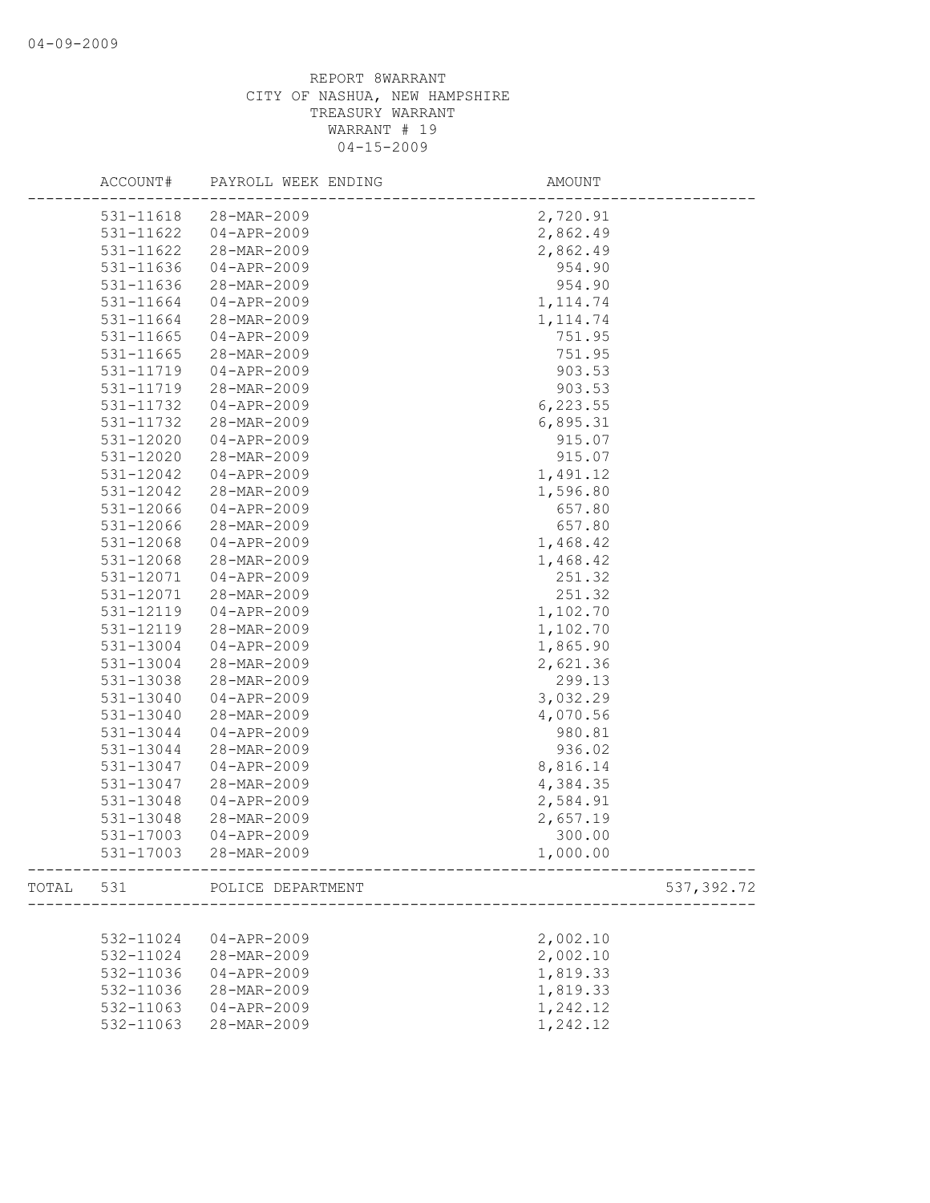REPORT 8WARRANT
CITY OF NASHUA, NEW HAMPSHIRE
TREASURY WARRANT
WARRANT # 19
04-15-2009

| ACCOUNT# | PAYROLL WEEK ENDING | AMOUNT | |
|---|---|---|---|
| 531-11618 | 28-MAR-2009 | 2,720.91 | |
| 531-11622 | 04-APR-2009 | 2,862.49 | |
| 531-11622 | 28-MAR-2009 | 2,862.49 | |
| 531-11636 | 04-APR-2009 | 954.90 | |
| 531-11636 | 28-MAR-2009 | 954.90 | |
| 531-11664 | 04-APR-2009 | 1,114.74 | |
| 531-11664 | 28-MAR-2009 | 1,114.74 | |
| 531-11665 | 04-APR-2009 | 751.95 | |
| 531-11665 | 28-MAR-2009 | 751.95 | |
| 531-11719 | 04-APR-2009 | 903.53 | |
| 531-11719 | 28-MAR-2009 | 903.53 | |
| 531-11732 | 04-APR-2009 | 6,223.55 | |
| 531-11732 | 28-MAR-2009 | 6,895.31 | |
| 531-12020 | 04-APR-2009 | 915.07 | |
| 531-12020 | 28-MAR-2009 | 915.07 | |
| 531-12042 | 04-APR-2009 | 1,491.12 | |
| 531-12042 | 28-MAR-2009 | 1,596.80 | |
| 531-12066 | 04-APR-2009 | 657.80 | |
| 531-12066 | 28-MAR-2009 | 657.80 | |
| 531-12068 | 04-APR-2009 | 1,468.42 | |
| 531-12068 | 28-MAR-2009 | 1,468.42 | |
| 531-12071 | 04-APR-2009 | 251.32 | |
| 531-12071 | 28-MAR-2009 | 251.32 | |
| 531-12119 | 04-APR-2009 | 1,102.70 | |
| 531-12119 | 28-MAR-2009 | 1,102.70 | |
| 531-13004 | 04-APR-2009 | 1,865.90 | |
| 531-13004 | 28-MAR-2009 | 2,621.36 | |
| 531-13038 | 28-MAR-2009 | 299.13 | |
| 531-13040 | 04-APR-2009 | 3,032.29 | |
| 531-13040 | 28-MAR-2009 | 4,070.56 | |
| 531-13044 | 04-APR-2009 | 980.81 | |
| 531-13044 | 28-MAR-2009 | 936.02 | |
| 531-13047 | 04-APR-2009 | 8,816.14 | |
| 531-13047 | 28-MAR-2009 | 4,384.35 | |
| 531-13048 | 04-APR-2009 | 2,584.91 | |
| 531-13048 | 28-MAR-2009 | 2,657.19 | |
| 531-17003 | 04-APR-2009 | 300.00 | |
| 531-17003 | 28-MAR-2009 | 1,000.00 | |
| TOTAL 531 | POLICE DEPARTMENT | | 537,392.72 |
| 532-11024 | 04-APR-2009 | 2,002.10 | |
| 532-11024 | 28-MAR-2009 | 2,002.10 | |
| 532-11036 | 04-APR-2009 | 1,819.33 | |
| 532-11036 | 28-MAR-2009 | 1,819.33 | |
| 532-11063 | 04-APR-2009 | 1,242.12 | |
| 532-11063 | 28-MAR-2009 | 1,242.12 | |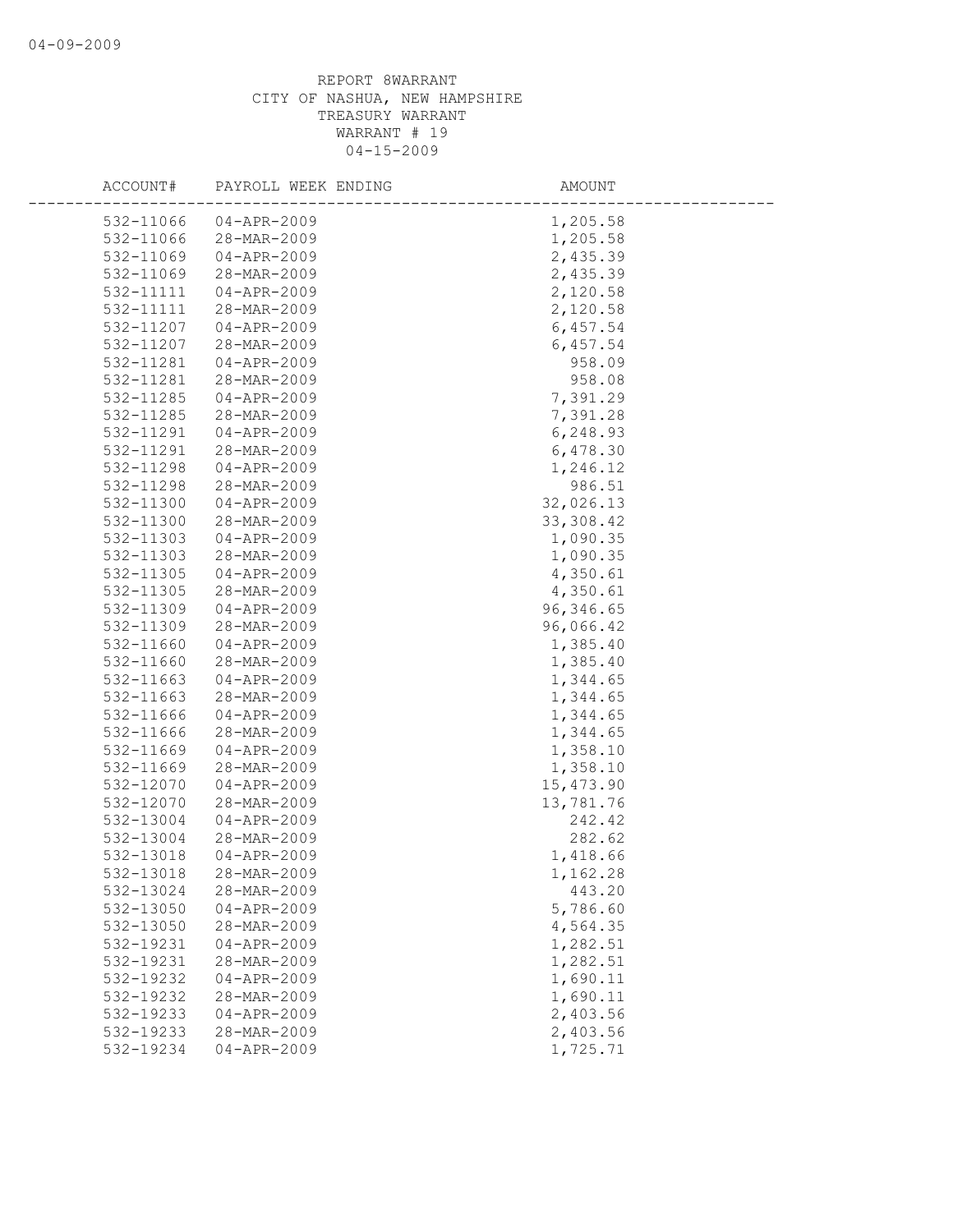REPORT 8WARRANT
CITY OF NASHUA, NEW HAMPSHIRE
TREASURY WARRANT
WARRANT # 19
04-15-2009

| ACCOUNT# | PAYROLL WEEK ENDING | AMOUNT |
|---|---|---|
| 532-11066 | 04-APR-2009 | 1,205.58 |
| 532-11066 | 28-MAR-2009 | 1,205.58 |
| 532-11069 | 04-APR-2009 | 2,435.39 |
| 532-11069 | 28-MAR-2009 | 2,435.39 |
| 532-11111 | 04-APR-2009 | 2,120.58 |
| 532-11111 | 28-MAR-2009 | 2,120.58 |
| 532-11207 | 04-APR-2009 | 6,457.54 |
| 532-11207 | 28-MAR-2009 | 6,457.54 |
| 532-11281 | 04-APR-2009 | 958.09 |
| 532-11281 | 28-MAR-2009 | 958.08 |
| 532-11285 | 04-APR-2009 | 7,391.29 |
| 532-11285 | 28-MAR-2009 | 7,391.28 |
| 532-11291 | 04-APR-2009 | 6,248.93 |
| 532-11291 | 28-MAR-2009 | 6,478.30 |
| 532-11298 | 04-APR-2009 | 1,246.12 |
| 532-11298 | 28-MAR-2009 | 986.51 |
| 532-11300 | 04-APR-2009 | 32,026.13 |
| 532-11300 | 28-MAR-2009 | 33,308.42 |
| 532-11303 | 04-APR-2009 | 1,090.35 |
| 532-11303 | 28-MAR-2009 | 1,090.35 |
| 532-11305 | 04-APR-2009 | 4,350.61 |
| 532-11305 | 28-MAR-2009 | 4,350.61 |
| 532-11309 | 04-APR-2009 | 96,346.65 |
| 532-11309 | 28-MAR-2009 | 96,066.42 |
| 532-11660 | 04-APR-2009 | 1,385.40 |
| 532-11660 | 28-MAR-2009 | 1,385.40 |
| 532-11663 | 04-APR-2009 | 1,344.65 |
| 532-11663 | 28-MAR-2009 | 1,344.65 |
| 532-11666 | 04-APR-2009 | 1,344.65 |
| 532-11666 | 28-MAR-2009 | 1,344.65 |
| 532-11669 | 04-APR-2009 | 1,358.10 |
| 532-11669 | 28-MAR-2009 | 1,358.10 |
| 532-12070 | 04-APR-2009 | 15,473.90 |
| 532-12070 | 28-MAR-2009 | 13,781.76 |
| 532-13004 | 04-APR-2009 | 242.42 |
| 532-13004 | 28-MAR-2009 | 282.62 |
| 532-13018 | 04-APR-2009 | 1,418.66 |
| 532-13018 | 28-MAR-2009 | 1,162.28 |
| 532-13024 | 28-MAR-2009 | 443.20 |
| 532-13050 | 04-APR-2009 | 5,786.60 |
| 532-13050 | 28-MAR-2009 | 4,564.35 |
| 532-19231 | 04-APR-2009 | 1,282.51 |
| 532-19231 | 28-MAR-2009 | 1,282.51 |
| 532-19232 | 04-APR-2009 | 1,690.11 |
| 532-19232 | 28-MAR-2009 | 1,690.11 |
| 532-19233 | 04-APR-2009 | 2,403.56 |
| 532-19233 | 28-MAR-2009 | 2,403.56 |
| 532-19234 | 04-APR-2009 | 1,725.71 |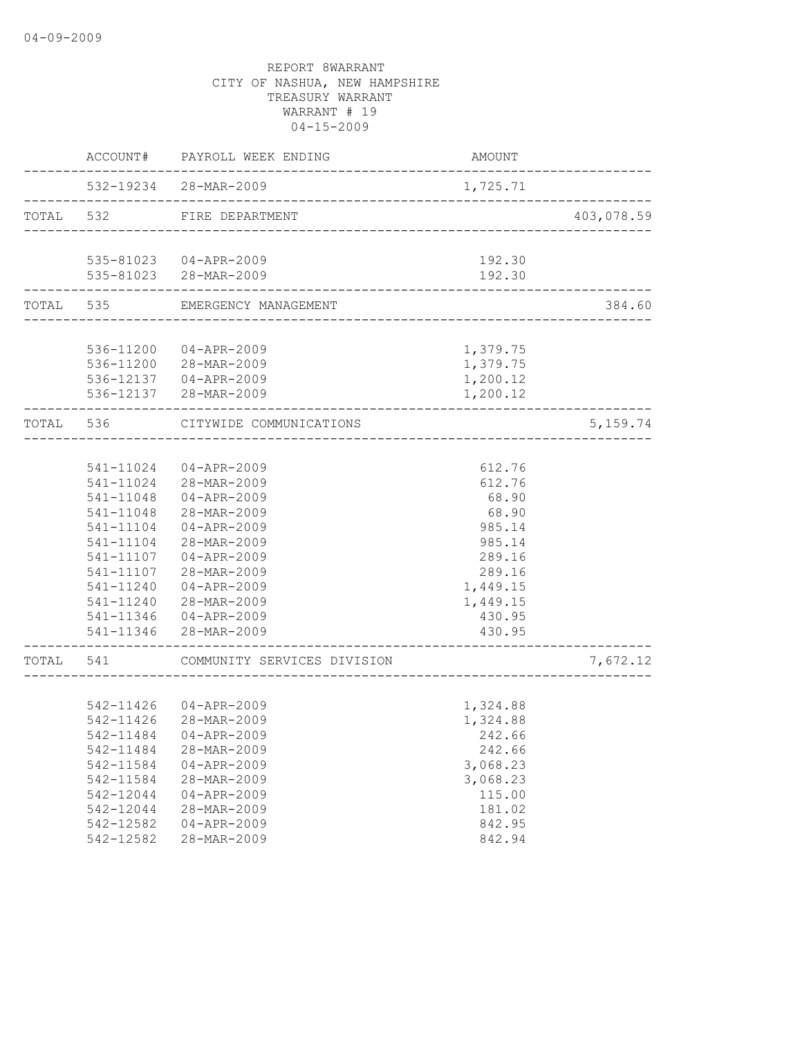REPORT 8WARRANT
CITY OF NASHUA, NEW HAMPSHIRE
TREASURY WARRANT
WARRANT # 19
04-15-2009

| | ACCOUNT# | PAYROLL WEEK ENDING | AMOUNT | |
|---|---|---|---|---|
| | 532-19234 | 28-MAR-2009 | 1,725.71 | |
| TOTAL | 532 | FIRE DEPARTMENT | | 403,078.59 |
| | 535-81023 | 04-APR-2009 | 192.30 | |
| | 535-81023 | 28-MAR-2009 | 192.30 | |
| TOTAL | 535 | EMERGENCY MANAGEMENT | | 384.60 |
| | 536-11200 | 04-APR-2009 | 1,379.75 | |
| | 536-11200 | 28-MAR-2009 | 1,379.75 | |
| | 536-12137 | 04-APR-2009 | 1,200.12 | |
| | 536-12137 | 28-MAR-2009 | 1,200.12 | |
| TOTAL | 536 | CITYWIDE COMMUNICATIONS | | 5,159.74 |
| | 541-11024 | 04-APR-2009 | 612.76 | |
| | 541-11024 | 28-MAR-2009 | 612.76 | |
| | 541-11048 | 04-APR-2009 | 68.90 | |
| | 541-11048 | 28-MAR-2009 | 68.90 | |
| | 541-11104 | 04-APR-2009 | 985.14 | |
| | 541-11104 | 28-MAR-2009 | 985.14 | |
| | 541-11107 | 04-APR-2009 | 289.16 | |
| | 541-11107 | 28-MAR-2009 | 289.16 | |
| | 541-11240 | 04-APR-2009 | 1,449.15 | |
| | 541-11240 | 28-MAR-2009 | 1,449.15 | |
| | 541-11346 | 04-APR-2009 | 430.95 | |
| | 541-11346 | 28-MAR-2009 | 430.95 | |
| TOTAL | 541 | COMMUNITY SERVICES DIVISION | | 7,672.12 |
| | 542-11426 | 04-APR-2009 | 1,324.88 | |
| | 542-11426 | 28-MAR-2009 | 1,324.88 | |
| | 542-11484 | 04-APR-2009 | 242.66 | |
| | 542-11484 | 28-MAR-2009 | 242.66 | |
| | 542-11584 | 04-APR-2009 | 3,068.23 | |
| | 542-11584 | 28-MAR-2009 | 3,068.23 | |
| | 542-12044 | 04-APR-2009 | 115.00 | |
| | 542-12044 | 28-MAR-2009 | 181.02 | |
| | 542-12582 | 04-APR-2009 | 842.95 | |
| | 542-12582 | 28-MAR-2009 | 842.94 | |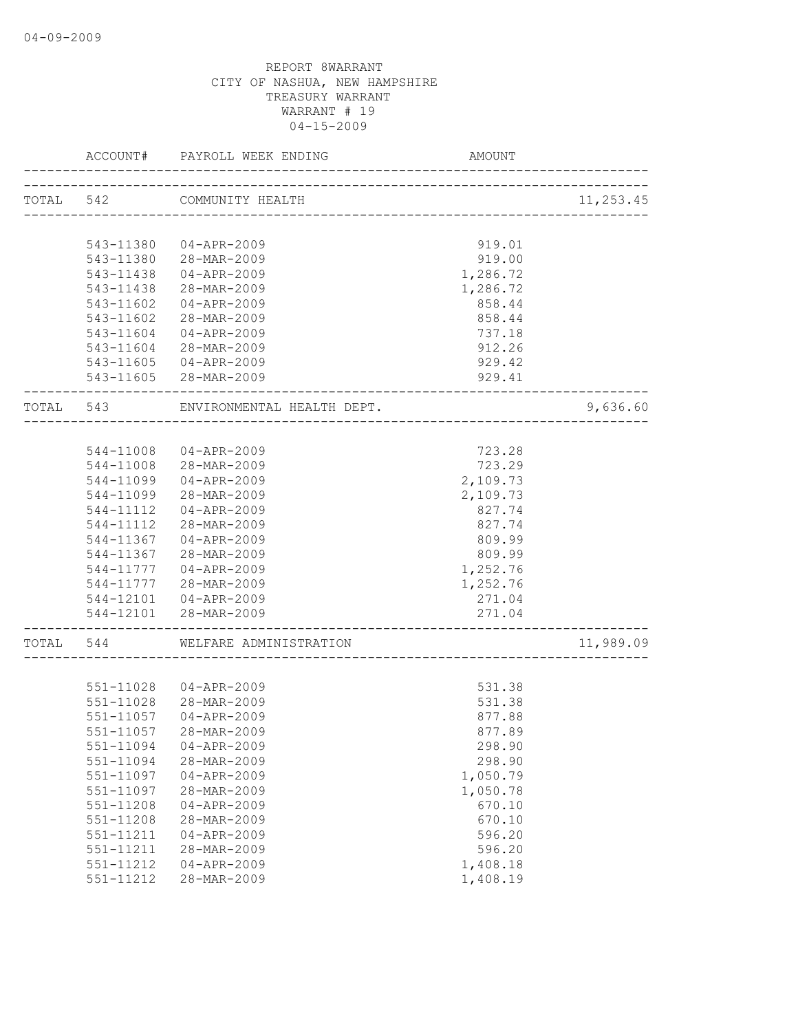REPORT 8WARRANT
CITY OF NASHUA, NEW HAMPSHIRE
TREASURY WARRANT
WARRANT # 19
04-15-2009

| | ACCOUNT# | PAYROLL WEEK ENDING | AMOUNT | |
|---|---|---|---|---|
| TOTAL | 542 | COMMUNITY HEALTH | | 11,253.45 |
| | 543-11380 | 04-APR-2009 | 919.01 | |
| | 543-11380 | 28-MAR-2009 | 919.00 | |
| | 543-11438 | 04-APR-2009 | 1,286.72 | |
| | 543-11438 | 28-MAR-2009 | 1,286.72 | |
| | 543-11602 | 04-APR-2009 | 858.44 | |
| | 543-11602 | 28-MAR-2009 | 858.44 | |
| | 543-11604 | 04-APR-2009 | 737.18 | |
| | 543-11604 | 28-MAR-2009 | 912.26 | |
| | 543-11605 | 04-APR-2009 | 929.42 | |
| | 543-11605 | 28-MAR-2009 | 929.41 | |
| TOTAL | 543 | ENVIRONMENTAL HEALTH DEPT. | | 9,636.60 |
| | 544-11008 | 04-APR-2009 | 723.28 | |
| | 544-11008 | 28-MAR-2009 | 723.29 | |
| | 544-11099 | 04-APR-2009 | 2,109.73 | |
| | 544-11099 | 28-MAR-2009 | 2,109.73 | |
| | 544-11112 | 04-APR-2009 | 827.74 | |
| | 544-11112 | 28-MAR-2009 | 827.74 | |
| | 544-11367 | 04-APR-2009 | 809.99 | |
| | 544-11367 | 28-MAR-2009 | 809.99 | |
| | 544-11777 | 04-APR-2009 | 1,252.76 | |
| | 544-11777 | 28-MAR-2009 | 1,252.76 | |
| | 544-12101 | 04-APR-2009 | 271.04 | |
| | 544-12101 | 28-MAR-2009 | 271.04 | |
| TOTAL | 544 | WELFARE ADMINISTRATION | | 11,989.09 |
| | 551-11028 | 04-APR-2009 | 531.38 | |
| | 551-11028 | 28-MAR-2009 | 531.38 | |
| | 551-11057 | 04-APR-2009 | 877.88 | |
| | 551-11057 | 28-MAR-2009 | 877.89 | |
| | 551-11094 | 04-APR-2009 | 298.90 | |
| | 551-11094 | 28-MAR-2009 | 298.90 | |
| | 551-11097 | 04-APR-2009 | 1,050.79 | |
| | 551-11097 | 28-MAR-2009 | 1,050.78 | |
| | 551-11208 | 04-APR-2009 | 670.10 | |
| | 551-11208 | 28-MAR-2009 | 670.10 | |
| | 551-11211 | 04-APR-2009 | 596.20 | |
| | 551-11211 | 28-MAR-2009 | 596.20 | |
| | 551-11212 | 04-APR-2009 | 1,408.18 | |
| | 551-11212 | 28-MAR-2009 | 1,408.19 | |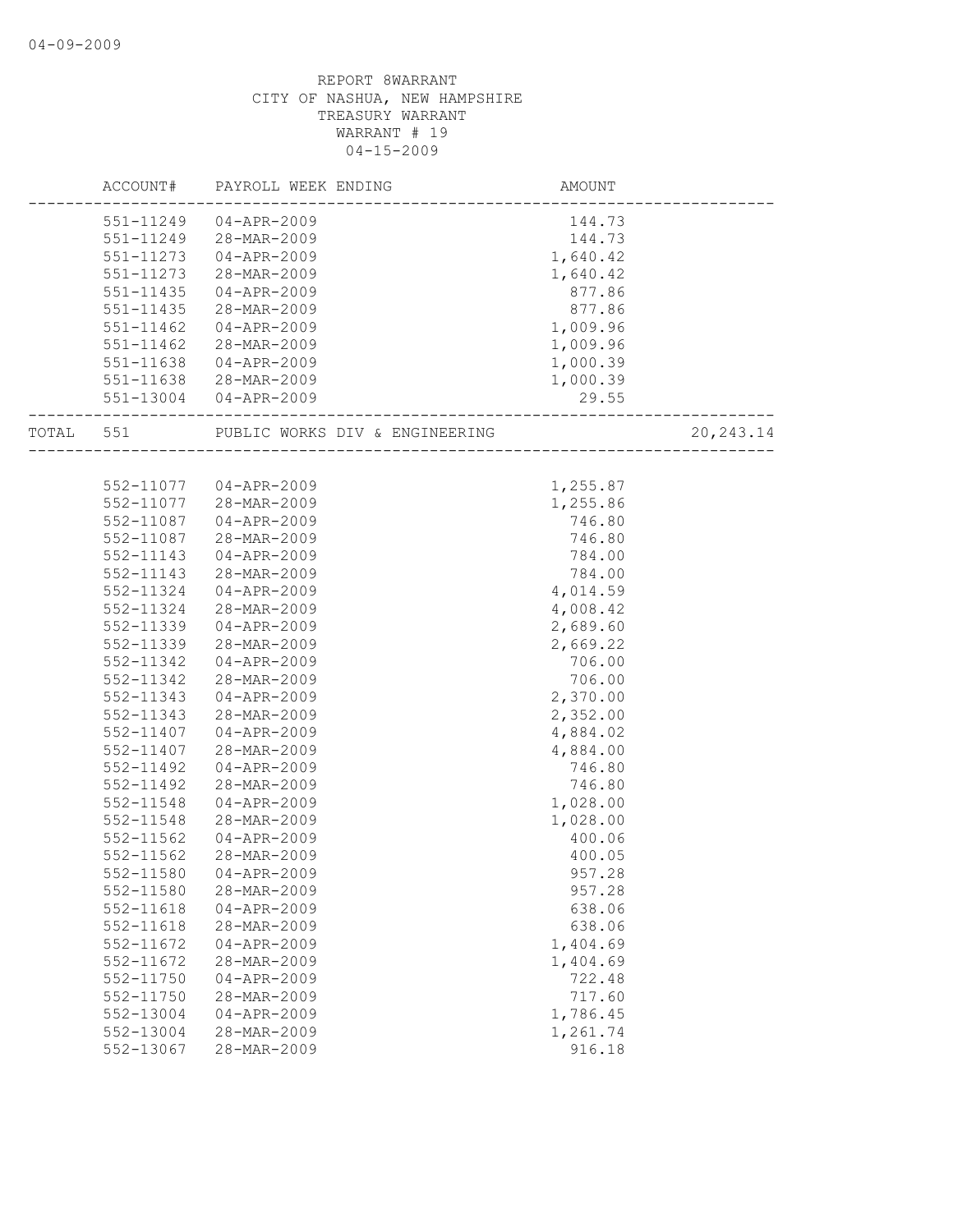REPORT 8WARRANT
CITY OF NASHUA, NEW HAMPSHIRE
TREASURY WARRANT
WARRANT # 19
04-15-2009

| | ACCOUNT# | PAYROLL WEEK ENDING | AMOUNT | |
|---|---|---|---|---|
| | 551-11249 | 04-APR-2009 | 144.73 | |
| | 551-11249 | 28-MAR-2009 | 144.73 | |
| | 551-11273 | 04-APR-2009 | 1,640.42 | |
| | 551-11273 | 28-MAR-2009 | 1,640.42 | |
| | 551-11435 | 04-APR-2009 | 877.86 | |
| | 551-11435 | 28-MAR-2009 | 877.86 | |
| | 551-11462 | 04-APR-2009 | 1,009.96 | |
| | 551-11462 | 28-MAR-2009 | 1,009.96 | |
| | 551-11638 | 04-APR-2009 | 1,000.39 | |
| | 551-11638 | 28-MAR-2009 | 1,000.39 | |
| | 551-13004 | 04-APR-2009 | 29.55 | |
| TOTAL | 551 | PUBLIC WORKS DIV & ENGINEERING | | 20,243.14 |
| | 552-11077 | 04-APR-2009 | 1,255.87 | |
| | 552-11077 | 28-MAR-2009 | 1,255.86 | |
| | 552-11087 | 04-APR-2009 | 746.80 | |
| | 552-11087 | 28-MAR-2009 | 746.80 | |
| | 552-11143 | 04-APR-2009 | 784.00 | |
| | 552-11143 | 28-MAR-2009 | 784.00 | |
| | 552-11324 | 04-APR-2009 | 4,014.59 | |
| | 552-11324 | 28-MAR-2009 | 4,008.42 | |
| | 552-11339 | 04-APR-2009 | 2,689.60 | |
| | 552-11339 | 28-MAR-2009 | 2,669.22 | |
| | 552-11342 | 04-APR-2009 | 706.00 | |
| | 552-11342 | 28-MAR-2009 | 706.00 | |
| | 552-11343 | 04-APR-2009 | 2,370.00 | |
| | 552-11343 | 28-MAR-2009 | 2,352.00 | |
| | 552-11407 | 04-APR-2009 | 4,884.02 | |
| | 552-11407 | 28-MAR-2009 | 4,884.00 | |
| | 552-11492 | 04-APR-2009 | 746.80 | |
| | 552-11492 | 28-MAR-2009 | 746.80 | |
| | 552-11548 | 04-APR-2009 | 1,028.00 | |
| | 552-11548 | 28-MAR-2009 | 1,028.00 | |
| | 552-11562 | 04-APR-2009 | 400.06 | |
| | 552-11562 | 28-MAR-2009 | 400.05 | |
| | 552-11580 | 04-APR-2009 | 957.28 | |
| | 552-11580 | 28-MAR-2009 | 957.28 | |
| | 552-11618 | 04-APR-2009 | 638.06 | |
| | 552-11618 | 28-MAR-2009 | 638.06 | |
| | 552-11672 | 04-APR-2009 | 1,404.69 | |
| | 552-11672 | 28-MAR-2009 | 1,404.69 | |
| | 552-11750 | 04-APR-2009 | 722.48 | |
| | 552-11750 | 28-MAR-2009 | 717.60 | |
| | 552-13004 | 04-APR-2009 | 1,786.45 | |
| | 552-13004 | 28-MAR-2009 | 1,261.74 | |
| | 552-13067 | 28-MAR-2009 | 916.18 | |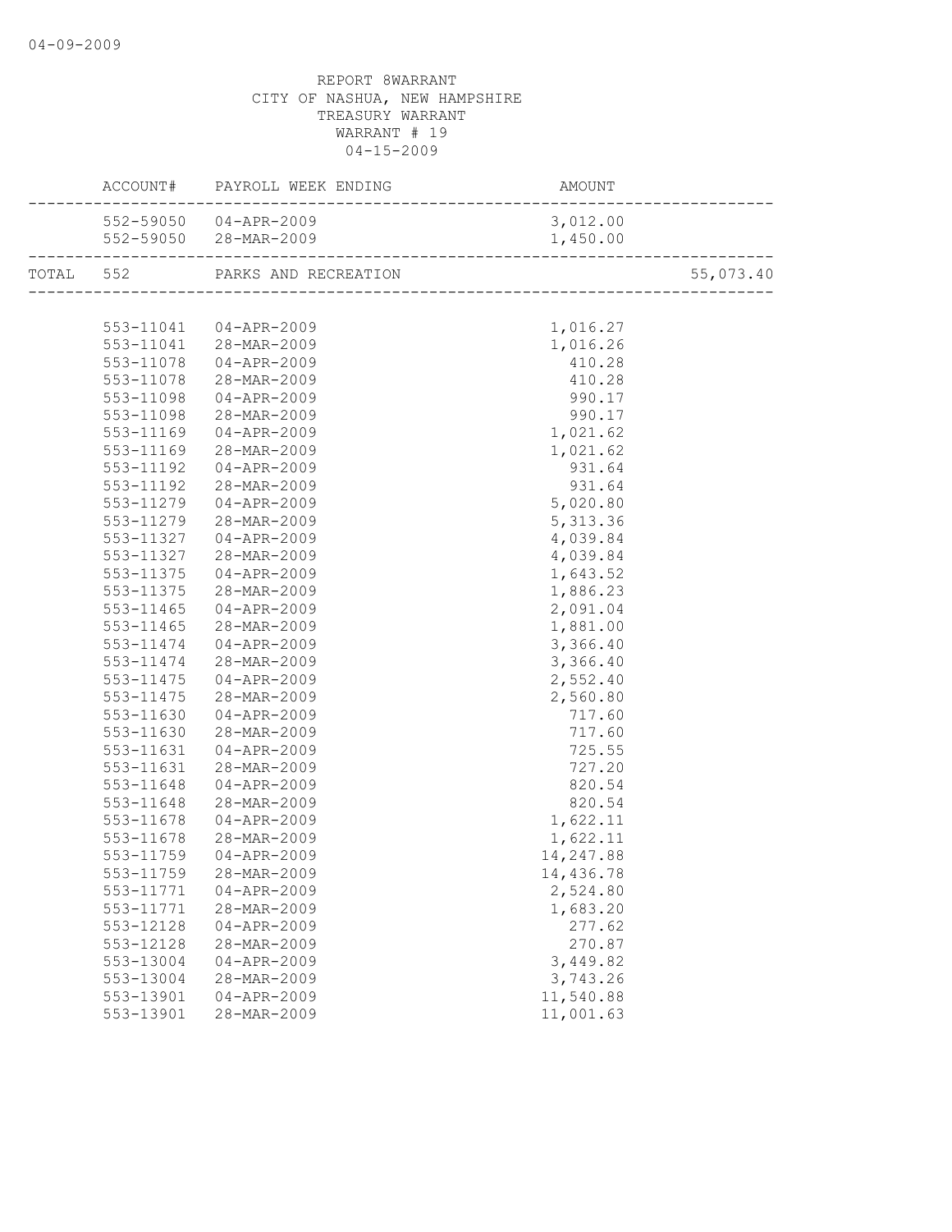REPORT 8WARRANT
CITY OF NASHUA, NEW HAMPSHIRE
TREASURY WARRANT
WARRANT # 19
04-15-2009

| | ACCOUNT# | PAYROLL WEEK ENDING | AMOUNT | |
|---|---|---|---|---|
| | 552-59050 | 04-APR-2009 | 3,012.00 | |
| | 552-59050 | 28-MAR-2009 | 1,450.00 | |
| TOTAL | 552 | PARKS AND RECREATION | | 55,073.40 |
| | 553-11041 | 04-APR-2009 | 1,016.27 | |
| | 553-11041 | 28-MAR-2009 | 1,016.26 | |
| | 553-11078 | 04-APR-2009 | 410.28 | |
| | 553-11078 | 28-MAR-2009 | 410.28 | |
| | 553-11098 | 04-APR-2009 | 990.17 | |
| | 553-11098 | 28-MAR-2009 | 990.17 | |
| | 553-11169 | 04-APR-2009 | 1,021.62 | |
| | 553-11169 | 28-MAR-2009 | 1,021.62 | |
| | 553-11192 | 04-APR-2009 | 931.64 | |
| | 553-11192 | 28-MAR-2009 | 931.64 | |
| | 553-11279 | 04-APR-2009 | 5,020.80 | |
| | 553-11279 | 28-MAR-2009 | 5,313.36 | |
| | 553-11327 | 04-APR-2009 | 4,039.84 | |
| | 553-11327 | 28-MAR-2009 | 4,039.84 | |
| | 553-11375 | 04-APR-2009 | 1,643.52 | |
| | 553-11375 | 28-MAR-2009 | 1,886.23 | |
| | 553-11465 | 04-APR-2009 | 2,091.04 | |
| | 553-11465 | 28-MAR-2009 | 1,881.00 | |
| | 553-11474 | 04-APR-2009 | 3,366.40 | |
| | 553-11474 | 28-MAR-2009 | 3,366.40 | |
| | 553-11475 | 04-APR-2009 | 2,552.40 | |
| | 553-11475 | 28-MAR-2009 | 2,560.80 | |
| | 553-11630 | 04-APR-2009 | 717.60 | |
| | 553-11630 | 28-MAR-2009 | 717.60 | |
| | 553-11631 | 04-APR-2009 | 725.55 | |
| | 553-11631 | 28-MAR-2009 | 727.20 | |
| | 553-11648 | 04-APR-2009 | 820.54 | |
| | 553-11648 | 28-MAR-2009 | 820.54 | |
| | 553-11678 | 04-APR-2009 | 1,622.11 | |
| | 553-11678 | 28-MAR-2009 | 1,622.11 | |
| | 553-11759 | 04-APR-2009 | 14,247.88 | |
| | 553-11759 | 28-MAR-2009 | 14,436.78 | |
| | 553-11771 | 04-APR-2009 | 2,524.80 | |
| | 553-11771 | 28-MAR-2009 | 1,683.20 | |
| | 553-12128 | 04-APR-2009 | 277.62 | |
| | 553-12128 | 28-MAR-2009 | 270.87 | |
| | 553-13004 | 04-APR-2009 | 3,449.82 | |
| | 553-13004 | 28-MAR-2009 | 3,743.26 | |
| | 553-13901 | 04-APR-2009 | 11,540.88 | |
| | 553-13901 | 28-MAR-2009 | 11,001.63 | |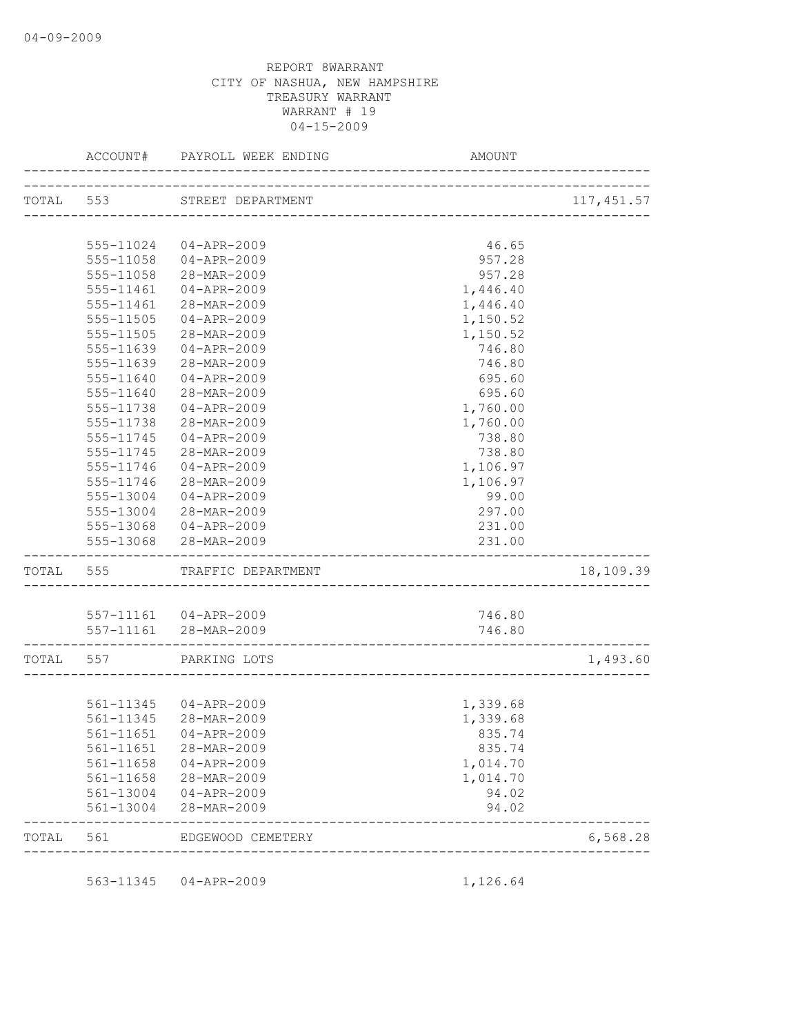REPORT 8WARRANT
CITY OF NASHUA, NEW HAMPSHIRE
TREASURY WARRANT
WARRANT # 19
04-15-2009

| ACCOUNT# | PAYROLL WEEK ENDING | AMOUNT | |
|---|---|---|---|
| TOTAL 553 | STREET DEPARTMENT | | 117,451.57 |
| 555-11024 | 04-APR-2009 | 46.65 | |
| 555-11058 | 04-APR-2009 | 957.28 | |
| 555-11058 | 28-MAR-2009 | 957.28 | |
| 555-11461 | 04-APR-2009 | 1,446.40 | |
| 555-11461 | 28-MAR-2009 | 1,446.40 | |
| 555-11505 | 04-APR-2009 | 1,150.52 | |
| 555-11505 | 28-MAR-2009 | 1,150.52 | |
| 555-11639 | 04-APR-2009 | 746.80 | |
| 555-11639 | 28-MAR-2009 | 746.80 | |
| 555-11640 | 04-APR-2009 | 695.60 | |
| 555-11640 | 28-MAR-2009 | 695.60 | |
| 555-11738 | 04-APR-2009 | 1,760.00 | |
| 555-11738 | 28-MAR-2009 | 1,760.00 | |
| 555-11745 | 04-APR-2009 | 738.80 | |
| 555-11745 | 28-MAR-2009 | 738.80 | |
| 555-11746 | 04-APR-2009 | 1,106.97 | |
| 555-11746 | 28-MAR-2009 | 1,106.97 | |
| 555-13004 | 04-APR-2009 | 99.00 | |
| 555-13004 | 28-MAR-2009 | 297.00 | |
| 555-13068 | 04-APR-2009 | 231.00 | |
| 555-13068 | 28-MAR-2009 | 231.00 | |
| TOTAL 555 | TRAFFIC DEPARTMENT | | 18,109.39 |
| 557-11161 | 04-APR-2009 | 746.80 | |
| 557-11161 | 28-MAR-2009 | 746.80 | |
| TOTAL 557 | PARKING LOTS | | 1,493.60 |
| 561-11345 | 04-APR-2009 | 1,339.68 | |
| 561-11345 | 28-MAR-2009 | 1,339.68 | |
| 561-11651 | 04-APR-2009 | 835.74 | |
| 561-11651 | 28-MAR-2009 | 835.74 | |
| 561-11658 | 04-APR-2009 | 1,014.70 | |
| 561-11658 | 28-MAR-2009 | 1,014.70 | |
| 561-13004 | 04-APR-2009 | 94.02 | |
| 561-13004 | 28-MAR-2009 | 94.02 | |
| TOTAL 561 | EDGEWOOD CEMETERY | | 6,568.28 |
| 563-11345 | 04-APR-2009 | 1,126.64 | |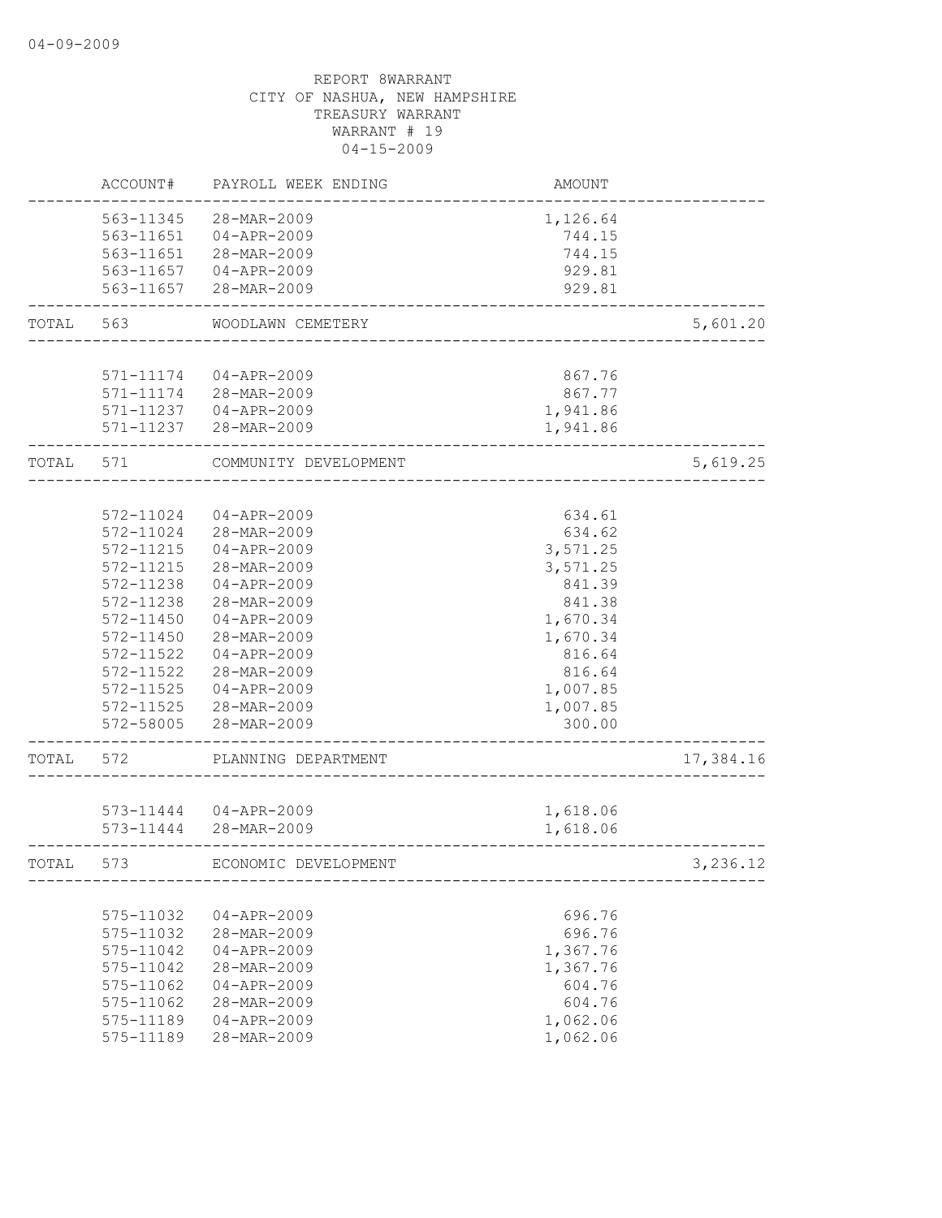REPORT 8WARRANT
CITY OF NASHUA, NEW HAMPSHIRE
TREASURY WARRANT
WARRANT # 19
04-15-2009

| | ACCOUNT# | PAYROLL WEEK ENDING | AMOUNT | |
|---|---|---|---|---|
| | 563-11345 | 28-MAR-2009 | 1,126.64 | |
| | 563-11651 | 04-APR-2009 | 744.15 | |
| | 563-11651 | 28-MAR-2009 | 744.15 | |
| | 563-11657 | 04-APR-2009 | 929.81 | |
| | 563-11657 | 28-MAR-2009 | 929.81 | |
| TOTAL | 563 | WOODLAWN CEMETERY | | 5,601.20 |
| | 571-11174 | 04-APR-2009 | 867.76 | |
| | 571-11174 | 28-MAR-2009 | 867.77 | |
| | 571-11237 | 04-APR-2009 | 1,941.86 | |
| | 571-11237 | 28-MAR-2009 | 1,941.86 | |
| TOTAL | 571 | COMMUNITY DEVELOPMENT | | 5,619.25 |
| | 572-11024 | 04-APR-2009 | 634.61 | |
| | 572-11024 | 28-MAR-2009 | 634.62 | |
| | 572-11215 | 04-APR-2009 | 3,571.25 | |
| | 572-11215 | 28-MAR-2009 | 3,571.25 | |
| | 572-11238 | 04-APR-2009 | 841.39 | |
| | 572-11238 | 28-MAR-2009 | 841.38 | |
| | 572-11450 | 04-APR-2009 | 1,670.34 | |
| | 572-11450 | 28-MAR-2009 | 1,670.34 | |
| | 572-11522 | 04-APR-2009 | 816.64 | |
| | 572-11522 | 28-MAR-2009 | 816.64 | |
| | 572-11525 | 04-APR-2009 | 1,007.85 | |
| | 572-11525 | 28-MAR-2009 | 1,007.85 | |
| | 572-58005 | 28-MAR-2009 | 300.00 | |
| TOTAL | 572 | PLANNING DEPARTMENT | | 17,384.16 |
| | 573-11444 | 04-APR-2009 | 1,618.06 | |
| | 573-11444 | 28-MAR-2009 | 1,618.06 | |
| TOTAL | 573 | ECONOMIC DEVELOPMENT | | 3,236.12 |
| | 575-11032 | 04-APR-2009 | 696.76 | |
| | 575-11032 | 28-MAR-2009 | 696.76 | |
| | 575-11042 | 04-APR-2009 | 1,367.76 | |
| | 575-11042 | 28-MAR-2009 | 1,367.76 | |
| | 575-11062 | 04-APR-2009 | 604.76 | |
| | 575-11062 | 28-MAR-2009 | 604.76 | |
| | 575-11189 | 04-APR-2009 | 1,062.06 | |
| | 575-11189 | 28-MAR-2009 | 1,062.06 | |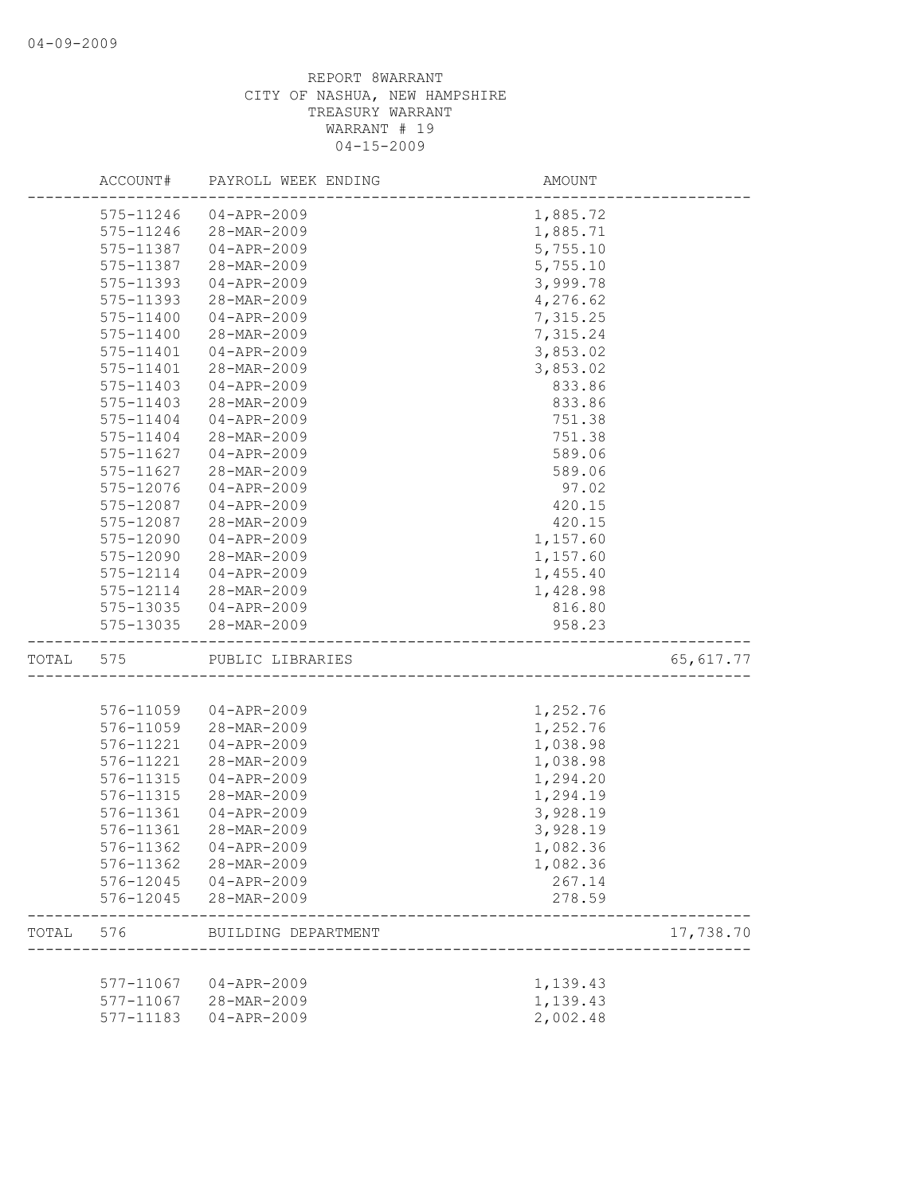REPORT 8WARRANT
CITY OF NASHUA, NEW HAMPSHIRE
TREASURY WARRANT
WARRANT # 19
04-15-2009

| | ACCOUNT# | PAYROLL WEEK ENDING | AMOUNT | |
|---|---|---|---|---|
| | 575-11246 | 04-APR-2009 | 1,885.72 | |
| | 575-11246 | 28-MAR-2009 | 1,885.71 | |
| | 575-11387 | 04-APR-2009 | 5,755.10 | |
| | 575-11387 | 28-MAR-2009 | 5,755.10 | |
| | 575-11393 | 04-APR-2009 | 3,999.78 | |
| | 575-11393 | 28-MAR-2009 | 4,276.62 | |
| | 575-11400 | 04-APR-2009 | 7,315.25 | |
| | 575-11400 | 28-MAR-2009 | 7,315.24 | |
| | 575-11401 | 04-APR-2009 | 3,853.02 | |
| | 575-11401 | 28-MAR-2009 | 3,853.02 | |
| | 575-11403 | 04-APR-2009 | 833.86 | |
| | 575-11403 | 28-MAR-2009 | 833.86 | |
| | 575-11404 | 04-APR-2009 | 751.38 | |
| | 575-11404 | 28-MAR-2009 | 751.38 | |
| | 575-11627 | 04-APR-2009 | 589.06 | |
| | 575-11627 | 28-MAR-2009 | 589.06 | |
| | 575-12076 | 04-APR-2009 | 97.02 | |
| | 575-12087 | 04-APR-2009 | 420.15 | |
| | 575-12087 | 28-MAR-2009 | 420.15 | |
| | 575-12090 | 04-APR-2009 | 1,157.60 | |
| | 575-12090 | 28-MAR-2009 | 1,157.60 | |
| | 575-12114 | 04-APR-2009 | 1,455.40 | |
| | 575-12114 | 28-MAR-2009 | 1,428.98 | |
| | 575-13035 | 04-APR-2009 | 816.80 | |
| | 575-13035 | 28-MAR-2009 | 958.23 | |
| TOTAL | 575 | PUBLIC LIBRARIES | | 65,617.77 |
| | 576-11059 | 04-APR-2009 | 1,252.76 | |
| | 576-11059 | 28-MAR-2009 | 1,252.76 | |
| | 576-11221 | 04-APR-2009 | 1,038.98 | |
| | 576-11221 | 28-MAR-2009 | 1,038.98 | |
| | 576-11315 | 04-APR-2009 | 1,294.20 | |
| | 576-11315 | 28-MAR-2009 | 1,294.19 | |
| | 576-11361 | 04-APR-2009 | 3,928.19 | |
| | 576-11361 | 28-MAR-2009 | 3,928.19 | |
| | 576-11362 | 04-APR-2009 | 1,082.36 | |
| | 576-11362 | 28-MAR-2009 | 1,082.36 | |
| | 576-12045 | 04-APR-2009 | 267.14 | |
| | 576-12045 | 28-MAR-2009 | 278.59 | |
| TOTAL | 576 | BUILDING DEPARTMENT | | 17,738.70 |
| | 577-11067 | 04-APR-2009 | 1,139.43 | |
| | 577-11067 | 28-MAR-2009 | 1,139.43 | |
| | 577-11183 | 04-APR-2009 | 2,002.48 | |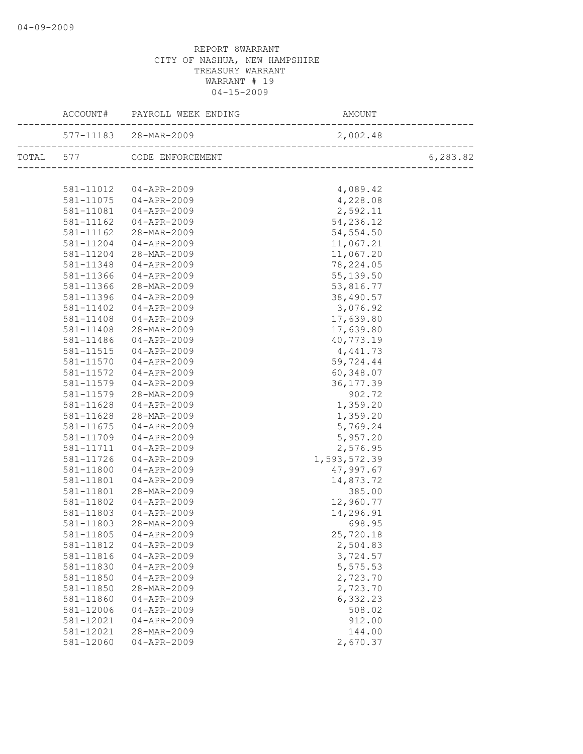REPORT 8WARRANT
CITY OF NASHUA, NEW HAMPSHIRE
TREASURY WARRANT
WARRANT # 19
04-15-2009

| | ACCOUNT# | PAYROLL WEEK ENDING | AMOUNT | |
|---|---|---|---|---|
| | 577-11183 | 28-MAR-2009 | 2,002.48 | |
| TOTAL | 577 | CODE ENFORCEMENT | | 6,283.82 |
| | 581-11012 | 04-APR-2009 | 4,089.42 | |
| | 581-11075 | 04-APR-2009 | 4,228.08 | |
| | 581-11081 | 04-APR-2009 | 2,592.11 | |
| | 581-11162 | 04-APR-2009 | 54,236.12 | |
| | 581-11162 | 28-MAR-2009 | 54,554.50 | |
| | 581-11204 | 04-APR-2009 | 11,067.21 | |
| | 581-11204 | 28-MAR-2009 | 11,067.20 | |
| | 581-11348 | 04-APR-2009 | 78,224.05 | |
| | 581-11366 | 04-APR-2009 | 55,139.50 | |
| | 581-11366 | 28-MAR-2009 | 53,816.77 | |
| | 581-11396 | 04-APR-2009 | 38,490.57 | |
| | 581-11402 | 04-APR-2009 | 3,076.92 | |
| | 581-11408 | 04-APR-2009 | 17,639.80 | |
| | 581-11408 | 28-MAR-2009 | 17,639.80 | |
| | 581-11486 | 04-APR-2009 | 40,773.19 | |
| | 581-11515 | 04-APR-2009 | 4,441.73 | |
| | 581-11570 | 04-APR-2009 | 59,724.44 | |
| | 581-11572 | 04-APR-2009 | 60,348.07 | |
| | 581-11579 | 04-APR-2009 | 36,177.39 | |
| | 581-11579 | 28-MAR-2009 | 902.72 | |
| | 581-11628 | 04-APR-2009 | 1,359.20 | |
| | 581-11628 | 28-MAR-2009 | 1,359.20 | |
| | 581-11675 | 04-APR-2009 | 5,769.24 | |
| | 581-11709 | 04-APR-2009 | 5,957.20 | |
| | 581-11711 | 04-APR-2009 | 2,576.95 | |
| | 581-11726 | 04-APR-2009 | 1,593,572.39 | |
| | 581-11800 | 04-APR-2009 | 47,997.67 | |
| | 581-11801 | 04-APR-2009 | 14,873.72 | |
| | 581-11801 | 28-MAR-2009 | 385.00 | |
| | 581-11802 | 04-APR-2009 | 12,960.77 | |
| | 581-11803 | 04-APR-2009 | 14,296.91 | |
| | 581-11803 | 28-MAR-2009 | 698.95 | |
| | 581-11805 | 04-APR-2009 | 25,720.18 | |
| | 581-11812 | 04-APR-2009 | 2,504.83 | |
| | 581-11816 | 04-APR-2009 | 3,724.57 | |
| | 581-11830 | 04-APR-2009 | 5,575.53 | |
| | 581-11850 | 04-APR-2009 | 2,723.70 | |
| | 581-11850 | 28-MAR-2009 | 2,723.70 | |
| | 581-11860 | 04-APR-2009 | 6,332.23 | |
| | 581-12006 | 04-APR-2009 | 508.02 | |
| | 581-12021 | 04-APR-2009 | 912.00 | |
| | 581-12021 | 28-MAR-2009 | 144.00 | |
| | 581-12060 | 04-APR-2009 | 2,670.37 | |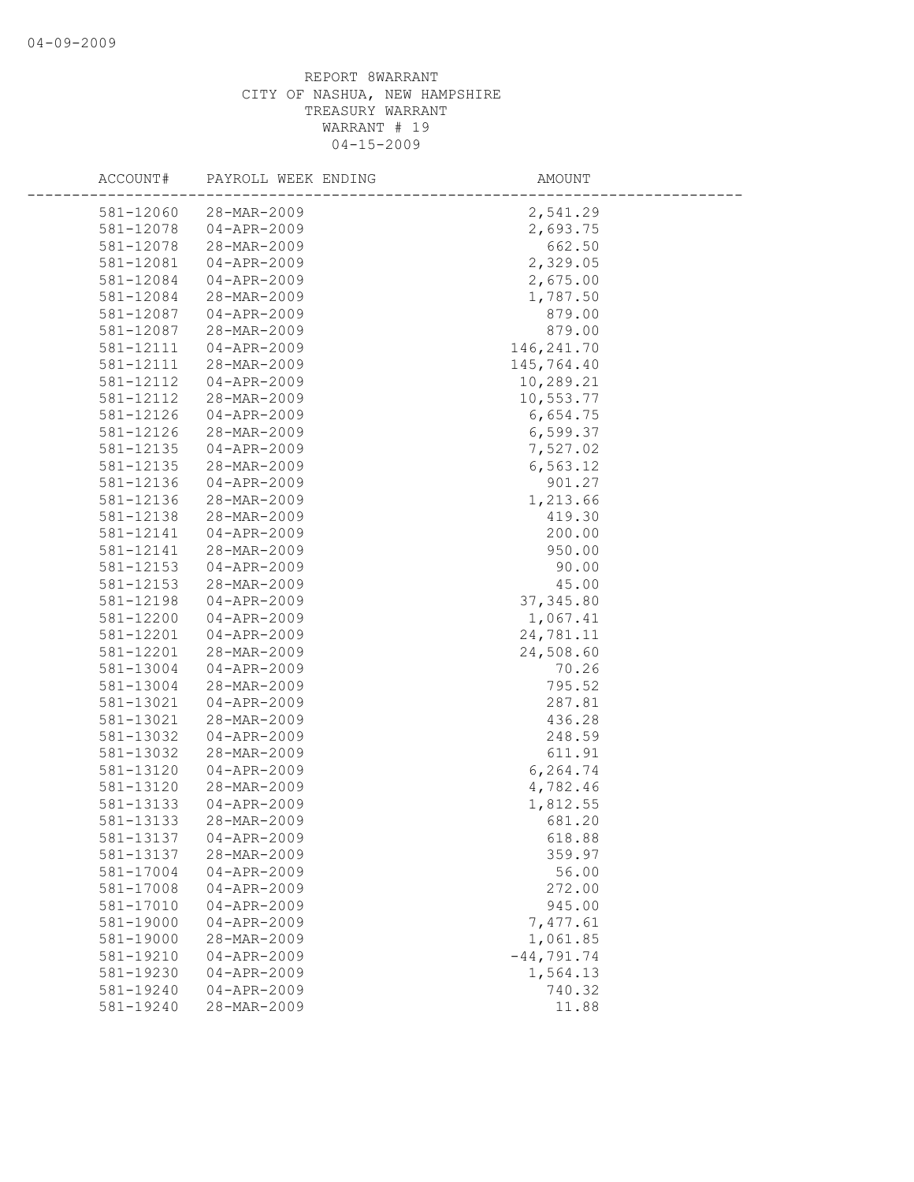REPORT 8WARRANT
CITY OF NASHUA, NEW HAMPSHIRE
TREASURY WARRANT
WARRANT # 19
04-15-2009

| ACCOUNT# | PAYROLL WEEK ENDING | AMOUNT |
|---|---|---|
| 581-12060 | 28-MAR-2009 | 2,541.29 |
| 581-12078 | 04-APR-2009 | 2,693.75 |
| 581-12078 | 28-MAR-2009 | 662.50 |
| 581-12081 | 04-APR-2009 | 2,329.05 |
| 581-12084 | 04-APR-2009 | 2,675.00 |
| 581-12084 | 28-MAR-2009 | 1,787.50 |
| 581-12087 | 04-APR-2009 | 879.00 |
| 581-12087 | 28-MAR-2009 | 879.00 |
| 581-12111 | 04-APR-2009 | 146,241.70 |
| 581-12111 | 28-MAR-2009 | 145,764.40 |
| 581-12112 | 04-APR-2009 | 10,289.21 |
| 581-12112 | 28-MAR-2009 | 10,553.77 |
| 581-12126 | 04-APR-2009 | 6,654.75 |
| 581-12126 | 28-MAR-2009 | 6,599.37 |
| 581-12135 | 04-APR-2009 | 7,527.02 |
| 581-12135 | 28-MAR-2009 | 6,563.12 |
| 581-12136 | 04-APR-2009 | 901.27 |
| 581-12136 | 28-MAR-2009 | 1,213.66 |
| 581-12138 | 28-MAR-2009 | 419.30 |
| 581-12141 | 04-APR-2009 | 200.00 |
| 581-12141 | 28-MAR-2009 | 950.00 |
| 581-12153 | 04-APR-2009 | 90.00 |
| 581-12153 | 28-MAR-2009 | 45.00 |
| 581-12198 | 04-APR-2009 | 37,345.80 |
| 581-12200 | 04-APR-2009 | 1,067.41 |
| 581-12201 | 04-APR-2009 | 24,781.11 |
| 581-12201 | 28-MAR-2009 | 24,508.60 |
| 581-13004 | 04-APR-2009 | 70.26 |
| 581-13004 | 28-MAR-2009 | 795.52 |
| 581-13021 | 04-APR-2009 | 287.81 |
| 581-13021 | 28-MAR-2009 | 436.28 |
| 581-13032 | 04-APR-2009 | 248.59 |
| 581-13032 | 28-MAR-2009 | 611.91 |
| 581-13120 | 04-APR-2009 | 6,264.74 |
| 581-13120 | 28-MAR-2009 | 4,782.46 |
| 581-13133 | 04-APR-2009 | 1,812.55 |
| 581-13133 | 28-MAR-2009 | 681.20 |
| 581-13137 | 04-APR-2009 | 618.88 |
| 581-13137 | 28-MAR-2009 | 359.97 |
| 581-17004 | 04-APR-2009 | 56.00 |
| 581-17008 | 04-APR-2009 | 272.00 |
| 581-17010 | 04-APR-2009 | 945.00 |
| 581-19000 | 04-APR-2009 | 7,477.61 |
| 581-19000 | 28-MAR-2009 | 1,061.85 |
| 581-19210 | 04-APR-2009 | -44,791.74 |
| 581-19230 | 04-APR-2009 | 1,564.13 |
| 581-19240 | 04-APR-2009 | 740.32 |
| 581-19240 | 28-MAR-2009 | 11.88 |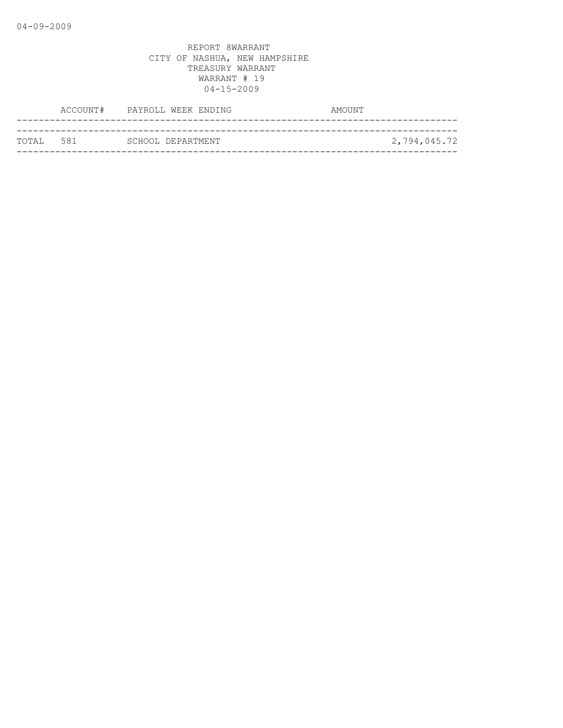04-09-2009

REPORT 8WARRANT
CITY OF NASHUA, NEW HAMPSHIRE
TREASURY WARRANT
WARRANT # 19
04-15-2009

| | ACCOUNT# | PAYROLL WEEK ENDING | AMOUNT |
|---|---|---|---|
| TOTAL | 581 | SCHOOL DEPARTMENT | 2,794,045.72 |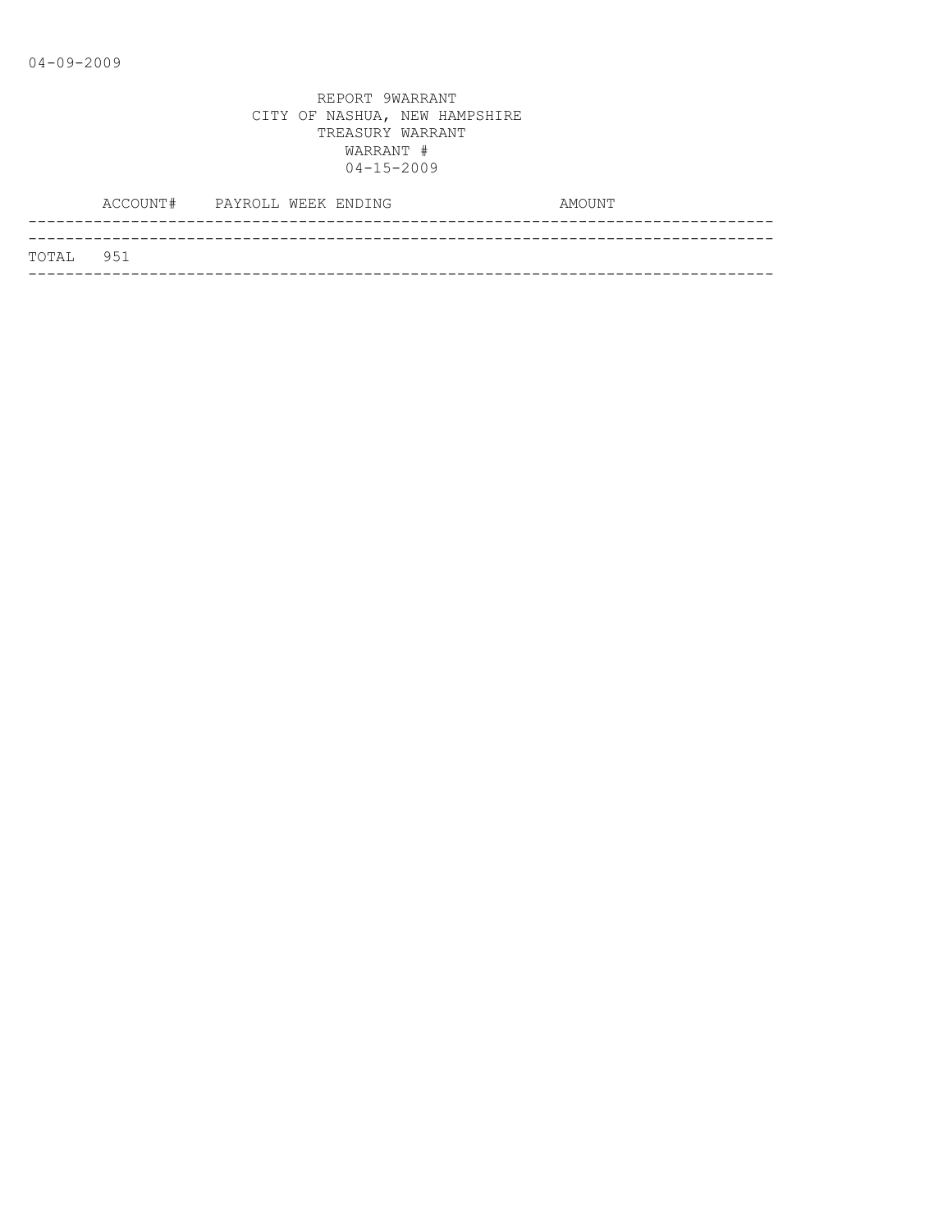REPORT 9WARRANT
CITY OF NASHUA, NEW HAMPSHIRE
TREASURY WARRANT
WARRANT #
04-15-2009

| ACCOUNT# | PAYROLL WEEK ENDING | AMOUNT |
|---|---|---|
| TOTAL 951 | | |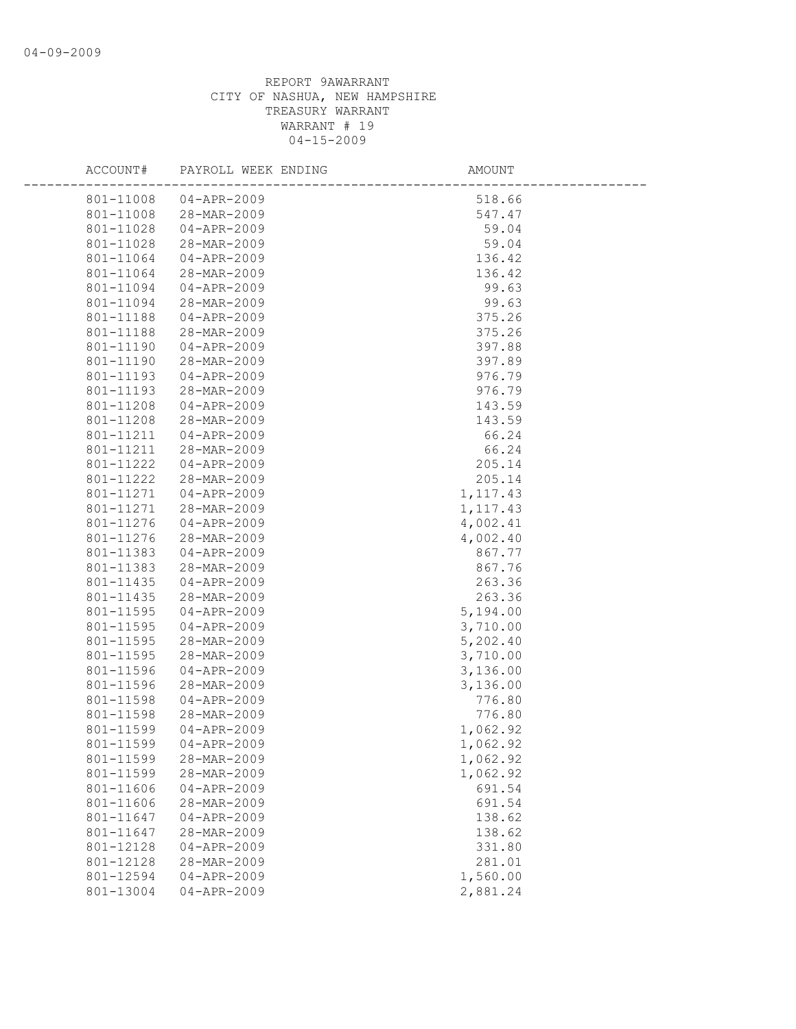REPORT 9AWARRANT
CITY OF NASHUA, NEW HAMPSHIRE
TREASURY WARRANT
WARRANT # 19
04-15-2009

| ACCOUNT# | PAYROLL WEEK ENDING | AMOUNT |
|---|---|---|
| 801-11008 | 04-APR-2009 | 518.66 |
| 801-11008 | 28-MAR-2009 | 547.47 |
| 801-11028 | 04-APR-2009 | 59.04 |
| 801-11028 | 28-MAR-2009 | 59.04 |
| 801-11064 | 04-APR-2009 | 136.42 |
| 801-11064 | 28-MAR-2009 | 136.42 |
| 801-11094 | 04-APR-2009 | 99.63 |
| 801-11094 | 28-MAR-2009 | 99.63 |
| 801-11188 | 04-APR-2009 | 375.26 |
| 801-11188 | 28-MAR-2009 | 375.26 |
| 801-11190 | 04-APR-2009 | 397.88 |
| 801-11190 | 28-MAR-2009 | 397.89 |
| 801-11193 | 04-APR-2009 | 976.79 |
| 801-11193 | 28-MAR-2009 | 976.79 |
| 801-11208 | 04-APR-2009 | 143.59 |
| 801-11208 | 28-MAR-2009 | 143.59 |
| 801-11211 | 04-APR-2009 | 66.24 |
| 801-11211 | 28-MAR-2009 | 66.24 |
| 801-11222 | 04-APR-2009 | 205.14 |
| 801-11222 | 28-MAR-2009 | 205.14 |
| 801-11271 | 04-APR-2009 | 1,117.43 |
| 801-11271 | 28-MAR-2009 | 1,117.43 |
| 801-11276 | 04-APR-2009 | 4,002.41 |
| 801-11276 | 28-MAR-2009 | 4,002.40 |
| 801-11383 | 04-APR-2009 | 867.77 |
| 801-11383 | 28-MAR-2009 | 867.76 |
| 801-11435 | 04-APR-2009 | 263.36 |
| 801-11435 | 28-MAR-2009 | 263.36 |
| 801-11595 | 04-APR-2009 | 5,194.00 |
| 801-11595 | 04-APR-2009 | 3,710.00 |
| 801-11595 | 28-MAR-2009 | 5,202.40 |
| 801-11595 | 28-MAR-2009 | 3,710.00 |
| 801-11596 | 04-APR-2009 | 3,136.00 |
| 801-11596 | 28-MAR-2009 | 3,136.00 |
| 801-11598 | 04-APR-2009 | 776.80 |
| 801-11598 | 28-MAR-2009 | 776.80 |
| 801-11599 | 04-APR-2009 | 1,062.92 |
| 801-11599 | 04-APR-2009 | 1,062.92 |
| 801-11599 | 28-MAR-2009 | 1,062.92 |
| 801-11599 | 28-MAR-2009 | 1,062.92 |
| 801-11606 | 04-APR-2009 | 691.54 |
| 801-11606 | 28-MAR-2009 | 691.54 |
| 801-11647 | 04-APR-2009 | 138.62 |
| 801-11647 | 28-MAR-2009 | 138.62 |
| 801-12128 | 04-APR-2009 | 331.80 |
| 801-12128 | 28-MAR-2009 | 281.01 |
| 801-12594 | 04-APR-2009 | 1,560.00 |
| 801-13004 | 04-APR-2009 | 2,881.24 |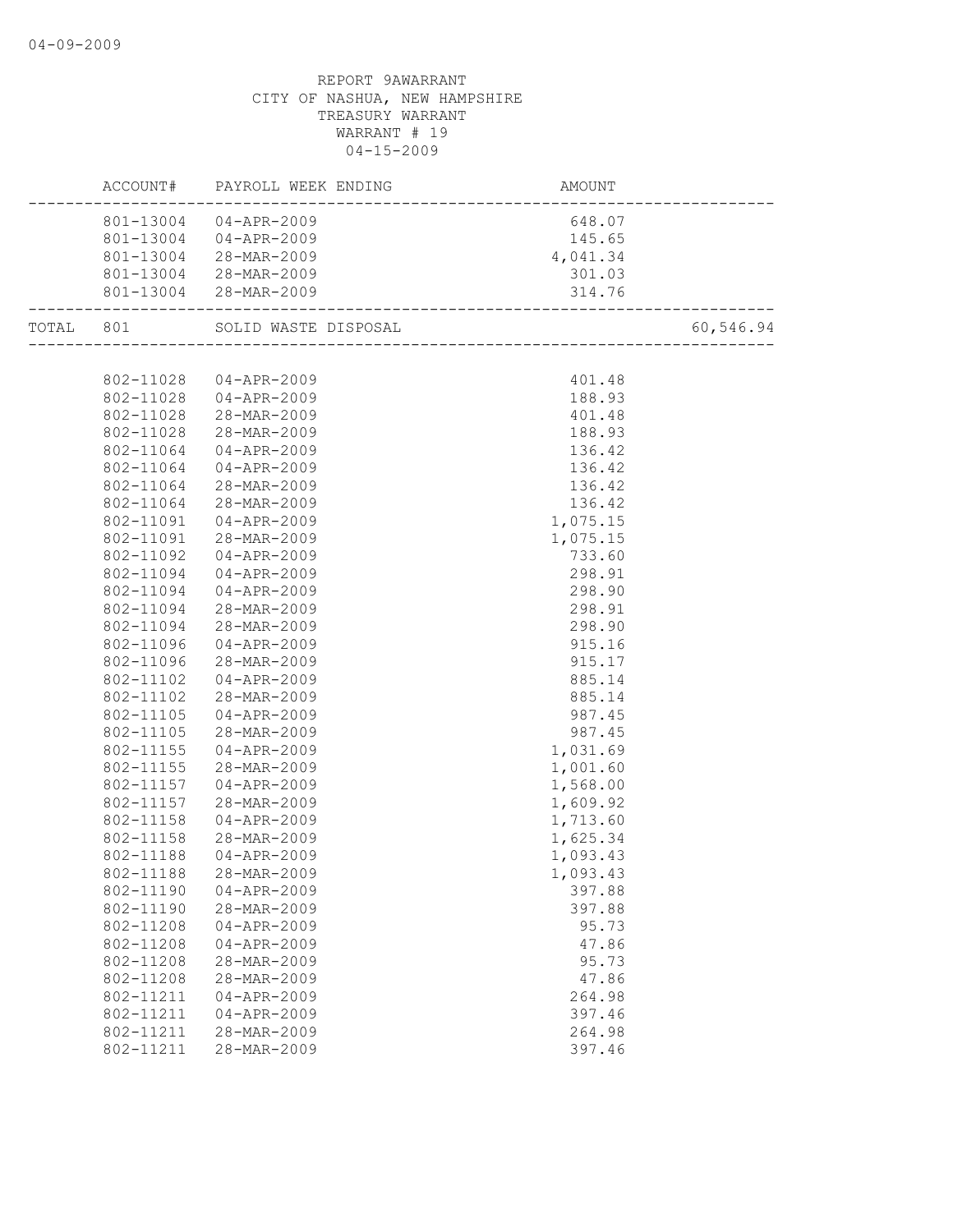REPORT 9AWARRANT
CITY OF NASHUA, NEW HAMPSHIRE
TREASURY WARRANT
WARRANT # 19
04-15-2009

| | ACCOUNT# | PAYROLL WEEK ENDING | AMOUNT | |
|---|---|---|---|---|
| | 801-13004 | 04-APR-2009 | 648.07 | |
| | 801-13004 | 04-APR-2009 | 145.65 | |
| | 801-13004 | 28-MAR-2009 | 4,041.34 | |
| | 801-13004 | 28-MAR-2009 | 301.03 | |
| | 801-13004 | 28-MAR-2009 | 314.76 | |
| TOTAL | 801 | SOLID WASTE DISPOSAL | | 60,546.94 |
| | 802-11028 | 04-APR-2009 | 401.48 | |
| | 802-11028 | 04-APR-2009 | 188.93 | |
| | 802-11028 | 28-MAR-2009 | 401.48 | |
| | 802-11028 | 28-MAR-2009 | 188.93 | |
| | 802-11064 | 04-APR-2009 | 136.42 | |
| | 802-11064 | 04-APR-2009 | 136.42 | |
| | 802-11064 | 28-MAR-2009 | 136.42 | |
| | 802-11064 | 28-MAR-2009 | 136.42 | |
| | 802-11091 | 04-APR-2009 | 1,075.15 | |
| | 802-11091 | 28-MAR-2009 | 1,075.15 | |
| | 802-11092 | 04-APR-2009 | 733.60 | |
| | 802-11094 | 04-APR-2009 | 298.91 | |
| | 802-11094 | 04-APR-2009 | 298.90 | |
| | 802-11094 | 28-MAR-2009 | 298.91 | |
| | 802-11094 | 28-MAR-2009 | 298.90 | |
| | 802-11096 | 04-APR-2009 | 915.16 | |
| | 802-11096 | 28-MAR-2009 | 915.17 | |
| | 802-11102 | 04-APR-2009 | 885.14 | |
| | 802-11102 | 28-MAR-2009 | 885.14 | |
| | 802-11105 | 04-APR-2009 | 987.45 | |
| | 802-11105 | 28-MAR-2009 | 987.45 | |
| | 802-11155 | 04-APR-2009 | 1,031.69 | |
| | 802-11155 | 28-MAR-2009 | 1,001.60 | |
| | 802-11157 | 04-APR-2009 | 1,568.00 | |
| | 802-11157 | 28-MAR-2009 | 1,609.92 | |
| | 802-11158 | 04-APR-2009 | 1,713.60 | |
| | 802-11158 | 28-MAR-2009 | 1,625.34 | |
| | 802-11188 | 04-APR-2009 | 1,093.43 | |
| | 802-11188 | 28-MAR-2009 | 1,093.43 | |
| | 802-11190 | 04-APR-2009 | 397.88 | |
| | 802-11190 | 28-MAR-2009 | 397.88 | |
| | 802-11208 | 04-APR-2009 | 95.73 | |
| | 802-11208 | 04-APR-2009 | 47.86 | |
| | 802-11208 | 28-MAR-2009 | 95.73 | |
| | 802-11208 | 28-MAR-2009 | 47.86 | |
| | 802-11211 | 04-APR-2009 | 264.98 | |
| | 802-11211 | 04-APR-2009 | 397.46 | |
| | 802-11211 | 28-MAR-2009 | 264.98 | |
| | 802-11211 | 28-MAR-2009 | 397.46 | |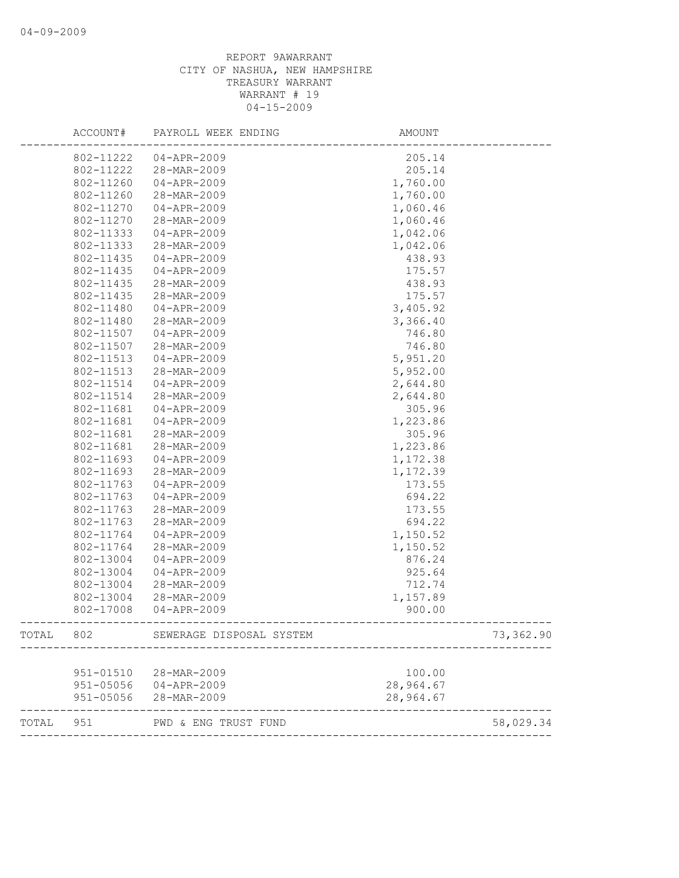REPORT 9AWARRANT
CITY OF NASHUA, NEW HAMPSHIRE
TREASURY WARRANT
WARRANT # 19
04-15-2009

| | ACCOUNT# | PAYROLL WEEK ENDING | AMOUNT | |
|---|---|---|---|---|
| | 802-11222 | 04-APR-2009 | 205.14 | |
| | 802-11222 | 28-MAR-2009 | 205.14 | |
| | 802-11260 | 04-APR-2009 | 1,760.00 | |
| | 802-11260 | 28-MAR-2009 | 1,760.00 | |
| | 802-11270 | 04-APR-2009 | 1,060.46 | |
| | 802-11270 | 28-MAR-2009 | 1,060.46 | |
| | 802-11333 | 04-APR-2009 | 1,042.06 | |
| | 802-11333 | 28-MAR-2009 | 1,042.06 | |
| | 802-11435 | 04-APR-2009 | 438.93 | |
| | 802-11435 | 04-APR-2009 | 175.57 | |
| | 802-11435 | 28-MAR-2009 | 438.93 | |
| | 802-11435 | 28-MAR-2009 | 175.57 | |
| | 802-11480 | 04-APR-2009 | 3,405.92 | |
| | 802-11480 | 28-MAR-2009 | 3,366.40 | |
| | 802-11507 | 04-APR-2009 | 746.80 | |
| | 802-11507 | 28-MAR-2009 | 746.80 | |
| | 802-11513 | 04-APR-2009 | 5,951.20 | |
| | 802-11513 | 28-MAR-2009 | 5,952.00 | |
| | 802-11514 | 04-APR-2009 | 2,644.80 | |
| | 802-11514 | 28-MAR-2009 | 2,644.80 | |
| | 802-11681 | 04-APR-2009 | 305.96 | |
| | 802-11681 | 04-APR-2009 | 1,223.86 | |
| | 802-11681 | 28-MAR-2009 | 305.96 | |
| | 802-11681 | 28-MAR-2009 | 1,223.86 | |
| | 802-11693 | 04-APR-2009 | 1,172.38 | |
| | 802-11693 | 28-MAR-2009 | 1,172.39 | |
| | 802-11763 | 04-APR-2009 | 173.55 | |
| | 802-11763 | 04-APR-2009 | 694.22 | |
| | 802-11763 | 28-MAR-2009 | 173.55 | |
| | 802-11763 | 28-MAR-2009 | 694.22 | |
| | 802-11764 | 04-APR-2009 | 1,150.52 | |
| | 802-11764 | 28-MAR-2009 | 1,150.52 | |
| | 802-13004 | 04-APR-2009 | 876.24 | |
| | 802-13004 | 04-APR-2009 | 925.64 | |
| | 802-13004 | 28-MAR-2009 | 712.74 | |
| | 802-13004 | 28-MAR-2009 | 1,157.89 | |
| | 802-17008 | 04-APR-2009 | 900.00 | |
| TOTAL | 802 | SEWERAGE DISPOSAL SYSTEM | | 73,362.90 |
| | 951-01510 | 28-MAR-2009 | 100.00 | |
| | 951-05056 | 04-APR-2009 | 28,964.67 | |
| | 951-05056 | 28-MAR-2009 | 28,964.67 | |
| TOTAL | 951 | PWD & ENG TRUST FUND | | 58,029.34 |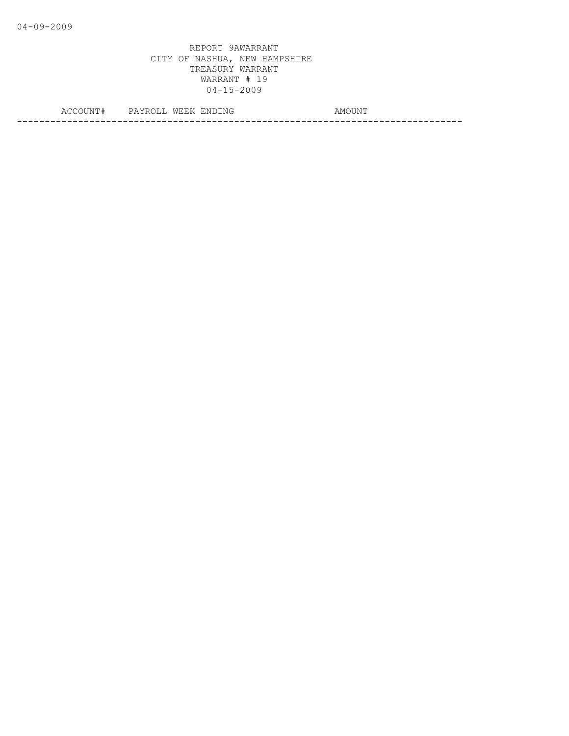04-09-2009

REPORT 9AWARRANT
CITY OF NASHUA, NEW HAMPSHIRE
TREASURY WARRANT
WARRANT # 19
04-15-2009

| ACCOUNT# | PAYROLL WEEK ENDING | AMOUNT |
| --- | --- | --- |